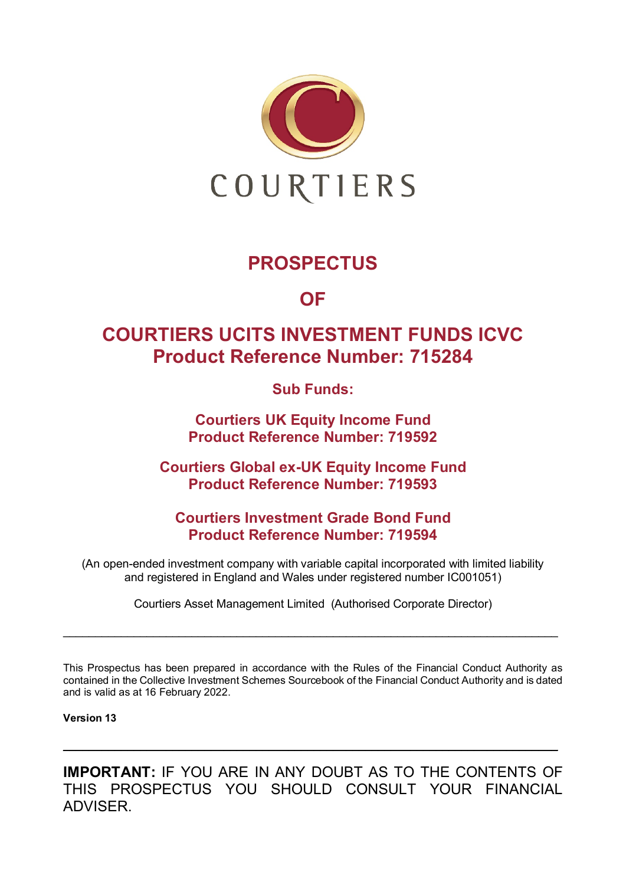COURTIERS

# PROSPECTUS

# OF

# COURTIERS UCITS INVESTMENT FUNDS ICVC
## Product Reference Number: 715284

### Sub Funds:

**Courtiers UK Equity Income Fund**
**Product Reference Number: 719592**

**Courtiers Global ex-UK Equity Income Fund**
**Product Reference Number: 719593**

**Courtiers Investment Grade Bond Fund**
**Product Reference Number: 719594**

(An open-ended investment company with variable capital incorporated with limited liability and registered in England and Wales under registered number IC001051)

Courtiers Asset Management Limited (Authorised Corporate Director)

---

This Prospectus has been prepared in accordance with the Rules of the Financial Conduct Authority as contained in the Collective Investment Schemes Sourcebook of the Financial Conduct Authority and is dated and is valid as at 16 February 2022.

**Version 13**

---

**IMPORTANT:** IF YOU ARE IN ANY DOUBT AS TO THE CONTENTS OF THIS PROSPECTUS YOU SHOULD CONSULT YOUR FINANCIAL ADVISER.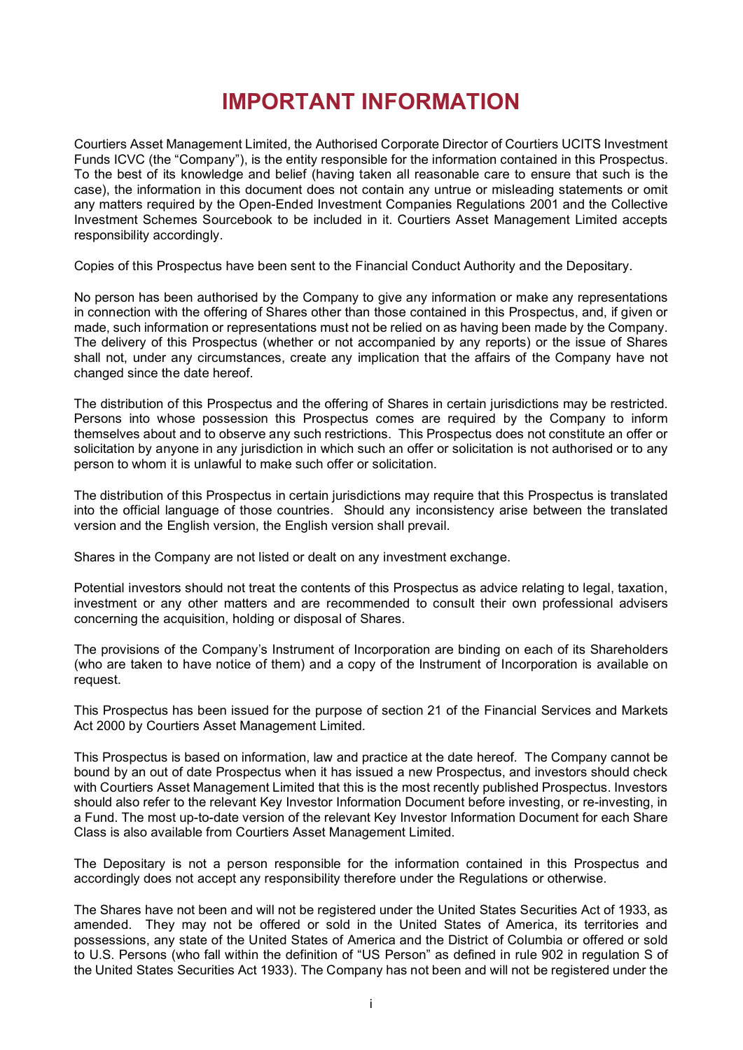# IMPORTANT INFORMATION

Courtiers Asset Management Limited, the Authorised Corporate Director of Courtiers UCITS Investment Funds ICVC (the "Company"), is the entity responsible for the information contained in this Prospectus. To the best of its knowledge and belief (having taken all reasonable care to ensure that such is the case), the information in this document does not contain any untrue or misleading statements or omit any matters required by the Open-Ended Investment Companies Regulations 2001 and the Collective Investment Schemes Sourcebook to be included in it. Courtiers Asset Management Limited accepts responsibility accordingly.

Copies of this Prospectus have been sent to the Financial Conduct Authority and the Depositary.

No person has been authorised by the Company to give any information or make any representations in connection with the offering of Shares other than those contained in this Prospectus, and, if given or made, such information or representations must not be relied on as having been made by the Company. The delivery of this Prospectus (whether or not accompanied by any reports) or the issue of Shares shall not, under any circumstances, create any implication that the affairs of the Company have not changed since the date hereof.

The distribution of this Prospectus and the offering of Shares in certain jurisdictions may be restricted. Persons into whose possession this Prospectus comes are required by the Company to inform themselves about and to observe any such restrictions. This Prospectus does not constitute an offer or solicitation by anyone in any jurisdiction in which such an offer or solicitation is not authorised or to any person to whom it is unlawful to make such offer or solicitation.

The distribution of this Prospectus in certain jurisdictions may require that this Prospectus is translated into the official language of those countries. Should any inconsistency arise between the translated version and the English version, the English version shall prevail.

Shares in the Company are not listed or dealt on any investment exchange.

Potential investors should not treat the contents of this Prospectus as advice relating to legal, taxation, investment or any other matters and are recommended to consult their own professional advisers concerning the acquisition, holding or disposal of Shares.

The provisions of the Company's Instrument of Incorporation are binding on each of its Shareholders (who are taken to have notice of them) and a copy of the Instrument of Incorporation is available on request.

This Prospectus has been issued for the purpose of section 21 of the Financial Services and Markets Act 2000 by Courtiers Asset Management Limited.

This Prospectus is based on information, law and practice at the date hereof. The Company cannot be bound by an out of date Prospectus when it has issued a new Prospectus, and investors should check with Courtiers Asset Management Limited that this is the most recently published Prospectus. Investors should also refer to the relevant Key Investor Information Document before investing, or re-investing, in a Fund. The most up-to-date version of the relevant Key Investor Information Document for each Share Class is also available from Courtiers Asset Management Limited.

The Depositary is not a person responsible for the information contained in this Prospectus and accordingly does not accept any responsibility therefore under the Regulations or otherwise.

The Shares have not been and will not be registered under the United States Securities Act of 1933, as amended. They may not be offered or sold in the United States of America, its territories and possessions, any state of the United States of America and the District of Columbia or offered or sold to U.S. Persons (who fall within the definition of "US Person" as defined in rule 902 in regulation S of the United States Securities Act 1933). The Company has not been and will not be registered under the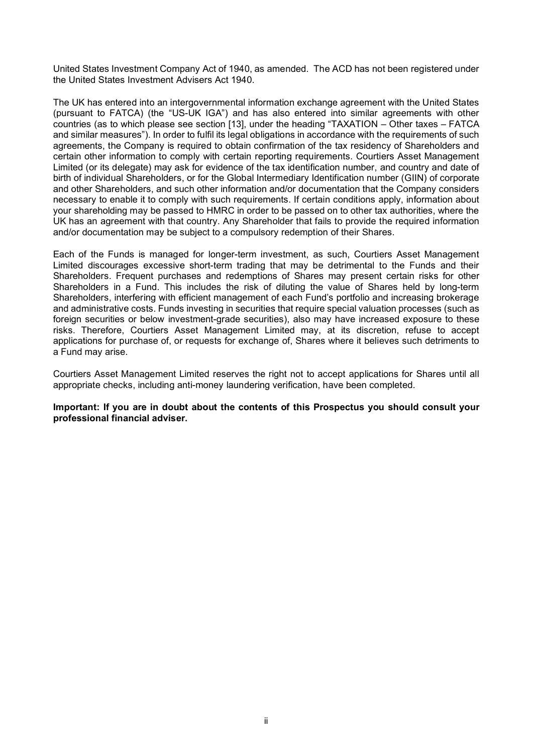United States Investment Company Act of 1940, as amended. The ACD has not been registered under the United States Investment Advisers Act 1940.

The UK has entered into an intergovernmental information exchange agreement with the United States (pursuant to FATCA) (the "US-UK IGA") and has also entered into similar agreements with other countries (as to which please see section [13], under the heading "TAXATION – Other taxes – FATCA and similar measures"). In order to fulfil its legal obligations in accordance with the requirements of such agreements, the Company is required to obtain confirmation of the tax residency of Shareholders and certain other information to comply with certain reporting requirements. Courtiers Asset Management Limited (or its delegate) may ask for evidence of the tax identification number, and country and date of birth of individual Shareholders, or for the Global Intermediary Identification number (GIIN) of corporate and other Shareholders, and such other information and/or documentation that the Company considers necessary to enable it to comply with such requirements. If certain conditions apply, information about your shareholding may be passed to HMRC in order to be passed on to other tax authorities, where the UK has an agreement with that country. Any Shareholder that fails to provide the required information and/or documentation may be subject to a compulsory redemption of their Shares.

Each of the Funds is managed for longer-term investment, as such, Courtiers Asset Management Limited discourages excessive short-term trading that may be detrimental to the Funds and their Shareholders. Frequent purchases and redemptions of Shares may present certain risks for other Shareholders in a Fund. This includes the risk of diluting the value of Shares held by long-term Shareholders, interfering with efficient management of each Fund's portfolio and increasing brokerage and administrative costs. Funds investing in securities that require special valuation processes (such as foreign securities or below investment-grade securities), also may have increased exposure to these risks. Therefore, Courtiers Asset Management Limited may, at its discretion, refuse to accept applications for purchase of, or requests for exchange of, Shares where it believes such detriments to a Fund may arise.

Courtiers Asset Management Limited reserves the right not to accept applications for Shares until all appropriate checks, including anti-money laundering verification, have been completed.

**Important: If you are in doubt about the contents of this Prospectus you should consult your professional financial adviser.**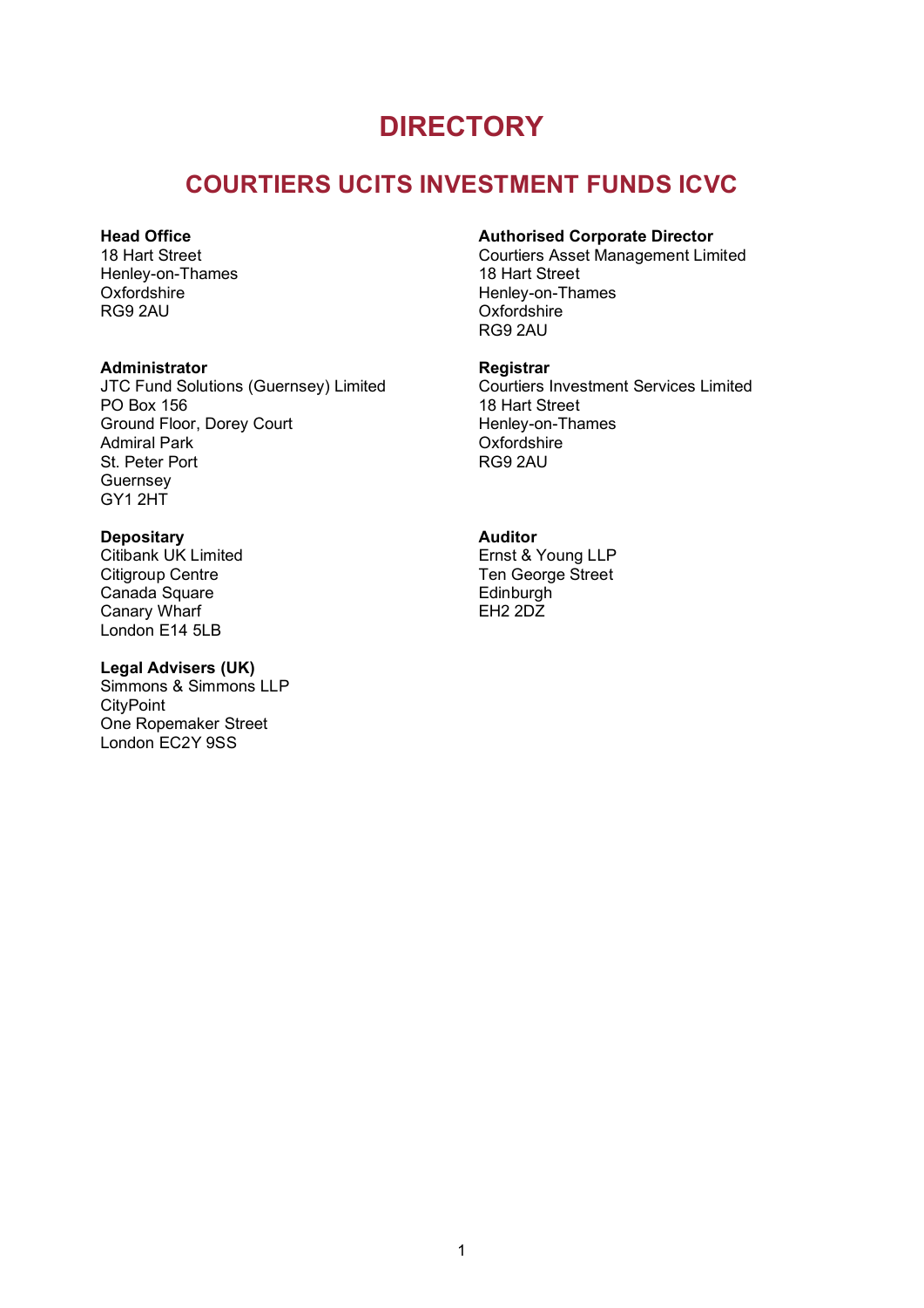# DIRECTORY

## COURTIERS UCITS INVESTMENT FUNDS ICVC

**Head Office**
18 Hart Street
Henley-on-Thames
Oxfordshire
RG9 2AU

**Authorised Corporate Director**
Courtiers Asset Management Limited
18 Hart Street
Henley-on-Thames
Oxfordshire
RG9 2AU

**Administrator**
JTC Fund Solutions (Guernsey) Limited
PO Box 156
Ground Floor, Dorey Court
Admiral Park
St. Peter Port
Guernsey
GY1 2HT

**Registrar**
Courtiers Investment Services Limited
18 Hart Street
Henley-on-Thames
Oxfordshire
RG9 2AU

**Depositary**
Citibank UK Limited
Citigroup Centre
Canada Square
Canary Wharf
London E14 5LB

**Auditor**
Ernst & Young LLP
Ten George Street
Edinburgh
EH2 2DZ

**Legal Advisers (UK)**
Simmons & Simmons LLP
CityPoint
One Ropemaker Street
London EC2Y 9SS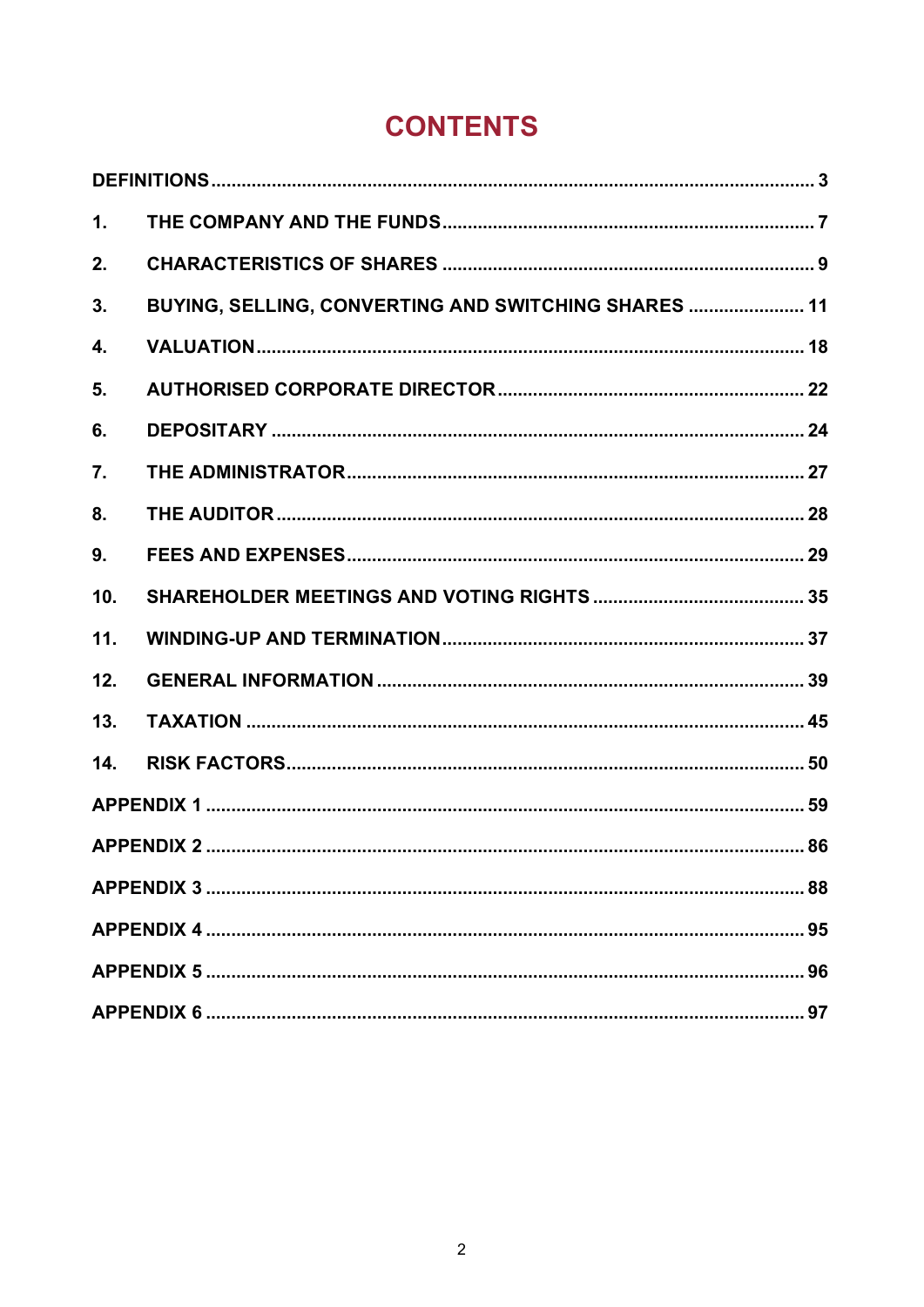# CONTENTS

| | | |
|---|---|---|
| **DEFINITIONS** | | **3** |
| **1.** | **THE COMPANY AND THE FUNDS** | **7** |
| **2.** | **CHARACTERISTICS OF SHARES** | **9** |
| **3.** | **BUYING, SELLING, CONVERTING AND SWITCHING SHARES** | **11** |
| **4.** | **VALUATION** | **18** |
| **5.** | **AUTHORISED CORPORATE DIRECTOR** | **22** |
| **6.** | **DEPOSITARY** | **24** |
| **7.** | **THE ADMINISTRATOR** | **27** |
| **8.** | **THE AUDITOR** | **28** |
| **9.** | **FEES AND EXPENSES** | **29** |
| **10.** | **SHAREHOLDER MEETINGS AND VOTING RIGHTS** | **35** |
| **11.** | **WINDING-UP AND TERMINATION** | **37** |
| **12.** | **GENERAL INFORMATION** | **39** |
| **13.** | **TAXATION** | **45** |
| **14.** | **RISK FACTORS** | **50** |
| **APPENDIX 1** | | **59** |
| **APPENDIX 2** | | **86** |
| **APPENDIX 3** | | **88** |
| **APPENDIX 4** | | **95** |
| **APPENDIX 5** | | **96** |
| **APPENDIX 6** | | **97** |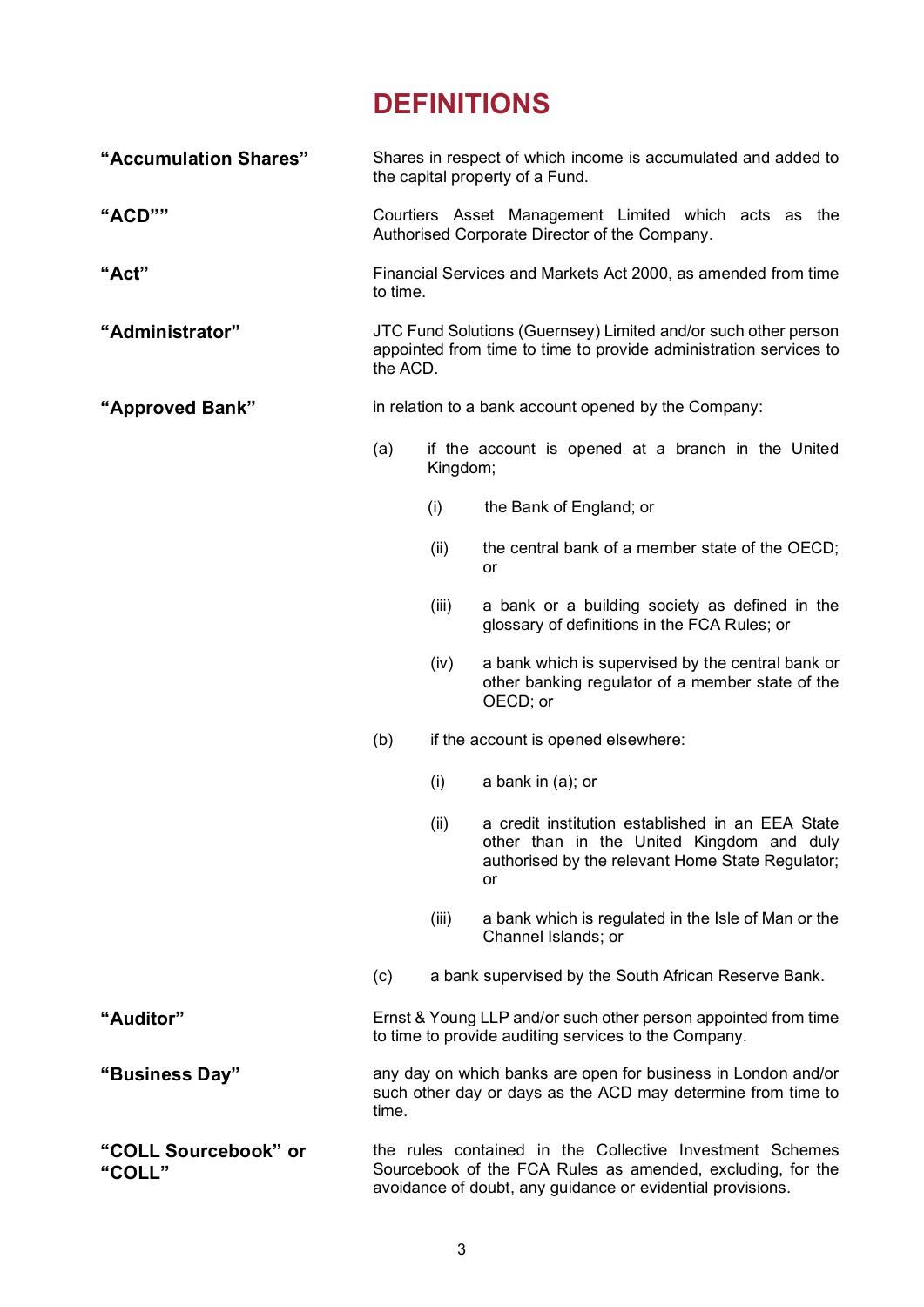# DEFINITIONS

**"Accumulation Shares"** Shares in respect of which income is accumulated and added to the capital property of a Fund.

**"ACD""** Courtiers Asset Management Limited which acts as the Authorised Corporate Director of the Company.

**"Act"** Financial Services and Markets Act 2000, as amended from time to time.

**"Administrator"** JTC Fund Solutions (Guernsey) Limited and/or such other person appointed from time to time to provide administration services to the ACD.

**"Approved Bank"** in relation to a bank account opened by the Company:

(a) if the account is opened at a branch in the United Kingdom;

  (i) the Bank of England; or

  (ii) the central bank of a member state of the OECD; or

  (iii) a bank or a building society as defined in the glossary of definitions in the FCA Rules; or

  (iv) a bank which is supervised by the central bank or other banking regulator of a member state of the OECD; or

(b) if the account is opened elsewhere:

  (i) a bank in (a); or

  (ii) a credit institution established in an EEA State other than in the United Kingdom and duly authorised by the relevant Home State Regulator; or

  (iii) a bank which is regulated in the Isle of Man or the Channel Islands; or

(c) a bank supervised by the South African Reserve Bank.

**"Auditor"** Ernst & Young LLP and/or such other person appointed from time to time to provide auditing services to the Company.

**"Business Day"** any day on which banks are open for business in London and/or such other day or days as the ACD may determine from time to time.

**"COLL Sourcebook" or "COLL"** the rules contained in the Collective Investment Schemes Sourcebook of the FCA Rules as amended, excluding, for the avoidance of doubt, any guidance or evidential provisions.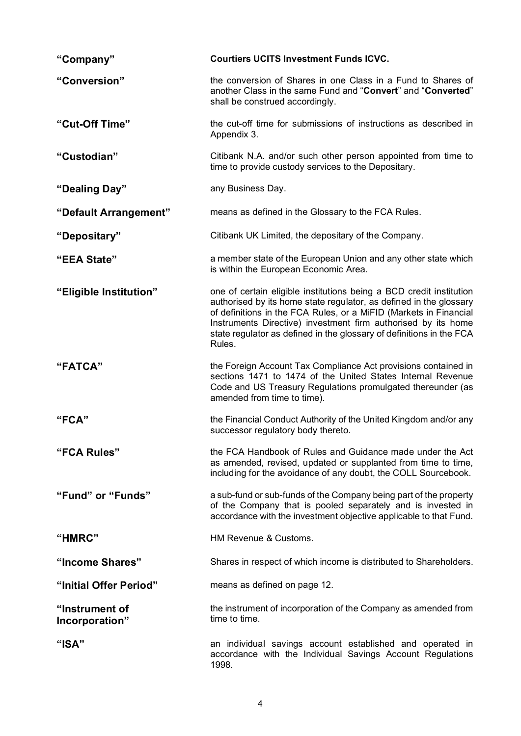**“Company”** **Courtiers UCITS Investment Funds ICVC.**

**“Conversion”** the conversion of Shares in one Class in a Fund to Shares of another Class in the same Fund and “**Convert**” and “**Converted**” shall be construed accordingly.

**“Cut-Off Time”** the cut-off time for submissions of instructions as described in Appendix 3.

**“Custodian”** Citibank N.A. and/or such other person appointed from time to time to provide custody services to the Depositary.

**“Dealing Day”** any Business Day.

**“Default Arrangement”** means as defined in the Glossary to the FCA Rules.

**“Depositary”** Citibank UK Limited, the depositary of the Company.

**“EEA State”** a member state of the European Union and any other state which is within the European Economic Area.

**“Eligible Institution”** one of certain eligible institutions being a BCD credit institution authorised by its home state regulator, as defined in the glossary of definitions in the FCA Rules, or a MiFID (Markets in Financial Instruments Directive) investment firm authorised by its home state regulator as defined in the glossary of definitions in the FCA Rules.

**“FATCA”** the Foreign Account Tax Compliance Act provisions contained in sections 1471 to 1474 of the United States Internal Revenue Code and US Treasury Regulations promulgated thereunder (as amended from time to time).

**“FCA”** the Financial Conduct Authority of the United Kingdom and/or any successor regulatory body thereto.

**“FCA Rules”** the FCA Handbook of Rules and Guidance made under the Act as amended, revised, updated or supplanted from time to time, including for the avoidance of any doubt, the COLL Sourcebook.

**“Fund” or “Funds”** a sub-fund or sub-funds of the Company being part of the property of the Company that is pooled separately and is invested in accordance with the investment objective applicable to that Fund.

**“HMRC”** HM Revenue & Customs.

**“Income Shares”** Shares in respect of which income is distributed to Shareholders.

**“Initial Offer Period”** means as defined on page 12.

**“Instrument of Incorporation”** the instrument of incorporation of the Company as amended from time to time.

**“ISA”** an individual savings account established and operated in accordance with the Individual Savings Account Regulations 1998.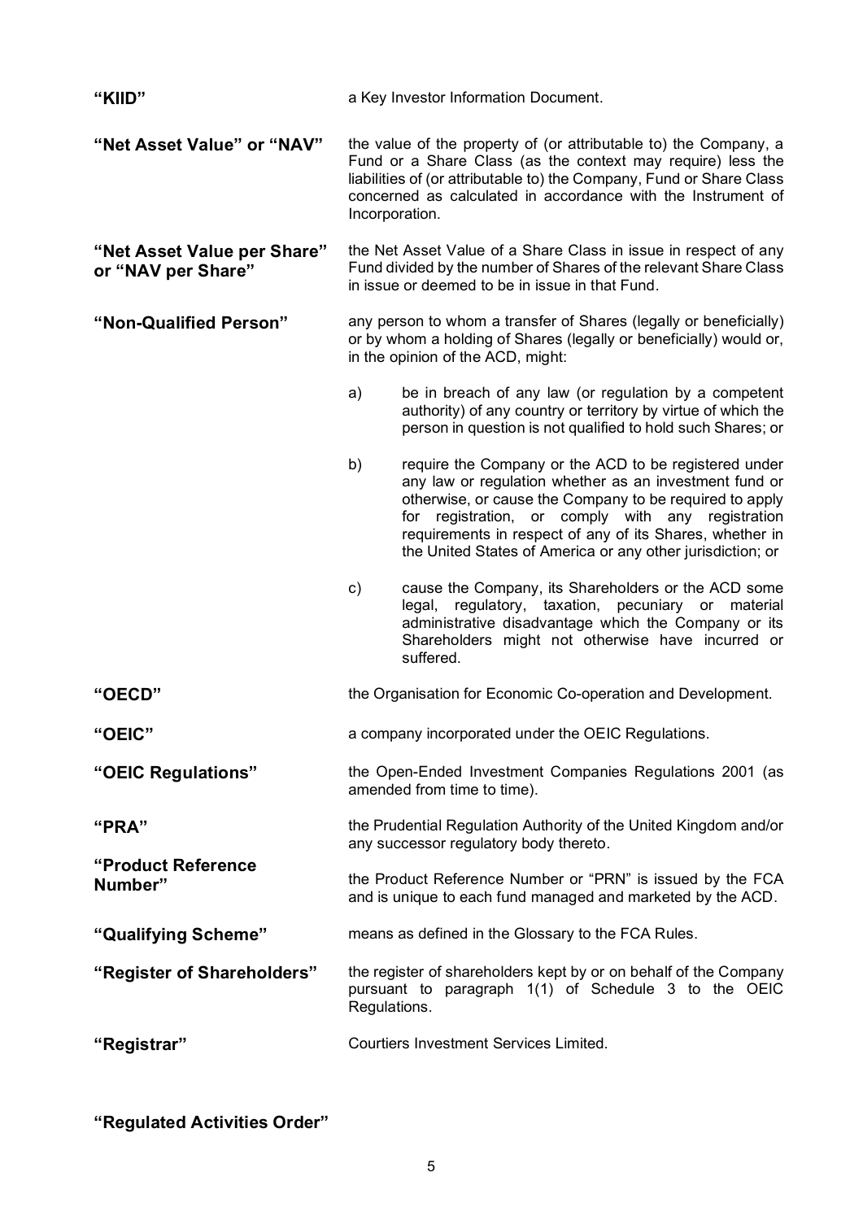**"KIID"** a Key Investor Information Document.

**"Net Asset Value" or "NAV"** the value of the property of (or attributable to) the Company, a Fund or a Share Class (as the context may require) less the liabilities of (or attributable to) the Company, Fund or Share Class concerned as calculated in accordance with the Instrument of Incorporation.

**"Net Asset Value per Share" or "NAV per Share"** the Net Asset Value of a Share Class in issue in respect of any Fund divided by the number of Shares of the relevant Share Class in issue or deemed to be in issue in that Fund.

**"Non-Qualified Person"** any person to whom a transfer of Shares (legally or beneficially) or by whom a holding of Shares (legally or beneficially) would or, in the opinion of the ACD, might:

a) be in breach of any law (or regulation by a competent authority) of any country or territory by virtue of which the person in question is not qualified to hold such Shares; or

b) require the Company or the ACD to be registered under any law or regulation whether as an investment fund or otherwise, or cause the Company to be required to apply for registration, or comply with any registration requirements in respect of any of its Shares, whether in the United States of America or any other jurisdiction; or

c) cause the Company, its Shareholders or the ACD some legal, regulatory, taxation, pecuniary or material administrative disadvantage which the Company or its Shareholders might not otherwise have incurred or suffered.

**"OECD"** the Organisation for Economic Co-operation and Development.

**"OEIC"** a company incorporated under the OEIC Regulations.

**"OEIC Regulations"** the Open-Ended Investment Companies Regulations 2001 (as amended from time to time).

**"PRA"** the Prudential Regulation Authority of the United Kingdom and/or any successor regulatory body thereto.

**"Product Reference Number"** the Product Reference Number or "PRN" is issued by the FCA and is unique to each fund managed and marketed by the ACD.

**"Qualifying Scheme"** means as defined in the Glossary to the FCA Rules.

**"Register of Shareholders"** the register of shareholders kept by or on behalf of the Company pursuant to paragraph 1(1) of Schedule 3 to the OEIC Regulations.

**"Registrar"** Courtiers Investment Services Limited.

**"Regulated Activities Order"**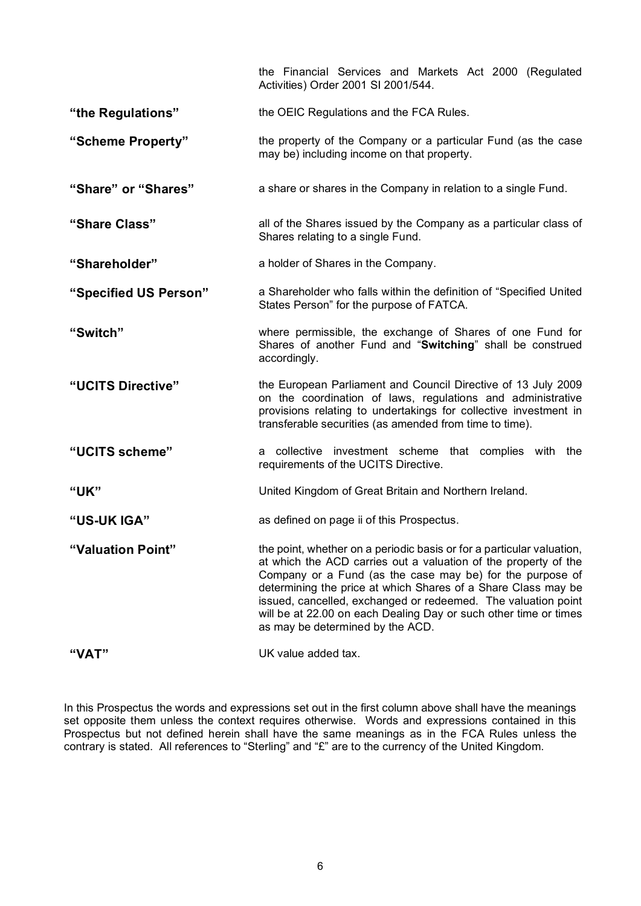the Financial Services and Markets Act 2000 (Regulated Activities) Order 2001 SI 2001/544.

| | |
|---|---|
| **"the Regulations"** | the OEIC Regulations and the FCA Rules. |
| **"Scheme Property"** | the property of the Company or a particular Fund (as the case may be) including income on that property. |
| **"Share" or "Shares"** | a share or shares in the Company in relation to a single Fund. |
| **"Share Class"** | all of the Shares issued by the Company as a particular class of Shares relating to a single Fund. |
| **"Shareholder"** | a holder of Shares in the Company. |
| **"Specified US Person"** | a Shareholder who falls within the definition of "Specified United States Person" for the purpose of FATCA. |
| **"Switch"** | where permissible, the exchange of Shares of one Fund for Shares of another Fund and "**Switching**" shall be construed accordingly. |
| **"UCITS Directive"** | the European Parliament and Council Directive of 13 July 2009 on the coordination of laws, regulations and administrative provisions relating to undertakings for collective investment in transferable securities (as amended from time to time). |
| **"UCITS scheme"** | a collective investment scheme that complies with the requirements of the UCITS Directive. |
| **"UK"** | United Kingdom of Great Britain and Northern Ireland. |
| **"US-UK IGA"** | as defined on page ii of this Prospectus. |
| **"Valuation Point"** | the point, whether on a periodic basis or for a particular valuation, at which the ACD carries out a valuation of the property of the Company or a Fund (as the case may be) for the purpose of determining the price at which Shares of a Share Class may be issued, cancelled, exchanged or redeemed. The valuation point will be at 22.00 on each Dealing Day or such other time or times as may be determined by the ACD. |
| **"VAT"** | UK value added tax. |

In this Prospectus the words and expressions set out in the first column above shall have the meanings set opposite them unless the context requires otherwise. Words and expressions contained in this Prospectus but not defined herein shall have the same meanings as in the FCA Rules unless the contrary is stated. All references to "Sterling" and "£" are to the currency of the United Kingdom.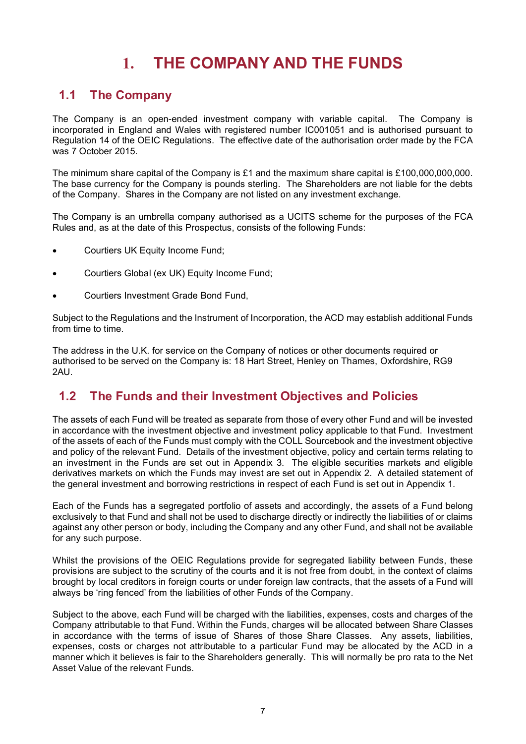# 1. THE COMPANY AND THE FUNDS

## 1.1 The Company

The Company is an open-ended investment company with variable capital. The Company is incorporated in England and Wales with registered number IC001051 and is authorised pursuant to Regulation 14 of the OEIC Regulations. The effective date of the authorisation order made by the FCA was 7 October 2015.

The minimum share capital of the Company is £1 and the maximum share capital is £100,000,000,000. The base currency for the Company is pounds sterling. The Shareholders are not liable for the debts of the Company. Shares in the Company are not listed on any investment exchange.

The Company is an umbrella company authorised as a UCITS scheme for the purposes of the FCA Rules and, as at the date of this Prospectus, consists of the following Funds:

- Courtiers UK Equity Income Fund;
- Courtiers Global (ex UK) Equity Income Fund;
- Courtiers Investment Grade Bond Fund,

Subject to the Regulations and the Instrument of Incorporation, the ACD may establish additional Funds from time to time.

The address in the U.K. for service on the Company of notices or other documents required or authorised to be served on the Company is: 18 Hart Street, Henley on Thames, Oxfordshire, RG9 2AU.

## 1.2 The Funds and their Investment Objectives and Policies

The assets of each Fund will be treated as separate from those of every other Fund and will be invested in accordance with the investment objective and investment policy applicable to that Fund. Investment of the assets of each of the Funds must comply with the COLL Sourcebook and the investment objective and policy of the relevant Fund. Details of the investment objective, policy and certain terms relating to an investment in the Funds are set out in Appendix 3. The eligible securities markets and eligible derivatives markets on which the Funds may invest are set out in Appendix 2. A detailed statement of the general investment and borrowing restrictions in respect of each Fund is set out in Appendix 1.

Each of the Funds has a segregated portfolio of assets and accordingly, the assets of a Fund belong exclusively to that Fund and shall not be used to discharge directly or indirectly the liabilities of or claims against any other person or body, including the Company and any other Fund, and shall not be available for any such purpose.

Whilst the provisions of the OEIC Regulations provide for segregated liability between Funds, these provisions are subject to the scrutiny of the courts and it is not free from doubt, in the context of claims brought by local creditors in foreign courts or under foreign law contracts, that the assets of a Fund will always be 'ring fenced' from the liabilities of other Funds of the Company.

Subject to the above, each Fund will be charged with the liabilities, expenses, costs and charges of the Company attributable to that Fund. Within the Funds, charges will be allocated between Share Classes in accordance with the terms of issue of Shares of those Share Classes. Any assets, liabilities, expenses, costs or charges not attributable to a particular Fund may be allocated by the ACD in a manner which it believes is fair to the Shareholders generally. This will normally be pro rata to the Net Asset Value of the relevant Funds.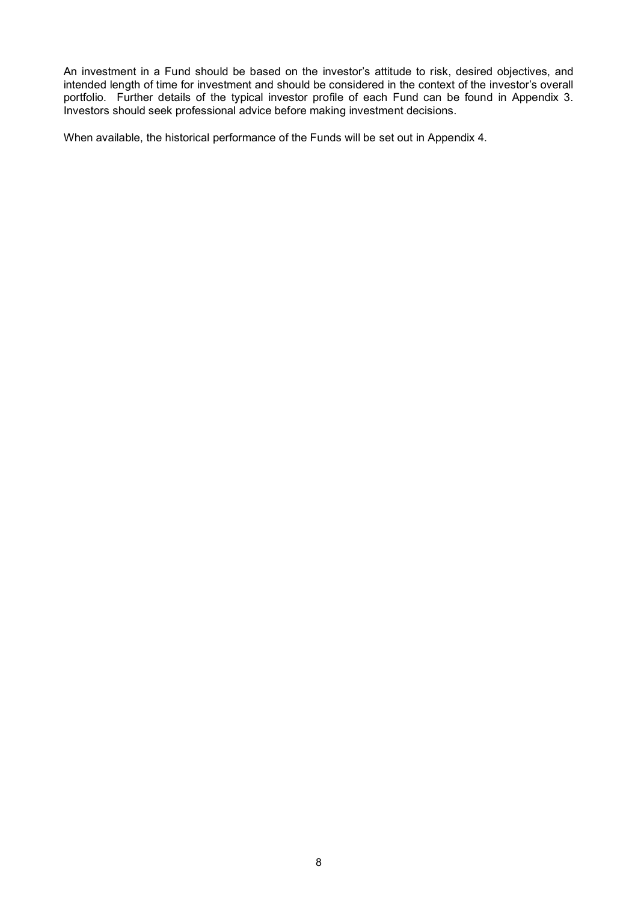An investment in a Fund should be based on the investor's attitude to risk, desired objectives, and intended length of time for investment and should be considered in the context of the investor's overall portfolio. Further details of the typical investor profile of each Fund can be found in Appendix 3. Investors should seek professional advice before making investment decisions.

When available, the historical performance of the Funds will be set out in Appendix 4.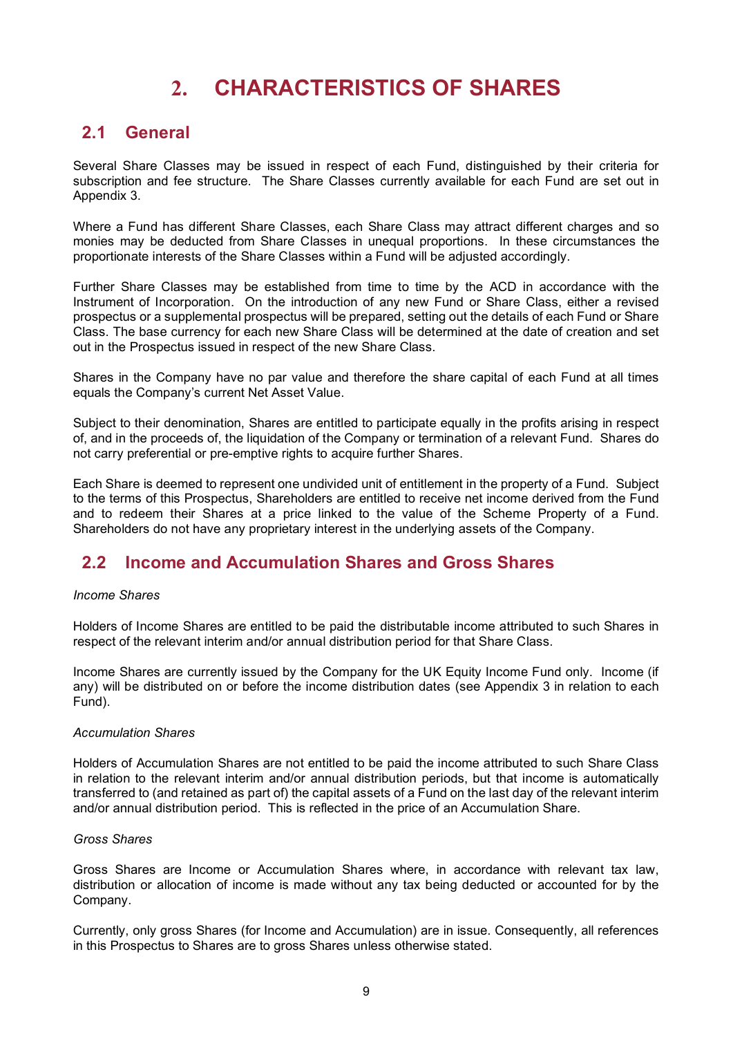# 2. CHARACTERISTICS OF SHARES

## 2.1 General

Several Share Classes may be issued in respect of each Fund, distinguished by their criteria for subscription and fee structure. The Share Classes currently available for each Fund are set out in Appendix 3.

Where a Fund has different Share Classes, each Share Class may attract different charges and so monies may be deducted from Share Classes in unequal proportions. In these circumstances the proportionate interests of the Share Classes within a Fund will be adjusted accordingly.

Further Share Classes may be established from time to time by the ACD in accordance with the Instrument of Incorporation. On the introduction of any new Fund or Share Class, either a revised prospectus or a supplemental prospectus will be prepared, setting out the details of each Fund or Share Class. The base currency for each new Share Class will be determined at the date of creation and set out in the Prospectus issued in respect of the new Share Class.

Shares in the Company have no par value and therefore the share capital of each Fund at all times equals the Company's current Net Asset Value.

Subject to their denomination, Shares are entitled to participate equally in the profits arising in respect of, and in the proceeds of, the liquidation of the Company or termination of a relevant Fund. Shares do not carry preferential or pre-emptive rights to acquire further Shares.

Each Share is deemed to represent one undivided unit of entitlement in the property of a Fund. Subject to the terms of this Prospectus, Shareholders are entitled to receive net income derived from the Fund and to redeem their Shares at a price linked to the value of the Scheme Property of a Fund. Shareholders do not have any proprietary interest in the underlying assets of the Company.

## 2.2 Income and Accumulation Shares and Gross Shares

*Income Shares*

Holders of Income Shares are entitled to be paid the distributable income attributed to such Shares in respect of the relevant interim and/or annual distribution period for that Share Class.

Income Shares are currently issued by the Company for the UK Equity Income Fund only. Income (if any) will be distributed on or before the income distribution dates (see Appendix 3 in relation to each Fund).

*Accumulation Shares*

Holders of Accumulation Shares are not entitled to be paid the income attributed to such Share Class in relation to the relevant interim and/or annual distribution periods, but that income is automatically transferred to (and retained as part of) the capital assets of a Fund on the last day of the relevant interim and/or annual distribution period. This is reflected in the price of an Accumulation Share.

*Gross Shares*

Gross Shares are Income or Accumulation Shares where, in accordance with relevant tax law, distribution or allocation of income is made without any tax being deducted or accounted for by the Company.

Currently, only gross Shares (for Income and Accumulation) are in issue. Consequently, all references in this Prospectus to Shares are to gross Shares unless otherwise stated.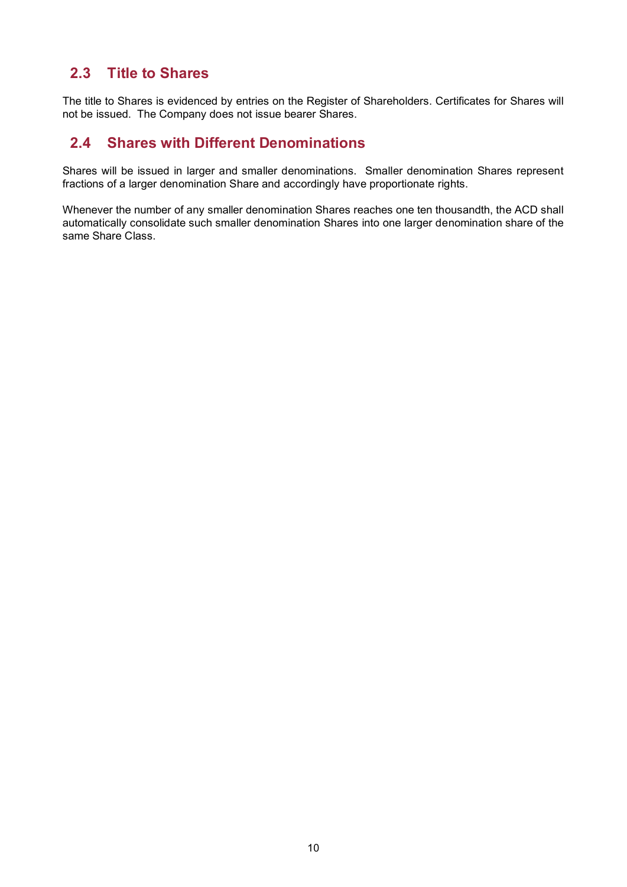## 2.3 Title to Shares

The title to Shares is evidenced by entries on the Register of Shareholders. Certificates for Shares will not be issued. The Company does not issue bearer Shares.

## 2.4 Shares with Different Denominations

Shares will be issued in larger and smaller denominations. Smaller denomination Shares represent fractions of a larger denomination Share and accordingly have proportionate rights.

Whenever the number of any smaller denomination Shares reaches one ten thousandth, the ACD shall automatically consolidate such smaller denomination Shares into one larger denomination share of the same Share Class.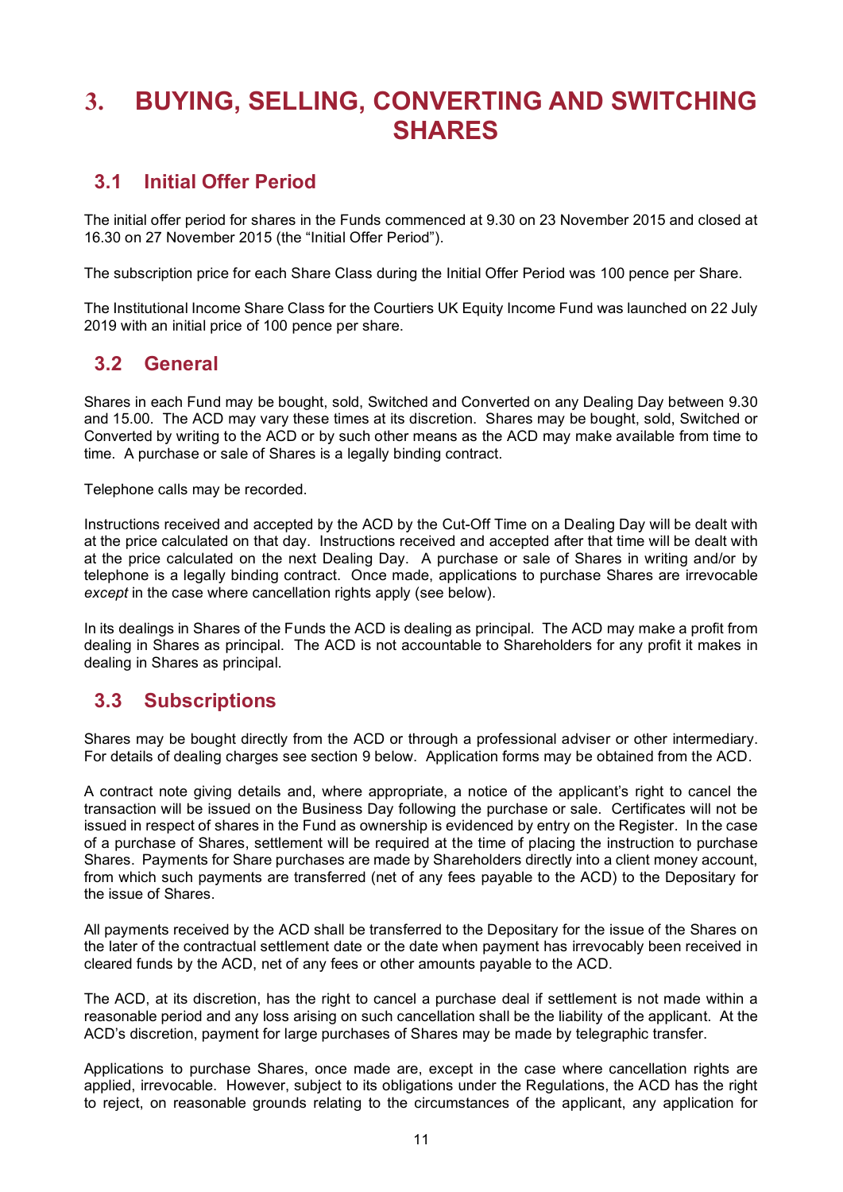# 3. BUYING, SELLING, CONVERTING AND SWITCHING SHARES

## 3.1 Initial Offer Period

The initial offer period for shares in the Funds commenced at 9.30 on 23 November 2015 and closed at 16.30 on 27 November 2015 (the "Initial Offer Period").

The subscription price for each Share Class during the Initial Offer Period was 100 pence per Share.

The Institutional Income Share Class for the Courtiers UK Equity Income Fund was launched on 22 July 2019 with an initial price of 100 pence per share.

## 3.2 General

Shares in each Fund may be bought, sold, Switched and Converted on any Dealing Day between 9.30 and 15.00. The ACD may vary these times at its discretion. Shares may be bought, sold, Switched or Converted by writing to the ACD or by such other means as the ACD may make available from time to time. A purchase or sale of Shares is a legally binding contract.

Telephone calls may be recorded.

Instructions received and accepted by the ACD by the Cut-Off Time on a Dealing Day will be dealt with at the price calculated on that day. Instructions received and accepted after that time will be dealt with at the price calculated on the next Dealing Day. A purchase or sale of Shares in writing and/or by telephone is a legally binding contract. Once made, applications to purchase Shares are irrevocable *except* in the case where cancellation rights apply (see below).

In its dealings in Shares of the Funds the ACD is dealing as principal. The ACD may make a profit from dealing in Shares as principal. The ACD is not accountable to Shareholders for any profit it makes in dealing in Shares as principal.

## 3.3 Subscriptions

Shares may be bought directly from the ACD or through a professional adviser or other intermediary. For details of dealing charges see section 9 below. Application forms may be obtained from the ACD.

A contract note giving details and, where appropriate, a notice of the applicant's right to cancel the transaction will be issued on the Business Day following the purchase or sale. Certificates will not be issued in respect of shares in the Fund as ownership is evidenced by entry on the Register. In the case of a purchase of Shares, settlement will be required at the time of placing the instruction to purchase Shares. Payments for Share purchases are made by Shareholders directly into a client money account, from which such payments are transferred (net of any fees payable to the ACD) to the Depositary for the issue of Shares.

All payments received by the ACD shall be transferred to the Depositary for the issue of the Shares on the later of the contractual settlement date or the date when payment has irrevocably been received in cleared funds by the ACD, net of any fees or other amounts payable to the ACD.

The ACD, at its discretion, has the right to cancel a purchase deal if settlement is not made within a reasonable period and any loss arising on such cancellation shall be the liability of the applicant. At the ACD's discretion, payment for large purchases of Shares may be made by telegraphic transfer.

Applications to purchase Shares, once made are, except in the case where cancellation rights are applied, irrevocable. However, subject to its obligations under the Regulations, the ACD has the right to reject, on reasonable grounds relating to the circumstances of the applicant, any application for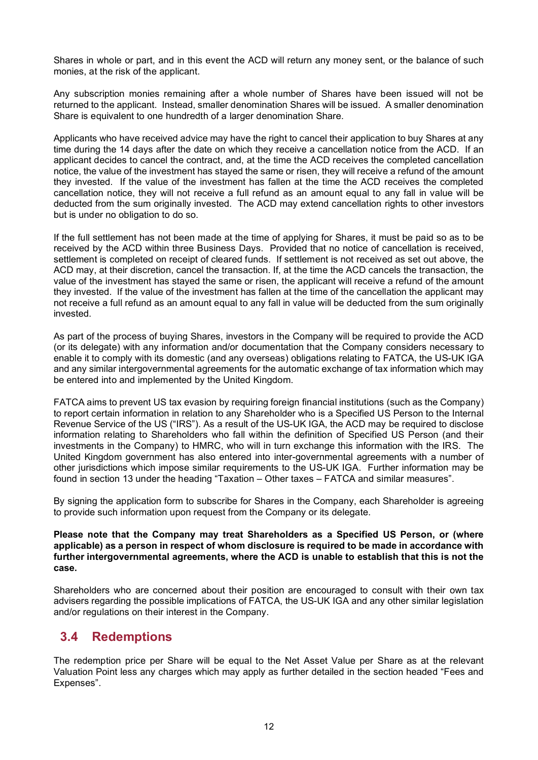Shares in whole or part, and in this event the ACD will return any money sent, or the balance of such monies, at the risk of the applicant.

Any subscription monies remaining after a whole number of Shares have been issued will not be returned to the applicant. Instead, smaller denomination Shares will be issued. A smaller denomination Share is equivalent to one hundredth of a larger denomination Share.

Applicants who have received advice may have the right to cancel their application to buy Shares at any time during the 14 days after the date on which they receive a cancellation notice from the ACD. If an applicant decides to cancel the contract, and, at the time the ACD receives the completed cancellation notice, the value of the investment has stayed the same or risen, they will receive a refund of the amount they invested. If the value of the investment has fallen at the time the ACD receives the completed cancellation notice, they will not receive a full refund as an amount equal to any fall in value will be deducted from the sum originally invested. The ACD may extend cancellation rights to other investors but is under no obligation to do so.

If the full settlement has not been made at the time of applying for Shares, it must be paid so as to be received by the ACD within three Business Days. Provided that no notice of cancellation is received, settlement is completed on receipt of cleared funds. If settlement is not received as set out above, the ACD may, at their discretion, cancel the transaction. If, at the time the ACD cancels the transaction, the value of the investment has stayed the same or risen, the applicant will receive a refund of the amount they invested. If the value of the investment has fallen at the time of the cancellation the applicant may not receive a full refund as an amount equal to any fall in value will be deducted from the sum originally invested.

As part of the process of buying Shares, investors in the Company will be required to provide the ACD (or its delegate) with any information and/or documentation that the Company considers necessary to enable it to comply with its domestic (and any overseas) obligations relating to FATCA, the US-UK IGA and any similar intergovernmental agreements for the automatic exchange of tax information which may be entered into and implemented by the United Kingdom.

FATCA aims to prevent US tax evasion by requiring foreign financial institutions (such as the Company) to report certain information in relation to any Shareholder who is a Specified US Person to the Internal Revenue Service of the US ("IRS"). As a result of the US-UK IGA, the ACD may be required to disclose information relating to Shareholders who fall within the definition of Specified US Person (and their investments in the Company) to HMRC, who will in turn exchange this information with the IRS. The United Kingdom government has also entered into inter-governmental agreements with a number of other jurisdictions which impose similar requirements to the US-UK IGA. Further information may be found in section 13 under the heading "Taxation – Other taxes – FATCA and similar measures".

By signing the application form to subscribe for Shares in the Company, each Shareholder is agreeing to provide such information upon request from the Company or its delegate.

**Please note that the Company may treat Shareholders as a Specified US Person, or (where applicable) as a person in respect of whom disclosure is required to be made in accordance with further intergovernmental agreements, where the ACD is unable to establish that this is not the case.**

Shareholders who are concerned about their position are encouraged to consult with their own tax advisers regarding the possible implications of FATCA, the US-UK IGA and any other similar legislation and/or regulations on their interest in the Company.

## 3.4 Redemptions

The redemption price per Share will be equal to the Net Asset Value per Share as at the relevant Valuation Point less any charges which may apply as further detailed in the section headed "Fees and Expenses".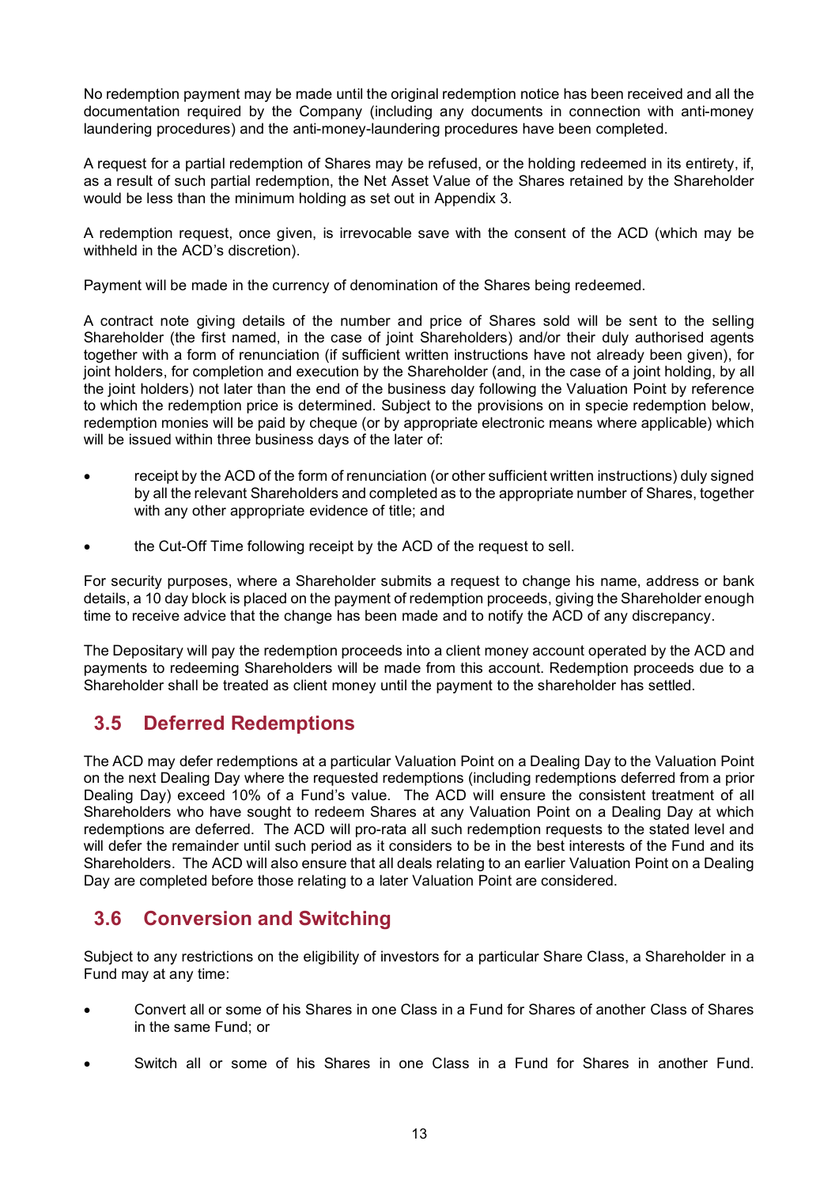No redemption payment may be made until the original redemption notice has been received and all the documentation required by the Company (including any documents in connection with anti-money laundering procedures) and the anti-money-laundering procedures have been completed.

A request for a partial redemption of Shares may be refused, or the holding redeemed in its entirety, if, as a result of such partial redemption, the Net Asset Value of the Shares retained by the Shareholder would be less than the minimum holding as set out in Appendix 3.

A redemption request, once given, is irrevocable save with the consent of the ACD (which may be withheld in the ACD's discretion).

Payment will be made in the currency of denomination of the Shares being redeemed.

A contract note giving details of the number and price of Shares sold will be sent to the selling Shareholder (the first named, in the case of joint Shareholders) and/or their duly authorised agents together with a form of renunciation (if sufficient written instructions have not already been given), for joint holders, for completion and execution by the Shareholder (and, in the case of a joint holding, by all the joint holders) not later than the end of the business day following the Valuation Point by reference to which the redemption price is determined. Subject to the provisions on in specie redemption below, redemption monies will be paid by cheque (or by appropriate electronic means where applicable) which will be issued within three business days of the later of:

- receipt by the ACD of the form of renunciation (or other sufficient written instructions) duly signed by all the relevant Shareholders and completed as to the appropriate number of Shares, together with any other appropriate evidence of title; and
- the Cut-Off Time following receipt by the ACD of the request to sell.

For security purposes, where a Shareholder submits a request to change his name, address or bank details, a 10 day block is placed on the payment of redemption proceeds, giving the Shareholder enough time to receive advice that the change has been made and to notify the ACD of any discrepancy.

The Depositary will pay the redemption proceeds into a client money account operated by the ACD and payments to redeeming Shareholders will be made from this account. Redemption proceeds due to a Shareholder shall be treated as client money until the payment to the shareholder has settled.

## 3.5 Deferred Redemptions

The ACD may defer redemptions at a particular Valuation Point on a Dealing Day to the Valuation Point on the next Dealing Day where the requested redemptions (including redemptions deferred from a prior Dealing Day) exceed 10% of a Fund's value. The ACD will ensure the consistent treatment of all Shareholders who have sought to redeem Shares at any Valuation Point on a Dealing Day at which redemptions are deferred. The ACD will pro-rata all such redemption requests to the stated level and will defer the remainder until such period as it considers to be in the best interests of the Fund and its Shareholders. The ACD will also ensure that all deals relating to an earlier Valuation Point on a Dealing Day are completed before those relating to a later Valuation Point are considered.

## 3.6 Conversion and Switching

Subject to any restrictions on the eligibility of investors for a particular Share Class, a Shareholder in a Fund may at any time:

- Convert all or some of his Shares in one Class in a Fund for Shares of another Class of Shares in the same Fund; or
- Switch all or some of his Shares in one Class in a Fund for Shares in another Fund.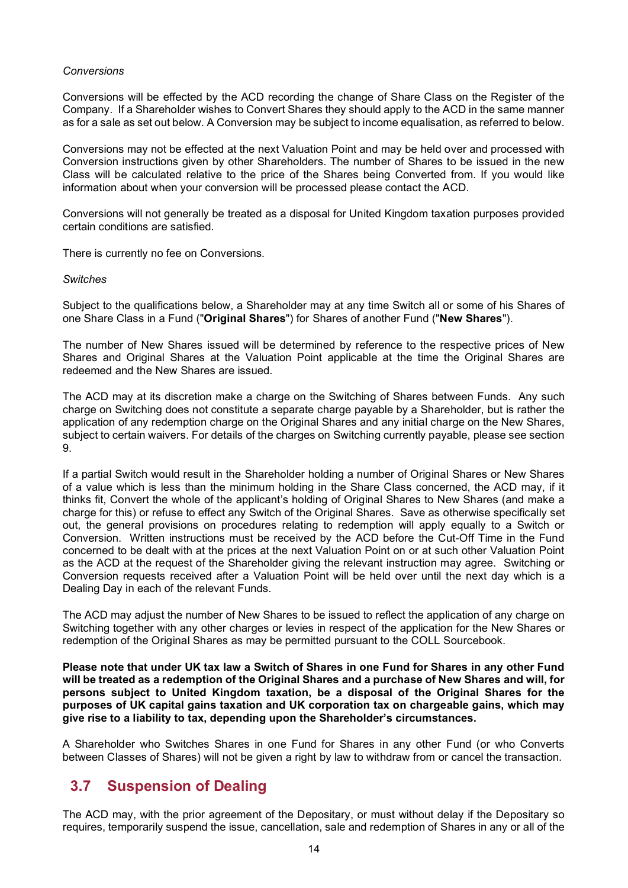*Conversions*

Conversions will be effected by the ACD recording the change of Share Class on the Register of the Company. If a Shareholder wishes to Convert Shares they should apply to the ACD in the same manner as for a sale as set out below. A Conversion may be subject to income equalisation, as referred to below.

Conversions may not be effected at the next Valuation Point and may be held over and processed with Conversion instructions given by other Shareholders. The number of Shares to be issued in the new Class will be calculated relative to the price of the Shares being Converted from. If you would like information about when your conversion will be processed please contact the ACD.

Conversions will not generally be treated as a disposal for United Kingdom taxation purposes provided certain conditions are satisfied.

There is currently no fee on Conversions.

*Switches*

Subject to the qualifications below, a Shareholder may at any time Switch all or some of his Shares of one Share Class in a Fund ("**Original Shares**") for Shares of another Fund ("**New Shares**").

The number of New Shares issued will be determined by reference to the respective prices of New Shares and Original Shares at the Valuation Point applicable at the time the Original Shares are redeemed and the New Shares are issued.

The ACD may at its discretion make a charge on the Switching of Shares between Funds. Any such charge on Switching does not constitute a separate charge payable by a Shareholder, but is rather the application of any redemption charge on the Original Shares and any initial charge on the New Shares, subject to certain waivers. For details of the charges on Switching currently payable, please see section 9.

If a partial Switch would result in the Shareholder holding a number of Original Shares or New Shares of a value which is less than the minimum holding in the Share Class concerned, the ACD may, if it thinks fit, Convert the whole of the applicant's holding of Original Shares to New Shares (and make a charge for this) or refuse to effect any Switch of the Original Shares. Save as otherwise specifically set out, the general provisions on procedures relating to redemption will apply equally to a Switch or Conversion. Written instructions must be received by the ACD before the Cut-Off Time in the Fund concerned to be dealt with at the prices at the next Valuation Point on or at such other Valuation Point as the ACD at the request of the Shareholder giving the relevant instruction may agree. Switching or Conversion requests received after a Valuation Point will be held over until the next day which is a Dealing Day in each of the relevant Funds.

The ACD may adjust the number of New Shares to be issued to reflect the application of any charge on Switching together with any other charges or levies in respect of the application for the New Shares or redemption of the Original Shares as may be permitted pursuant to the COLL Sourcebook.

**Please note that under UK tax law a Switch of Shares in one Fund for Shares in any other Fund will be treated as a redemption of the Original Shares and a purchase of New Shares and will, for persons subject to United Kingdom taxation, be a disposal of the Original Shares for the purposes of UK capital gains taxation and UK corporation tax on chargeable gains, which may give rise to a liability to tax, depending upon the Shareholder's circumstances.**

A Shareholder who Switches Shares in one Fund for Shares in any other Fund (or who Converts between Classes of Shares) will not be given a right by law to withdraw from or cancel the transaction.

## 3.7 Suspension of Dealing

The ACD may, with the prior agreement of the Depositary, or must without delay if the Depositary so requires, temporarily suspend the issue, cancellation, sale and redemption of Shares in any or all of the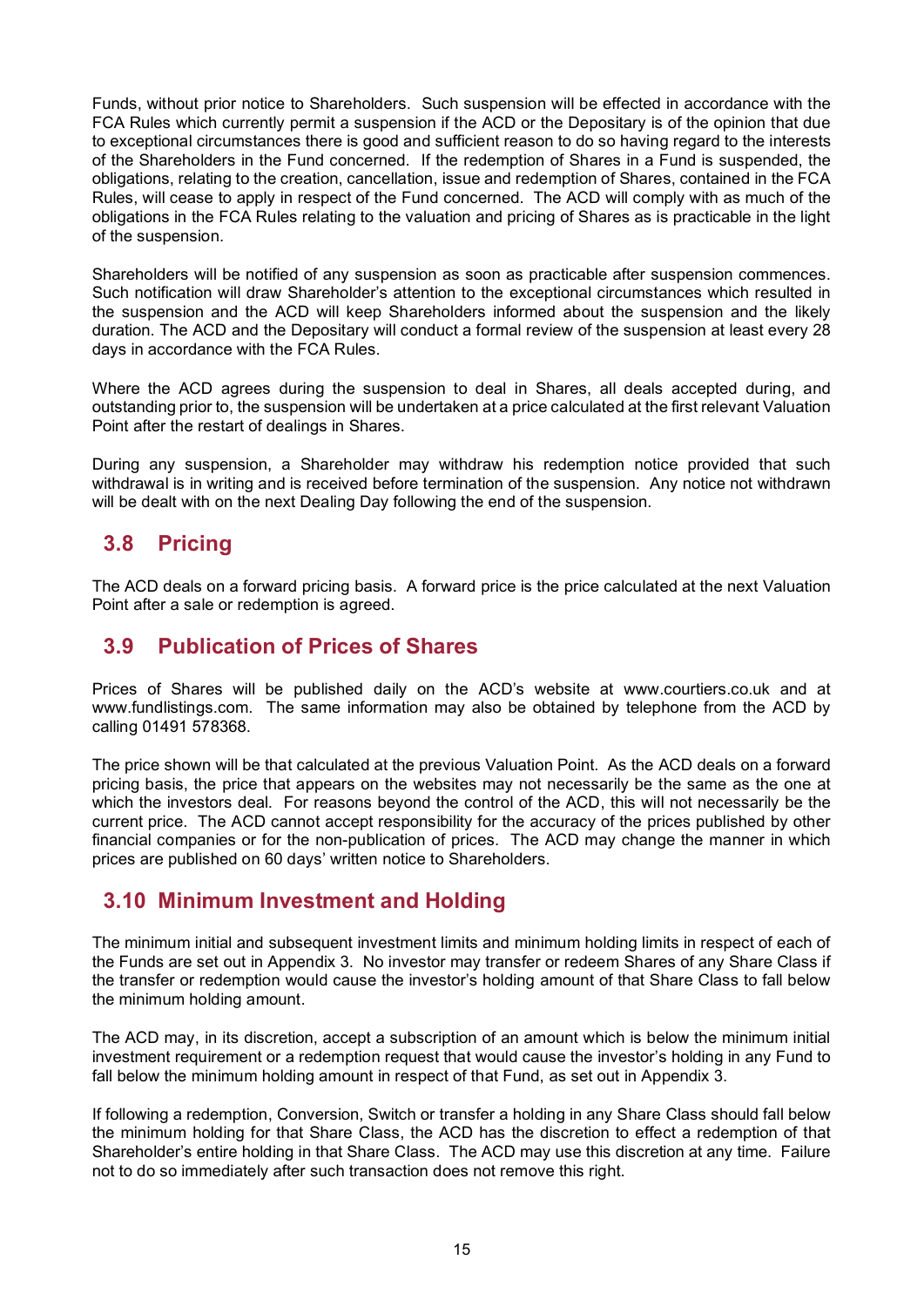Funds, without prior notice to Shareholders. Such suspension will be effected in accordance with the FCA Rules which currently permit a suspension if the ACD or the Depositary is of the opinion that due to exceptional circumstances there is good and sufficient reason to do so having regard to the interests of the Shareholders in the Fund concerned. If the redemption of Shares in a Fund is suspended, the obligations, relating to the creation, cancellation, issue and redemption of Shares, contained in the FCA Rules, will cease to apply in respect of the Fund concerned. The ACD will comply with as much of the obligations in the FCA Rules relating to the valuation and pricing of Shares as is practicable in the light of the suspension.

Shareholders will be notified of any suspension as soon as practicable after suspension commences. Such notification will draw Shareholder's attention to the exceptional circumstances which resulted in the suspension and the ACD will keep Shareholders informed about the suspension and the likely duration. The ACD and the Depositary will conduct a formal review of the suspension at least every 28 days in accordance with the FCA Rules.

Where the ACD agrees during the suspension to deal in Shares, all deals accepted during, and outstanding prior to, the suspension will be undertaken at a price calculated at the first relevant Valuation Point after the restart of dealings in Shares.

During any suspension, a Shareholder may withdraw his redemption notice provided that such withdrawal is in writing and is received before termination of the suspension. Any notice not withdrawn will be dealt with on the next Dealing Day following the end of the suspension.

## 3.8 Pricing

The ACD deals on a forward pricing basis. A forward price is the price calculated at the next Valuation Point after a sale or redemption is agreed.

## 3.9 Publication of Prices of Shares

Prices of Shares will be published daily on the ACD's website at www.courtiers.co.uk and at www.fundlistings.com. The same information may also be obtained by telephone from the ACD by calling 01491 578368.

The price shown will be that calculated at the previous Valuation Point. As the ACD deals on a forward pricing basis, the price that appears on the websites may not necessarily be the same as the one at which the investors deal. For reasons beyond the control of the ACD, this will not necessarily be the current price. The ACD cannot accept responsibility for the accuracy of the prices published by other financial companies or for the non-publication of prices. The ACD may change the manner in which prices are published on 60 days' written notice to Shareholders.

## 3.10 Minimum Investment and Holding

The minimum initial and subsequent investment limits and minimum holding limits in respect of each of the Funds are set out in Appendix 3. No investor may transfer or redeem Shares of any Share Class if the transfer or redemption would cause the investor's holding amount of that Share Class to fall below the minimum holding amount.

The ACD may, in its discretion, accept a subscription of an amount which is below the minimum initial investment requirement or a redemption request that would cause the investor's holding in any Fund to fall below the minimum holding amount in respect of that Fund, as set out in Appendix 3.

If following a redemption, Conversion, Switch or transfer a holding in any Share Class should fall below the minimum holding for that Share Class, the ACD has the discretion to effect a redemption of that Shareholder's entire holding in that Share Class. The ACD may use this discretion at any time. Failure not to do so immediately after such transaction does not remove this right.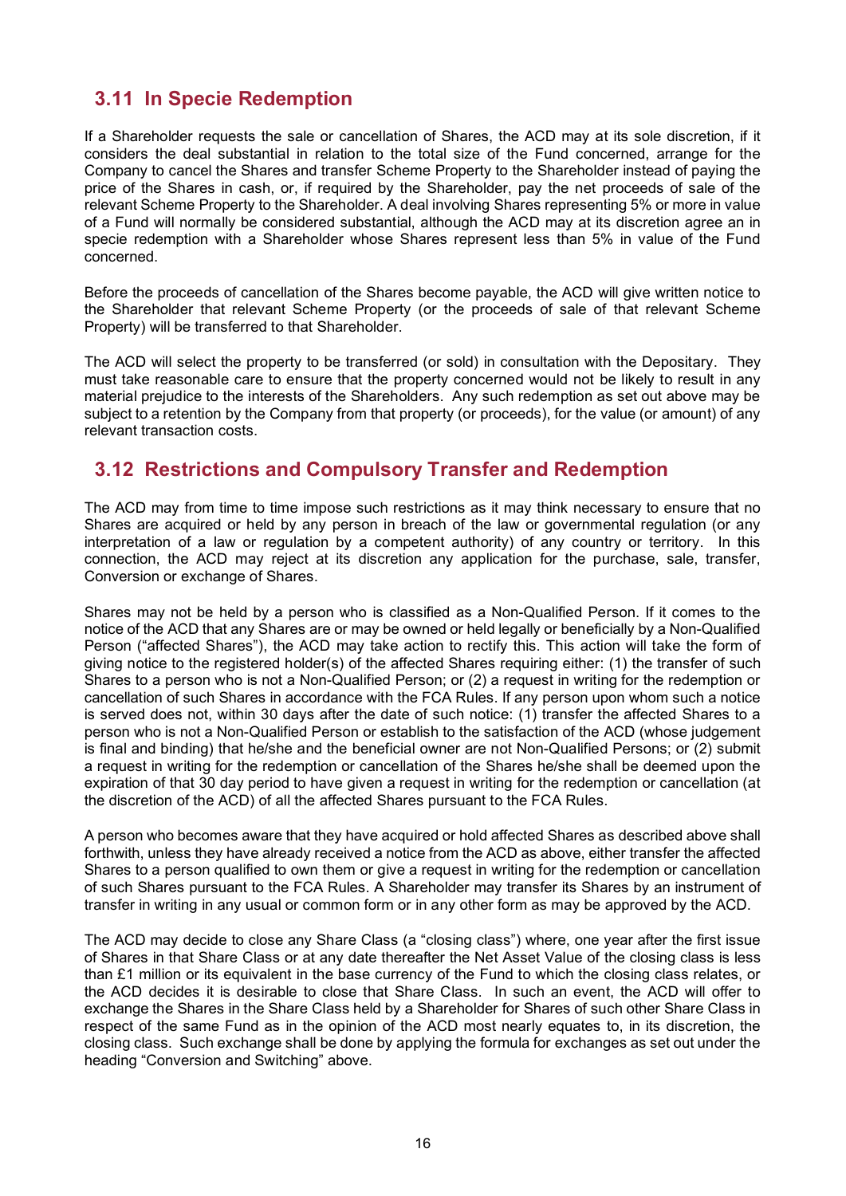## 3.11 In Specie Redemption

If a Shareholder requests the sale or cancellation of Shares, the ACD may at its sole discretion, if it considers the deal substantial in relation to the total size of the Fund concerned, arrange for the Company to cancel the Shares and transfer Scheme Property to the Shareholder instead of paying the price of the Shares in cash, or, if required by the Shareholder, pay the net proceeds of sale of the relevant Scheme Property to the Shareholder. A deal involving Shares representing 5% or more in value of a Fund will normally be considered substantial, although the ACD may at its discretion agree an in specie redemption with a Shareholder whose Shares represent less than 5% in value of the Fund concerned.

Before the proceeds of cancellation of the Shares become payable, the ACD will give written notice to the Shareholder that relevant Scheme Property (or the proceeds of sale of that relevant Scheme Property) will be transferred to that Shareholder.

The ACD will select the property to be transferred (or sold) in consultation with the Depositary. They must take reasonable care to ensure that the property concerned would not be likely to result in any material prejudice to the interests of the Shareholders. Any such redemption as set out above may be subject to a retention by the Company from that property (or proceeds), for the value (or amount) of any relevant transaction costs.

## 3.12 Restrictions and Compulsory Transfer and Redemption

The ACD may from time to time impose such restrictions as it may think necessary to ensure that no Shares are acquired or held by any person in breach of the law or governmental regulation (or any interpretation of a law or regulation by a competent authority) of any country or territory. In this connection, the ACD may reject at its discretion any application for the purchase, sale, transfer, Conversion or exchange of Shares.

Shares may not be held by a person who is classified as a Non-Qualified Person. If it comes to the notice of the ACD that any Shares are or may be owned or held legally or beneficially by a Non-Qualified Person ("affected Shares"), the ACD may take action to rectify this. This action will take the form of giving notice to the registered holder(s) of the affected Shares requiring either: (1) the transfer of such Shares to a person who is not a Non-Qualified Person; or (2) a request in writing for the redemption or cancellation of such Shares in accordance with the FCA Rules. If any person upon whom such a notice is served does not, within 30 days after the date of such notice: (1) transfer the affected Shares to a person who is not a Non-Qualified Person or establish to the satisfaction of the ACD (whose judgement is final and binding) that he/she and the beneficial owner are not Non-Qualified Persons; or (2) submit a request in writing for the redemption or cancellation of the Shares he/she shall be deemed upon the expiration of that 30 day period to have given a request in writing for the redemption or cancellation (at the discretion of the ACD) of all the affected Shares pursuant to the FCA Rules.

A person who becomes aware that they have acquired or hold affected Shares as described above shall forthwith, unless they have already received a notice from the ACD as above, either transfer the affected Shares to a person qualified to own them or give a request in writing for the redemption or cancellation of such Shares pursuant to the FCA Rules. A Shareholder may transfer its Shares by an instrument of transfer in writing in any usual or common form or in any other form as may be approved by the ACD.

The ACD may decide to close any Share Class (a "closing class") where, one year after the first issue of Shares in that Share Class or at any date thereafter the Net Asset Value of the closing class is less than £1 million or its equivalent in the base currency of the Fund to which the closing class relates, or the ACD decides it is desirable to close that Share Class. In such an event, the ACD will offer to exchange the Shares in the Share Class held by a Shareholder for Shares of such other Share Class in respect of the same Fund as in the opinion of the ACD most nearly equates to, in its discretion, the closing class. Such exchange shall be done by applying the formula for exchanges as set out under the heading "Conversion and Switching" above.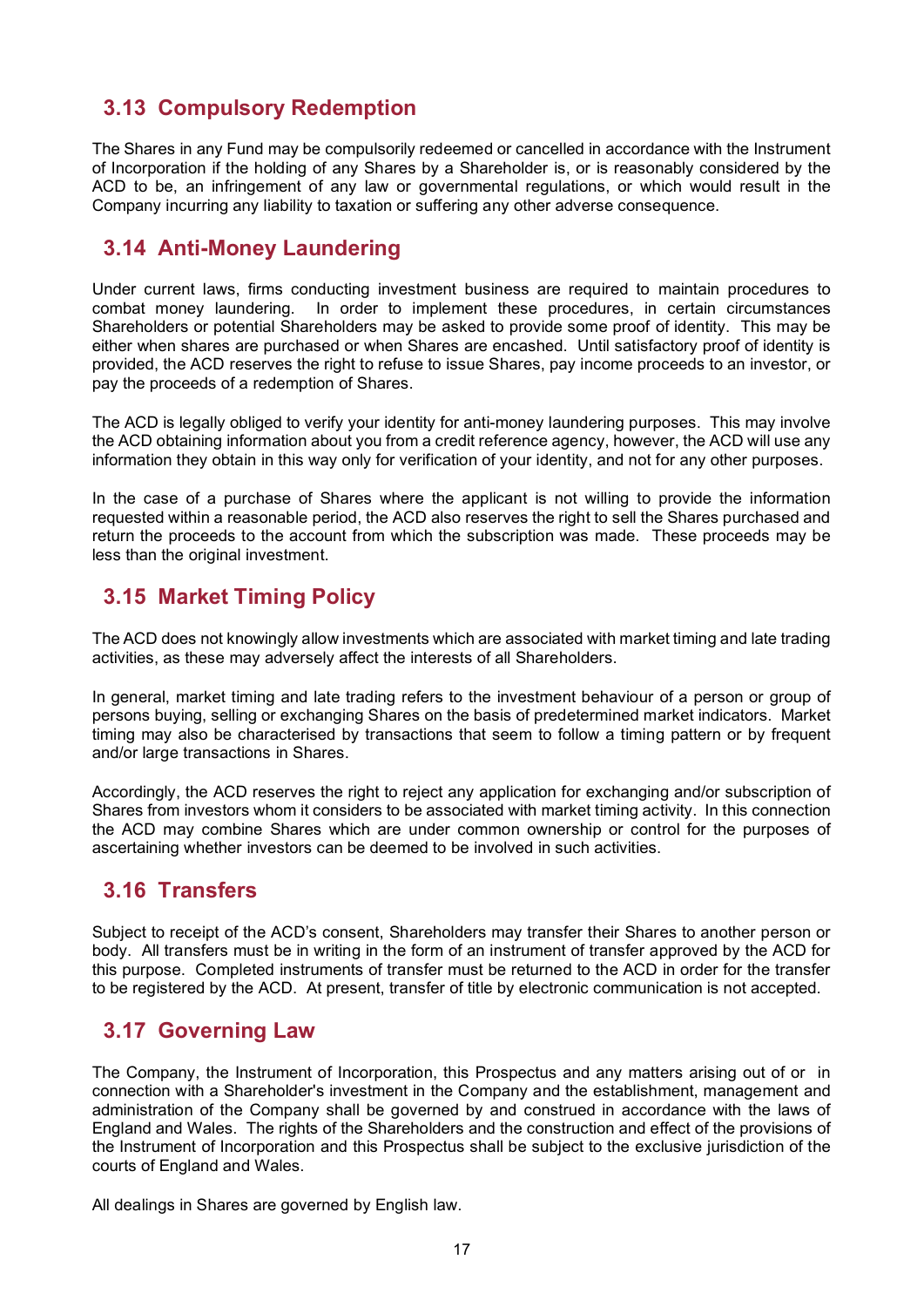## 3.13 Compulsory Redemption

The Shares in any Fund may be compulsorily redeemed or cancelled in accordance with the Instrument of Incorporation if the holding of any Shares by a Shareholder is, or is reasonably considered by the ACD to be, an infringement of any law or governmental regulations, or which would result in the Company incurring any liability to taxation or suffering any other adverse consequence.

## 3.14 Anti-Money Laundering

Under current laws, firms conducting investment business are required to maintain procedures to combat money laundering. In order to implement these procedures, in certain circumstances Shareholders or potential Shareholders may be asked to provide some proof of identity. This may be either when shares are purchased or when Shares are encashed. Until satisfactory proof of identity is provided, the ACD reserves the right to refuse to issue Shares, pay income proceeds to an investor, or pay the proceeds of a redemption of Shares.

The ACD is legally obliged to verify your identity for anti-money laundering purposes. This may involve the ACD obtaining information about you from a credit reference agency, however, the ACD will use any information they obtain in this way only for verification of your identity, and not for any other purposes.

In the case of a purchase of Shares where the applicant is not willing to provide the information requested within a reasonable period, the ACD also reserves the right to sell the Shares purchased and return the proceeds to the account from which the subscription was made. These proceeds may be less than the original investment.

## 3.15 Market Timing Policy

The ACD does not knowingly allow investments which are associated with market timing and late trading activities, as these may adversely affect the interests of all Shareholders.

In general, market timing and late trading refers to the investment behaviour of a person or group of persons buying, selling or exchanging Shares on the basis of predetermined market indicators. Market timing may also be characterised by transactions that seem to follow a timing pattern or by frequent and/or large transactions in Shares.

Accordingly, the ACD reserves the right to reject any application for exchanging and/or subscription of Shares from investors whom it considers to be associated with market timing activity. In this connection the ACD may combine Shares which are under common ownership or control for the purposes of ascertaining whether investors can be deemed to be involved in such activities.

## 3.16 Transfers

Subject to receipt of the ACD's consent, Shareholders may transfer their Shares to another person or body. All transfers must be in writing in the form of an instrument of transfer approved by the ACD for this purpose. Completed instruments of transfer must be returned to the ACD in order for the transfer to be registered by the ACD. At present, transfer of title by electronic communication is not accepted.

## 3.17 Governing Law

The Company, the Instrument of Incorporation, this Prospectus and any matters arising out of or in connection with a Shareholder's investment in the Company and the establishment, management and administration of the Company shall be governed by and construed in accordance with the laws of England and Wales. The rights of the Shareholders and the construction and effect of the provisions of the Instrument of Incorporation and this Prospectus shall be subject to the exclusive jurisdiction of the courts of England and Wales.

All dealings in Shares are governed by English law.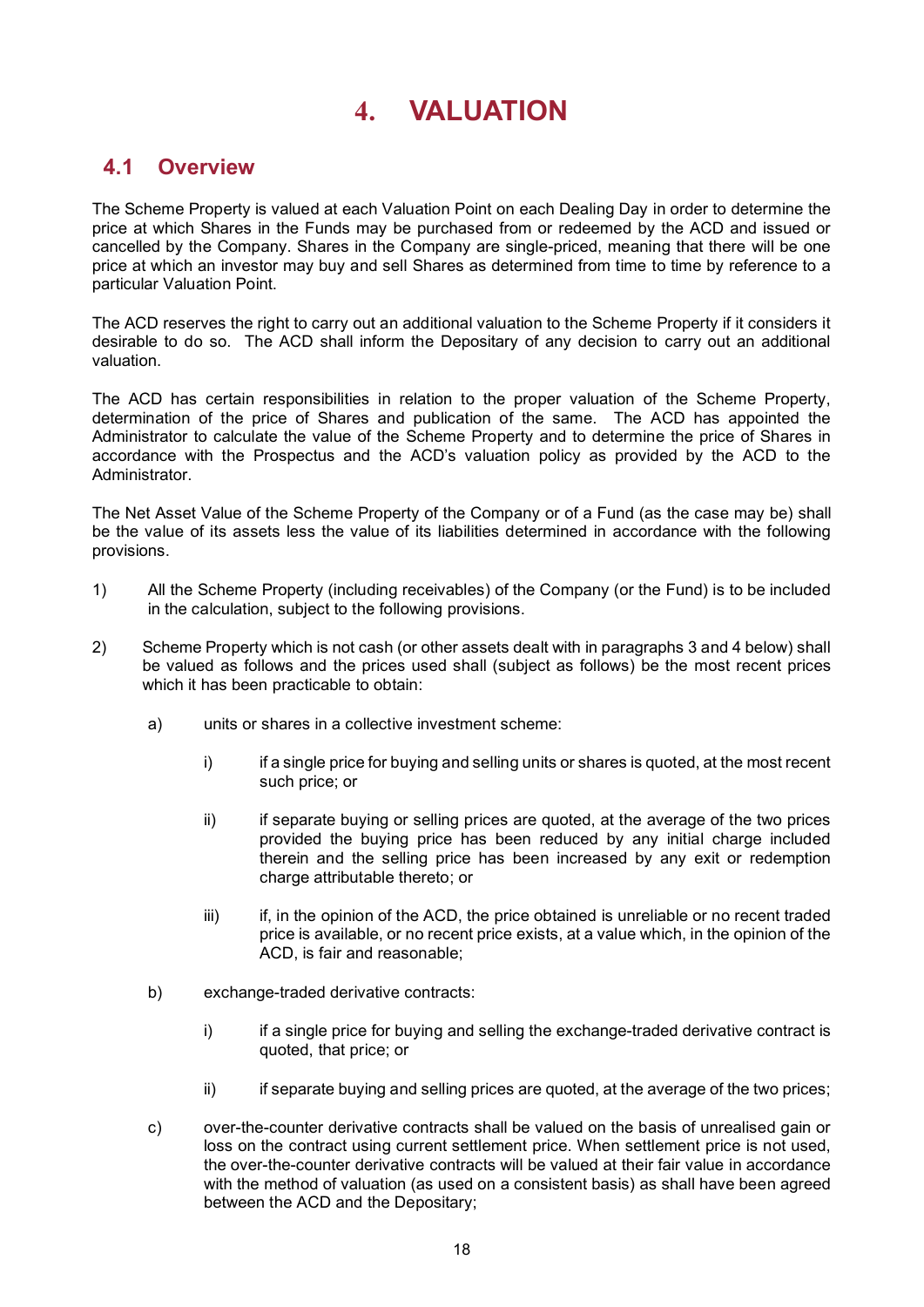# 4. VALUATION

## 4.1 Overview

The Scheme Property is valued at each Valuation Point on each Dealing Day in order to determine the price at which Shares in the Funds may be purchased from or redeemed by the ACD and issued or cancelled by the Company. Shares in the Company are single-priced, meaning that there will be one price at which an investor may buy and sell Shares as determined from time to time by reference to a particular Valuation Point.

The ACD reserves the right to carry out an additional valuation to the Scheme Property if it considers it desirable to do so. The ACD shall inform the Depositary of any decision to carry out an additional valuation.

The ACD has certain responsibilities in relation to the proper valuation of the Scheme Property, determination of the price of Shares and publication of the same. The ACD has appointed the Administrator to calculate the value of the Scheme Property and to determine the price of Shares in accordance with the Prospectus and the ACD's valuation policy as provided by the ACD to the Administrator.

The Net Asset Value of the Scheme Property of the Company or of a Fund (as the case may be) shall be the value of its assets less the value of its liabilities determined in accordance with the following provisions.

1) All the Scheme Property (including receivables) of the Company (or the Fund) is to be included in the calculation, subject to the following provisions.

2) Scheme Property which is not cash (or other assets dealt with in paragraphs 3 and 4 below) shall be valued as follows and the prices used shall (subject as follows) be the most recent prices which it has been practicable to obtain:

   a) units or shares in a collective investment scheme:

      i) if a single price for buying and selling units or shares is quoted, at the most recent such price; or

      ii) if separate buying or selling prices are quoted, at the average of the two prices provided the buying price has been reduced by any initial charge included therein and the selling price has been increased by any exit or redemption charge attributable thereto; or

      iii) if, in the opinion of the ACD, the price obtained is unreliable or no recent traded price is available, or no recent price exists, at a value which, in the opinion of the ACD, is fair and reasonable;

   b) exchange-traded derivative contracts:

      i) if a single price for buying and selling the exchange-traded derivative contract is quoted, that price; or

      ii) if separate buying and selling prices are quoted, at the average of the two prices;

   c) over-the-counter derivative contracts shall be valued on the basis of unrealised gain or loss on the contract using current settlement price. When settlement price is not used, the over-the-counter derivative contracts will be valued at their fair value in accordance with the method of valuation (as used on a consistent basis) as shall have been agreed between the ACD and the Depositary;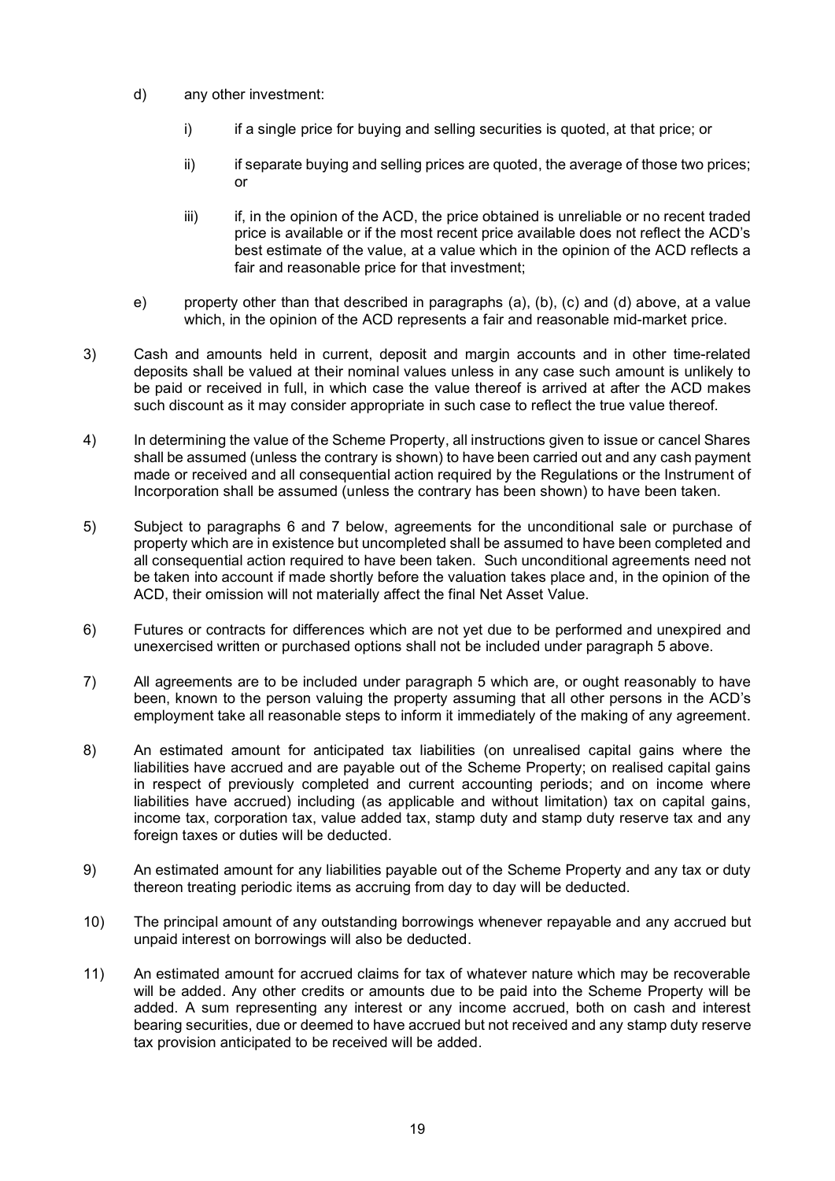d) any other investment:

   i) if a single price for buying and selling securities is quoted, at that price; or

   ii) if separate buying and selling prices are quoted, the average of those two prices; or

   iii) if, in the opinion of the ACD, the price obtained is unreliable or no recent traded price is available or if the most recent price available does not reflect the ACD's best estimate of the value, at a value which in the opinion of the ACD reflects a fair and reasonable price for that investment;

e) property other than that described in paragraphs (a), (b), (c) and (d) above, at a value which, in the opinion of the ACD represents a fair and reasonable mid-market price.

3) Cash and amounts held in current, deposit and margin accounts and in other time-related deposits shall be valued at their nominal values unless in any case such amount is unlikely to be paid or received in full, in which case the value thereof is arrived at after the ACD makes such discount as it may consider appropriate in such case to reflect the true value thereof.

4) In determining the value of the Scheme Property, all instructions given to issue or cancel Shares shall be assumed (unless the contrary is shown) to have been carried out and any cash payment made or received and all consequential action required by the Regulations or the Instrument of Incorporation shall be assumed (unless the contrary has been shown) to have been taken.

5) Subject to paragraphs 6 and 7 below, agreements for the unconditional sale or purchase of property which are in existence but uncompleted shall be assumed to have been completed and all consequential action required to have been taken. Such unconditional agreements need not be taken into account if made shortly before the valuation takes place and, in the opinion of the ACD, their omission will not materially affect the final Net Asset Value.

6) Futures or contracts for differences which are not yet due to be performed and unexpired and unexercised written or purchased options shall not be included under paragraph 5 above.

7) All agreements are to be included under paragraph 5 which are, or ought reasonably to have been, known to the person valuing the property assuming that all other persons in the ACD's employment take all reasonable steps to inform it immediately of the making of any agreement.

8) An estimated amount for anticipated tax liabilities (on unrealised capital gains where the liabilities have accrued and are payable out of the Scheme Property; on realised capital gains in respect of previously completed and current accounting periods; and on income where liabilities have accrued) including (as applicable and without limitation) tax on capital gains, income tax, corporation tax, value added tax, stamp duty and stamp duty reserve tax and any foreign taxes or duties will be deducted.

9) An estimated amount for any liabilities payable out of the Scheme Property and any tax or duty thereon treating periodic items as accruing from day to day will be deducted.

10) The principal amount of any outstanding borrowings whenever repayable and any accrued but unpaid interest on borrowings will also be deducted.

11) An estimated amount for accrued claims for tax of whatever nature which may be recoverable will be added. Any other credits or amounts due to be paid into the Scheme Property will be added. A sum representing any interest or any income accrued, both on cash and interest bearing securities, due or deemed to have accrued but not received and any stamp duty reserve tax provision anticipated to be received will be added.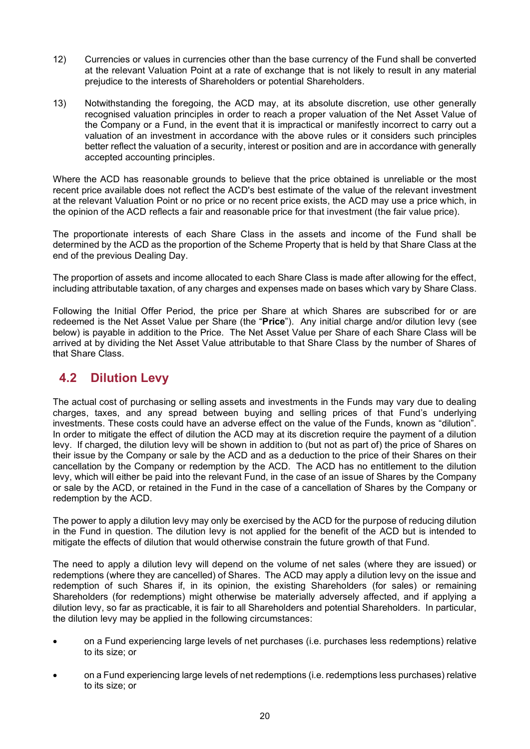12) Currencies or values in currencies other than the base currency of the Fund shall be converted at the relevant Valuation Point at a rate of exchange that is not likely to result in any material prejudice to the interests of Shareholders or potential Shareholders.

13) Notwithstanding the foregoing, the ACD may, at its absolute discretion, use other generally recognised valuation principles in order to reach a proper valuation of the Net Asset Value of the Company or a Fund, in the event that it is impractical or manifestly incorrect to carry out a valuation of an investment in accordance with the above rules or it considers such principles better reflect the valuation of a security, interest or position and are in accordance with generally accepted accounting principles.

Where the ACD has reasonable grounds to believe that the price obtained is unreliable or the most recent price available does not reflect the ACD's best estimate of the value of the relevant investment at the relevant Valuation Point or no price or no recent price exists, the ACD may use a price which, in the opinion of the ACD reflects a fair and reasonable price for that investment (the fair value price).

The proportionate interests of each Share Class in the assets and income of the Fund shall be determined by the ACD as the proportion of the Scheme Property that is held by that Share Class at the end of the previous Dealing Day.

The proportion of assets and income allocated to each Share Class is made after allowing for the effect, including attributable taxation, of any charges and expenses made on bases which vary by Share Class.

Following the Initial Offer Period, the price per Share at which Shares are subscribed for or are redeemed is the Net Asset Value per Share (the "**Price**"). Any initial charge and/or dilution levy (see below) is payable in addition to the Price. The Net Asset Value per Share of each Share Class will be arrived at by dividing the Net Asset Value attributable to that Share Class by the number of Shares of that Share Class.

## 4.2 Dilution Levy

The actual cost of purchasing or selling assets and investments in the Funds may vary due to dealing charges, taxes, and any spread between buying and selling prices of that Fund's underlying investments. These costs could have an adverse effect on the value of the Funds, known as "dilution". In order to mitigate the effect of dilution the ACD may at its discretion require the payment of a dilution levy. If charged, the dilution levy will be shown in addition to (but not as part of) the price of Shares on their issue by the Company or sale by the ACD and as a deduction to the price of their Shares on their cancellation by the Company or redemption by the ACD. The ACD has no entitlement to the dilution levy, which will either be paid into the relevant Fund, in the case of an issue of Shares by the Company or sale by the ACD, or retained in the Fund in the case of a cancellation of Shares by the Company or redemption by the ACD.

The power to apply a dilution levy may only be exercised by the ACD for the purpose of reducing dilution in the Fund in question. The dilution levy is not applied for the benefit of the ACD but is intended to mitigate the effects of dilution that would otherwise constrain the future growth of that Fund.

The need to apply a dilution levy will depend on the volume of net sales (where they are issued) or redemptions (where they are cancelled) of Shares. The ACD may apply a dilution levy on the issue and redemption of such Shares if, in its opinion, the existing Shareholders (for sales) or remaining Shareholders (for redemptions) might otherwise be materially adversely affected, and if applying a dilution levy, so far as practicable, it is fair to all Shareholders and potential Shareholders. In particular, the dilution levy may be applied in the following circumstances:

- on a Fund experiencing large levels of net purchases (i.e. purchases less redemptions) relative to its size; or
- on a Fund experiencing large levels of net redemptions (i.e. redemptions less purchases) relative to its size; or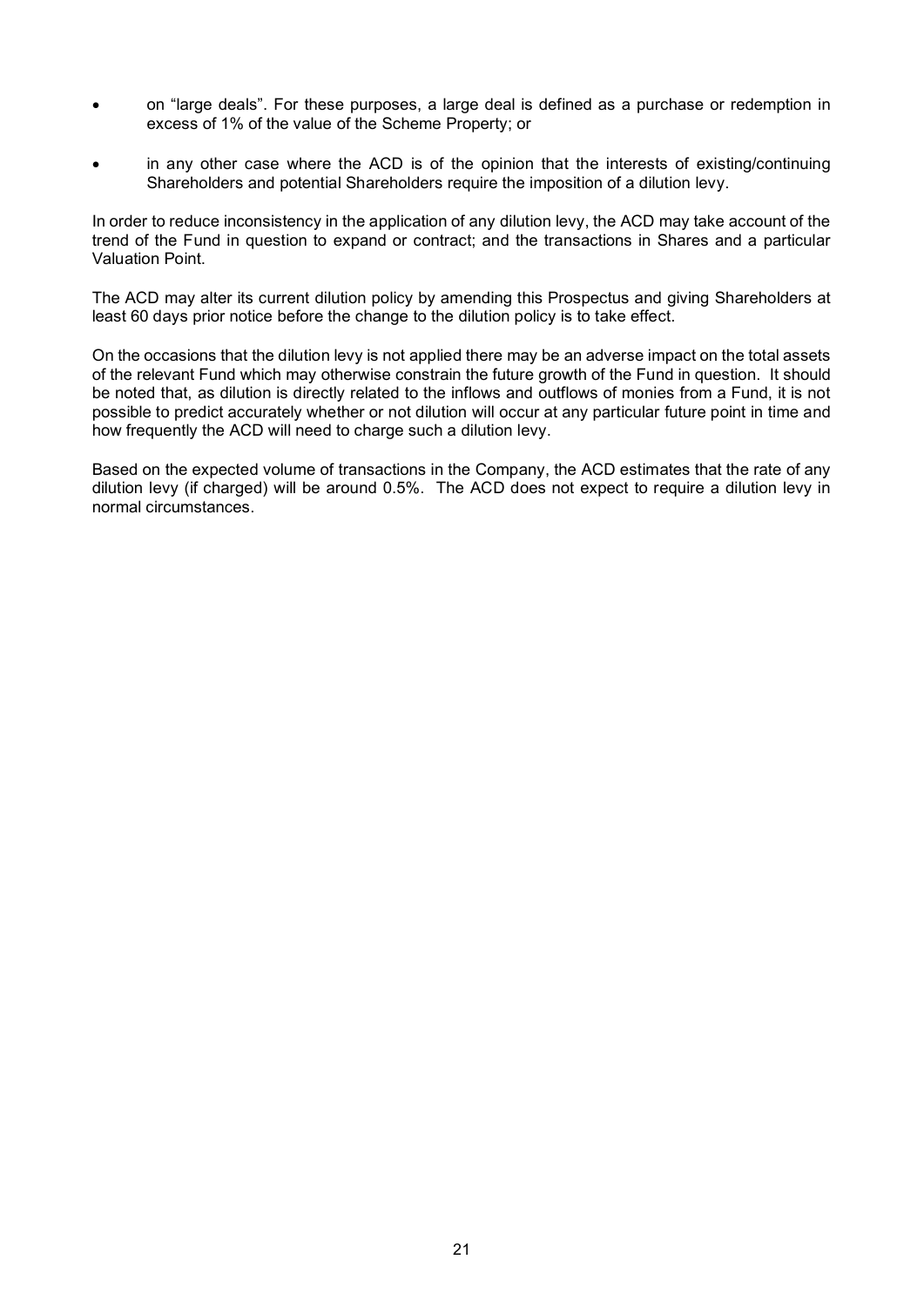- on "large deals". For these purposes, a large deal is defined as a purchase or redemption in excess of 1% of the value of the Scheme Property; or
- in any other case where the ACD is of the opinion that the interests of existing/continuing Shareholders and potential Shareholders require the imposition of a dilution levy.

In order to reduce inconsistency in the application of any dilution levy, the ACD may take account of the trend of the Fund in question to expand or contract; and the transactions in Shares and a particular Valuation Point.

The ACD may alter its current dilution policy by amending this Prospectus and giving Shareholders at least 60 days prior notice before the change to the dilution policy is to take effect.

On the occasions that the dilution levy is not applied there may be an adverse impact on the total assets of the relevant Fund which may otherwise constrain the future growth of the Fund in question. It should be noted that, as dilution is directly related to the inflows and outflows of monies from a Fund, it is not possible to predict accurately whether or not dilution will occur at any particular future point in time and how frequently the ACD will need to charge such a dilution levy.

Based on the expected volume of transactions in the Company, the ACD estimates that the rate of any dilution levy (if charged) will be around 0.5%. The ACD does not expect to require a dilution levy in normal circumstances.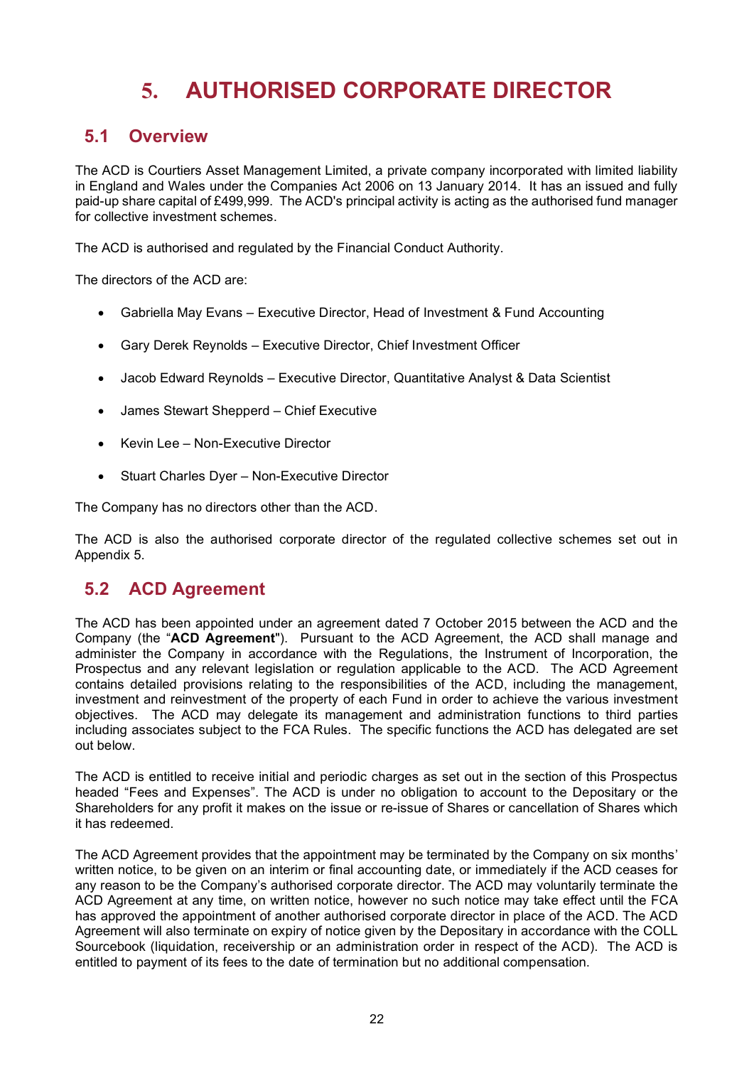# 5. AUTHORISED CORPORATE DIRECTOR

## 5.1 Overview

The ACD is Courtiers Asset Management Limited, a private company incorporated with limited liability in England and Wales under the Companies Act 2006 on 13 January 2014. It has an issued and fully paid-up share capital of £499,999. The ACD's principal activity is acting as the authorised fund manager for collective investment schemes.

The ACD is authorised and regulated by the Financial Conduct Authority.

The directors of the ACD are:

- Gabriella May Evans – Executive Director, Head of Investment & Fund Accounting
- Gary Derek Reynolds – Executive Director, Chief Investment Officer
- Jacob Edward Reynolds – Executive Director, Quantitative Analyst & Data Scientist
- James Stewart Shepperd – Chief Executive
- Kevin Lee – Non-Executive Director
- Stuart Charles Dyer – Non-Executive Director

The Company has no directors other than the ACD.

The ACD is also the authorised corporate director of the regulated collective schemes set out in Appendix 5.

## 5.2 ACD Agreement

The ACD has been appointed under an agreement dated 7 October 2015 between the ACD and the Company (the "**ACD Agreement**"). Pursuant to the ACD Agreement, the ACD shall manage and administer the Company in accordance with the Regulations, the Instrument of Incorporation, the Prospectus and any relevant legislation or regulation applicable to the ACD. The ACD Agreement contains detailed provisions relating to the responsibilities of the ACD, including the management, investment and reinvestment of the property of each Fund in order to achieve the various investment objectives. The ACD may delegate its management and administration functions to third parties including associates subject to the FCA Rules. The specific functions the ACD has delegated are set out below.

The ACD is entitled to receive initial and periodic charges as set out in the section of this Prospectus headed "Fees and Expenses". The ACD is under no obligation to account to the Depositary or the Shareholders for any profit it makes on the issue or re-issue of Shares or cancellation of Shares which it has redeemed.

The ACD Agreement provides that the appointment may be terminated by the Company on six months' written notice, to be given on an interim or final accounting date, or immediately if the ACD ceases for any reason to be the Company's authorised corporate director. The ACD may voluntarily terminate the ACD Agreement at any time, on written notice, however no such notice may take effect until the FCA has approved the appointment of another authorised corporate director in place of the ACD. The ACD Agreement will also terminate on expiry of notice given by the Depositary in accordance with the COLL Sourcebook (liquidation, receivership or an administration order in respect of the ACD). The ACD is entitled to payment of its fees to the date of termination but no additional compensation.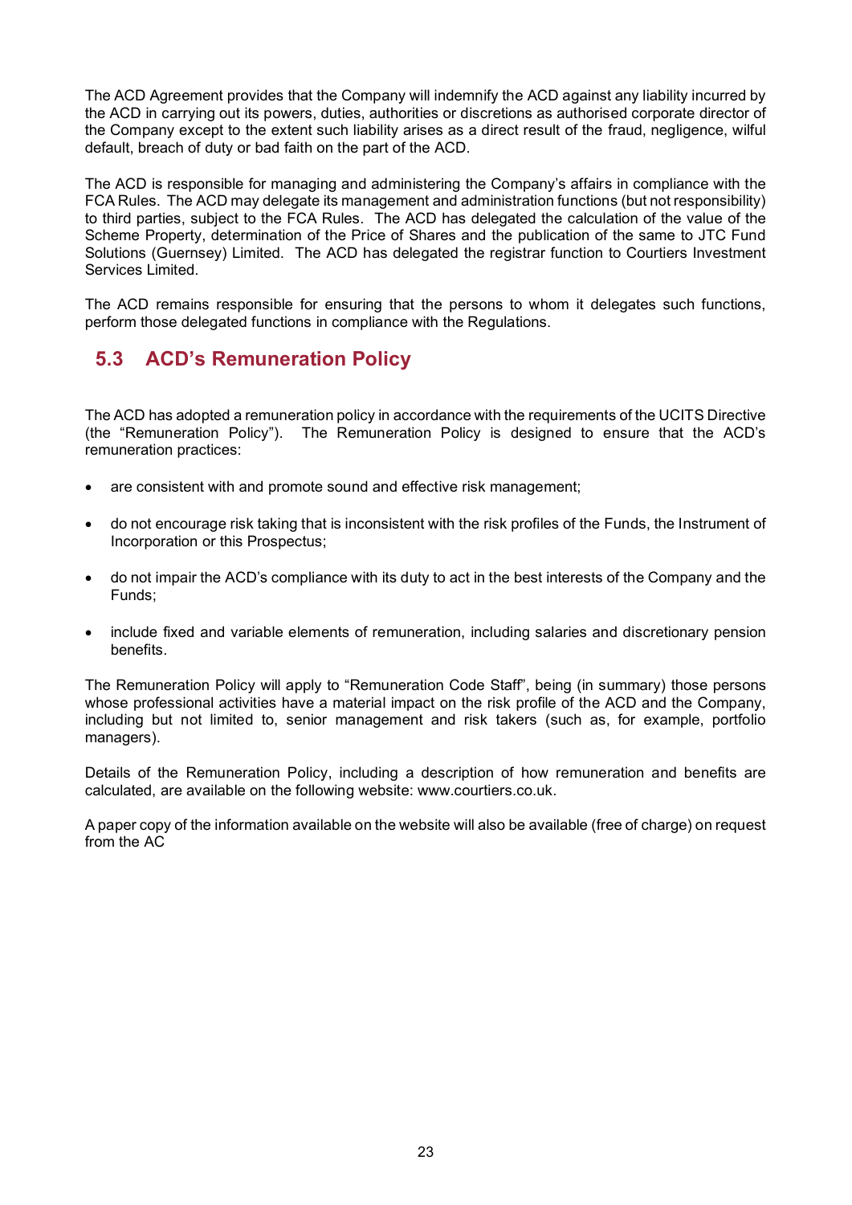The ACD Agreement provides that the Company will indemnify the ACD against any liability incurred by the ACD in carrying out its powers, duties, authorities or discretions as authorised corporate director of the Company except to the extent such liability arises as a direct result of the fraud, negligence, wilful default, breach of duty or bad faith on the part of the ACD.

The ACD is responsible for managing and administering the Company's affairs in compliance with the FCA Rules. The ACD may delegate its management and administration functions (but not responsibility) to third parties, subject to the FCA Rules. The ACD has delegated the calculation of the value of the Scheme Property, determination of the Price of Shares and the publication of the same to JTC Fund Solutions (Guernsey) Limited. The ACD has delegated the registrar function to Courtiers Investment Services Limited.

The ACD remains responsible for ensuring that the persons to whom it delegates such functions, perform those delegated functions in compliance with the Regulations.

## 5.3 ACD's Remuneration Policy

The ACD has adopted a remuneration policy in accordance with the requirements of the UCITS Directive (the "Remuneration Policy"). The Remuneration Policy is designed to ensure that the ACD's remuneration practices:

- are consistent with and promote sound and effective risk management;
- do not encourage risk taking that is inconsistent with the risk profiles of the Funds, the Instrument of Incorporation or this Prospectus;
- do not impair the ACD's compliance with its duty to act in the best interests of the Company and the Funds;
- include fixed and variable elements of remuneration, including salaries and discretionary pension benefits.

The Remuneration Policy will apply to "Remuneration Code Staff", being (in summary) those persons whose professional activities have a material impact on the risk profile of the ACD and the Company, including but not limited to, senior management and risk takers (such as, for example, portfolio managers).

Details of the Remuneration Policy, including a description of how remuneration and benefits are calculated, are available on the following website: www.courtiers.co.uk.

A paper copy of the information available on the website will also be available (free of charge) on request from the AC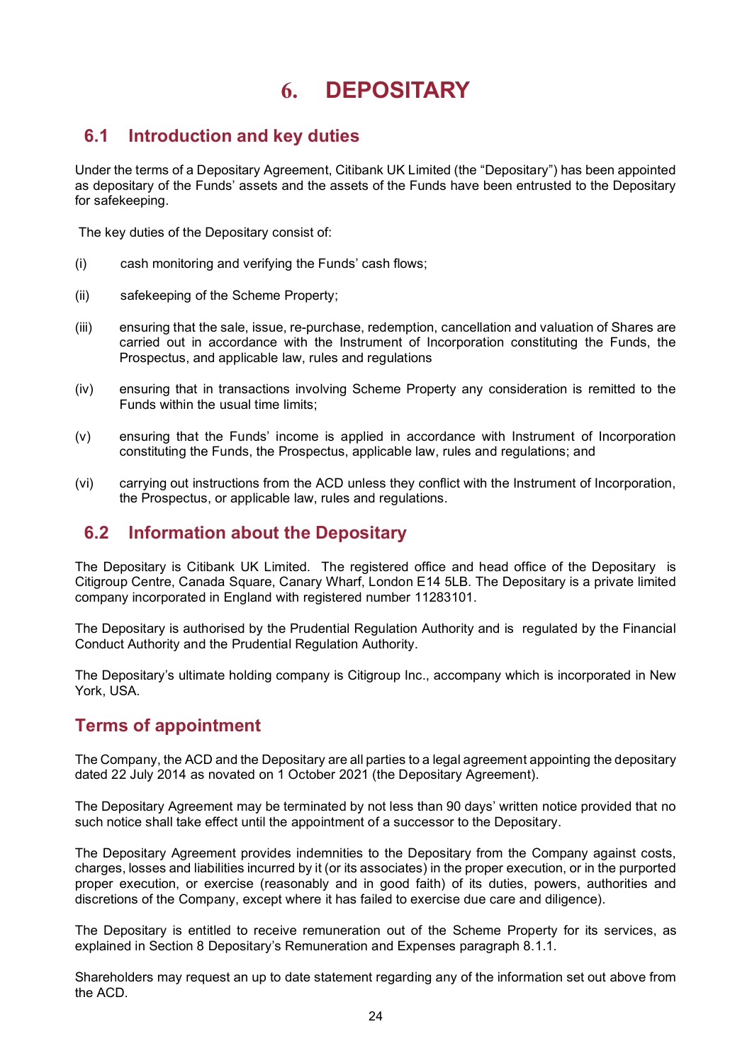# 6. DEPOSITARY

## 6.1 Introduction and key duties

Under the terms of a Depositary Agreement, Citibank UK Limited (the "Depositary") has been appointed as depositary of the Funds' assets and the assets of the Funds have been entrusted to the Depositary for safekeeping.

The key duties of the Depositary consist of:

(i) cash monitoring and verifying the Funds' cash flows;

(ii) safekeeping of the Scheme Property;

(iii) ensuring that the sale, issue, re-purchase, redemption, cancellation and valuation of Shares are carried out in accordance with the Instrument of Incorporation constituting the Funds, the Prospectus, and applicable law, rules and regulations

(iv) ensuring that in transactions involving Scheme Property any consideration is remitted to the Funds within the usual time limits;

(v) ensuring that the Funds' income is applied in accordance with Instrument of Incorporation constituting the Funds, the Prospectus, applicable law, rules and regulations; and

(vi) carrying out instructions from the ACD unless they conflict with the Instrument of Incorporation, the Prospectus, or applicable law, rules and regulations.

## 6.2 Information about the Depositary

The Depositary is Citibank UK Limited. The registered office and head office of the Depositary is Citigroup Centre, Canada Square, Canary Wharf, London E14 5LB. The Depositary is a private limited company incorporated in England with registered number 11283101.

The Depositary is authorised by the Prudential Regulation Authority and is regulated by the Financial Conduct Authority and the Prudential Regulation Authority.

The Depositary's ultimate holding company is Citigroup Inc., accompany which is incorporated in New York, USA.

## Terms of appointment

The Company, the ACD and the Depositary are all parties to a legal agreement appointing the depositary dated 22 July 2014 as novated on 1 October 2021 (the Depositary Agreement).

The Depositary Agreement may be terminated by not less than 90 days' written notice provided that no such notice shall take effect until the appointment of a successor to the Depositary.

The Depositary Agreement provides indemnities to the Depositary from the Company against costs, charges, losses and liabilities incurred by it (or its associates) in the proper execution, or in the purported proper execution, or exercise (reasonably and in good faith) of its duties, powers, authorities and discretions of the Company, except where it has failed to exercise due care and diligence).

The Depositary is entitled to receive remuneration out of the Scheme Property for its services, as explained in Section 8 Depositary's Remuneration and Expenses paragraph 8.1.1.

Shareholders may request an up to date statement regarding any of the information set out above from the ACD.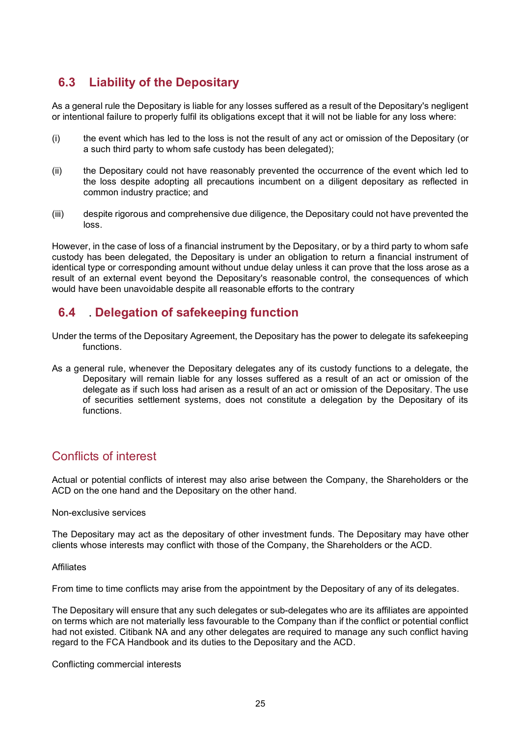## 6.3 Liability of the Depositary

As a general rule the Depositary is liable for any losses suffered as a result of the Depositary's negligent or intentional failure to properly fulfil its obligations except that it will not be liable for any loss where:

(i) the event which has led to the loss is not the result of any act or omission of the Depositary (or a such third party to whom safe custody has been delegated);

(ii) the Depositary could not have reasonably prevented the occurrence of the event which led to the loss despite adopting all precautions incumbent on a diligent depositary as reflected in common industry practice; and

(iii) despite rigorous and comprehensive due diligence, the Depositary could not have prevented the loss.

However, in the case of loss of a financial instrument by the Depositary, or by a third party to whom safe custody has been delegated, the Depositary is under an obligation to return a financial instrument of identical type or corresponding amount without undue delay unless it can prove that the loss arose as a result of an external event beyond the Depositary's reasonable control, the consequences of which would have been unavoidable despite all reasonable efforts to the contrary

## 6.4 . Delegation of safekeeping function

Under the terms of the Depositary Agreement, the Depositary has the power to delegate its safekeeping functions.

As a general rule, whenever the Depositary delegates any of its custody functions to a delegate, the Depositary will remain liable for any losses suffered as a result of an act or omission of the delegate as if such loss had arisen as a result of an act or omission of the Depositary. The use of securities settlement systems, does not constitute a delegation by the Depositary of its functions.

## Conflicts of interest

Actual or potential conflicts of interest may also arise between the Company, the Shareholders or the ACD on the one hand and the Depositary on the other hand.

Non-exclusive services

The Depositary may act as the depositary of other investment funds. The Depositary may have other clients whose interests may conflict with those of the Company, the Shareholders or the ACD.

Affiliates

From time to time conflicts may arise from the appointment by the Depositary of any of its delegates.

The Depositary will ensure that any such delegates or sub-delegates who are its affiliates are appointed on terms which are not materially less favourable to the Company than if the conflict or potential conflict had not existed. Citibank NA and any other delegates are required to manage any such conflict having regard to the FCA Handbook and its duties to the Depositary and the ACD.

Conflicting commercial interests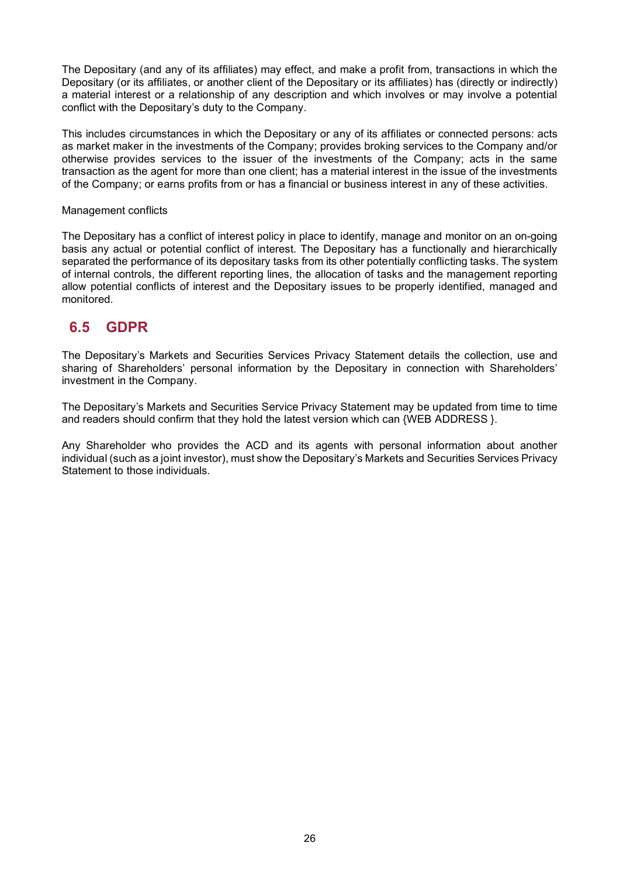The Depositary (and any of its affiliates) may effect, and make a profit from, transactions in which the Depositary (or its affiliates, or another client of the Depositary or its affiliates) has (directly or indirectly) a material interest or a relationship of any description and which involves or may involve a potential conflict with the Depositary's duty to the Company.

This includes circumstances in which the Depositary or any of its affiliates or connected persons: acts as market maker in the investments of the Company; provides broking services to the Company and/or otherwise provides services to the issuer of the investments of the Company; acts in the same transaction as the agent for more than one client; has a material interest in the issue of the investments of the Company; or earns profits from or has a financial or business interest in any of these activities.

Management conflicts

The Depositary has a conflict of interest policy in place to identify, manage and monitor on an on-going basis any actual or potential conflict of interest. The Depositary has a functionally and hierarchically separated the performance of its depositary tasks from its other potentially conflicting tasks. The system of internal controls, the different reporting lines, the allocation of tasks and the management reporting allow potential conflicts of interest and the Depositary issues to be properly identified, managed and monitored.

## 6.5 GDPR

The Depositary's Markets and Securities Services Privacy Statement details the collection, use and sharing of Shareholders' personal information by the Depositary in connection with Shareholders' investment in the Company.

The Depositary's Markets and Securities Service Privacy Statement may be updated from time to time and readers should confirm that they hold the latest version which can {WEB ADDRESS }.

Any Shareholder who provides the ACD and its agents with personal information about another individual (such as a joint investor), must show the Depositary's Markets and Securities Services Privacy Statement to those individuals.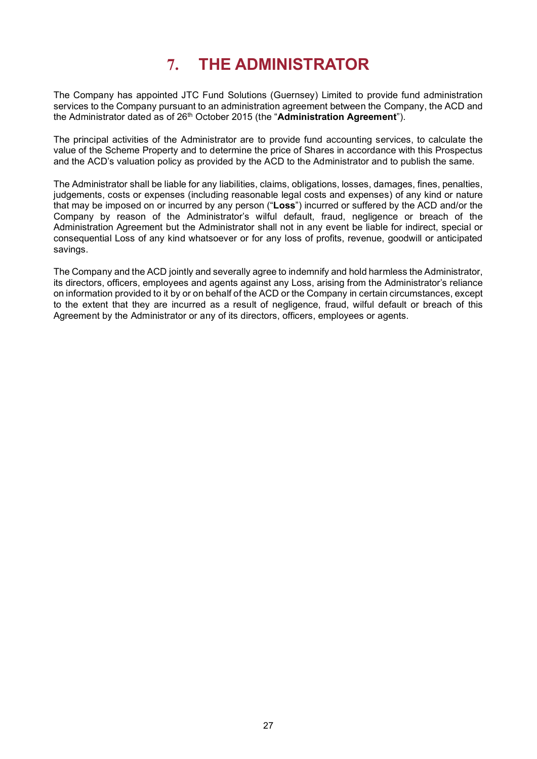# 7. THE ADMINISTRATOR

The Company has appointed JTC Fund Solutions (Guernsey) Limited to provide fund administration services to the Company pursuant to an administration agreement between the Company, the ACD and the Administrator dated as of 26th October 2015 (the "**Administration Agreement**").

The principal activities of the Administrator are to provide fund accounting services, to calculate the value of the Scheme Property and to determine the price of Shares in accordance with this Prospectus and the ACD's valuation policy as provided by the ACD to the Administrator and to publish the same.

The Administrator shall be liable for any liabilities, claims, obligations, losses, damages, fines, penalties, judgements, costs or expenses (including reasonable legal costs and expenses) of any kind or nature that may be imposed on or incurred by any person ("**Loss**") incurred or suffered by the ACD and/or the Company by reason of the Administrator's wilful default, fraud, negligence or breach of the Administration Agreement but the Administrator shall not in any event be liable for indirect, special or consequential Loss of any kind whatsoever or for any loss of profits, revenue, goodwill or anticipated savings.

The Company and the ACD jointly and severally agree to indemnify and hold harmless the Administrator, its directors, officers, employees and agents against any Loss, arising from the Administrator's reliance on information provided to it by or on behalf of the ACD or the Company in certain circumstances, except to the extent that they are incurred as a result of negligence, fraud, wilful default or breach of this Agreement by the Administrator or any of its directors, officers, employees or agents.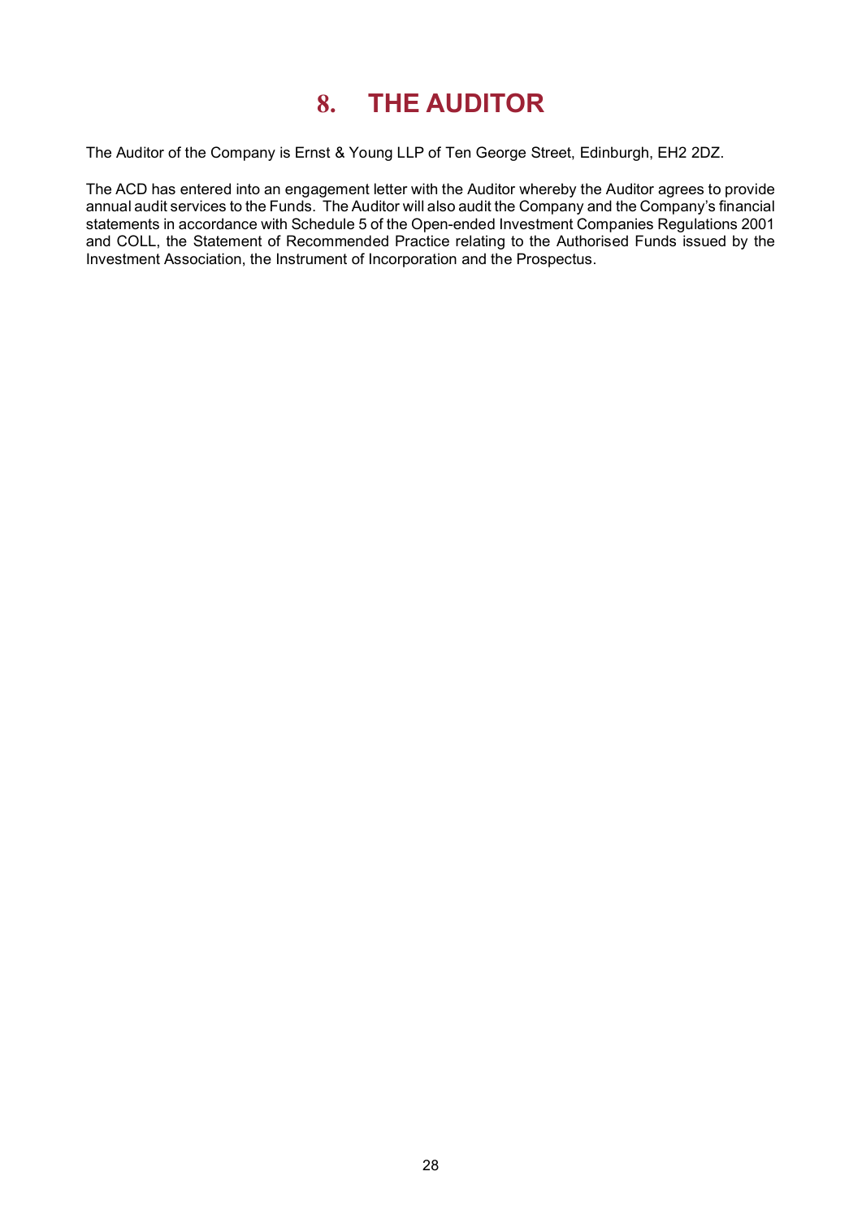# 8. THE AUDITOR

The Auditor of the Company is Ernst & Young LLP of Ten George Street, Edinburgh, EH2 2DZ.

The ACD has entered into an engagement letter with the Auditor whereby the Auditor agrees to provide annual audit services to the Funds. The Auditor will also audit the Company and the Company's financial statements in accordance with Schedule 5 of the Open-ended Investment Companies Regulations 2001 and COLL, the Statement of Recommended Practice relating to the Authorised Funds issued by the Investment Association, the Instrument of Incorporation and the Prospectus.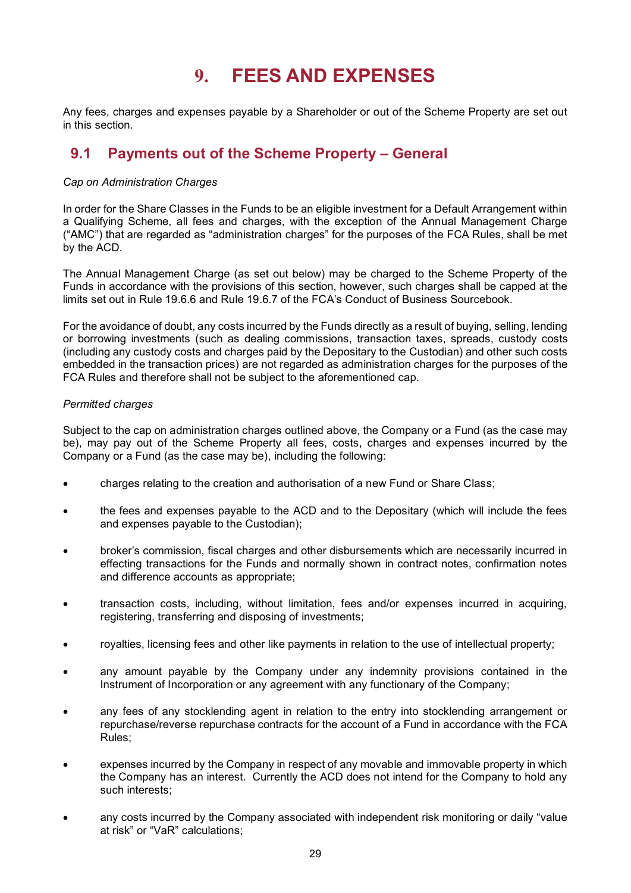# 9. FEES AND EXPENSES

Any fees, charges and expenses payable by a Shareholder or out of the Scheme Property are set out in this section.

## 9.1 Payments out of the Scheme Property – General

*Cap on Administration Charges*

In order for the Share Classes in the Funds to be an eligible investment for a Default Arrangement within a Qualifying Scheme, all fees and charges, with the exception of the Annual Management Charge ("AMC") that are regarded as "administration charges" for the purposes of the FCA Rules, shall be met by the ACD.

The Annual Management Charge (as set out below) may be charged to the Scheme Property of the Funds in accordance with the provisions of this section, however, such charges shall be capped at the limits set out in Rule 19.6.6 and Rule 19.6.7 of the FCA's Conduct of Business Sourcebook.

For the avoidance of doubt, any costs incurred by the Funds directly as a result of buying, selling, lending or borrowing investments (such as dealing commissions, transaction taxes, spreads, custody costs (including any custody costs and charges paid by the Depositary to the Custodian) and other such costs embedded in the transaction prices) are not regarded as administration charges for the purposes of the FCA Rules and therefore shall not be subject to the aforementioned cap.

*Permitted charges*

Subject to the cap on administration charges outlined above, the Company or a Fund (as the case may be), may pay out of the Scheme Property all fees, costs, charges and expenses incurred by the Company or a Fund (as the case may be), including the following:

- charges relating to the creation and authorisation of a new Fund or Share Class;
- the fees and expenses payable to the ACD and to the Depositary (which will include the fees and expenses payable to the Custodian);
- broker's commission, fiscal charges and other disbursements which are necessarily incurred in effecting transactions for the Funds and normally shown in contract notes, confirmation notes and difference accounts as appropriate;
- transaction costs, including, without limitation, fees and/or expenses incurred in acquiring, registering, transferring and disposing of investments;
- royalties, licensing fees and other like payments in relation to the use of intellectual property;
- any amount payable by the Company under any indemnity provisions contained in the Instrument of Incorporation or any agreement with any functionary of the Company;
- any fees of any stocklending agent in relation to the entry into stocklending arrangement or repurchase/reverse repurchase contracts for the account of a Fund in accordance with the FCA Rules;
- expenses incurred by the Company in respect of any movable and immovable property in which the Company has an interest. Currently the ACD does not intend for the Company to hold any such interests;
- any costs incurred by the Company associated with independent risk monitoring or daily "value at risk" or "VaR" calculations;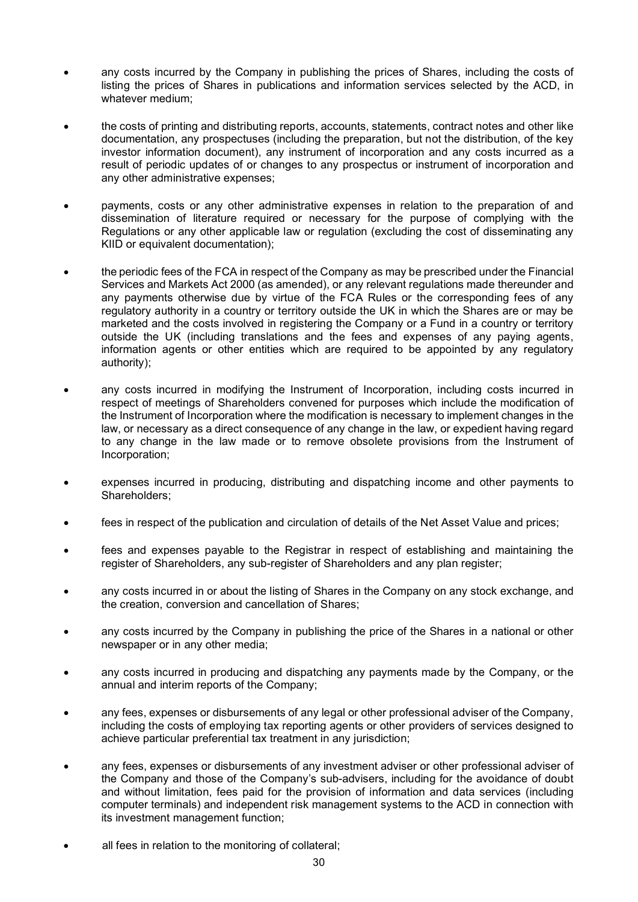- any costs incurred by the Company in publishing the prices of Shares, including the costs of listing the prices of Shares in publications and information services selected by the ACD, in whatever medium;
- the costs of printing and distributing reports, accounts, statements, contract notes and other like documentation, any prospectuses (including the preparation, but not the distribution, of the key investor information document), any instrument of incorporation and any costs incurred as a result of periodic updates of or changes to any prospectus or instrument of incorporation and any other administrative expenses;
- payments, costs or any other administrative expenses in relation to the preparation of and dissemination of literature required or necessary for the purpose of complying with the Regulations or any other applicable law or regulation (excluding the cost of disseminating any KIID or equivalent documentation);
- the periodic fees of the FCA in respect of the Company as may be prescribed under the Financial Services and Markets Act 2000 (as amended), or any relevant regulations made thereunder and any payments otherwise due by virtue of the FCA Rules or the corresponding fees of any regulatory authority in a country or territory outside the UK in which the Shares are or may be marketed and the costs involved in registering the Company or a Fund in a country or territory outside the UK (including translations and the fees and expenses of any paying agents, information agents or other entities which are required to be appointed by any regulatory authority);
- any costs incurred in modifying the Instrument of Incorporation, including costs incurred in respect of meetings of Shareholders convened for purposes which include the modification of the Instrument of Incorporation where the modification is necessary to implement changes in the law, or necessary as a direct consequence of any change in the law, or expedient having regard to any change in the law made or to remove obsolete provisions from the Instrument of Incorporation;
- expenses incurred in producing, distributing and dispatching income and other payments to Shareholders;
- fees in respect of the publication and circulation of details of the Net Asset Value and prices;
- fees and expenses payable to the Registrar in respect of establishing and maintaining the register of Shareholders, any sub-register of Shareholders and any plan register;
- any costs incurred in or about the listing of Shares in the Company on any stock exchange, and the creation, conversion and cancellation of Shares;
- any costs incurred by the Company in publishing the price of the Shares in a national or other newspaper or in any other media;
- any costs incurred in producing and dispatching any payments made by the Company, or the annual and interim reports of the Company;
- any fees, expenses or disbursements of any legal or other professional adviser of the Company, including the costs of employing tax reporting agents or other providers of services designed to achieve particular preferential tax treatment in any jurisdiction;
- any fees, expenses or disbursements of any investment adviser or other professional adviser of the Company and those of the Company's sub-advisers, including for the avoidance of doubt and without limitation, fees paid for the provision of information and data services (including computer terminals) and independent risk management systems to the ACD in connection with its investment management function;
- all fees in relation to the monitoring of collateral;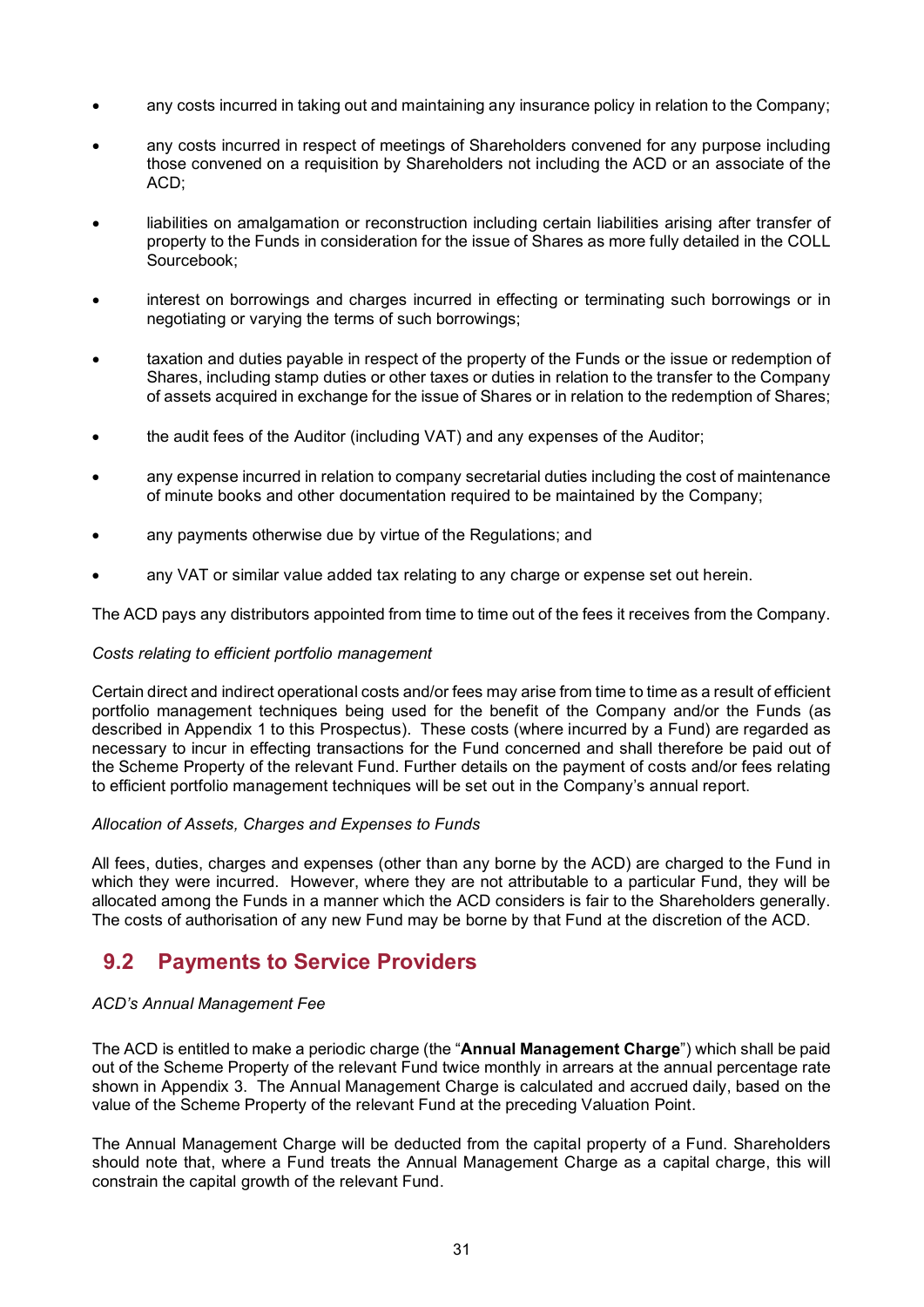- any costs incurred in taking out and maintaining any insurance policy in relation to the Company;
- any costs incurred in respect of meetings of Shareholders convened for any purpose including those convened on a requisition by Shareholders not including the ACD or an associate of the ACD;
- liabilities on amalgamation or reconstruction including certain liabilities arising after transfer of property to the Funds in consideration for the issue of Shares as more fully detailed in the COLL Sourcebook;
- interest on borrowings and charges incurred in effecting or terminating such borrowings or in negotiating or varying the terms of such borrowings;
- taxation and duties payable in respect of the property of the Funds or the issue or redemption of Shares, including stamp duties or other taxes or duties in relation to the transfer to the Company of assets acquired in exchange for the issue of Shares or in relation to the redemption of Shares;
- the audit fees of the Auditor (including VAT) and any expenses of the Auditor;
- any expense incurred in relation to company secretarial duties including the cost of maintenance of minute books and other documentation required to be maintained by the Company;
- any payments otherwise due by virtue of the Regulations; and
- any VAT or similar value added tax relating to any charge or expense set out herein.

The ACD pays any distributors appointed from time to time out of the fees it receives from the Company.

*Costs relating to efficient portfolio management*

Certain direct and indirect operational costs and/or fees may arise from time to time as a result of efficient portfolio management techniques being used for the benefit of the Company and/or the Funds (as described in Appendix 1 to this Prospectus). These costs (where incurred by a Fund) are regarded as necessary to incur in effecting transactions for the Fund concerned and shall therefore be paid out of the Scheme Property of the relevant Fund. Further details on the payment of costs and/or fees relating to efficient portfolio management techniques will be set out in the Company's annual report.

*Allocation of Assets, Charges and Expenses to Funds*

All fees, duties, charges and expenses (other than any borne by the ACD) are charged to the Fund in which they were incurred. However, where they are not attributable to a particular Fund, they will be allocated among the Funds in a manner which the ACD considers is fair to the Shareholders generally. The costs of authorisation of any new Fund may be borne by that Fund at the discretion of the ACD.

## 9.2 Payments to Service Providers

*ACD's Annual Management Fee*

The ACD is entitled to make a periodic charge (the "**Annual Management Charge**") which shall be paid out of the Scheme Property of the relevant Fund twice monthly in arrears at the annual percentage rate shown in Appendix 3. The Annual Management Charge is calculated and accrued daily, based on the value of the Scheme Property of the relevant Fund at the preceding Valuation Point.

The Annual Management Charge will be deducted from the capital property of a Fund. Shareholders should note that, where a Fund treats the Annual Management Charge as a capital charge, this will constrain the capital growth of the relevant Fund.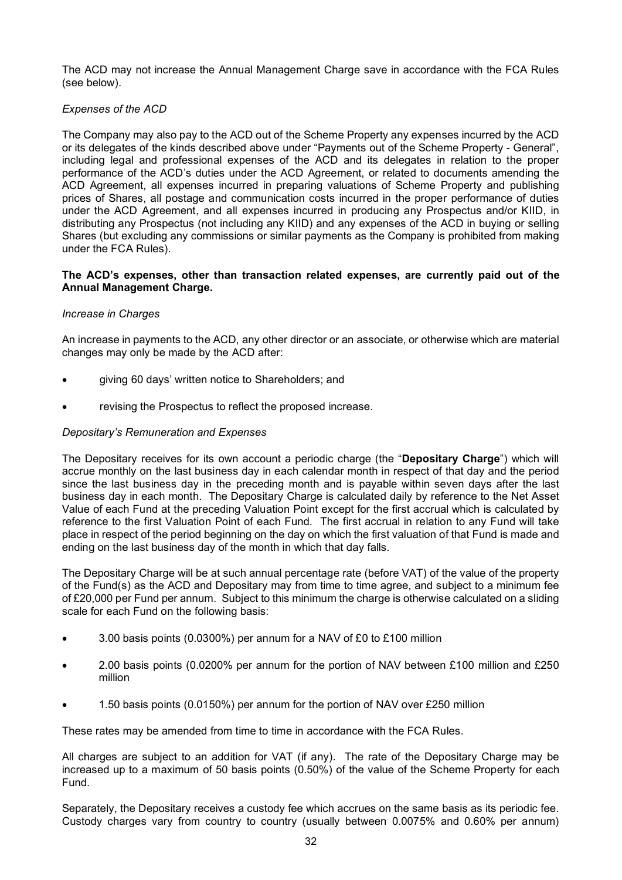The ACD may not increase the Annual Management Charge save in accordance with the FCA Rules (see below).

*Expenses of the ACD*

The Company may also pay to the ACD out of the Scheme Property any expenses incurred by the ACD or its delegates of the kinds described above under "Payments out of the Scheme Property - General", including legal and professional expenses of the ACD and its delegates in relation to the proper performance of the ACD's duties under the ACD Agreement, or related to documents amending the ACD Agreement, all expenses incurred in preparing valuations of Scheme Property and publishing prices of Shares, all postage and communication costs incurred in the proper performance of duties under the ACD Agreement, and all expenses incurred in producing any Prospectus and/or KIID, in distributing any Prospectus (not including any KIID) and any expenses of the ACD in buying or selling Shares (but excluding any commissions or similar payments as the Company is prohibited from making under the FCA Rules).

**The ACD's expenses, other than transaction related expenses, are currently paid out of the Annual Management Charge.**

*Increase in Charges*

An increase in payments to the ACD, any other director or an associate, or otherwise which are material changes may only be made by the ACD after:

- giving 60 days' written notice to Shareholders; and
- revising the Prospectus to reflect the proposed increase.

*Depositary's Remuneration and Expenses*

The Depositary receives for its own account a periodic charge (the "**Depositary Charge**") which will accrue monthly on the last business day in each calendar month in respect of that day and the period since the last business day in the preceding month and is payable within seven days after the last business day in each month. The Depositary Charge is calculated daily by reference to the Net Asset Value of each Fund at the preceding Valuation Point except for the first accrual which is calculated by reference to the first Valuation Point of each Fund. The first accrual in relation to any Fund will take place in respect of the period beginning on the day on which the first valuation of that Fund is made and ending on the last business day of the month in which that day falls.

The Depositary Charge will be at such annual percentage rate (before VAT) of the value of the property of the Fund(s) as the ACD and Depositary may from time to time agree, and subject to a minimum fee of £20,000 per Fund per annum. Subject to this minimum the charge is otherwise calculated on a sliding scale for each Fund on the following basis:

- 3.00 basis points (0.0300%) per annum for a NAV of £0 to £100 million
- 2.00 basis points (0.0200% per annum for the portion of NAV between £100 million and £250 million
- 1.50 basis points (0.0150%) per annum for the portion of NAV over £250 million

These rates may be amended from time to time in accordance with the FCA Rules.

All charges are subject to an addition for VAT (if any). The rate of the Depositary Charge may be increased up to a maximum of 50 basis points (0.50%) of the value of the Scheme Property for each Fund.

Separately, the Depositary receives a custody fee which accrues on the same basis as its periodic fee. Custody charges vary from country to country (usually between 0.0075% and 0.60% per annum)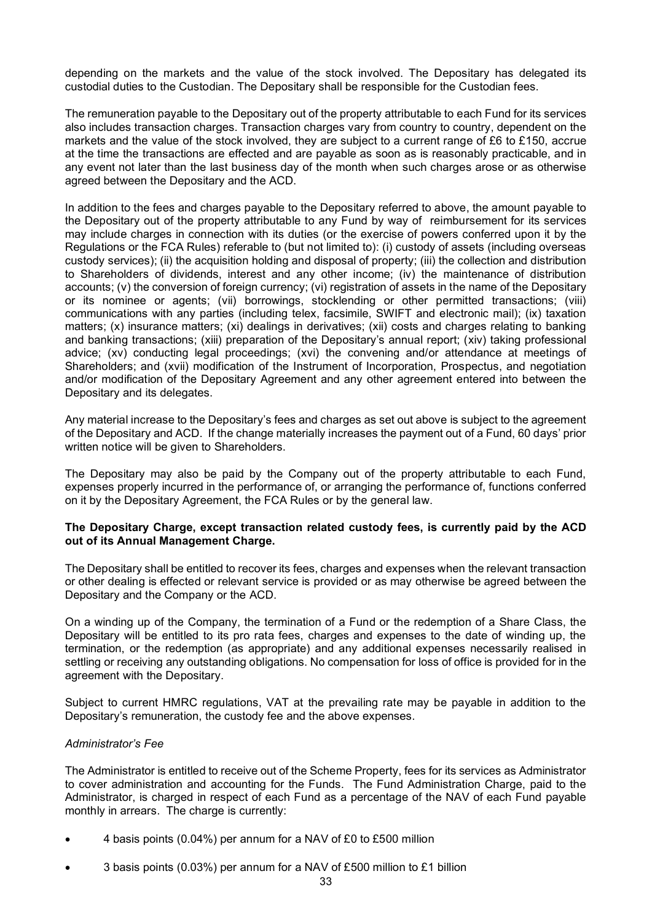depending on the markets and the value of the stock involved. The Depositary has delegated its custodial duties to the Custodian. The Depositary shall be responsible for the Custodian fees.

The remuneration payable to the Depositary out of the property attributable to each Fund for its services also includes transaction charges. Transaction charges vary from country to country, dependent on the markets and the value of the stock involved, they are subject to a current range of £6 to £150, accrue at the time the transactions are effected and are payable as soon as is reasonably practicable, and in any event not later than the last business day of the month when such charges arose or as otherwise agreed between the Depositary and the ACD.

In addition to the fees and charges payable to the Depositary referred to above, the amount payable to the Depositary out of the property attributable to any Fund by way of reimbursement for its services may include charges in connection with its duties (or the exercise of powers conferred upon it by the Regulations or the FCA Rules) referable to (but not limited to): (i) custody of assets (including overseas custody services); (ii) the acquisition holding and disposal of property; (iii) the collection and distribution to Shareholders of dividends, interest and any other income; (iv) the maintenance of distribution accounts; (v) the conversion of foreign currency; (vi) registration of assets in the name of the Depositary or its nominee or agents; (vii) borrowings, stocklending or other permitted transactions; (viii) communications with any parties (including telex, facsimile, SWIFT and electronic mail); (ix) taxation matters; (x) insurance matters; (xi) dealings in derivatives; (xii) costs and charges relating to banking and banking transactions; (xiii) preparation of the Depositary's annual report; (xiv) taking professional advice; (xv) conducting legal proceedings; (xvi) the convening and/or attendance at meetings of Shareholders; and (xvii) modification of the Instrument of Incorporation, Prospectus, and negotiation and/or modification of the Depositary Agreement and any other agreement entered into between the Depositary and its delegates.

Any material increase to the Depositary's fees and charges as set out above is subject to the agreement of the Depositary and ACD. If the change materially increases the payment out of a Fund, 60 days' prior written notice will be given to Shareholders.

The Depositary may also be paid by the Company out of the property attributable to each Fund, expenses properly incurred in the performance of, or arranging the performance of, functions conferred on it by the Depositary Agreement, the FCA Rules or by the general law.

**The Depositary Charge, except transaction related custody fees, is currently paid by the ACD out of its Annual Management Charge.**

The Depositary shall be entitled to recover its fees, charges and expenses when the relevant transaction or other dealing is effected or relevant service is provided or as may otherwise be agreed between the Depositary and the Company or the ACD.

On a winding up of the Company, the termination of a Fund or the redemption of a Share Class, the Depositary will be entitled to its pro rata fees, charges and expenses to the date of winding up, the termination, or the redemption (as appropriate) and any additional expenses necessarily realised in settling or receiving any outstanding obligations. No compensation for loss of office is provided for in the agreement with the Depositary.

Subject to current HMRC regulations, VAT at the prevailing rate may be payable in addition to the Depositary's remuneration, the custody fee and the above expenses.

*Administrator's Fee*

The Administrator is entitled to receive out of the Scheme Property, fees for its services as Administrator to cover administration and accounting for the Funds. The Fund Administration Charge, paid to the Administrator, is charged in respect of each Fund as a percentage of the NAV of each Fund payable monthly in arrears. The charge is currently:

- 4 basis points (0.04%) per annum for a NAV of £0 to £500 million
- 3 basis points (0.03%) per annum for a NAV of £500 million to £1 billion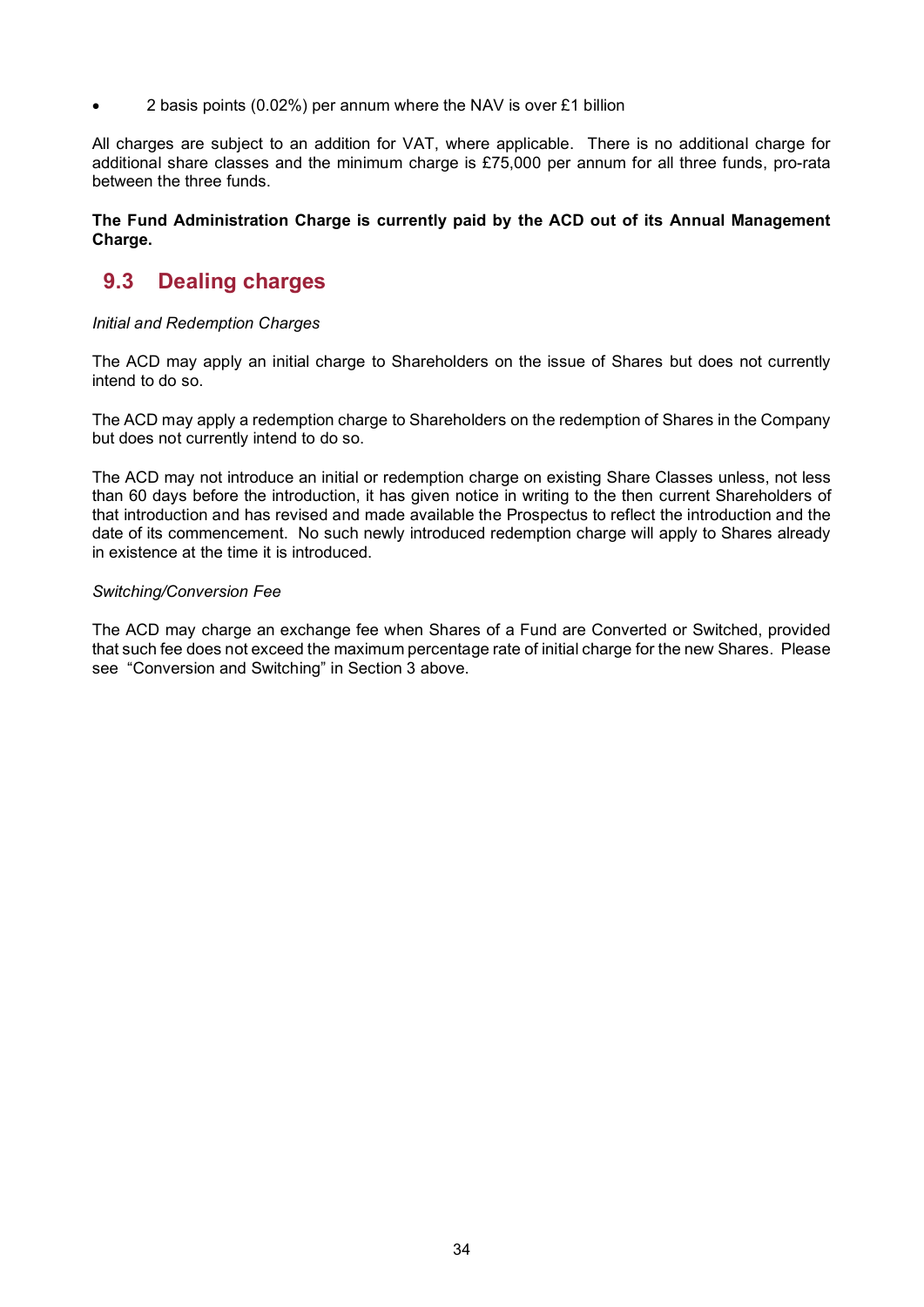- 2 basis points (0.02%) per annum where the NAV is over £1 billion

All charges are subject to an addition for VAT, where applicable. There is no additional charge for additional share classes and the minimum charge is £75,000 per annum for all three funds, pro-rata between the three funds.

**The Fund Administration Charge is currently paid by the ACD out of its Annual Management Charge.**

## 9.3 Dealing charges

*Initial and Redemption Charges*

The ACD may apply an initial charge to Shareholders on the issue of Shares but does not currently intend to do so.

The ACD may apply a redemption charge to Shareholders on the redemption of Shares in the Company but does not currently intend to do so.

The ACD may not introduce an initial or redemption charge on existing Share Classes unless, not less than 60 days before the introduction, it has given notice in writing to the then current Shareholders of that introduction and has revised and made available the Prospectus to reflect the introduction and the date of its commencement. No such newly introduced redemption charge will apply to Shares already in existence at the time it is introduced.

*Switching/Conversion Fee*

The ACD may charge an exchange fee when Shares of a Fund are Converted or Switched, provided that such fee does not exceed the maximum percentage rate of initial charge for the new Shares. Please see "Conversion and Switching" in Section 3 above.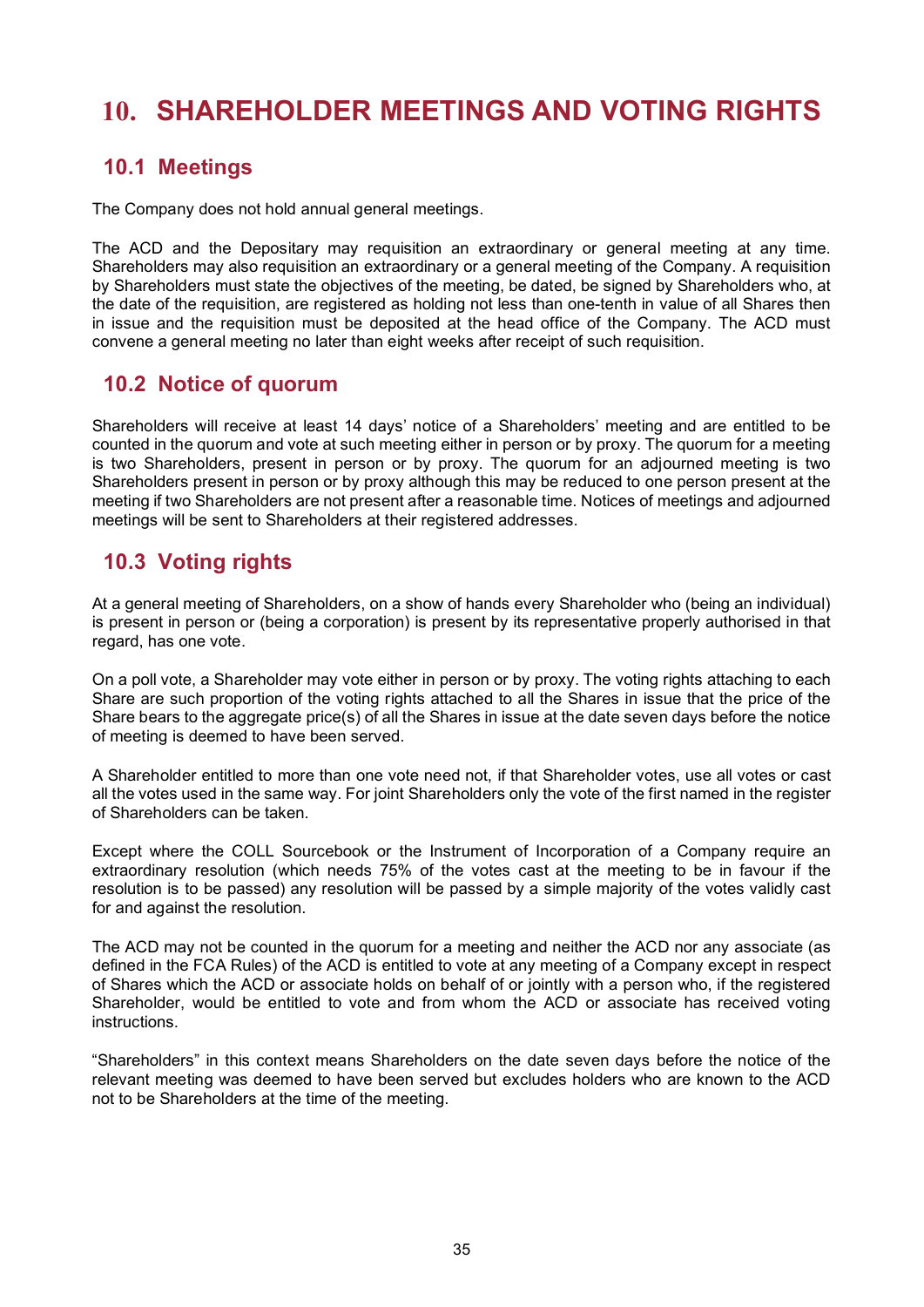# 10. SHAREHOLDER MEETINGS AND VOTING RIGHTS

## 10.1 Meetings

The Company does not hold annual general meetings.

The ACD and the Depositary may requisition an extraordinary or general meeting at any time. Shareholders may also requisition an extraordinary or a general meeting of the Company. A requisition by Shareholders must state the objectives of the meeting, be dated, be signed by Shareholders who, at the date of the requisition, are registered as holding not less than one-tenth in value of all Shares then in issue and the requisition must be deposited at the head office of the Company. The ACD must convene a general meeting no later than eight weeks after receipt of such requisition.

## 10.2 Notice of quorum

Shareholders will receive at least 14 days' notice of a Shareholders' meeting and are entitled to be counted in the quorum and vote at such meeting either in person or by proxy. The quorum for a meeting is two Shareholders, present in person or by proxy. The quorum for an adjourned meeting is two Shareholders present in person or by proxy although this may be reduced to one person present at the meeting if two Shareholders are not present after a reasonable time. Notices of meetings and adjourned meetings will be sent to Shareholders at their registered addresses.

## 10.3 Voting rights

At a general meeting of Shareholders, on a show of hands every Shareholder who (being an individual) is present in person or (being a corporation) is present by its representative properly authorised in that regard, has one vote.

On a poll vote, a Shareholder may vote either in person or by proxy. The voting rights attaching to each Share are such proportion of the voting rights attached to all the Shares in issue that the price of the Share bears to the aggregate price(s) of all the Shares in issue at the date seven days before the notice of meeting is deemed to have been served.

A Shareholder entitled to more than one vote need not, if that Shareholder votes, use all votes or cast all the votes used in the same way. For joint Shareholders only the vote of the first named in the register of Shareholders can be taken.

Except where the COLL Sourcebook or the Instrument of Incorporation of a Company require an extraordinary resolution (which needs 75% of the votes cast at the meeting to be in favour if the resolution is to be passed) any resolution will be passed by a simple majority of the votes validly cast for and against the resolution.

The ACD may not be counted in the quorum for a meeting and neither the ACD nor any associate (as defined in the FCA Rules) of the ACD is entitled to vote at any meeting of a Company except in respect of Shares which the ACD or associate holds on behalf of or jointly with a person who, if the registered Shareholder, would be entitled to vote and from whom the ACD or associate has received voting instructions.

"Shareholders" in this context means Shareholders on the date seven days before the notice of the relevant meeting was deemed to have been served but excludes holders who are known to the ACD not to be Shareholders at the time of the meeting.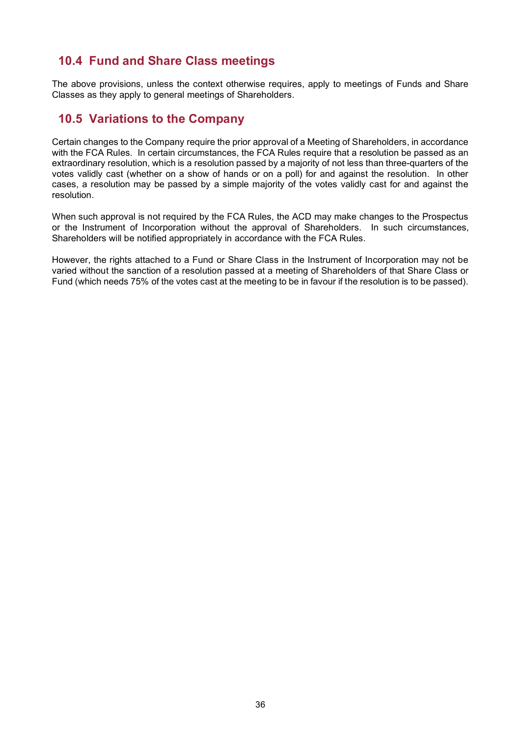## 10.4 Fund and Share Class meetings

The above provisions, unless the context otherwise requires, apply to meetings of Funds and Share Classes as they apply to general meetings of Shareholders.

## 10.5 Variations to the Company

Certain changes to the Company require the prior approval of a Meeting of Shareholders, in accordance with the FCA Rules. In certain circumstances, the FCA Rules require that a resolution be passed as an extraordinary resolution, which is a resolution passed by a majority of not less than three-quarters of the votes validly cast (whether on a show of hands or on a poll) for and against the resolution. In other cases, a resolution may be passed by a simple majority of the votes validly cast for and against the resolution.

When such approval is not required by the FCA Rules, the ACD may make changes to the Prospectus or the Instrument of Incorporation without the approval of Shareholders. In such circumstances, Shareholders will be notified appropriately in accordance with the FCA Rules.

However, the rights attached to a Fund or Share Class in the Instrument of Incorporation may not be varied without the sanction of a resolution passed at a meeting of Shareholders of that Share Class or Fund (which needs 75% of the votes cast at the meeting to be in favour if the resolution is to be passed).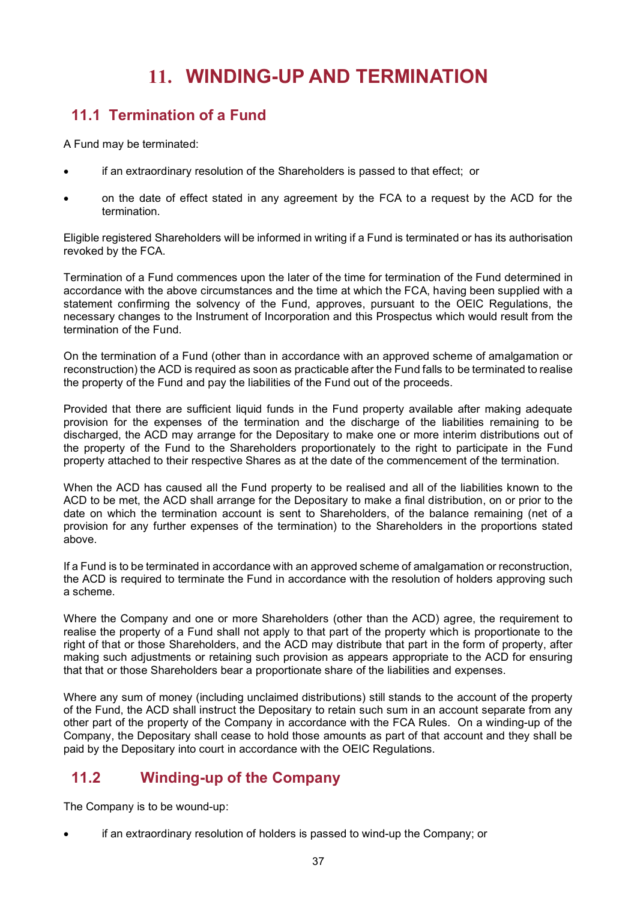# 11. WINDING-UP AND TERMINATION

## 11.1 Termination of a Fund

A Fund may be terminated:

- if an extraordinary resolution of the Shareholders is passed to that effect; or
- on the date of effect stated in any agreement by the FCA to a request by the ACD for the termination.

Eligible registered Shareholders will be informed in writing if a Fund is terminated or has its authorisation revoked by the FCA.

Termination of a Fund commences upon the later of the time for termination of the Fund determined in accordance with the above circumstances and the time at which the FCA, having been supplied with a statement confirming the solvency of the Fund, approves, pursuant to the OEIC Regulations, the necessary changes to the Instrument of Incorporation and this Prospectus which would result from the termination of the Fund.

On the termination of a Fund (other than in accordance with an approved scheme of amalgamation or reconstruction) the ACD is required as soon as practicable after the Fund falls to be terminated to realise the property of the Fund and pay the liabilities of the Fund out of the proceeds.

Provided that there are sufficient liquid funds in the Fund property available after making adequate provision for the expenses of the termination and the discharge of the liabilities remaining to be discharged, the ACD may arrange for the Depositary to make one or more interim distributions out of the property of the Fund to the Shareholders proportionately to the right to participate in the Fund property attached to their respective Shares as at the date of the commencement of the termination.

When the ACD has caused all the Fund property to be realised and all of the liabilities known to the ACD to be met, the ACD shall arrange for the Depositary to make a final distribution, on or prior to the date on which the termination account is sent to Shareholders, of the balance remaining (net of a provision for any further expenses of the termination) to the Shareholders in the proportions stated above.

If a Fund is to be terminated in accordance with an approved scheme of amalgamation or reconstruction, the ACD is required to terminate the Fund in accordance with the resolution of holders approving such a scheme.

Where the Company and one or more Shareholders (other than the ACD) agree, the requirement to realise the property of a Fund shall not apply to that part of the property which is proportionate to the right of that or those Shareholders, and the ACD may distribute that part in the form of property, after making such adjustments or retaining such provision as appears appropriate to the ACD for ensuring that that or those Shareholders bear a proportionate share of the liabilities and expenses.

Where any sum of money (including unclaimed distributions) still stands to the account of the property of the Fund, the ACD shall instruct the Depositary to retain such sum in an account separate from any other part of the property of the Company in accordance with the FCA Rules. On a winding-up of the Company, the Depositary shall cease to hold those amounts as part of that account and they shall be paid by the Depositary into court in accordance with the OEIC Regulations.

## 11.2 Winding-up of the Company

The Company is to be wound-up:

- if an extraordinary resolution of holders is passed to wind-up the Company; or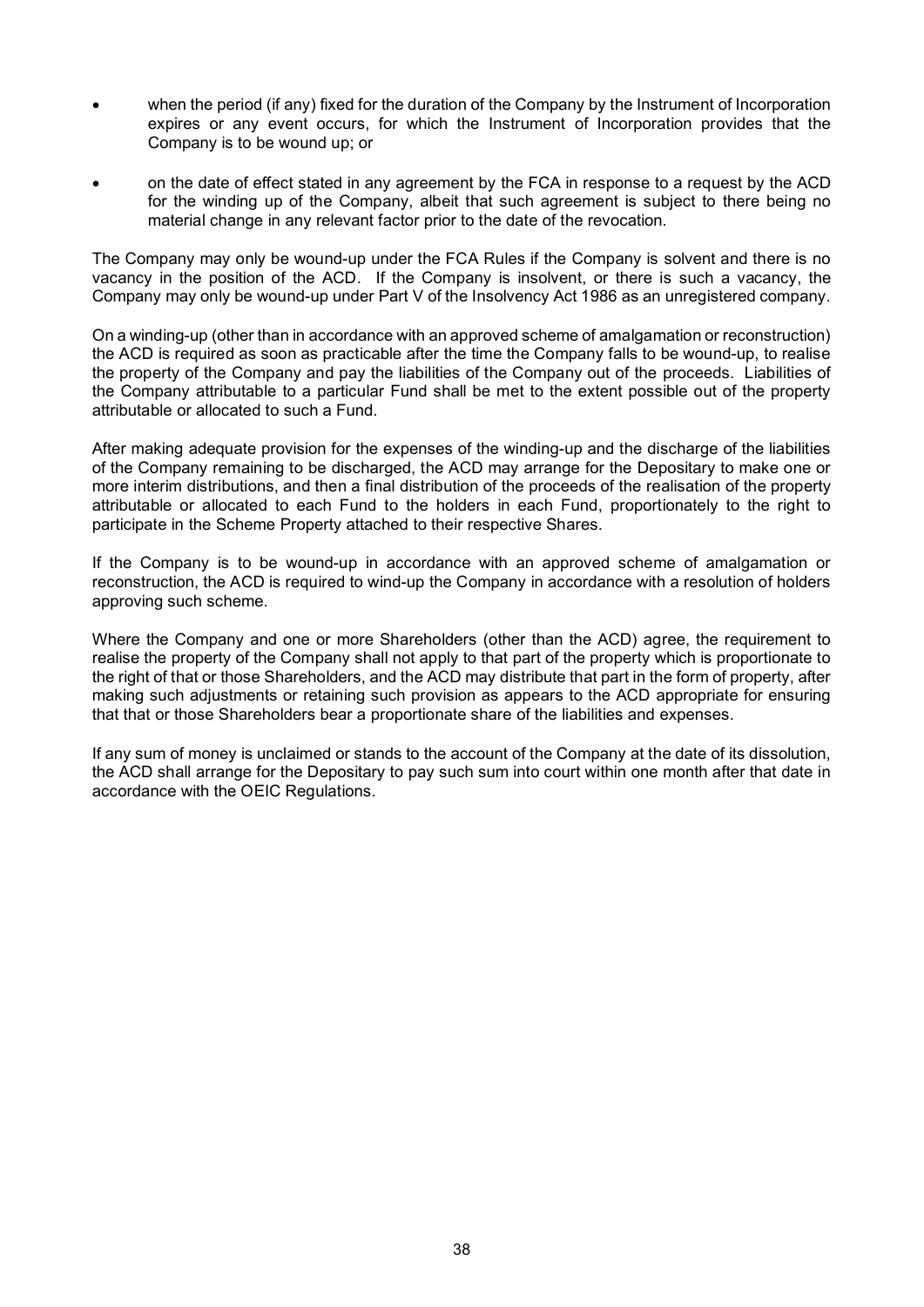- when the period (if any) fixed for the duration of the Company by the Instrument of Incorporation expires or any event occurs, for which the Instrument of Incorporation provides that the Company is to be wound up; or
- on the date of effect stated in any agreement by the FCA in response to a request by the ACD for the winding up of the Company, albeit that such agreement is subject to there being no material change in any relevant factor prior to the date of the revocation.

The Company may only be wound-up under the FCA Rules if the Company is solvent and there is no vacancy in the position of the ACD. If the Company is insolvent, or there is such a vacancy, the Company may only be wound-up under Part V of the Insolvency Act 1986 as an unregistered company.

On a winding-up (other than in accordance with an approved scheme of amalgamation or reconstruction) the ACD is required as soon as practicable after the time the Company falls to be wound-up, to realise the property of the Company and pay the liabilities of the Company out of the proceeds. Liabilities of the Company attributable to a particular Fund shall be met to the extent possible out of the property attributable or allocated to such a Fund.

After making adequate provision for the expenses of the winding-up and the discharge of the liabilities of the Company remaining to be discharged, the ACD may arrange for the Depositary to make one or more interim distributions, and then a final distribution of the proceeds of the realisation of the property attributable or allocated to each Fund to the holders in each Fund, proportionately to the right to participate in the Scheme Property attached to their respective Shares.

If the Company is to be wound-up in accordance with an approved scheme of amalgamation or reconstruction, the ACD is required to wind-up the Company in accordance with a resolution of holders approving such scheme.

Where the Company and one or more Shareholders (other than the ACD) agree, the requirement to realise the property of the Company shall not apply to that part of the property which is proportionate to the right of that or those Shareholders, and the ACD may distribute that part in the form of property, after making such adjustments or retaining such provision as appears to the ACD appropriate for ensuring that that or those Shareholders bear a proportionate share of the liabilities and expenses.

If any sum of money is unclaimed or stands to the account of the Company at the date of its dissolution, the ACD shall arrange for the Depositary to pay such sum into court within one month after that date in accordance with the OEIC Regulations.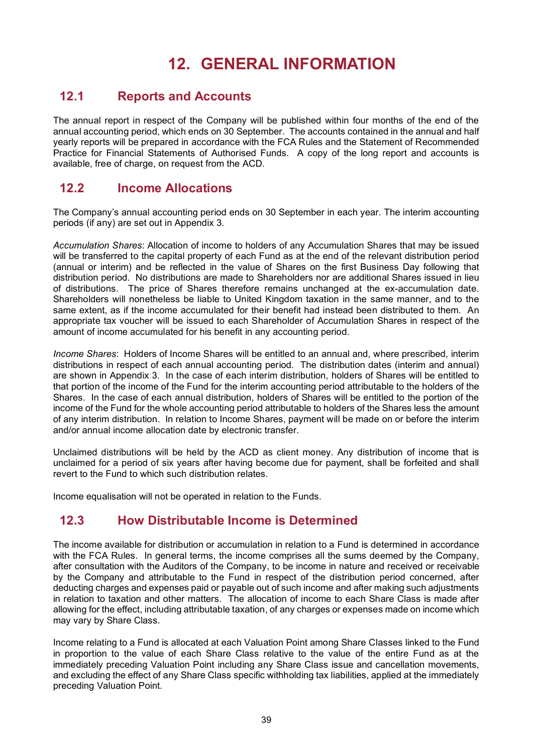# 12. GENERAL INFORMATION

## 12.1 Reports and Accounts

The annual report in respect of the Company will be published within four months of the end of the annual accounting period, which ends on 30 September. The accounts contained in the annual and half yearly reports will be prepared in accordance with the FCA Rules and the Statement of Recommended Practice for Financial Statements of Authorised Funds. A copy of the long report and accounts is available, free of charge, on request from the ACD.

## 12.2 Income Allocations

The Company's annual accounting period ends on 30 September in each year. The interim accounting periods (if any) are set out in Appendix 3.

*Accumulation Shares*: Allocation of income to holders of any Accumulation Shares that may be issued will be transferred to the capital property of each Fund as at the end of the relevant distribution period (annual or interim) and be reflected in the value of Shares on the first Business Day following that distribution period. No distributions are made to Shareholders nor are additional Shares issued in lieu of distributions. The price of Shares therefore remains unchanged at the ex-accumulation date. Shareholders will nonetheless be liable to United Kingdom taxation in the same manner, and to the same extent, as if the income accumulated for their benefit had instead been distributed to them. An appropriate tax voucher will be issued to each Shareholder of Accumulation Shares in respect of the amount of income accumulated for his benefit in any accounting period.

*Income Shares*: Holders of Income Shares will be entitled to an annual and, where prescribed, interim distributions in respect of each annual accounting period. The distribution dates (interim and annual) are shown in Appendix 3. In the case of each interim distribution, holders of Shares will be entitled to that portion of the income of the Fund for the interim accounting period attributable to the holders of the Shares. In the case of each annual distribution, holders of Shares will be entitled to the portion of the income of the Fund for the whole accounting period attributable to holders of the Shares less the amount of any interim distribution. In relation to Income Shares, payment will be made on or before the interim and/or annual income allocation date by electronic transfer.

Unclaimed distributions will be held by the ACD as client money. Any distribution of income that is unclaimed for a period of six years after having become due for payment, shall be forfeited and shall revert to the Fund to which such distribution relates.

Income equalisation will not be operated in relation to the Funds.

## 12.3 How Distributable Income is Determined

The income available for distribution or accumulation in relation to a Fund is determined in accordance with the FCA Rules. In general terms, the income comprises all the sums deemed by the Company, after consultation with the Auditors of the Company, to be income in nature and received or receivable by the Company and attributable to the Fund in respect of the distribution period concerned, after deducting charges and expenses paid or payable out of such income and after making such adjustments in relation to taxation and other matters. The allocation of income to each Share Class is made after allowing for the effect, including attributable taxation, of any charges or expenses made on income which may vary by Share Class.

Income relating to a Fund is allocated at each Valuation Point among Share Classes linked to the Fund in proportion to the value of each Share Class relative to the value of the entire Fund as at the immediately preceding Valuation Point including any Share Class issue and cancellation movements, and excluding the effect of any Share Class specific withholding tax liabilities, applied at the immediately preceding Valuation Point.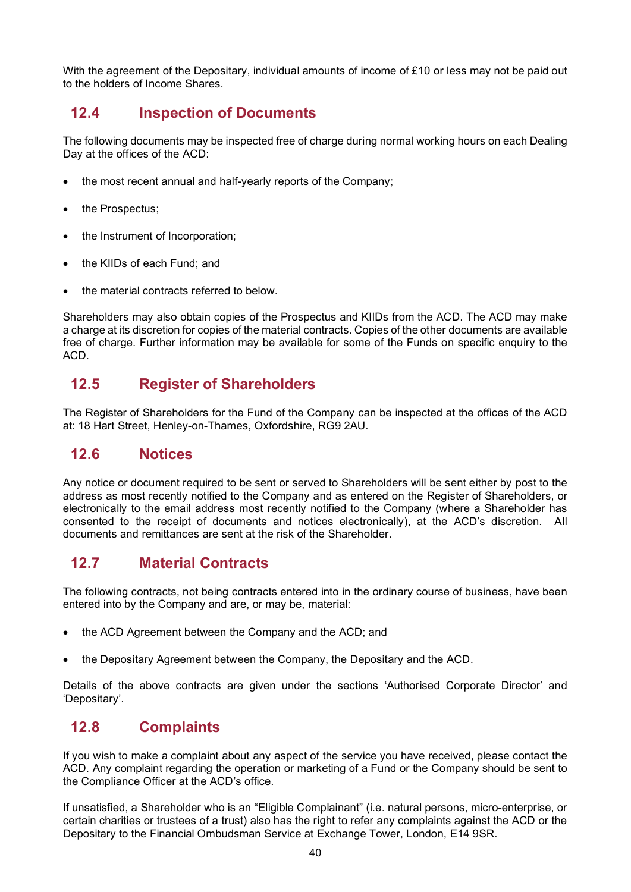With the agreement of the Depositary, individual amounts of income of £10 or less may not be paid out to the holders of Income Shares.

## 12.4 Inspection of Documents

The following documents may be inspected free of charge during normal working hours on each Dealing Day at the offices of the ACD:

- the most recent annual and half-yearly reports of the Company;
- the Prospectus;
- the Instrument of Incorporation;
- the KIIDs of each Fund; and
- the material contracts referred to below.

Shareholders may also obtain copies of the Prospectus and KIIDs from the ACD. The ACD may make a charge at its discretion for copies of the material contracts. Copies of the other documents are available free of charge. Further information may be available for some of the Funds on specific enquiry to the ACD.

## 12.5 Register of Shareholders

The Register of Shareholders for the Fund of the Company can be inspected at the offices of the ACD at: 18 Hart Street, Henley-on-Thames, Oxfordshire, RG9 2AU.

## 12.6 Notices

Any notice or document required to be sent or served to Shareholders will be sent either by post to the address as most recently notified to the Company and as entered on the Register of Shareholders, or electronically to the email address most recently notified to the Company (where a Shareholder has consented to the receipt of documents and notices electronically), at the ACD's discretion. All documents and remittances are sent at the risk of the Shareholder.

## 12.7 Material Contracts

The following contracts, not being contracts entered into in the ordinary course of business, have been entered into by the Company and are, or may be, material:

- the ACD Agreement between the Company and the ACD; and
- the Depositary Agreement between the Company, the Depositary and the ACD.

Details of the above contracts are given under the sections 'Authorised Corporate Director' and 'Depositary'.

## 12.8 Complaints

If you wish to make a complaint about any aspect of the service you have received, please contact the ACD. Any complaint regarding the operation or marketing of a Fund or the Company should be sent to the Compliance Officer at the ACD's office.

If unsatisfied, a Shareholder who is an "Eligible Complainant" (i.e. natural persons, micro-enterprise, or certain charities or trustees of a trust) also has the right to refer any complaints against the ACD or the Depositary to the Financial Ombudsman Service at Exchange Tower, London, E14 9SR.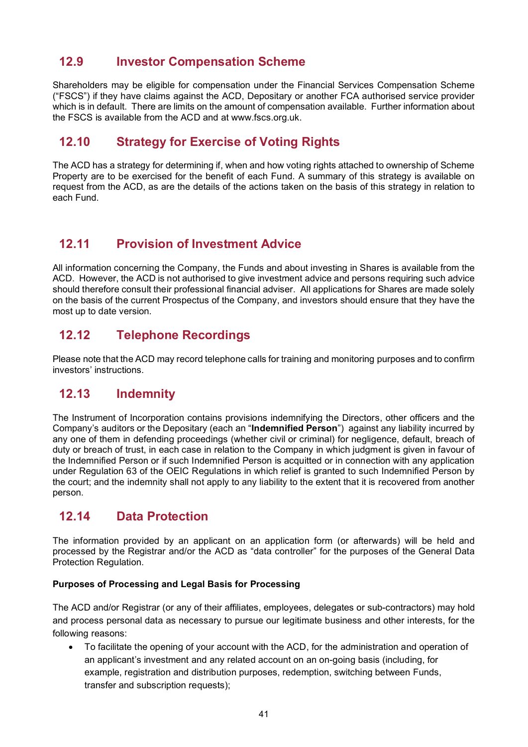## 12.9 Investor Compensation Scheme

Shareholders may be eligible for compensation under the Financial Services Compensation Scheme ("FSCS") if they have claims against the ACD, Depositary or another FCA authorised service provider which is in default. There are limits on the amount of compensation available. Further information about the FSCS is available from the ACD and at www.fscs.org.uk.

## 12.10 Strategy for Exercise of Voting Rights

The ACD has a strategy for determining if, when and how voting rights attached to ownership of Scheme Property are to be exercised for the benefit of each Fund. A summary of this strategy is available on request from the ACD, as are the details of the actions taken on the basis of this strategy in relation to each Fund.

## 12.11 Provision of Investment Advice

All information concerning the Company, the Funds and about investing in Shares is available from the ACD. However, the ACD is not authorised to give investment advice and persons requiring such advice should therefore consult their professional financial adviser. All applications for Shares are made solely on the basis of the current Prospectus of the Company, and investors should ensure that they have the most up to date version.

## 12.12 Telephone Recordings

Please note that the ACD may record telephone calls for training and monitoring purposes and to confirm investors' instructions.

## 12.13 Indemnity

The Instrument of Incorporation contains provisions indemnifying the Directors, other officers and the Company's auditors or the Depositary (each an "**Indemnified Person**") against any liability incurred by any one of them in defending proceedings (whether civil or criminal) for negligence, default, breach of duty or breach of trust, in each case in relation to the Company in which judgment is given in favour of the Indemnified Person or if such Indemnified Person is acquitted or in connection with any application under Regulation 63 of the OEIC Regulations in which relief is granted to such Indemnified Person by the court; and the indemnity shall not apply to any liability to the extent that it is recovered from another person.

## 12.14 Data Protection

The information provided by an applicant on an application form (or afterwards) will be held and processed by the Registrar and/or the ACD as "data controller" for the purposes of the General Data Protection Regulation.

**Purposes of Processing and Legal Basis for Processing**

The ACD and/or Registrar (or any of their affiliates, employees, delegates or sub-contractors) may hold and process personal data as necessary to pursue our legitimate business and other interests, for the following reasons:

- To facilitate the opening of your account with the ACD, for the administration and operation of an applicant's investment and any related account on an on-going basis (including, for example, registration and distribution purposes, redemption, switching between Funds, transfer and subscription requests);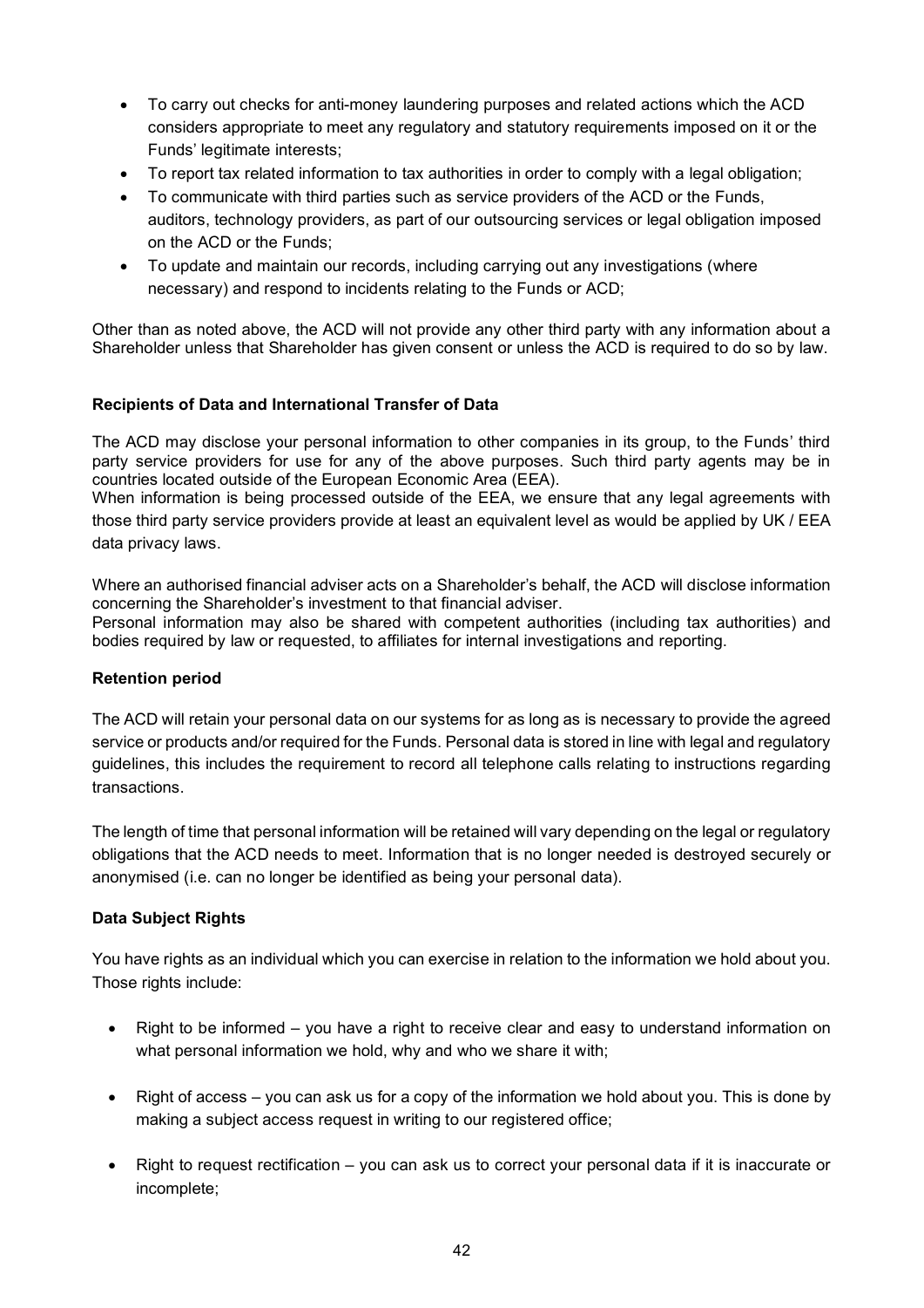- To carry out checks for anti-money laundering purposes and related actions which the ACD considers appropriate to meet any regulatory and statutory requirements imposed on it or the Funds' legitimate interests;
- To report tax related information to tax authorities in order to comply with a legal obligation;
- To communicate with third parties such as service providers of the ACD or the Funds, auditors, technology providers, as part of our outsourcing services or legal obligation imposed on the ACD or the Funds;
- To update and maintain our records, including carrying out any investigations (where necessary) and respond to incidents relating to the Funds or ACD;

Other than as noted above, the ACD will not provide any other third party with any information about a Shareholder unless that Shareholder has given consent or unless the ACD is required to do so by law.

**Recipients of Data and International Transfer of Data**

The ACD may disclose your personal information to other companies in its group, to the Funds' third party service providers for use for any of the above purposes. Such third party agents may be in countries located outside of the European Economic Area (EEA).

When information is being processed outside of the EEA, we ensure that any legal agreements with those third party service providers provide at least an equivalent level as would be applied by UK / EEA data privacy laws.

Where an authorised financial adviser acts on a Shareholder's behalf, the ACD will disclose information concerning the Shareholder's investment to that financial adviser.

Personal information may also be shared with competent authorities (including tax authorities) and bodies required by law or requested, to affiliates for internal investigations and reporting.

**Retention period**

The ACD will retain your personal data on our systems for as long as is necessary to provide the agreed service or products and/or required for the Funds. Personal data is stored in line with legal and regulatory guidelines, this includes the requirement to record all telephone calls relating to instructions regarding transactions.

The length of time that personal information will be retained will vary depending on the legal or regulatory obligations that the ACD needs to meet. Information that is no longer needed is destroyed securely or anonymised (i.e. can no longer be identified as being your personal data).

**Data Subject Rights**

You have rights as an individual which you can exercise in relation to the information we hold about you. Those rights include:

- Right to be informed – you have a right to receive clear and easy to understand information on what personal information we hold, why and who we share it with;
- Right of access – you can ask us for a copy of the information we hold about you. This is done by making a subject access request in writing to our registered office;
- Right to request rectification – you can ask us to correct your personal data if it is inaccurate or incomplete;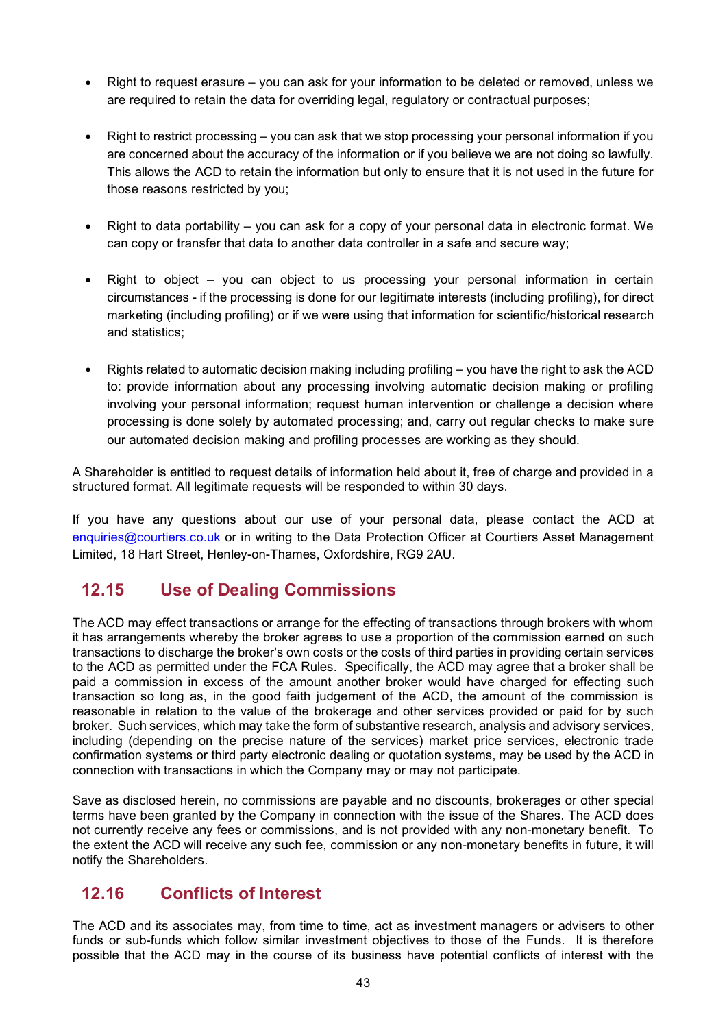- Right to request erasure – you can ask for your information to be deleted or removed, unless we are required to retain the data for overriding legal, regulatory or contractual purposes;

- Right to restrict processing – you can ask that we stop processing your personal information if you are concerned about the accuracy of the information or if you believe we are not doing so lawfully. This allows the ACD to retain the information but only to ensure that it is not used in the future for those reasons restricted by you;

- Right to data portability – you can ask for a copy of your personal data in electronic format. We can copy or transfer that data to another data controller in a safe and secure way;

- Right to object – you can object to us processing your personal information in certain circumstances - if the processing is done for our legitimate interests (including profiling), for direct marketing (including profiling) or if we were using that information for scientific/historical research and statistics;

- Rights related to automatic decision making including profiling – you have the right to ask the ACD to: provide information about any processing involving automatic decision making or profiling involving your personal information; request human intervention or challenge a decision where processing is done solely by automated processing; and, carry out regular checks to make sure our automated decision making and profiling processes are working as they should.

A Shareholder is entitled to request details of information held about it, free of charge and provided in a structured format. All legitimate requests will be responded to within 30 days.

If you have any questions about our use of your personal data, please contact the ACD at enquiries@courtiers.co.uk or in writing to the Data Protection Officer at Courtiers Asset Management Limited, 18 Hart Street, Henley-on-Thames, Oxfordshire, RG9 2AU.

## 12.15 Use of Dealing Commissions

The ACD may effect transactions or arrange for the effecting of transactions through brokers with whom it has arrangements whereby the broker agrees to use a proportion of the commission earned on such transactions to discharge the broker's own costs or the costs of third parties in providing certain services to the ACD as permitted under the FCA Rules. Specifically, the ACD may agree that a broker shall be paid a commission in excess of the amount another broker would have charged for effecting such transaction so long as, in the good faith judgement of the ACD, the amount of the commission is reasonable in relation to the value of the brokerage and other services provided or paid for by such broker. Such services, which may take the form of substantive research, analysis and advisory services, including (depending on the precise nature of the services) market price services, electronic trade confirmation systems or third party electronic dealing or quotation systems, may be used by the ACD in connection with transactions in which the Company may or may not participate.

Save as disclosed herein, no commissions are payable and no discounts, brokerages or other special terms have been granted by the Company in connection with the issue of the Shares. The ACD does not currently receive any fees or commissions, and is not provided with any non-monetary benefit. To the extent the ACD will receive any such fee, commission or any non-monetary benefits in future, it will notify the Shareholders.

## 12.16 Conflicts of Interest

The ACD and its associates may, from time to time, act as investment managers or advisers to other funds or sub-funds which follow similar investment objectives to those of the Funds. It is therefore possible that the ACD may in the course of its business have potential conflicts of interest with the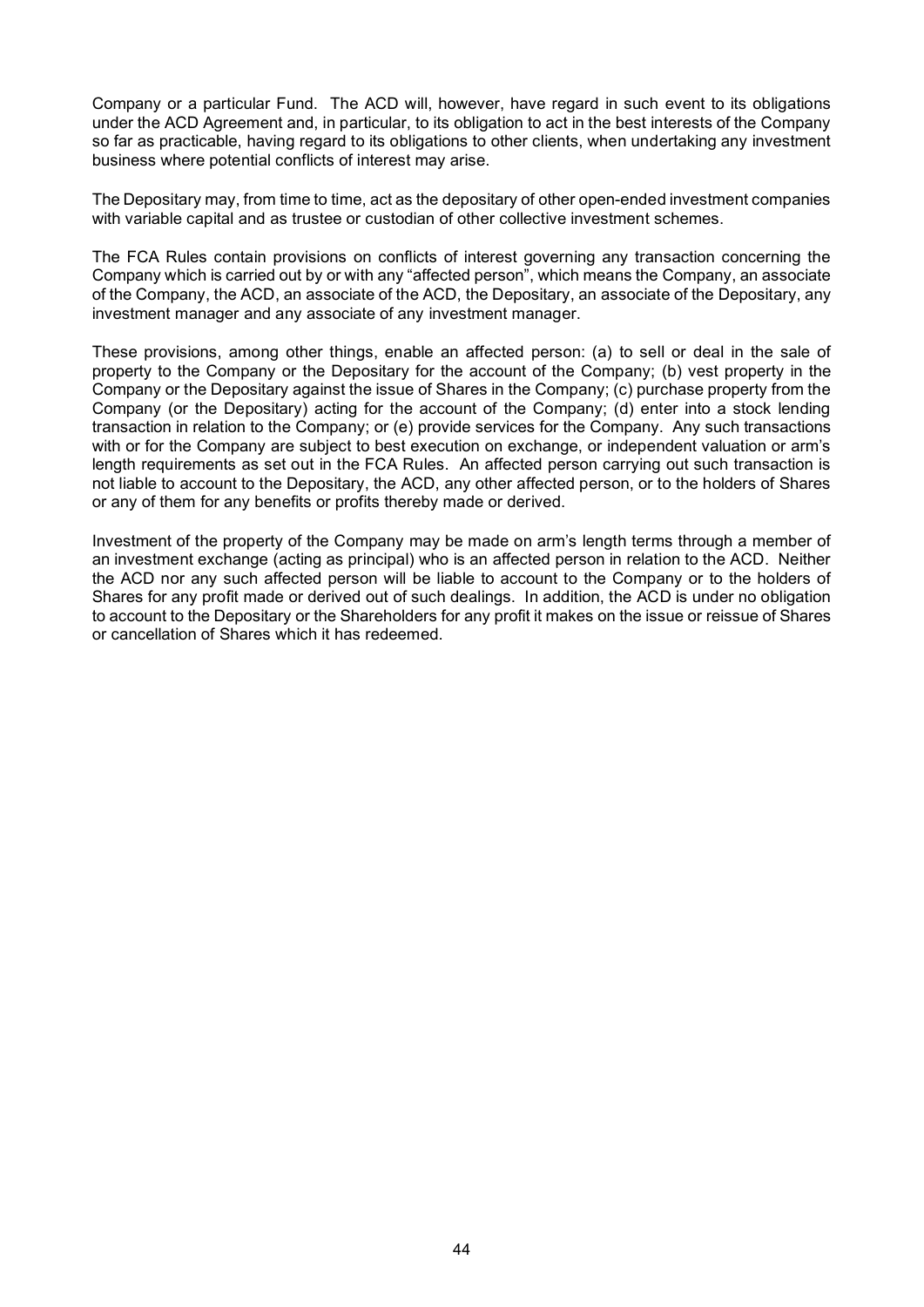Company or a particular Fund. The ACD will, however, have regard in such event to its obligations under the ACD Agreement and, in particular, to its obligation to act in the best interests of the Company so far as practicable, having regard to its obligations to other clients, when undertaking any investment business where potential conflicts of interest may arise.

The Depositary may, from time to time, act as the depositary of other open-ended investment companies with variable capital and as trustee or custodian of other collective investment schemes.

The FCA Rules contain provisions on conflicts of interest governing any transaction concerning the Company which is carried out by or with any "affected person", which means the Company, an associate of the Company, the ACD, an associate of the ACD, the Depositary, an associate of the Depositary, any investment manager and any associate of any investment manager.

These provisions, among other things, enable an affected person: (a) to sell or deal in the sale of property to the Company or the Depositary for the account of the Company; (b) vest property in the Company or the Depositary against the issue of Shares in the Company; (c) purchase property from the Company (or the Depositary) acting for the account of the Company; (d) enter into a stock lending transaction in relation to the Company; or (e) provide services for the Company. Any such transactions with or for the Company are subject to best execution on exchange, or independent valuation or arm's length requirements as set out in the FCA Rules. An affected person carrying out such transaction is not liable to account to the Depositary, the ACD, any other affected person, or to the holders of Shares or any of them for any benefits or profits thereby made or derived.

Investment of the property of the Company may be made on arm's length terms through a member of an investment exchange (acting as principal) who is an affected person in relation to the ACD. Neither the ACD nor any such affected person will be liable to account to the Company or to the holders of Shares for any profit made or derived out of such dealings. In addition, the ACD is under no obligation to account to the Depositary or the Shareholders for any profit it makes on the issue or reissue of Shares or cancellation of Shares which it has redeemed.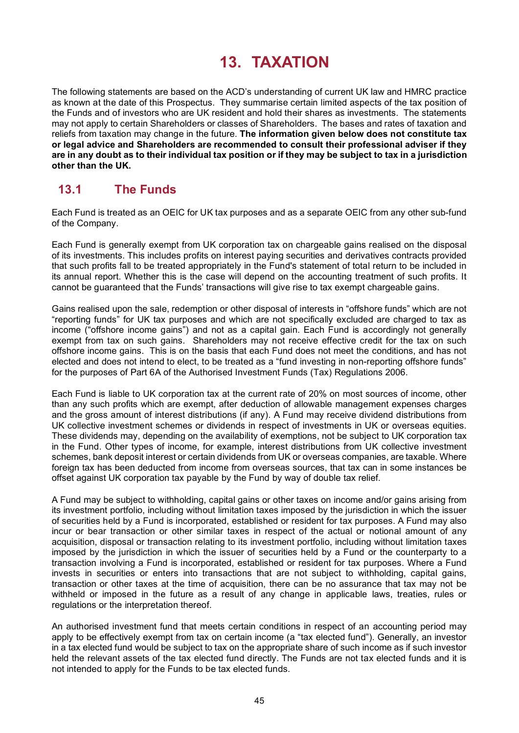# 13. TAXATION

The following statements are based on the ACD's understanding of current UK law and HMRC practice as known at the date of this Prospectus. They summarise certain limited aspects of the tax position of the Funds and of investors who are UK resident and hold their shares as investments. The statements may not apply to certain Shareholders or classes of Shareholders. The bases and rates of taxation and reliefs from taxation may change in the future. **The information given below does not constitute tax or legal advice and Shareholders are recommended to consult their professional adviser if they are in any doubt as to their individual tax position or if they may be subject to tax in a jurisdiction other than the UK.**

## 13.1 The Funds

Each Fund is treated as an OEIC for UK tax purposes and as a separate OEIC from any other sub-fund of the Company.

Each Fund is generally exempt from UK corporation tax on chargeable gains realised on the disposal of its investments. This includes profits on interest paying securities and derivatives contracts provided that such profits fall to be treated appropriately in the Fund's statement of total return to be included in its annual report. Whether this is the case will depend on the accounting treatment of such profits. It cannot be guaranteed that the Funds' transactions will give rise to tax exempt chargeable gains.

Gains realised upon the sale, redemption or other disposal of interests in "offshore funds" which are not "reporting funds" for UK tax purposes and which are not specifically excluded are charged to tax as income ("offshore income gains") and not as a capital gain. Each Fund is accordingly not generally exempt from tax on such gains. Shareholders may not receive effective credit for the tax on such offshore income gains. This is on the basis that each Fund does not meet the conditions, and has not elected and does not intend to elect, to be treated as a "fund investing in non-reporting offshore funds" for the purposes of Part 6A of the Authorised Investment Funds (Tax) Regulations 2006.

Each Fund is liable to UK corporation tax at the current rate of 20% on most sources of income, other than any such profits which are exempt, after deduction of allowable management expenses charges and the gross amount of interest distributions (if any). A Fund may receive dividend distributions from UK collective investment schemes or dividends in respect of investments in UK or overseas equities. These dividends may, depending on the availability of exemptions, not be subject to UK corporation tax in the Fund. Other types of income, for example, interest distributions from UK collective investment schemes, bank deposit interest or certain dividends from UK or overseas companies, are taxable. Where foreign tax has been deducted from income from overseas sources, that tax can in some instances be offset against UK corporation tax payable by the Fund by way of double tax relief.

A Fund may be subject to withholding, capital gains or other taxes on income and/or gains arising from its investment portfolio, including without limitation taxes imposed by the jurisdiction in which the issuer of securities held by a Fund is incorporated, established or resident for tax purposes. A Fund may also incur or bear transaction or other similar taxes in respect of the actual or notional amount of any acquisition, disposal or transaction relating to its investment portfolio, including without limitation taxes imposed by the jurisdiction in which the issuer of securities held by a Fund or the counterparty to a transaction involving a Fund is incorporated, established or resident for tax purposes. Where a Fund invests in securities or enters into transactions that are not subject to withholding, capital gains, transaction or other taxes at the time of acquisition, there can be no assurance that tax may not be withheld or imposed in the future as a result of any change in applicable laws, treaties, rules or regulations or the interpretation thereof.

An authorised investment fund that meets certain conditions in respect of an accounting period may apply to be effectively exempt from tax on certain income (a "tax elected fund"). Generally, an investor in a tax elected fund would be subject to tax on the appropriate share of such income as if such investor held the relevant assets of the tax elected fund directly. The Funds are not tax elected funds and it is not intended to apply for the Funds to be tax elected funds.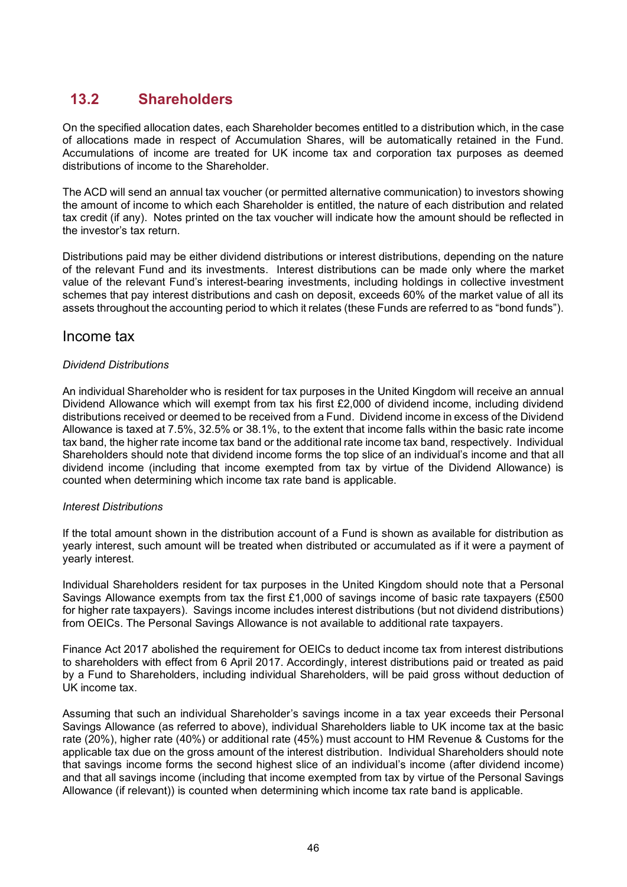## 13.2 Shareholders

On the specified allocation dates, each Shareholder becomes entitled to a distribution which, in the case of allocations made in respect of Accumulation Shares, will be automatically retained in the Fund. Accumulations of income are treated for UK income tax and corporation tax purposes as deemed distributions of income to the Shareholder.

The ACD will send an annual tax voucher (or permitted alternative communication) to investors showing the amount of income to which each Shareholder is entitled, the nature of each distribution and related tax credit (if any). Notes printed on the tax voucher will indicate how the amount should be reflected in the investor's tax return.

Distributions paid may be either dividend distributions or interest distributions, depending on the nature of the relevant Fund and its investments. Interest distributions can be made only where the market value of the relevant Fund's interest-bearing investments, including holdings in collective investment schemes that pay interest distributions and cash on deposit, exceeds 60% of the market value of all its assets throughout the accounting period to which it relates (these Funds are referred to as "bond funds").

### Income tax

*Dividend Distributions*

An individual Shareholder who is resident for tax purposes in the United Kingdom will receive an annual Dividend Allowance which will exempt from tax his first £2,000 of dividend income, including dividend distributions received or deemed to be received from a Fund. Dividend income in excess of the Dividend Allowance is taxed at 7.5%, 32.5% or 38.1%, to the extent that income falls within the basic rate income tax band, the higher rate income tax band or the additional rate income tax band, respectively. Individual Shareholders should note that dividend income forms the top slice of an individual's income and that all dividend income (including that income exempted from tax by virtue of the Dividend Allowance) is counted when determining which income tax rate band is applicable.

*Interest Distributions*

If the total amount shown in the distribution account of a Fund is shown as available for distribution as yearly interest, such amount will be treated when distributed or accumulated as if it were a payment of yearly interest.

Individual Shareholders resident for tax purposes in the United Kingdom should note that a Personal Savings Allowance exempts from tax the first £1,000 of savings income of basic rate taxpayers (£500 for higher rate taxpayers). Savings income includes interest distributions (but not dividend distributions) from OEICs. The Personal Savings Allowance is not available to additional rate taxpayers.

Finance Act 2017 abolished the requirement for OEICs to deduct income tax from interest distributions to shareholders with effect from 6 April 2017. Accordingly, interest distributions paid or treated as paid by a Fund to Shareholders, including individual Shareholders, will be paid gross without deduction of UK income tax.

Assuming that such an individual Shareholder's savings income in a tax year exceeds their Personal Savings Allowance (as referred to above), individual Shareholders liable to UK income tax at the basic rate (20%), higher rate (40%) or additional rate (45%) must account to HM Revenue & Customs for the applicable tax due on the gross amount of the interest distribution. Individual Shareholders should note that savings income forms the second highest slice of an individual's income (after dividend income) and that all savings income (including that income exempted from tax by virtue of the Personal Savings Allowance (if relevant)) is counted when determining which income tax rate band is applicable.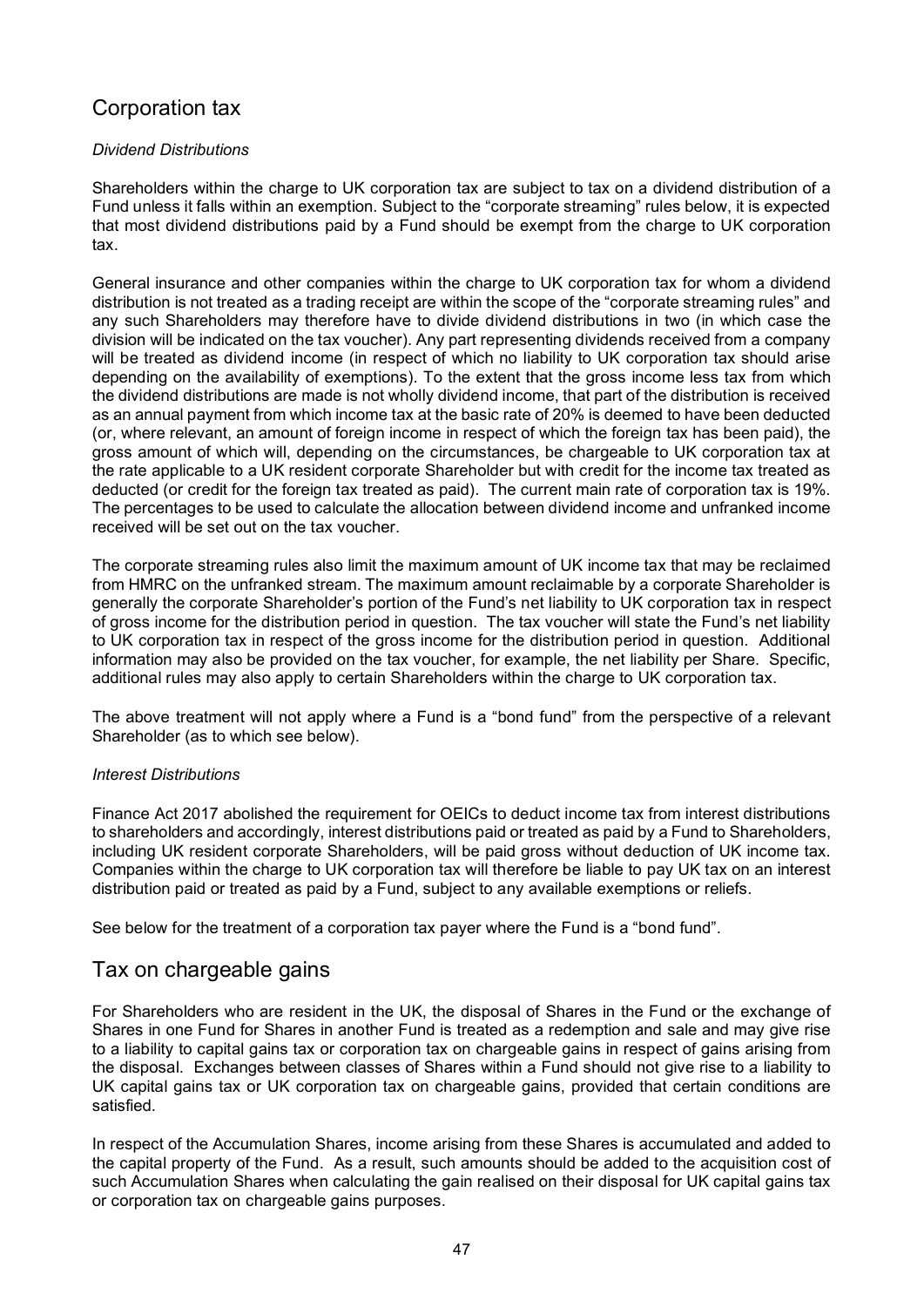## Corporation tax

*Dividend Distributions*

Shareholders within the charge to UK corporation tax are subject to tax on a dividend distribution of a Fund unless it falls within an exemption. Subject to the "corporate streaming" rules below, it is expected that most dividend distributions paid by a Fund should be exempt from the charge to UK corporation tax.

General insurance and other companies within the charge to UK corporation tax for whom a dividend distribution is not treated as a trading receipt are within the scope of the "corporate streaming rules" and any such Shareholders may therefore have to divide dividend distributions in two (in which case the division will be indicated on the tax voucher). Any part representing dividends received from a company will be treated as dividend income (in respect of which no liability to UK corporation tax should arise depending on the availability of exemptions). To the extent that the gross income less tax from which the dividend distributions are made is not wholly dividend income, that part of the distribution is received as an annual payment from which income tax at the basic rate of 20% is deemed to have been deducted (or, where relevant, an amount of foreign income in respect of which the foreign tax has been paid), the gross amount of which will, depending on the circumstances, be chargeable to UK corporation tax at the rate applicable to a UK resident corporate Shareholder but with credit for the income tax treated as deducted (or credit for the foreign tax treated as paid). The current main rate of corporation tax is 19%. The percentages to be used to calculate the allocation between dividend income and unfranked income received will be set out on the tax voucher.

The corporate streaming rules also limit the maximum amount of UK income tax that may be reclaimed from HMRC on the unfranked stream. The maximum amount reclaimable by a corporate Shareholder is generally the corporate Shareholder's portion of the Fund's net liability to UK corporation tax in respect of gross income for the distribution period in question. The tax voucher will state the Fund's net liability to UK corporation tax in respect of the gross income for the distribution period in question. Additional information may also be provided on the tax voucher, for example, the net liability per Share. Specific, additional rules may also apply to certain Shareholders within the charge to UK corporation tax.

The above treatment will not apply where a Fund is a "bond fund" from the perspective of a relevant Shareholder (as to which see below).

*Interest Distributions*

Finance Act 2017 abolished the requirement for OEICs to deduct income tax from interest distributions to shareholders and accordingly, interest distributions paid or treated as paid by a Fund to Shareholders, including UK resident corporate Shareholders, will be paid gross without deduction of UK income tax. Companies within the charge to UK corporation tax will therefore be liable to pay UK tax on an interest distribution paid or treated as paid by a Fund, subject to any available exemptions or reliefs.

See below for the treatment of a corporation tax payer where the Fund is a "bond fund".

## Tax on chargeable gains

For Shareholders who are resident in the UK, the disposal of Shares in the Fund or the exchange of Shares in one Fund for Shares in another Fund is treated as a redemption and sale and may give rise to a liability to capital gains tax or corporation tax on chargeable gains in respect of gains arising from the disposal. Exchanges between classes of Shares within a Fund should not give rise to a liability to UK capital gains tax or UK corporation tax on chargeable gains, provided that certain conditions are satisfied.

In respect of the Accumulation Shares, income arising from these Shares is accumulated and added to the capital property of the Fund. As a result, such amounts should be added to the acquisition cost of such Accumulation Shares when calculating the gain realised on their disposal for UK capital gains tax or corporation tax on chargeable gains purposes.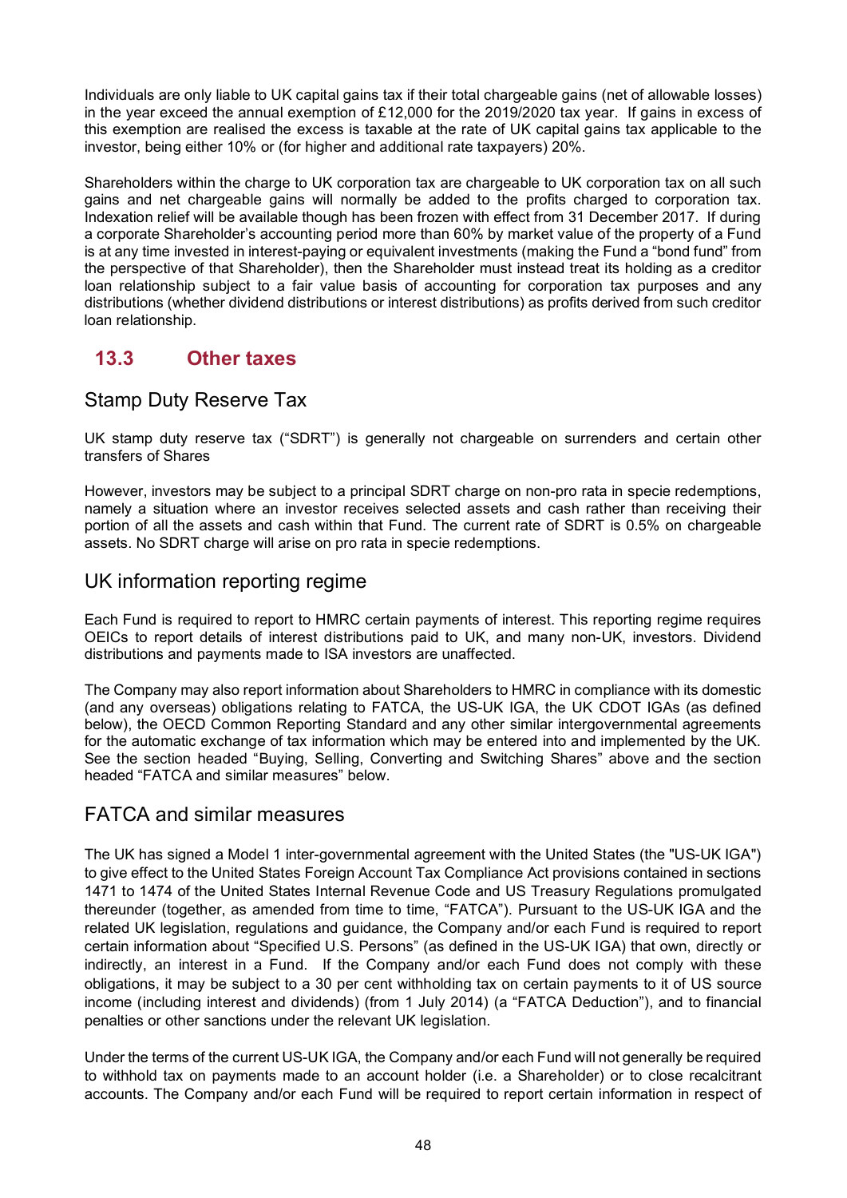Individuals are only liable to UK capital gains tax if their total chargeable gains (net of allowable losses) in the year exceed the annual exemption of £12,000 for the 2019/2020 tax year. If gains in excess of this exemption are realised the excess is taxable at the rate of UK capital gains tax applicable to the investor, being either 10% or (for higher and additional rate taxpayers) 20%.

Shareholders within the charge to UK corporation tax are chargeable to UK corporation tax on all such gains and net chargeable gains will normally be added to the profits charged to corporation tax. Indexation relief will be available though has been frozen with effect from 31 December 2017. If during a corporate Shareholder's accounting period more than 60% by market value of the property of a Fund is at any time invested in interest-paying or equivalent investments (making the Fund a "bond fund" from the perspective of that Shareholder), then the Shareholder must instead treat its holding as a creditor loan relationship subject to a fair value basis of accounting for corporation tax purposes and any distributions (whether dividend distributions or interest distributions) as profits derived from such creditor loan relationship.

## 13.3 Other taxes

### Stamp Duty Reserve Tax

UK stamp duty reserve tax ("SDRT") is generally not chargeable on surrenders and certain other transfers of Shares

However, investors may be subject to a principal SDRT charge on non-pro rata in specie redemptions, namely a situation where an investor receives selected assets and cash rather than receiving their portion of all the assets and cash within that Fund. The current rate of SDRT is 0.5% on chargeable assets. No SDRT charge will arise on pro rata in specie redemptions.

### UK information reporting regime

Each Fund is required to report to HMRC certain payments of interest. This reporting regime requires OEICs to report details of interest distributions paid to UK, and many non-UK, investors. Dividend distributions and payments made to ISA investors are unaffected.

The Company may also report information about Shareholders to HMRC in compliance with its domestic (and any overseas) obligations relating to FATCA, the US-UK IGA, the UK CDOT IGAs (as defined below), the OECD Common Reporting Standard and any other similar intergovernmental agreements for the automatic exchange of tax information which may be entered into and implemented by the UK. See the section headed "Buying, Selling, Converting and Switching Shares" above and the section headed "FATCA and similar measures" below.

### FATCA and similar measures

The UK has signed a Model 1 inter-governmental agreement with the United States (the "US-UK IGA") to give effect to the United States Foreign Account Tax Compliance Act provisions contained in sections 1471 to 1474 of the United States Internal Revenue Code and US Treasury Regulations promulgated thereunder (together, as amended from time to time, "FATCA"). Pursuant to the US-UK IGA and the related UK legislation, regulations and guidance, the Company and/or each Fund is required to report certain information about "Specified U.S. Persons" (as defined in the US-UK IGA) that own, directly or indirectly, an interest in a Fund. If the Company and/or each Fund does not comply with these obligations, it may be subject to a 30 per cent withholding tax on certain payments to it of US source income (including interest and dividends) (from 1 July 2014) (a "FATCA Deduction"), and to financial penalties or other sanctions under the relevant UK legislation.

Under the terms of the current US-UK IGA, the Company and/or each Fund will not generally be required to withhold tax on payments made to an account holder (i.e. a Shareholder) or to close recalcitrant accounts. The Company and/or each Fund will be required to report certain information in respect of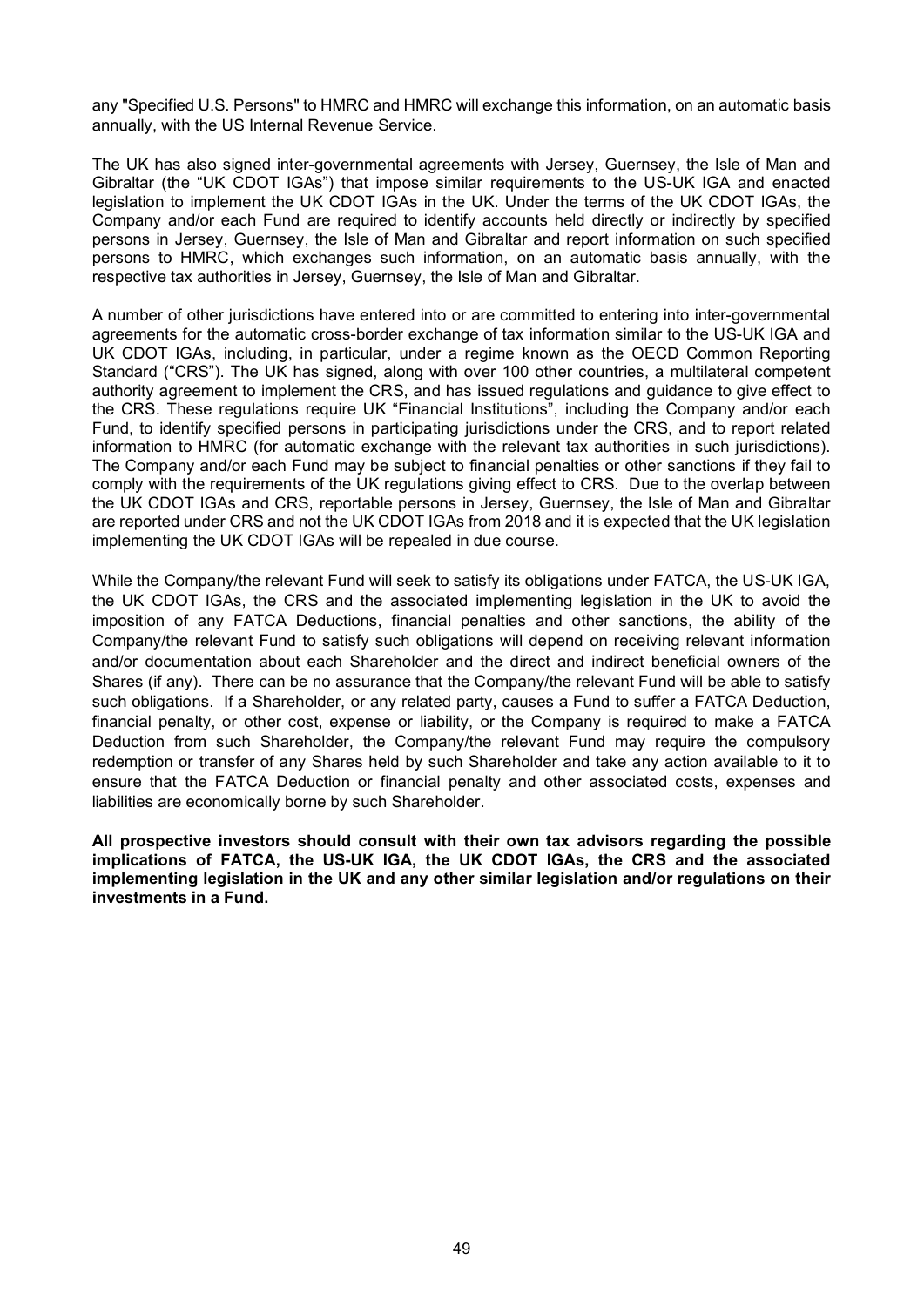any "Specified U.S. Persons" to HMRC and HMRC will exchange this information, on an automatic basis annually, with the US Internal Revenue Service.

The UK has also signed inter-governmental agreements with Jersey, Guernsey, the Isle of Man and Gibraltar (the "UK CDOT IGAs") that impose similar requirements to the US-UK IGA and enacted legislation to implement the UK CDOT IGAs in the UK. Under the terms of the UK CDOT IGAs, the Company and/or each Fund are required to identify accounts held directly or indirectly by specified persons in Jersey, Guernsey, the Isle of Man and Gibraltar and report information on such specified persons to HMRC, which exchanges such information, on an automatic basis annually, with the respective tax authorities in Jersey, Guernsey, the Isle of Man and Gibraltar.

A number of other jurisdictions have entered into or are committed to entering into inter-governmental agreements for the automatic cross-border exchange of tax information similar to the US-UK IGA and UK CDOT IGAs, including, in particular, under a regime known as the OECD Common Reporting Standard ("CRS"). The UK has signed, along with over 100 other countries, a multilateral competent authority agreement to implement the CRS, and has issued regulations and guidance to give effect to the CRS. These regulations require UK "Financial Institutions", including the Company and/or each Fund, to identify specified persons in participating jurisdictions under the CRS, and to report related information to HMRC (for automatic exchange with the relevant tax authorities in such jurisdictions). The Company and/or each Fund may be subject to financial penalties or other sanctions if they fail to comply with the requirements of the UK regulations giving effect to CRS. Due to the overlap between the UK CDOT IGAs and CRS, reportable persons in Jersey, Guernsey, the Isle of Man and Gibraltar are reported under CRS and not the UK CDOT IGAs from 2018 and it is expected that the UK legislation implementing the UK CDOT IGAs will be repealed in due course.

While the Company/the relevant Fund will seek to satisfy its obligations under FATCA, the US-UK IGA, the UK CDOT IGAs, the CRS and the associated implementing legislation in the UK to avoid the imposition of any FATCA Deductions, financial penalties and other sanctions, the ability of the Company/the relevant Fund to satisfy such obligations will depend on receiving relevant information and/or documentation about each Shareholder and the direct and indirect beneficial owners of the Shares (if any). There can be no assurance that the Company/the relevant Fund will be able to satisfy such obligations. If a Shareholder, or any related party, causes a Fund to suffer a FATCA Deduction, financial penalty, or other cost, expense or liability, or the Company is required to make a FATCA Deduction from such Shareholder, the Company/the relevant Fund may require the compulsory redemption or transfer of any Shares held by such Shareholder and take any action available to it to ensure that the FATCA Deduction or financial penalty and other associated costs, expenses and liabilities are economically borne by such Shareholder.

**All prospective investors should consult with their own tax advisors regarding the possible implications of FATCA, the US-UK IGA, the UK CDOT IGAs, the CRS and the associated implementing legislation in the UK and any other similar legislation and/or regulations on their investments in a Fund.**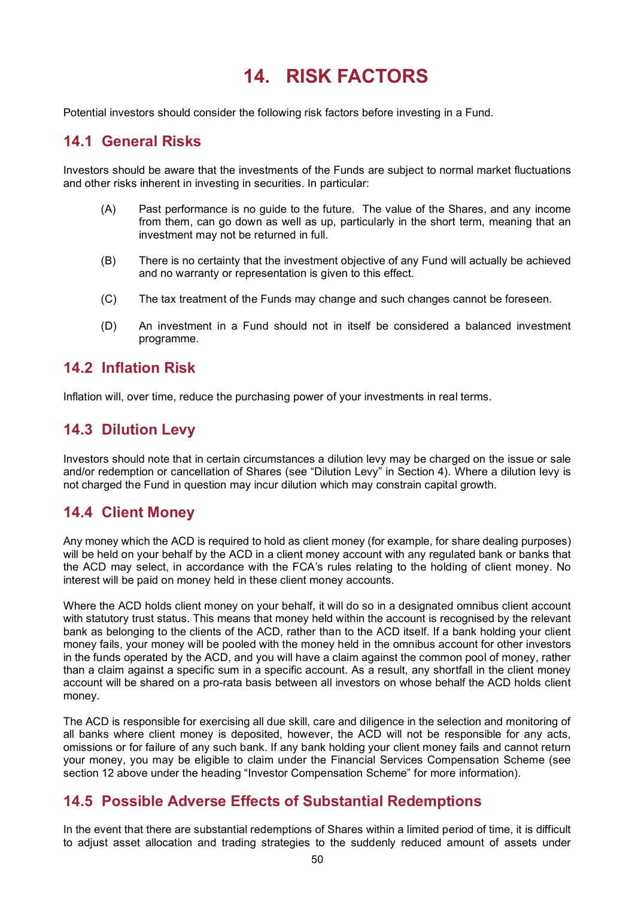# 14. RISK FACTORS

Potential investors should consider the following risk factors before investing in a Fund.

## 14.1 General Risks

Investors should be aware that the investments of the Funds are subject to normal market fluctuations and other risks inherent in investing in securities. In particular:

(A) Past performance is no guide to the future. The value of the Shares, and any income from them, can go down as well as up, particularly in the short term, meaning that an investment may not be returned in full.

(B) There is no certainty that the investment objective of any Fund will actually be achieved and no warranty or representation is given to this effect.

(C) The tax treatment of the Funds may change and such changes cannot be foreseen.

(D) An investment in a Fund should not in itself be considered a balanced investment programme.

## 14.2 Inflation Risk

Inflation will, over time, reduce the purchasing power of your investments in real terms.

## 14.3 Dilution Levy

Investors should note that in certain circumstances a dilution levy may be charged on the issue or sale and/or redemption or cancellation of Shares (see "Dilution Levy" in Section 4). Where a dilution levy is not charged the Fund in question may incur dilution which may constrain capital growth.

## 14.4 Client Money

Any money which the ACD is required to hold as client money (for example, for share dealing purposes) will be held on your behalf by the ACD in a client money account with any regulated bank or banks that the ACD may select, in accordance with the FCA's rules relating to the holding of client money. No interest will be paid on money held in these client money accounts.

Where the ACD holds client money on your behalf, it will do so in a designated omnibus client account with statutory trust status. This means that money held within the account is recognised by the relevant bank as belonging to the clients of the ACD, rather than to the ACD itself. If a bank holding your client money fails, your money will be pooled with the money held in the omnibus account for other investors in the funds operated by the ACD, and you will have a claim against the common pool of money, rather than a claim against a specific sum in a specific account. As a result, any shortfall in the client money account will be shared on a pro-rata basis between all investors on whose behalf the ACD holds client money.

The ACD is responsible for exercising all due skill, care and diligence in the selection and monitoring of all banks where client money is deposited, however, the ACD will not be responsible for any acts, omissions or for failure of any such bank. If any bank holding your client money fails and cannot return your money, you may be eligible to claim under the Financial Services Compensation Scheme (see section 12 above under the heading "Investor Compensation Scheme" for more information).

## 14.5 Possible Adverse Effects of Substantial Redemptions

In the event that there are substantial redemptions of Shares within a limited period of time, it is difficult to adjust asset allocation and trading strategies to the suddenly reduced amount of assets under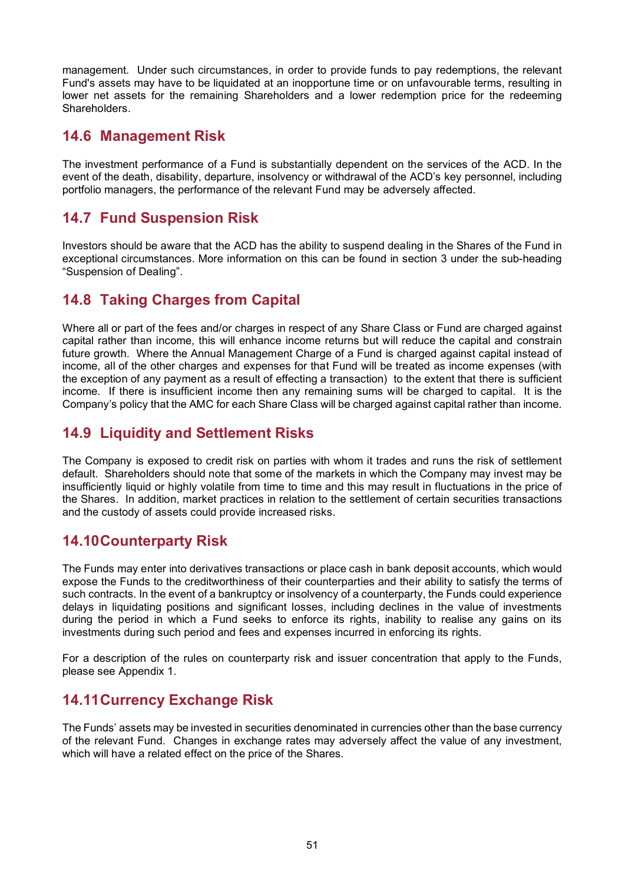management. Under such circumstances, in order to provide funds to pay redemptions, the relevant Fund's assets may have to be liquidated at an inopportune time or on unfavourable terms, resulting in lower net assets for the remaining Shareholders and a lower redemption price for the redeeming Shareholders.

## 14.6 Management Risk

The investment performance of a Fund is substantially dependent on the services of the ACD. In the event of the death, disability, departure, insolvency or withdrawal of the ACD's key personnel, including portfolio managers, the performance of the relevant Fund may be adversely affected.

## 14.7 Fund Suspension Risk

Investors should be aware that the ACD has the ability to suspend dealing in the Shares of the Fund in exceptional circumstances. More information on this can be found in section 3 under the sub-heading "Suspension of Dealing".

## 14.8 Taking Charges from Capital

Where all or part of the fees and/or charges in respect of any Share Class or Fund are charged against capital rather than income, this will enhance income returns but will reduce the capital and constrain future growth. Where the Annual Management Charge of a Fund is charged against capital instead of income, all of the other charges and expenses for that Fund will be treated as income expenses (with the exception of any payment as a result of effecting a transaction) to the extent that there is sufficient income. If there is insufficient income then any remaining sums will be charged to capital. It is the Company's policy that the AMC for each Share Class will be charged against capital rather than income.

## 14.9 Liquidity and Settlement Risks

The Company is exposed to credit risk on parties with whom it trades and runs the risk of settlement default. Shareholders should note that some of the markets in which the Company may invest may be insufficiently liquid or highly volatile from time to time and this may result in fluctuations in the price of the Shares. In addition, market practices in relation to the settlement of certain securities transactions and the custody of assets could provide increased risks.

## 14.10 Counterparty Risk

The Funds may enter into derivatives transactions or place cash in bank deposit accounts, which would expose the Funds to the creditworthiness of their counterparties and their ability to satisfy the terms of such contracts. In the event of a bankruptcy or insolvency of a counterparty, the Funds could experience delays in liquidating positions and significant losses, including declines in the value of investments during the period in which a Fund seeks to enforce its rights, inability to realise any gains on its investments during such period and fees and expenses incurred in enforcing its rights.

For a description of the rules on counterparty risk and issuer concentration that apply to the Funds, please see Appendix 1.

## 14.11 Currency Exchange Risk

The Funds' assets may be invested in securities denominated in currencies other than the base currency of the relevant Fund. Changes in exchange rates may adversely affect the value of any investment, which will have a related effect on the price of the Shares.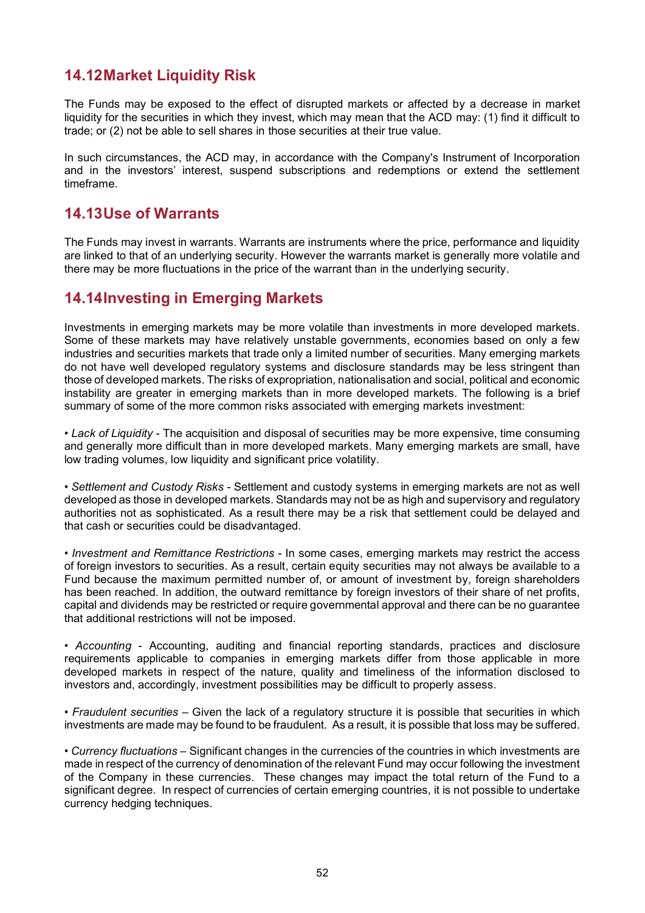## 14.12 Market Liquidity Risk

The Funds may be exposed to the effect of disrupted markets or affected by a decrease in market liquidity for the securities in which they invest, which may mean that the ACD may: (1) find it difficult to trade; or (2) not be able to sell shares in those securities at their true value.

In such circumstances, the ACD may, in accordance with the Company's Instrument of Incorporation and in the investors' interest, suspend subscriptions and redemptions or extend the settlement timeframe.

## 14.13 Use of Warrants

The Funds may invest in warrants. Warrants are instruments where the price, performance and liquidity are linked to that of an underlying security. However the warrants market is generally more volatile and there may be more fluctuations in the price of the warrant than in the underlying security.

## 14.14 Investing in Emerging Markets

Investments in emerging markets may be more volatile than investments in more developed markets. Some of these markets may have relatively unstable governments, economies based on only a few industries and securities markets that trade only a limited number of securities. Many emerging markets do not have well developed regulatory systems and disclosure standards may be less stringent than those of developed markets. The risks of expropriation, nationalisation and social, political and economic instability are greater in emerging markets than in more developed markets. The following is a brief summary of some of the more common risks associated with emerging markets investment:

• *Lack of Liquidity* - The acquisition and disposal of securities may be more expensive, time consuming and generally more difficult than in more developed markets. Many emerging markets are small, have low trading volumes, low liquidity and significant price volatility.

• *Settlement and Custody Risks* - Settlement and custody systems in emerging markets are not as well developed as those in developed markets. Standards may not be as high and supervisory and regulatory authorities not as sophisticated. As a result there may be a risk that settlement could be delayed and that cash or securities could be disadvantaged.

• *Investment and Remittance Restrictions* - In some cases, emerging markets may restrict the access of foreign investors to securities. As a result, certain equity securities may not always be available to a Fund because the maximum permitted number of, or amount of investment by, foreign shareholders has been reached. In addition, the outward remittance by foreign investors of their share of net profits, capital and dividends may be restricted or require governmental approval and there can be no guarantee that additional restrictions will not be imposed.

• *Accounting* - Accounting, auditing and financial reporting standards, practices and disclosure requirements applicable to companies in emerging markets differ from those applicable in more developed markets in respect of the nature, quality and timeliness of the information disclosed to investors and, accordingly, investment possibilities may be difficult to properly assess.

• *Fraudulent securities* – Given the lack of a regulatory structure it is possible that securities in which investments are made may be found to be fraudulent. As a result, it is possible that loss may be suffered.

• *Currency fluctuations* – Significant changes in the currencies of the countries in which investments are made in respect of the currency of denomination of the relevant Fund may occur following the investment of the Company in these currencies. These changes may impact the total return of the Fund to a significant degree. In respect of currencies of certain emerging countries, it is not possible to undertake currency hedging techniques.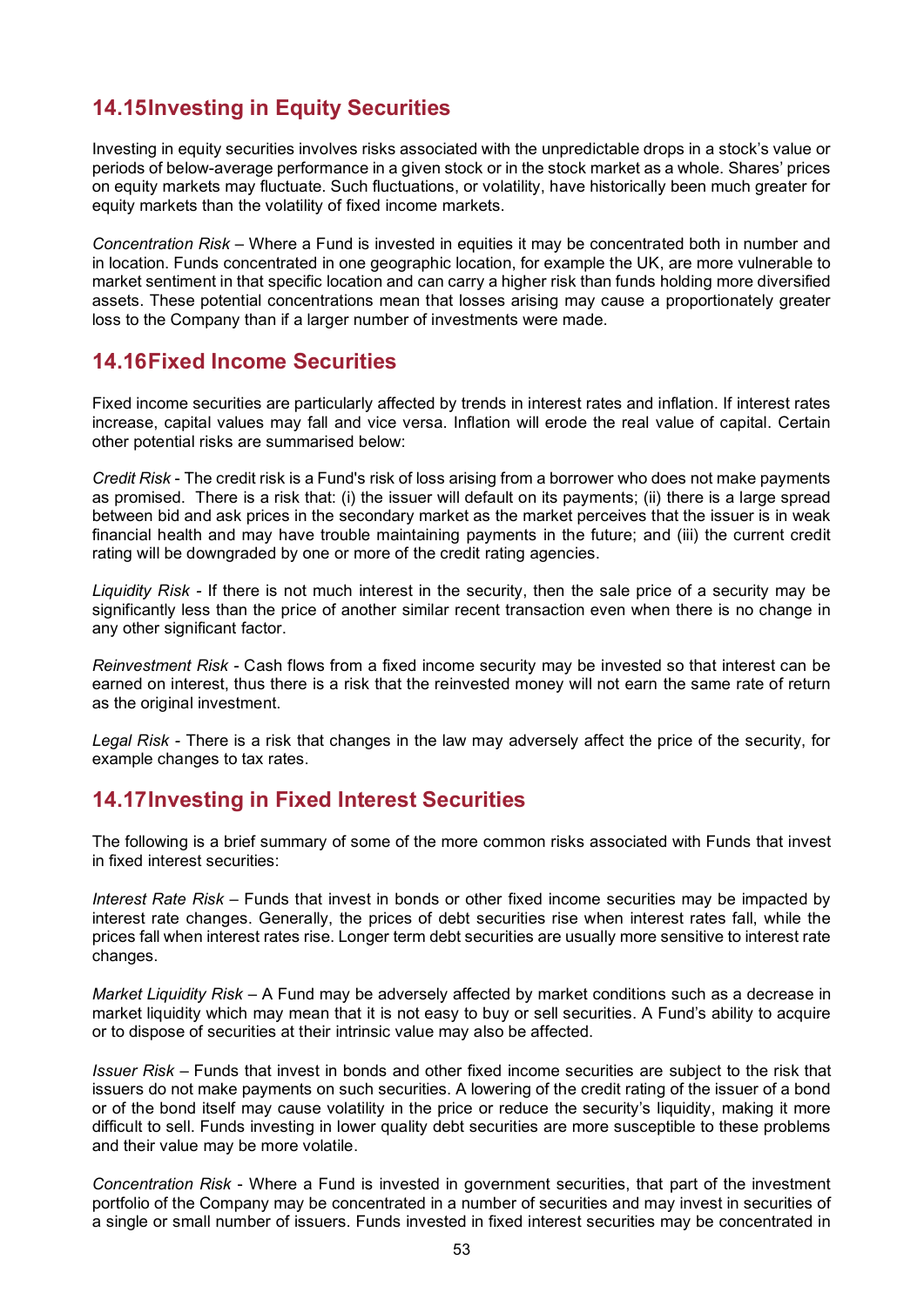## 14.15 Investing in Equity Securities

Investing in equity securities involves risks associated with the unpredictable drops in a stock's value or periods of below-average performance in a given stock or in the stock market as a whole. Shares' prices on equity markets may fluctuate. Such fluctuations, or volatility, have historically been much greater for equity markets than the volatility of fixed income markets.

*Concentration Risk* – Where a Fund is invested in equities it may be concentrated both in number and in location. Funds concentrated in one geographic location, for example the UK, are more vulnerable to market sentiment in that specific location and can carry a higher risk than funds holding more diversified assets. These potential concentrations mean that losses arising may cause a proportionately greater loss to the Company than if a larger number of investments were made.

## 14.16 Fixed Income Securities

Fixed income securities are particularly affected by trends in interest rates and inflation. If interest rates increase, capital values may fall and vice versa. Inflation will erode the real value of capital. Certain other potential risks are summarised below:

*Credit Risk* - The credit risk is a Fund's risk of loss arising from a borrower who does not make payments as promised. There is a risk that: (i) the issuer will default on its payments; (ii) there is a large spread between bid and ask prices in the secondary market as the market perceives that the issuer is in weak financial health and may have trouble maintaining payments in the future; and (iii) the current credit rating will be downgraded by one or more of the credit rating agencies.

*Liquidity Risk* - If there is not much interest in the security, then the sale price of a security may be significantly less than the price of another similar recent transaction even when there is no change in any other significant factor.

*Reinvestment Risk* - Cash flows from a fixed income security may be invested so that interest can be earned on interest, thus there is a risk that the reinvested money will not earn the same rate of return as the original investment.

*Legal Risk* - There is a risk that changes in the law may adversely affect the price of the security, for example changes to tax rates.

## 14.17 Investing in Fixed Interest Securities

The following is a brief summary of some of the more common risks associated with Funds that invest in fixed interest securities:

*Interest Rate Risk* – Funds that invest in bonds or other fixed income securities may be impacted by interest rate changes. Generally, the prices of debt securities rise when interest rates fall, while the prices fall when interest rates rise. Longer term debt securities are usually more sensitive to interest rate changes.

*Market Liquidity Risk* – A Fund may be adversely affected by market conditions such as a decrease in market liquidity which may mean that it is not easy to buy or sell securities. A Fund's ability to acquire or to dispose of securities at their intrinsic value may also be affected.

*Issuer Risk* – Funds that invest in bonds and other fixed income securities are subject to the risk that issuers do not make payments on such securities. A lowering of the credit rating of the issuer of a bond or of the bond itself may cause volatility in the price or reduce the security's liquidity, making it more difficult to sell. Funds investing in lower quality debt securities are more susceptible to these problems and their value may be more volatile.

*Concentration Risk* - Where a Fund is invested in government securities, that part of the investment portfolio of the Company may be concentrated in a number of securities and may invest in securities of a single or small number of issuers. Funds invested in fixed interest securities may be concentrated in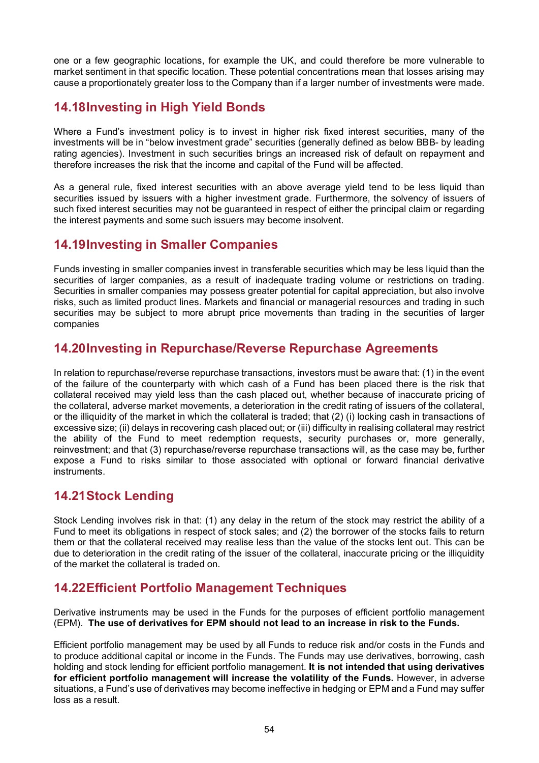one or a few geographic locations, for example the UK, and could therefore be more vulnerable to market sentiment in that specific location. These potential concentrations mean that losses arising may cause a proportionately greater loss to the Company than if a larger number of investments were made.

## 14.18 Investing in High Yield Bonds

Where a Fund's investment policy is to invest in higher risk fixed interest securities, many of the investments will be in "below investment grade" securities (generally defined as below BBB- by leading rating agencies). Investment in such securities brings an increased risk of default on repayment and therefore increases the risk that the income and capital of the Fund will be affected.

As a general rule, fixed interest securities with an above average yield tend to be less liquid than securities issued by issuers with a higher investment grade. Furthermore, the solvency of issuers of such fixed interest securities may not be guaranteed in respect of either the principal claim or regarding the interest payments and some such issuers may become insolvent.

## 14.19 Investing in Smaller Companies

Funds investing in smaller companies invest in transferable securities which may be less liquid than the securities of larger companies, as a result of inadequate trading volume or restrictions on trading. Securities in smaller companies may possess greater potential for capital appreciation, but also involve risks, such as limited product lines. Markets and financial or managerial resources and trading in such securities may be subject to more abrupt price movements than trading in the securities of larger companies

## 14.20 Investing in Repurchase/Reverse Repurchase Agreements

In relation to repurchase/reverse repurchase transactions, investors must be aware that: (1) in the event of the failure of the counterparty with which cash of a Fund has been placed there is the risk that collateral received may yield less than the cash placed out, whether because of inaccurate pricing of the collateral, adverse market movements, a deterioration in the credit rating of issuers of the collateral, or the illiquidity of the market in which the collateral is traded; that (2) (i) locking cash in transactions of excessive size; (ii) delays in recovering cash placed out; or (iii) difficulty in realising collateral may restrict the ability of the Fund to meet redemption requests, security purchases or, more generally, reinvestment; and that (3) repurchase/reverse repurchase transactions will, as the case may be, further expose a Fund to risks similar to those associated with optional or forward financial derivative instruments.

## 14.21 Stock Lending

Stock Lending involves risk in that: (1) any delay in the return of the stock may restrict the ability of a Fund to meet its obligations in respect of stock sales; and (2) the borrower of the stocks fails to return them or that the collateral received may realise less than the value of the stocks lent out. This can be due to deterioration in the credit rating of the issuer of the collateral, inaccurate pricing or the illiquidity of the market the collateral is traded on.

## 14.22 Efficient Portfolio Management Techniques

Derivative instruments may be used in the Funds for the purposes of efficient portfolio management (EPM). **The use of derivatives for EPM should not lead to an increase in risk to the Funds.**

Efficient portfolio management may be used by all Funds to reduce risk and/or costs in the Funds and to produce additional capital or income in the Funds. The Funds may use derivatives, borrowing, cash holding and stock lending for efficient portfolio management. **It is not intended that using derivatives for efficient portfolio management will increase the volatility of the Funds.** However, in adverse situations, a Fund's use of derivatives may become ineffective in hedging or EPM and a Fund may suffer loss as a result.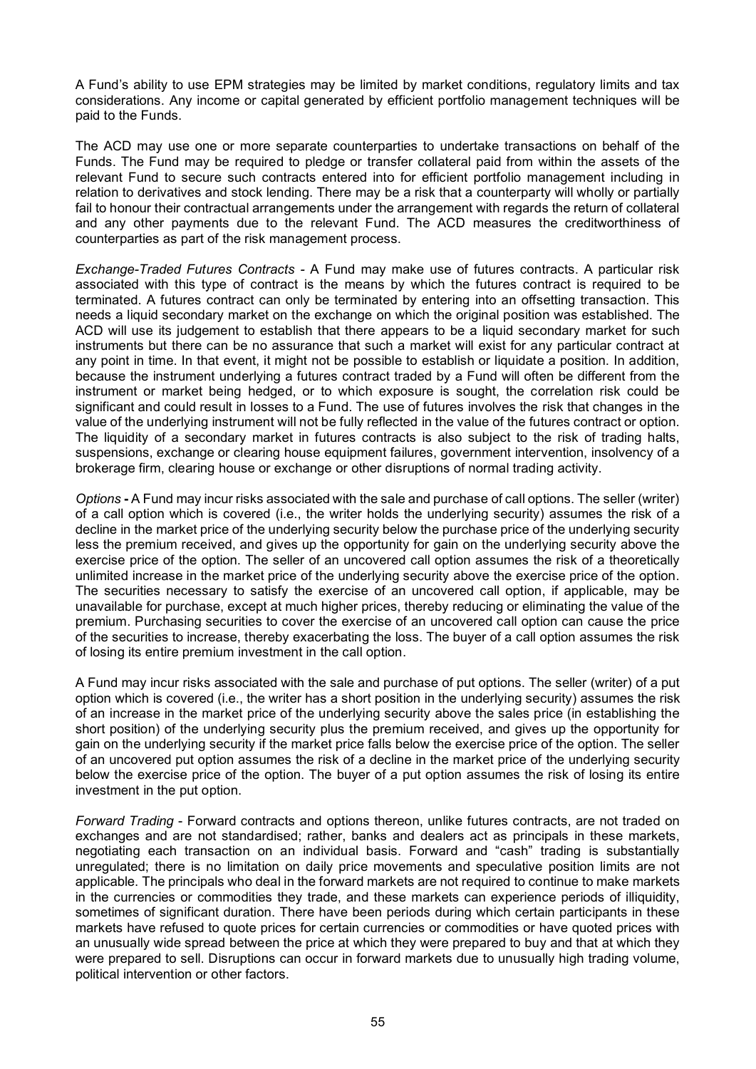A Fund's ability to use EPM strategies may be limited by market conditions, regulatory limits and tax considerations. Any income or capital generated by efficient portfolio management techniques will be paid to the Funds.

The ACD may use one or more separate counterparties to undertake transactions on behalf of the Funds. The Fund may be required to pledge or transfer collateral paid from within the assets of the relevant Fund to secure such contracts entered into for efficient portfolio management including in relation to derivatives and stock lending. There may be a risk that a counterparty will wholly or partially fail to honour their contractual arrangements under the arrangement with regards the return of collateral and any other payments due to the relevant Fund. The ACD measures the creditworthiness of counterparties as part of the risk management process.

*Exchange-Traded Futures Contracts* - A Fund may make use of futures contracts. A particular risk associated with this type of contract is the means by which the futures contract is required to be terminated. A futures contract can only be terminated by entering into an offsetting transaction. This needs a liquid secondary market on the exchange on which the original position was established. The ACD will use its judgement to establish that there appears to be a liquid secondary market for such instruments but there can be no assurance that such a market will exist for any particular contract at any point in time. In that event, it might not be possible to establish or liquidate a position. In addition, because the instrument underlying a futures contract traded by a Fund will often be different from the instrument or market being hedged, or to which exposure is sought, the correlation risk could be significant and could result in losses to a Fund. The use of futures involves the risk that changes in the value of the underlying instrument will not be fully reflected in the value of the futures contract or option. The liquidity of a secondary market in futures contracts is also subject to the risk of trading halts, suspensions, exchange or clearing house equipment failures, government intervention, insolvency of a brokerage firm, clearing house or exchange or other disruptions of normal trading activity.

*Options* **-** A Fund may incur risks associated with the sale and purchase of call options. The seller (writer) of a call option which is covered (i.e., the writer holds the underlying security) assumes the risk of a decline in the market price of the underlying security below the purchase price of the underlying security less the premium received, and gives up the opportunity for gain on the underlying security above the exercise price of the option. The seller of an uncovered call option assumes the risk of a theoretically unlimited increase in the market price of the underlying security above the exercise price of the option. The securities necessary to satisfy the exercise of an uncovered call option, if applicable, may be unavailable for purchase, except at much higher prices, thereby reducing or eliminating the value of the premium. Purchasing securities to cover the exercise of an uncovered call option can cause the price of the securities to increase, thereby exacerbating the loss. The buyer of a call option assumes the risk of losing its entire premium investment in the call option.

A Fund may incur risks associated with the sale and purchase of put options. The seller (writer) of a put option which is covered (i.e., the writer has a short position in the underlying security) assumes the risk of an increase in the market price of the underlying security above the sales price (in establishing the short position) of the underlying security plus the premium received, and gives up the opportunity for gain on the underlying security if the market price falls below the exercise price of the option. The seller of an uncovered put option assumes the risk of a decline in the market price of the underlying security below the exercise price of the option. The buyer of a put option assumes the risk of losing its entire investment in the put option.

*Forward Trading* - Forward contracts and options thereon, unlike futures contracts, are not traded on exchanges and are not standardised; rather, banks and dealers act as principals in these markets, negotiating each transaction on an individual basis. Forward and "cash" trading is substantially unregulated; there is no limitation on daily price movements and speculative position limits are not applicable. The principals who deal in the forward markets are not required to continue to make markets in the currencies or commodities they trade, and these markets can experience periods of illiquidity, sometimes of significant duration. There have been periods during which certain participants in these markets have refused to quote prices for certain currencies or commodities or have quoted prices with an unusually wide spread between the price at which they were prepared to buy and that at which they were prepared to sell. Disruptions can occur in forward markets due to unusually high trading volume, political intervention or other factors.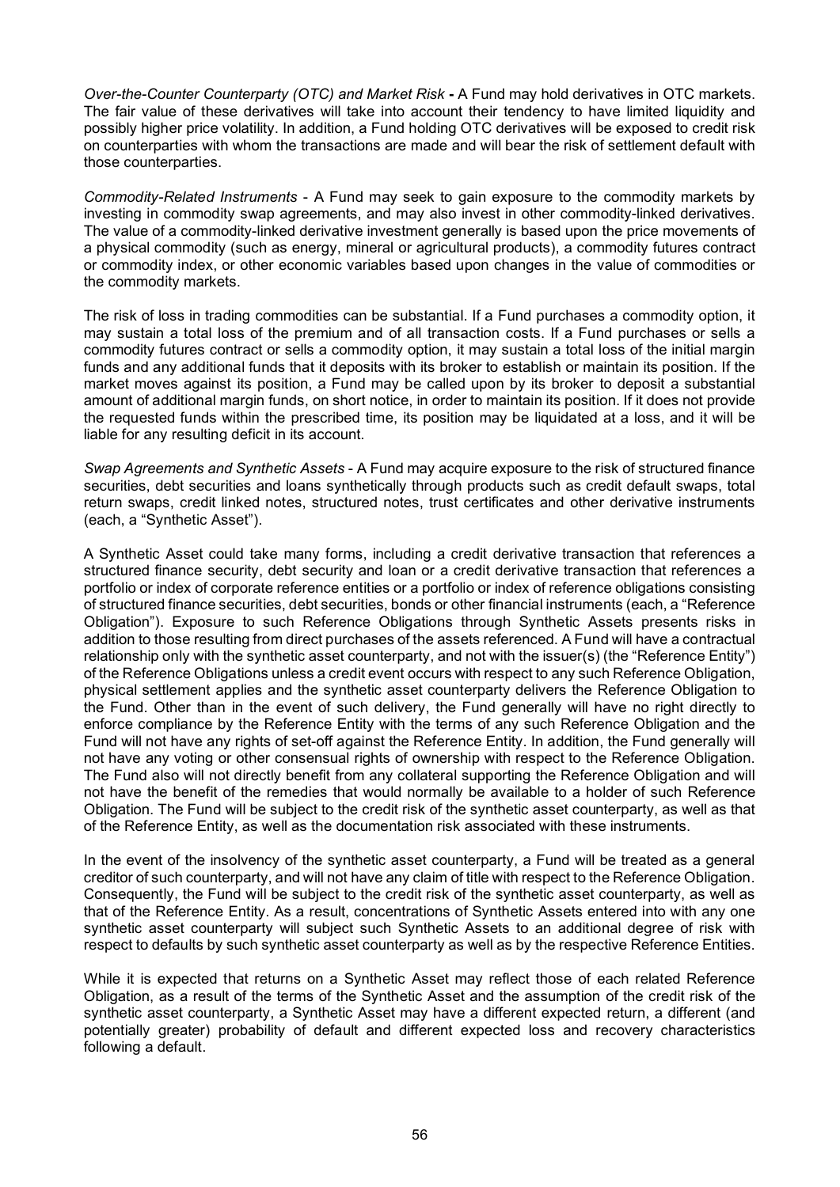*Over-the-Counter Counterparty (OTC) and Market Risk* **-** A Fund may hold derivatives in OTC markets. The fair value of these derivatives will take into account their tendency to have limited liquidity and possibly higher price volatility. In addition, a Fund holding OTC derivatives will be exposed to credit risk on counterparties with whom the transactions are made and will bear the risk of settlement default with those counterparties.

*Commodity-Related Instruments* - A Fund may seek to gain exposure to the commodity markets by investing in commodity swap agreements, and may also invest in other commodity-linked derivatives. The value of a commodity-linked derivative investment generally is based upon the price movements of a physical commodity (such as energy, mineral or agricultural products), a commodity futures contract or commodity index, or other economic variables based upon changes in the value of commodities or the commodity markets.

The risk of loss in trading commodities can be substantial. If a Fund purchases a commodity option, it may sustain a total loss of the premium and of all transaction costs. If a Fund purchases or sells a commodity futures contract or sells a commodity option, it may sustain a total loss of the initial margin funds and any additional funds that it deposits with its broker to establish or maintain its position. If the market moves against its position, a Fund may be called upon by its broker to deposit a substantial amount of additional margin funds, on short notice, in order to maintain its position. If it does not provide the requested funds within the prescribed time, its position may be liquidated at a loss, and it will be liable for any resulting deficit in its account.

*Swap Agreements and Synthetic Assets* - A Fund may acquire exposure to the risk of structured finance securities, debt securities and loans synthetically through products such as credit default swaps, total return swaps, credit linked notes, structured notes, trust certificates and other derivative instruments (each, a "Synthetic Asset").

A Synthetic Asset could take many forms, including a credit derivative transaction that references a structured finance security, debt security and loan or a credit derivative transaction that references a portfolio or index of corporate reference entities or a portfolio or index of reference obligations consisting of structured finance securities, debt securities, bonds or other financial instruments (each, a "Reference Obligation"). Exposure to such Reference Obligations through Synthetic Assets presents risks in addition to those resulting from direct purchases of the assets referenced. A Fund will have a contractual relationship only with the synthetic asset counterparty, and not with the issuer(s) (the "Reference Entity") of the Reference Obligations unless a credit event occurs with respect to any such Reference Obligation, physical settlement applies and the synthetic asset counterparty delivers the Reference Obligation to the Fund. Other than in the event of such delivery, the Fund generally will have no right directly to enforce compliance by the Reference Entity with the terms of any such Reference Obligation and the Fund will not have any rights of set-off against the Reference Entity. In addition, the Fund generally will not have any voting or other consensual rights of ownership with respect to the Reference Obligation. The Fund also will not directly benefit from any collateral supporting the Reference Obligation and will not have the benefit of the remedies that would normally be available to a holder of such Reference Obligation. The Fund will be subject to the credit risk of the synthetic asset counterparty, as well as that of the Reference Entity, as well as the documentation risk associated with these instruments.

In the event of the insolvency of the synthetic asset counterparty, a Fund will be treated as a general creditor of such counterparty, and will not have any claim of title with respect to the Reference Obligation. Consequently, the Fund will be subject to the credit risk of the synthetic asset counterparty, as well as that of the Reference Entity. As a result, concentrations of Synthetic Assets entered into with any one synthetic asset counterparty will subject such Synthetic Assets to an additional degree of risk with respect to defaults by such synthetic asset counterparty as well as by the respective Reference Entities.

While it is expected that returns on a Synthetic Asset may reflect those of each related Reference Obligation, as a result of the terms of the Synthetic Asset and the assumption of the credit risk of the synthetic asset counterparty, a Synthetic Asset may have a different expected return, a different (and potentially greater) probability of default and different expected loss and recovery characteristics following a default.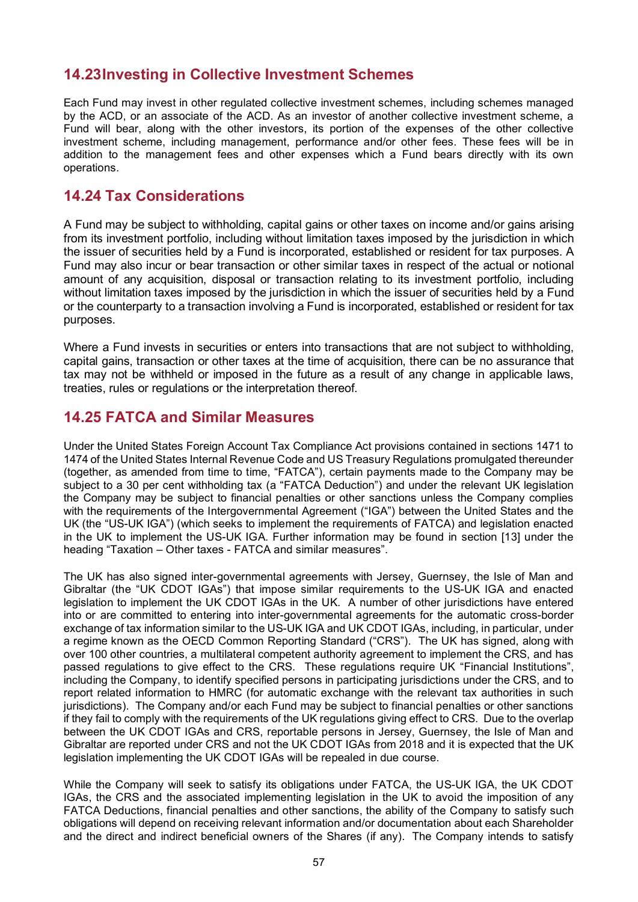## 14.23 Investing in Collective Investment Schemes

Each Fund may invest in other regulated collective investment schemes, including schemes managed by the ACD, or an associate of the ACD. As an investor of another collective investment scheme, a Fund will bear, along with the other investors, its portion of the expenses of the other collective investment scheme, including management, performance and/or other fees. These fees will be in addition to the management fees and other expenses which a Fund bears directly with its own operations.

## 14.24 Tax Considerations

A Fund may be subject to withholding, capital gains or other taxes on income and/or gains arising from its investment portfolio, including without limitation taxes imposed by the jurisdiction in which the issuer of securities held by a Fund is incorporated, established or resident for tax purposes. A Fund may also incur or bear transaction or other similar taxes in respect of the actual or notional amount of any acquisition, disposal or transaction relating to its investment portfolio, including without limitation taxes imposed by the jurisdiction in which the issuer of securities held by a Fund or the counterparty to a transaction involving a Fund is incorporated, established or resident for tax purposes.

Where a Fund invests in securities or enters into transactions that are not subject to withholding, capital gains, transaction or other taxes at the time of acquisition, there can be no assurance that tax may not be withheld or imposed in the future as a result of any change in applicable laws, treaties, rules or regulations or the interpretation thereof.

## 14.25 FATCA and Similar Measures

Under the United States Foreign Account Tax Compliance Act provisions contained in sections 1471 to 1474 of the United States Internal Revenue Code and US Treasury Regulations promulgated thereunder (together, as amended from time to time, "FATCA"), certain payments made to the Company may be subject to a 30 per cent withholding tax (a "FATCA Deduction") and under the relevant UK legislation the Company may be subject to financial penalties or other sanctions unless the Company complies with the requirements of the Intergovernmental Agreement ("IGA") between the United States and the UK (the "US-UK IGA") (which seeks to implement the requirements of FATCA) and legislation enacted in the UK to implement the US-UK IGA. Further information may be found in section [13] under the heading "Taxation – Other taxes - FATCA and similar measures".

The UK has also signed inter-governmental agreements with Jersey, Guernsey, the Isle of Man and Gibraltar (the "UK CDOT IGAs") that impose similar requirements to the US-UK IGA and enacted legislation to implement the UK CDOT IGAs in the UK. A number of other jurisdictions have entered into or are committed to entering into inter-governmental agreements for the automatic cross-border exchange of tax information similar to the US-UK IGA and UK CDOT IGAs, including, in particular, under a regime known as the OECD Common Reporting Standard ("CRS"). The UK has signed, along with over 100 other countries, a multilateral competent authority agreement to implement the CRS, and has passed regulations to give effect to the CRS. These regulations require UK "Financial Institutions", including the Company, to identify specified persons in participating jurisdictions under the CRS, and to report related information to HMRC (for automatic exchange with the relevant tax authorities in such jurisdictions). The Company and/or each Fund may be subject to financial penalties or other sanctions if they fail to comply with the requirements of the UK regulations giving effect to CRS. Due to the overlap between the UK CDOT IGAs and CRS, reportable persons in Jersey, Guernsey, the Isle of Man and Gibraltar are reported under CRS and not the UK CDOT IGAs from 2018 and it is expected that the UK legislation implementing the UK CDOT IGAs will be repealed in due course.

While the Company will seek to satisfy its obligations under FATCA, the US-UK IGA, the UK CDOT IGAs, the CRS and the associated implementing legislation in the UK to avoid the imposition of any FATCA Deductions, financial penalties and other sanctions, the ability of the Company to satisfy such obligations will depend on receiving relevant information and/or documentation about each Shareholder and the direct and indirect beneficial owners of the Shares (if any). The Company intends to satisfy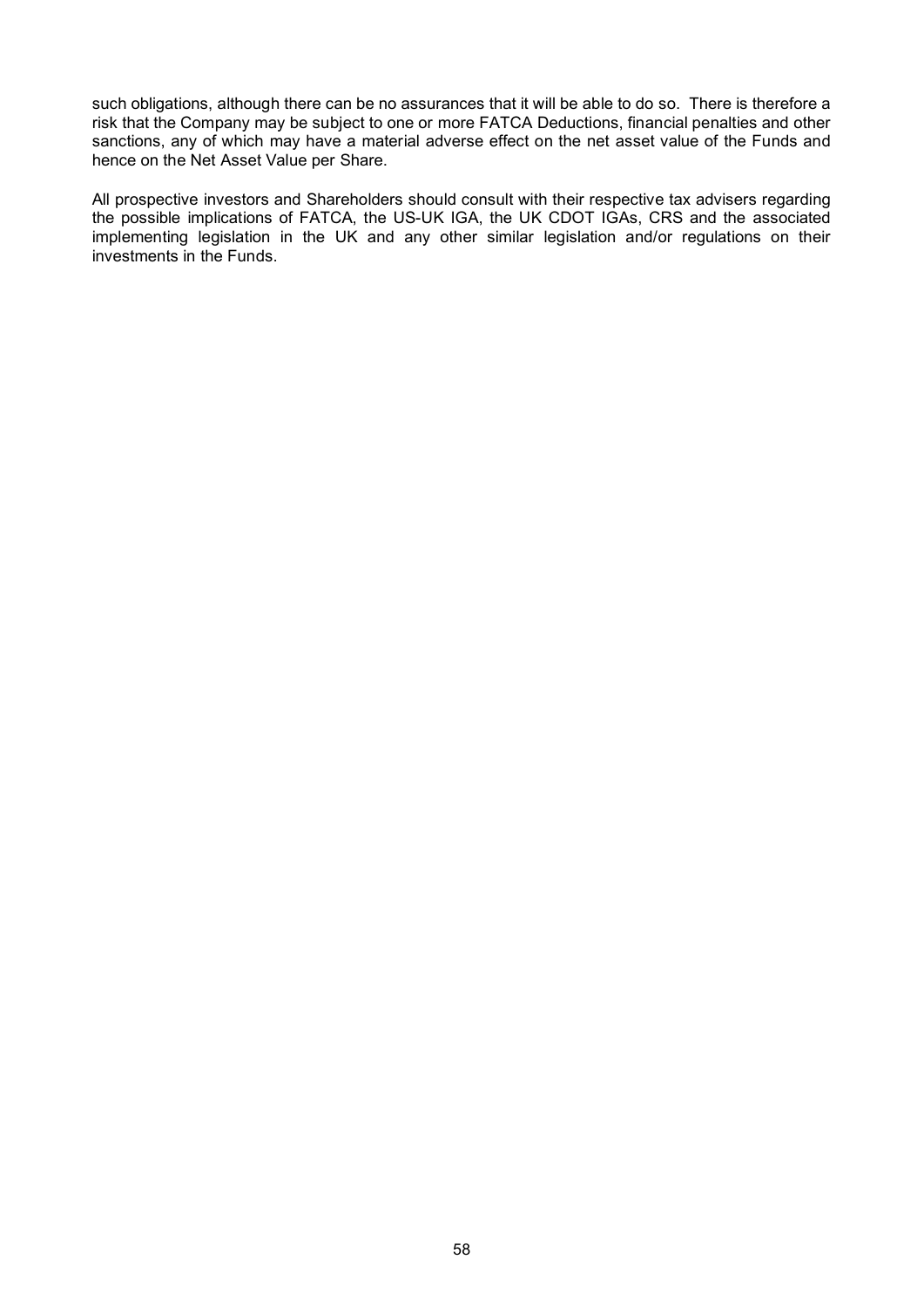such obligations, although there can be no assurances that it will be able to do so. There is therefore a risk that the Company may be subject to one or more FATCA Deductions, financial penalties and other sanctions, any of which may have a material adverse effect on the net asset value of the Funds and hence on the Net Asset Value per Share.

All prospective investors and Shareholders should consult with their respective tax advisers regarding the possible implications of FATCA, the US-UK IGA, the UK CDOT IGAs, CRS and the associated implementing legislation in the UK and any other similar legislation and/or regulations on their investments in the Funds.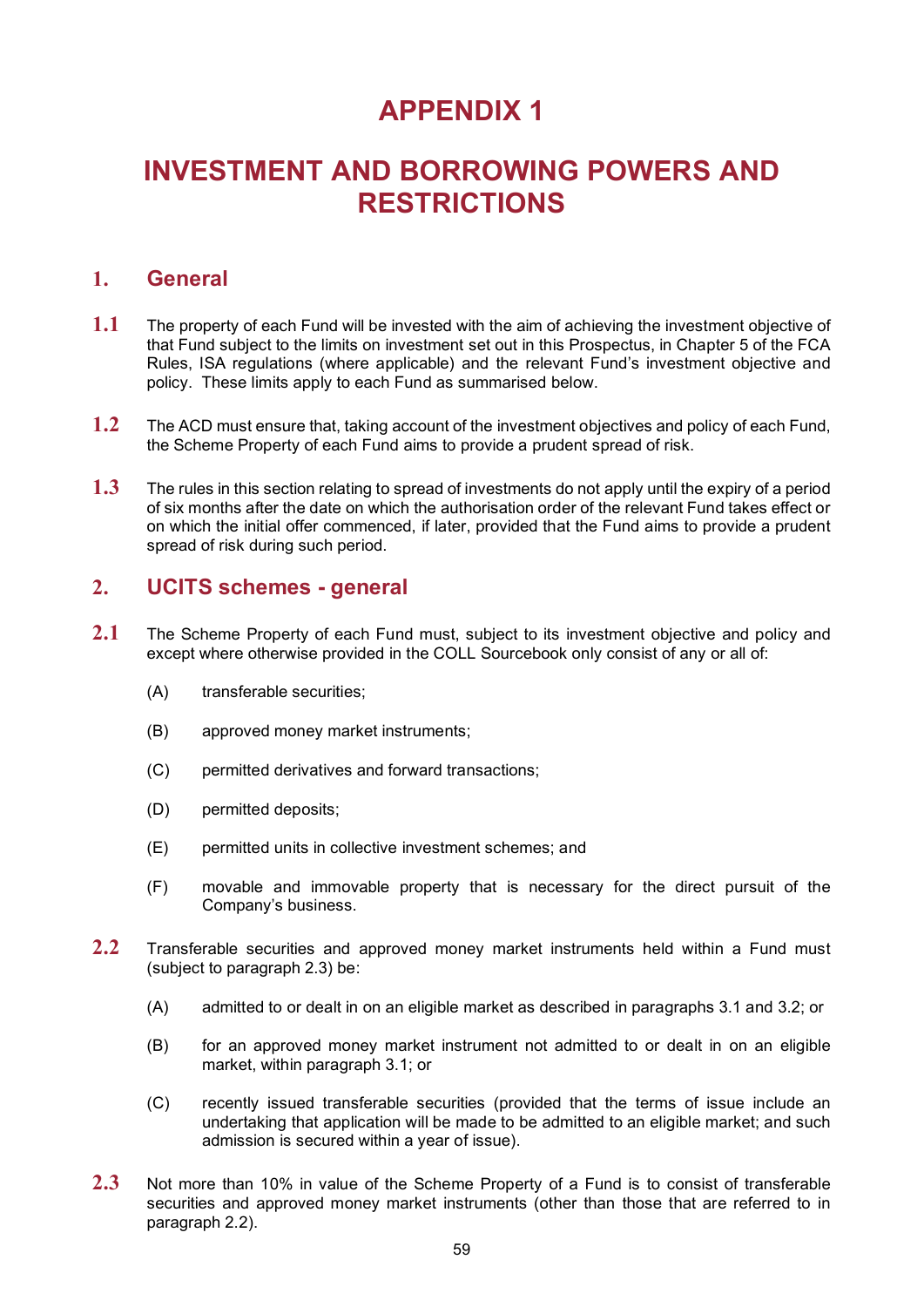# APPENDIX 1

# INVESTMENT AND BORROWING POWERS AND RESTRICTIONS

## 1. General

**1.1** The property of each Fund will be invested with the aim of achieving the investment objective of that Fund subject to the limits on investment set out in this Prospectus, in Chapter 5 of the FCA Rules, ISA regulations (where applicable) and the relevant Fund's investment objective and policy. These limits apply to each Fund as summarised below.

**1.2** The ACD must ensure that, taking account of the investment objectives and policy of each Fund, the Scheme Property of each Fund aims to provide a prudent spread of risk.

**1.3** The rules in this section relating to spread of investments do not apply until the expiry of a period of six months after the date on which the authorisation order of the relevant Fund takes effect or on which the initial offer commenced, if later, provided that the Fund aims to provide a prudent spread of risk during such period.

## 2. UCITS schemes - general

**2.1** The Scheme Property of each Fund must, subject to its investment objective and policy and except where otherwise provided in the COLL Sourcebook only consist of any or all of:

(A) transferable securities;

(B) approved money market instruments;

(C) permitted derivatives and forward transactions;

(D) permitted deposits;

(E) permitted units in collective investment schemes; and

(F) movable and immovable property that is necessary for the direct pursuit of the Company's business.

**2.2** Transferable securities and approved money market instruments held within a Fund must (subject to paragraph 2.3) be:

(A) admitted to or dealt in on an eligible market as described in paragraphs 3.1 and 3.2; or

(B) for an approved money market instrument not admitted to or dealt in on an eligible market, within paragraph 3.1; or

(C) recently issued transferable securities (provided that the terms of issue include an undertaking that application will be made to be admitted to an eligible market; and such admission is secured within a year of issue).

**2.3** Not more than 10% in value of the Scheme Property of a Fund is to consist of transferable securities and approved money market instruments (other than those that are referred to in paragraph 2.2).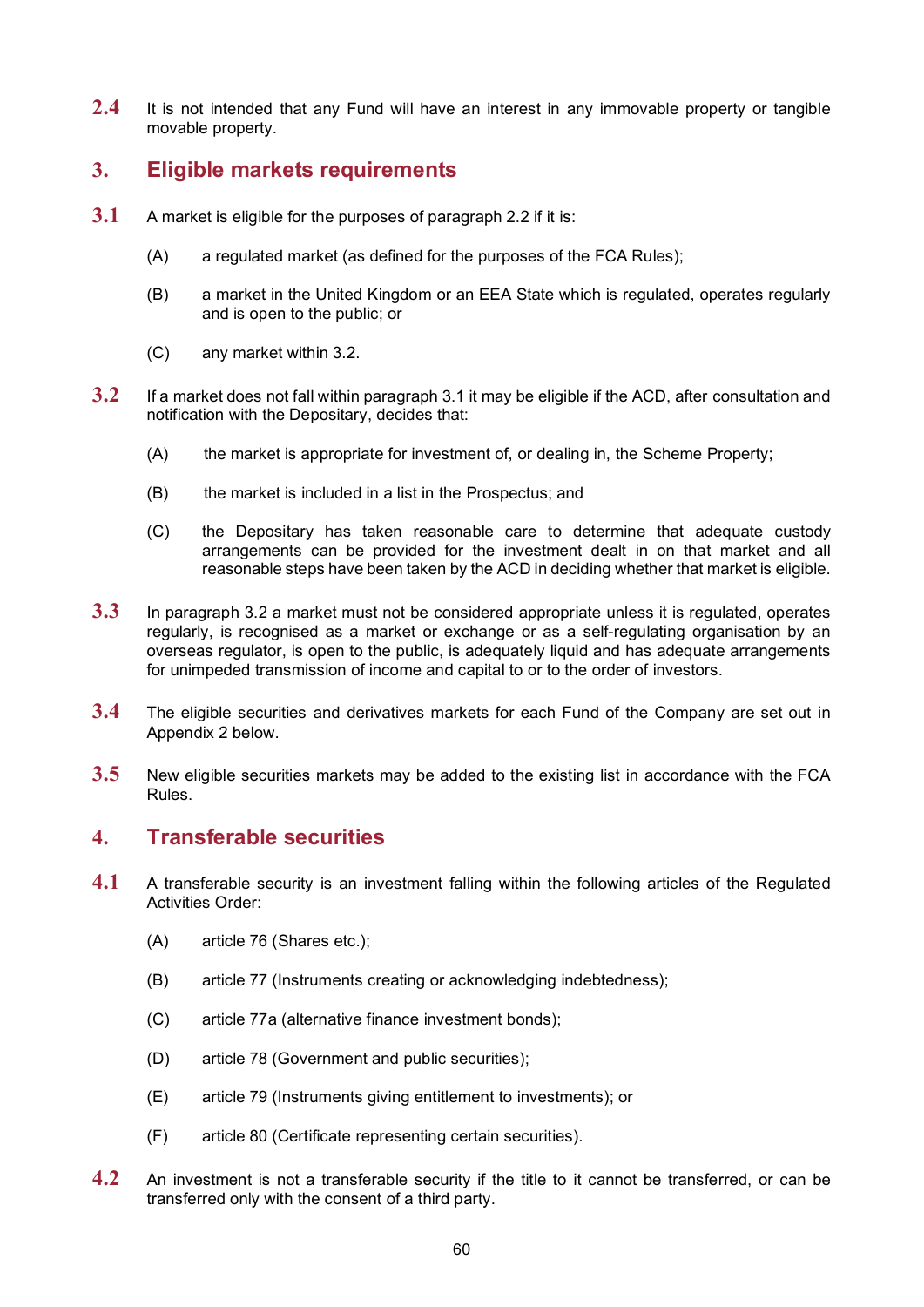**2.4** It is not intended that any Fund will have an interest in any immovable property or tangible movable property.

## 3. Eligible markets requirements

**3.1** A market is eligible for the purposes of paragraph 2.2 if it is:

(A) a regulated market (as defined for the purposes of the FCA Rules);

(B) a market in the United Kingdom or an EEA State which is regulated, operates regularly and is open to the public; or

(C) any market within 3.2.

**3.2** If a market does not fall within paragraph 3.1 it may be eligible if the ACD, after consultation and notification with the Depositary, decides that:

(A) the market is appropriate for investment of, or dealing in, the Scheme Property;

(B) the market is included in a list in the Prospectus; and

(C) the Depositary has taken reasonable care to determine that adequate custody arrangements can be provided for the investment dealt in on that market and all reasonable steps have been taken by the ACD in deciding whether that market is eligible.

**3.3** In paragraph 3.2 a market must not be considered appropriate unless it is regulated, operates regularly, is recognised as a market or exchange or as a self-regulating organisation by an overseas regulator, is open to the public, is adequately liquid and has adequate arrangements for unimpeded transmission of income and capital to or to the order of investors.

**3.4** The eligible securities and derivatives markets for each Fund of the Company are set out in Appendix 2 below.

**3.5** New eligible securities markets may be added to the existing list in accordance with the FCA Rules.

## 4. Transferable securities

**4.1** A transferable security is an investment falling within the following articles of the Regulated Activities Order:

(A) article 76 (Shares etc.);

(B) article 77 (Instruments creating or acknowledging indebtedness);

(C) article 77a (alternative finance investment bonds);

(D) article 78 (Government and public securities);

(E) article 79 (Instruments giving entitlement to investments); or

(F) article 80 (Certificate representing certain securities).

**4.2** An investment is not a transferable security if the title to it cannot be transferred, or can be transferred only with the consent of a third party.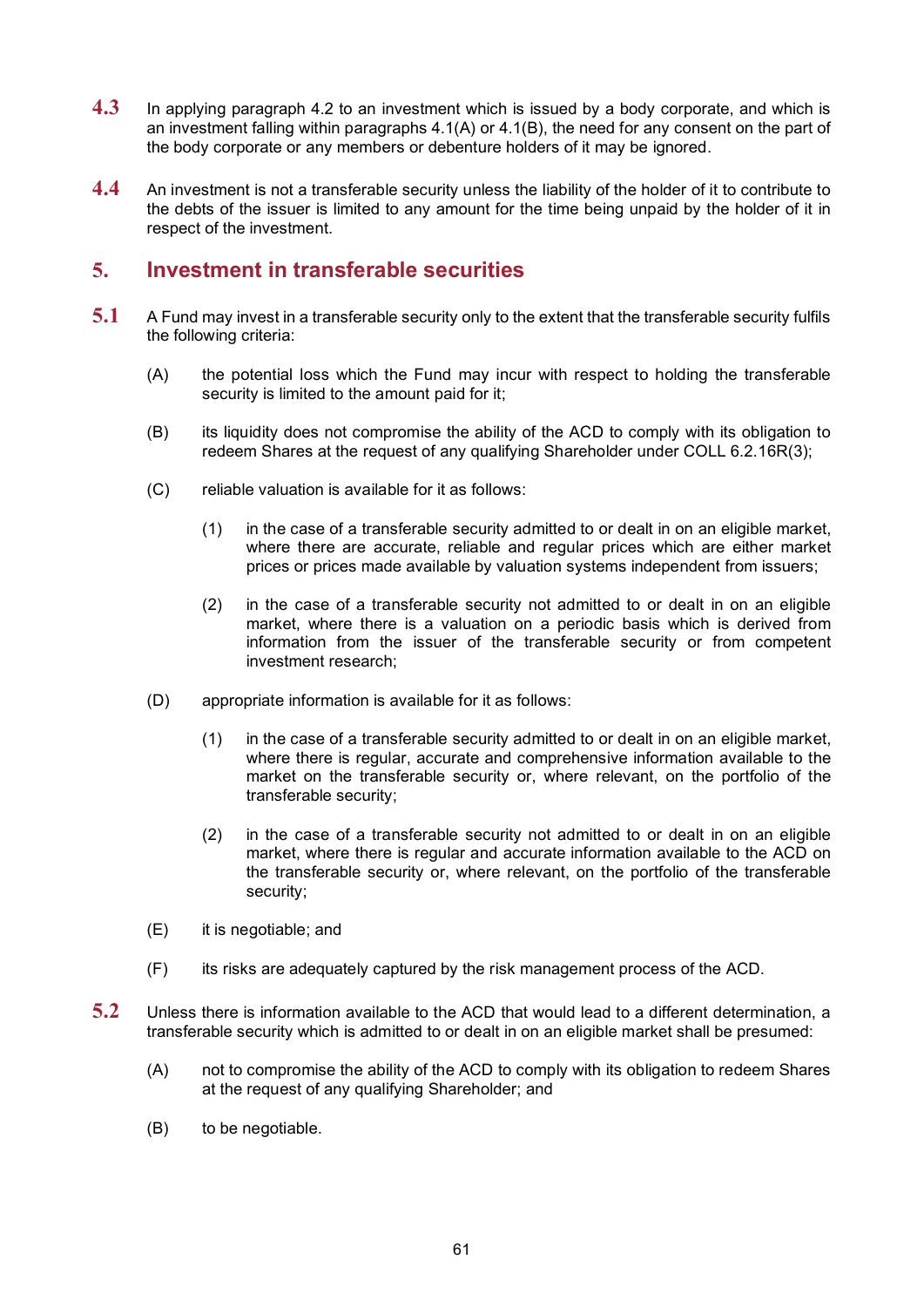**4.3** In applying paragraph 4.2 to an investment which is issued by a body corporate, and which is an investment falling within paragraphs 4.1(A) or 4.1(B), the need for any consent on the part of the body corporate or any members or debenture holders of it may be ignored.

**4.4** An investment is not a transferable security unless the liability of the holder of it to contribute to the debts of the issuer is limited to any amount for the time being unpaid by the holder of it in respect of the investment.

## 5. Investment in transferable securities

**5.1** A Fund may invest in a transferable security only to the extent that the transferable security fulfils the following criteria:

(A) the potential loss which the Fund may incur with respect to holding the transferable security is limited to the amount paid for it;

(B) its liquidity does not compromise the ability of the ACD to comply with its obligation to redeem Shares at the request of any qualifying Shareholder under COLL 6.2.16R(3);

(C) reliable valuation is available for it as follows:

(1) in the case of a transferable security admitted to or dealt in on an eligible market, where there are accurate, reliable and regular prices which are either market prices or prices made available by valuation systems independent from issuers;

(2) in the case of a transferable security not admitted to or dealt in on an eligible market, where there is a valuation on a periodic basis which is derived from information from the issuer of the transferable security or from competent investment research;

(D) appropriate information is available for it as follows:

(1) in the case of a transferable security admitted to or dealt in on an eligible market, where there is regular, accurate and comprehensive information available to the market on the transferable security or, where relevant, on the portfolio of the transferable security;

(2) in the case of a transferable security not admitted to or dealt in on an eligible market, where there is regular and accurate information available to the ACD on the transferable security or, where relevant, on the portfolio of the transferable security;

(E) it is negotiable; and

(F) its risks are adequately captured by the risk management process of the ACD.

**5.2** Unless there is information available to the ACD that would lead to a different determination, a transferable security which is admitted to or dealt in on an eligible market shall be presumed:

(A) not to compromise the ability of the ACD to comply with its obligation to redeem Shares at the request of any qualifying Shareholder; and

(B) to be negotiable.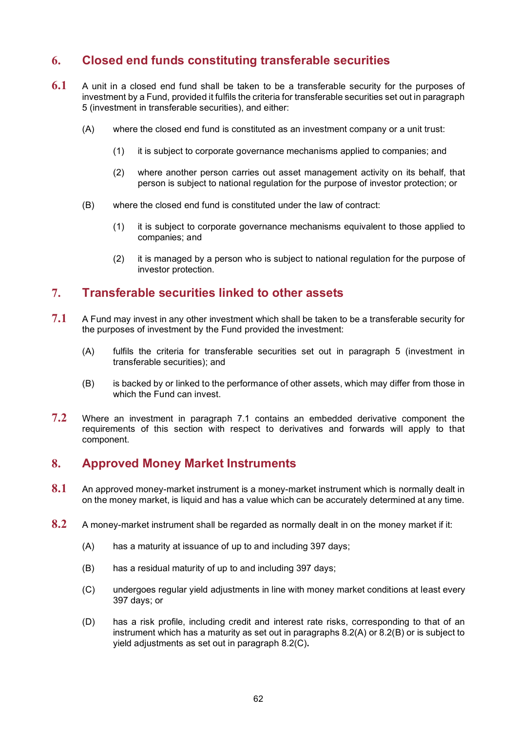## 6. Closed end funds constituting transferable securities

**6.1** A unit in a closed end fund shall be taken to be a transferable security for the purposes of investment by a Fund, provided it fulfils the criteria for transferable securities set out in paragraph 5 (investment in transferable securities), and either:

(A) where the closed end fund is constituted as an investment company or a unit trust:

(1) it is subject to corporate governance mechanisms applied to companies; and

(2) where another person carries out asset management activity on its behalf, that person is subject to national regulation for the purpose of investor protection; or

(B) where the closed end fund is constituted under the law of contract:

(1) it is subject to corporate governance mechanisms equivalent to those applied to companies; and

(2) it is managed by a person who is subject to national regulation for the purpose of investor protection.

## 7. Transferable securities linked to other assets

**7.1** A Fund may invest in any other investment which shall be taken to be a transferable security for the purposes of investment by the Fund provided the investment:

(A) fulfils the criteria for transferable securities set out in paragraph 5 (investment in transferable securities); and

(B) is backed by or linked to the performance of other assets, which may differ from those in which the Fund can invest.

**7.2** Where an investment in paragraph 7.1 contains an embedded derivative component the requirements of this section with respect to derivatives and forwards will apply to that component.

## 8. Approved Money Market Instruments

**8.1** An approved money-market instrument is a money-market instrument which is normally dealt in on the money market, is liquid and has a value which can be accurately determined at any time.

**8.2** A money-market instrument shall be regarded as normally dealt in on the money market if it:

(A) has a maturity at issuance of up to and including 397 days;

(B) has a residual maturity of up to and including 397 days;

(C) undergoes regular yield adjustments in line with money market conditions at least every 397 days; or

(D) has a risk profile, including credit and interest rate risks, corresponding to that of an instrument which has a maturity as set out in paragraphs 8.2(A) or 8.2(B) or is subject to yield adjustments as set out in paragraph 8.2(C).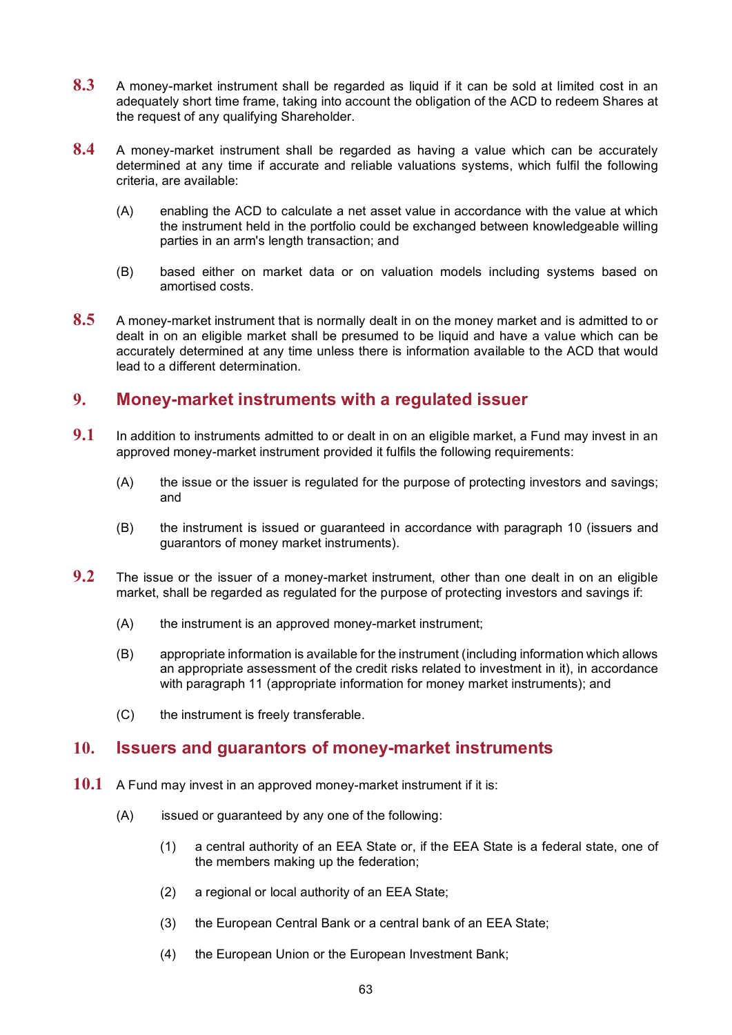**8.3** A money-market instrument shall be regarded as liquid if it can be sold at limited cost in an adequately short time frame, taking into account the obligation of the ACD to redeem Shares at the request of any qualifying Shareholder.

**8.4** A money-market instrument shall be regarded as having a value which can be accurately determined at any time if accurate and reliable valuations systems, which fulfil the following criteria, are available:

(A) enabling the ACD to calculate a net asset value in accordance with the value at which the instrument held in the portfolio could be exchanged between knowledgeable willing parties in an arm's length transaction; and

(B) based either on market data or on valuation models including systems based on amortised costs.

**8.5** A money-market instrument that is normally dealt in on the money market and is admitted to or dealt in on an eligible market shall be presumed to be liquid and have a value which can be accurately determined at any time unless there is information available to the ACD that would lead to a different determination.

## 9. Money-market instruments with a regulated issuer

**9.1** In addition to instruments admitted to or dealt in on an eligible market, a Fund may invest in an approved money-market instrument provided it fulfils the following requirements:

(A) the issue or the issuer is regulated for the purpose of protecting investors and savings; and

(B) the instrument is issued or guaranteed in accordance with paragraph 10 (issuers and guarantors of money market instruments).

**9.2** The issue or the issuer of a money-market instrument, other than one dealt in on an eligible market, shall be regarded as regulated for the purpose of protecting investors and savings if:

(A) the instrument is an approved money-market instrument;

(B) appropriate information is available for the instrument (including information which allows an appropriate assessment of the credit risks related to investment in it), in accordance with paragraph 11 (appropriate information for money market instruments); and

(C) the instrument is freely transferable.

## 10. Issuers and guarantors of money-market instruments

**10.1** A Fund may invest in an approved money-market instrument if it is:

(A) issued or guaranteed by any one of the following:

(1) a central authority of an EEA State or, if the EEA State is a federal state, one of the members making up the federation;

(2) a regional or local authority of an EEA State;

(3) the European Central Bank or a central bank of an EEA State;

(4) the European Union or the European Investment Bank;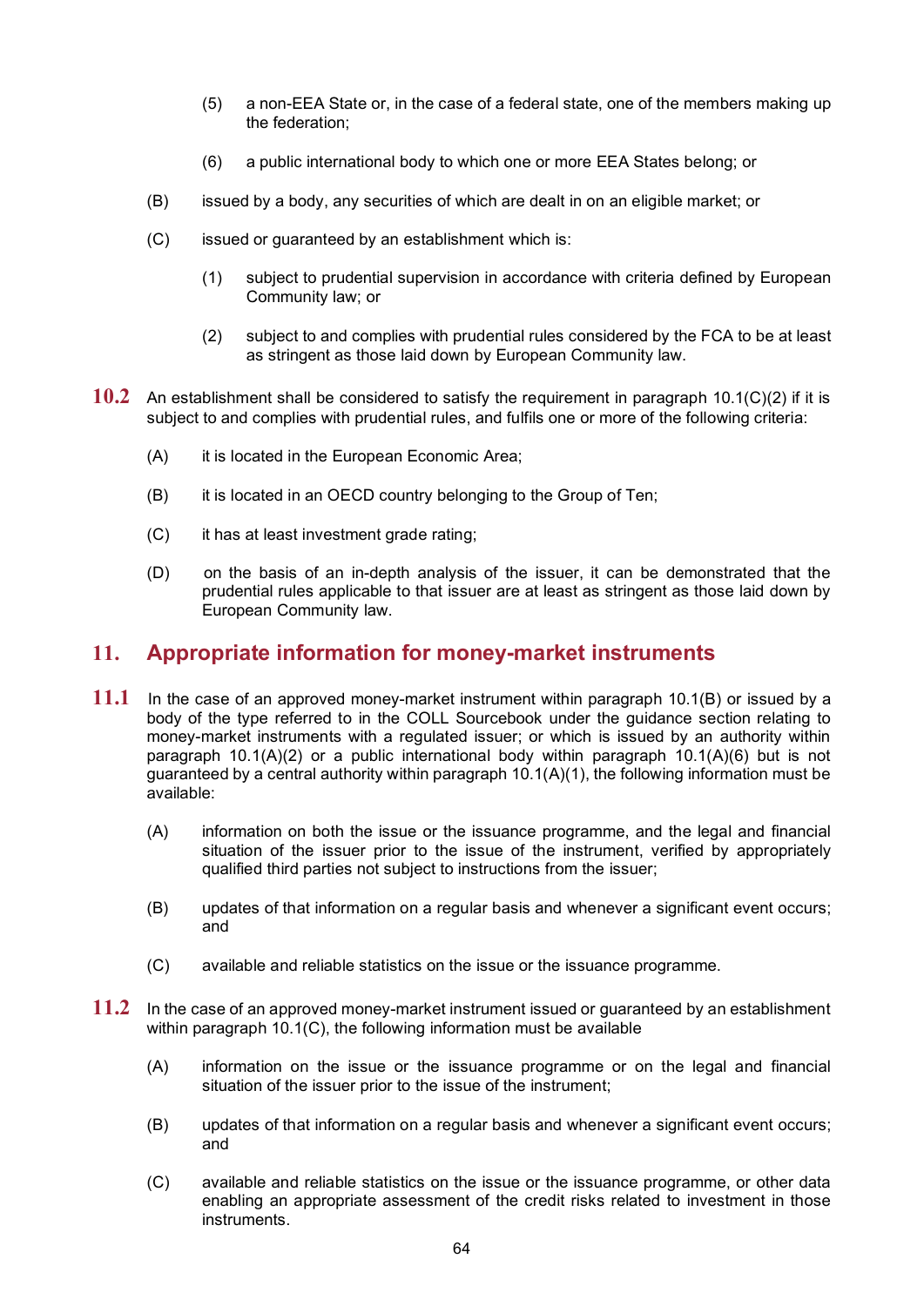(5) a non-EEA State or, in the case of a federal state, one of the members making up the federation;

(6) a public international body to which one or more EEA States belong; or

(B) issued by a body, any securities of which are dealt in on an eligible market; or

(C) issued or guaranteed by an establishment which is:

(1) subject to prudential supervision in accordance with criteria defined by European Community law; or

(2) subject to and complies with prudential rules considered by the FCA to be at least as stringent as those laid down by European Community law.

**10.2** An establishment shall be considered to satisfy the requirement in paragraph 10.1(C)(2) if it is subject to and complies with prudential rules, and fulfils one or more of the following criteria:

(A) it is located in the European Economic Area;

(B) it is located in an OECD country belonging to the Group of Ten;

(C) it has at least investment grade rating;

(D) on the basis of an in-depth analysis of the issuer, it can be demonstrated that the prudential rules applicable to that issuer are at least as stringent as those laid down by European Community law.

## 11. Appropriate information for money-market instruments

**11.1** In the case of an approved money-market instrument within paragraph 10.1(B) or issued by a body of the type referred to in the COLL Sourcebook under the guidance section relating to money-market instruments with a regulated issuer; or which is issued by an authority within paragraph 10.1(A)(2) or a public international body within paragraph 10.1(A)(6) but is not guaranteed by a central authority within paragraph 10.1(A)(1), the following information must be available:

(A) information on both the issue or the issuance programme, and the legal and financial situation of the issuer prior to the issue of the instrument, verified by appropriately qualified third parties not subject to instructions from the issuer;

(B) updates of that information on a regular basis and whenever a significant event occurs; and

(C) available and reliable statistics on the issue or the issuance programme.

**11.2** In the case of an approved money-market instrument issued or guaranteed by an establishment within paragraph 10.1(C), the following information must be available

(A) information on the issue or the issuance programme or on the legal and financial situation of the issuer prior to the issue of the instrument;

(B) updates of that information on a regular basis and whenever a significant event occurs; and

(C) available and reliable statistics on the issue or the issuance programme, or other data enabling an appropriate assessment of the credit risks related to investment in those instruments.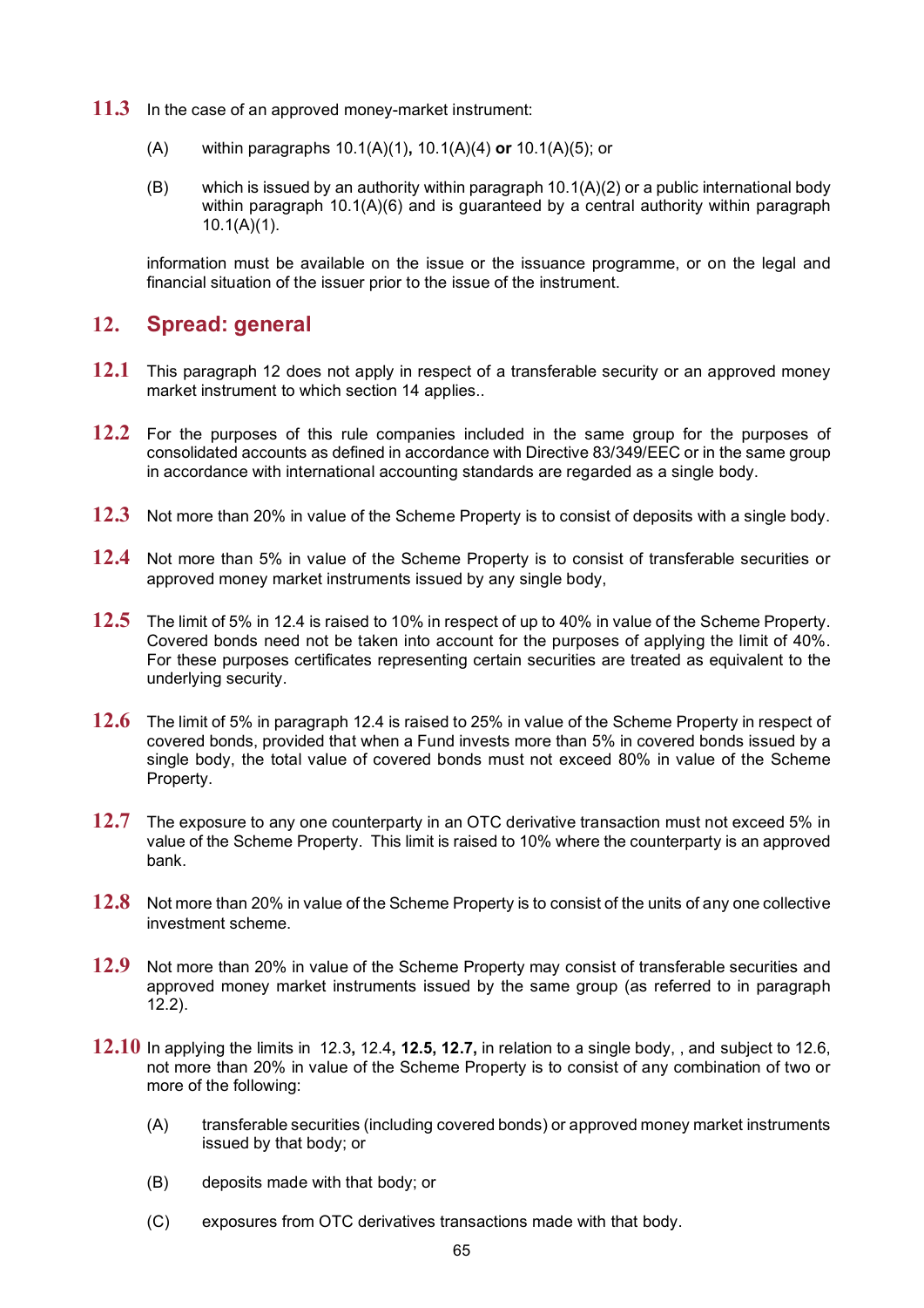**11.3** In the case of an approved money-market instrument:

(A) within paragraphs 10.1(A)(1)**,** 10.1(A)(4) **or** 10.1(A)(5); or

(B) which is issued by an authority within paragraph 10.1(A)(2) or a public international body within paragraph 10.1(A)(6) and is guaranteed by a central authority within paragraph 10.1(A)(1).

information must be available on the issue or the issuance programme, or on the legal and financial situation of the issuer prior to the issue of the instrument.

## 12. Spread: general

**12.1** This paragraph 12 does not apply in respect of a transferable security or an approved money market instrument to which section 14 applies..

**12.2** For the purposes of this rule companies included in the same group for the purposes of consolidated accounts as defined in accordance with Directive 83/349/EEC or in the same group in accordance with international accounting standards are regarded as a single body.

**12.3** Not more than 20% in value of the Scheme Property is to consist of deposits with a single body.

**12.4** Not more than 5% in value of the Scheme Property is to consist of transferable securities or approved money market instruments issued by any single body,

**12.5** The limit of 5% in 12.4 is raised to 10% in respect of up to 40% in value of the Scheme Property. Covered bonds need not be taken into account for the purposes of applying the limit of 40%. For these purposes certificates representing certain securities are treated as equivalent to the underlying security.

**12.6** The limit of 5% in paragraph 12.4 is raised to 25% in value of the Scheme Property in respect of covered bonds, provided that when a Fund invests more than 5% in covered bonds issued by a single body, the total value of covered bonds must not exceed 80% in value of the Scheme Property.

**12.7** The exposure to any one counterparty in an OTC derivative transaction must not exceed 5% in value of the Scheme Property. This limit is raised to 10% where the counterparty is an approved bank.

**12.8** Not more than 20% in value of the Scheme Property is to consist of the units of any one collective investment scheme.

**12.9** Not more than 20% in value of the Scheme Property may consist of transferable securities and approved money market instruments issued by the same group (as referred to in paragraph 12.2).

**12.10** In applying the limits in 12.3**,** 12.4**, 12.5, 12.7,** in relation to a single body, , and subject to 12.6, not more than 20% in value of the Scheme Property is to consist of any combination of two or more of the following:

(A) transferable securities (including covered bonds) or approved money market instruments issued by that body; or

(B) deposits made with that body; or

(C) exposures from OTC derivatives transactions made with that body.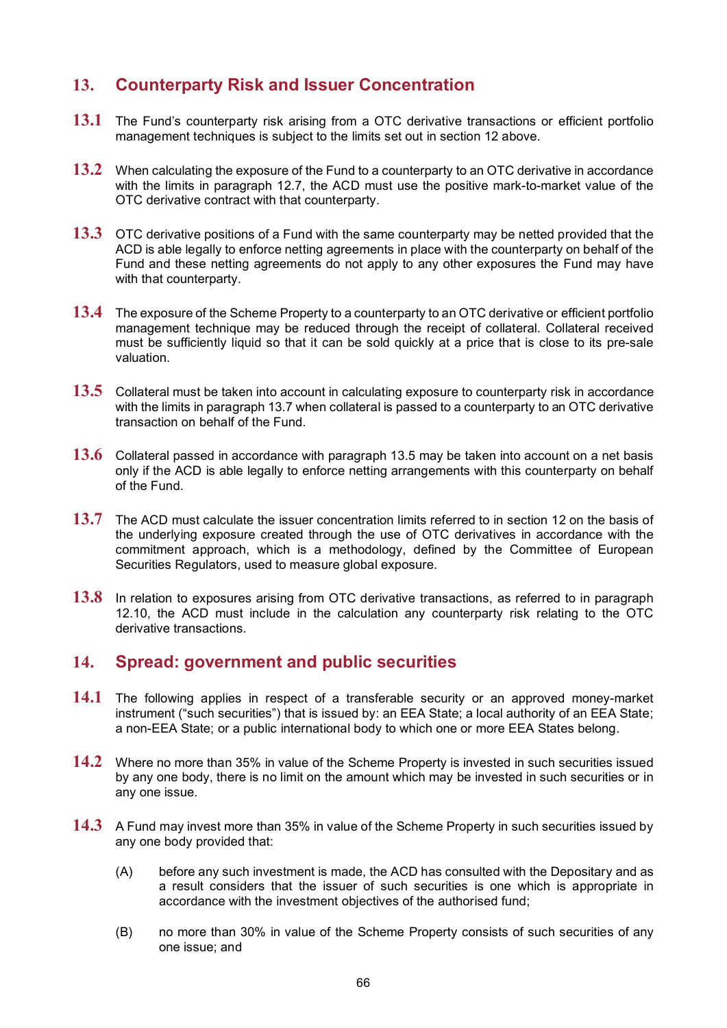## 13. Counterparty Risk and Issuer Concentration

**13.1** The Fund's counterparty risk arising from a OTC derivative transactions or efficient portfolio management techniques is subject to the limits set out in section 12 above.

**13.2** When calculating the exposure of the Fund to a counterparty to an OTC derivative in accordance with the limits in paragraph 12.7, the ACD must use the positive mark-to-market value of the OTC derivative contract with that counterparty.

**13.3** OTC derivative positions of a Fund with the same counterparty may be netted provided that the ACD is able legally to enforce netting agreements in place with the counterparty on behalf of the Fund and these netting agreements do not apply to any other exposures the Fund may have with that counterparty.

**13.4** The exposure of the Scheme Property to a counterparty to an OTC derivative or efficient portfolio management technique may be reduced through the receipt of collateral. Collateral received must be sufficiently liquid so that it can be sold quickly at a price that is close to its pre-sale valuation.

**13.5** Collateral must be taken into account in calculating exposure to counterparty risk in accordance with the limits in paragraph 13.7 when collateral is passed to a counterparty to an OTC derivative transaction on behalf of the Fund.

**13.6** Collateral passed in accordance with paragraph 13.5 may be taken into account on a net basis only if the ACD is able legally to enforce netting arrangements with this counterparty on behalf of the Fund.

**13.7** The ACD must calculate the issuer concentration limits referred to in section 12 on the basis of the underlying exposure created through the use of OTC derivatives in accordance with the commitment approach, which is a methodology, defined by the Committee of European Securities Regulators, used to measure global exposure.

**13.8** In relation to exposures arising from OTC derivative transactions, as referred to in paragraph 12.10, the ACD must include in the calculation any counterparty risk relating to the OTC derivative transactions.

## 14. Spread: government and public securities

**14.1** The following applies in respect of a transferable security or an approved money-market instrument ("such securities") that is issued by: an EEA State; a local authority of an EEA State; a non-EEA State; or a public international body to which one or more EEA States belong.

**14.2** Where no more than 35% in value of the Scheme Property is invested in such securities issued by any one body, there is no limit on the amount which may be invested in such securities or in any one issue.

**14.3** A Fund may invest more than 35% in value of the Scheme Property in such securities issued by any one body provided that:

(A) before any such investment is made, the ACD has consulted with the Depositary and as a result considers that the issuer of such securities is one which is appropriate in accordance with the investment objectives of the authorised fund;

(B) no more than 30% in value of the Scheme Property consists of such securities of any one issue; and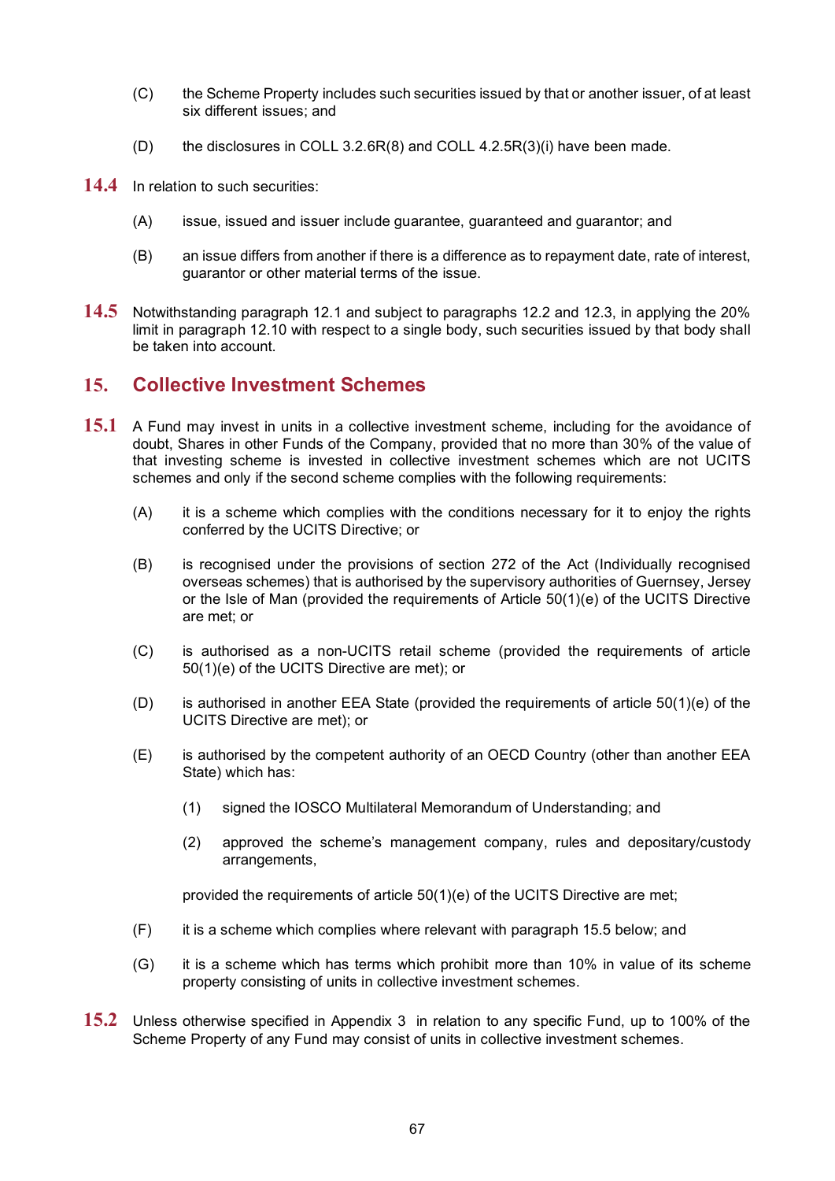(C) the Scheme Property includes such securities issued by that or another issuer, of at least six different issues; and

(D) the disclosures in COLL 3.2.6R(8) and COLL 4.2.5R(3)(i) have been made.

**14.4** In relation to such securities:

(A) issue, issued and issuer include guarantee, guaranteed and guarantor; and

(B) an issue differs from another if there is a difference as to repayment date, rate of interest, guarantor or other material terms of the issue.

**14.5** Notwithstanding paragraph 12.1 and subject to paragraphs 12.2 and 12.3, in applying the 20% limit in paragraph 12.10 with respect to a single body, such securities issued by that body shall be taken into account.

## 15. Collective Investment Schemes

**15.1** A Fund may invest in units in a collective investment scheme, including for the avoidance of doubt, Shares in other Funds of the Company, provided that no more than 30% of the value of that investing scheme is invested in collective investment schemes which are not UCITS schemes and only if the second scheme complies with the following requirements:

(A) it is a scheme which complies with the conditions necessary for it to enjoy the rights conferred by the UCITS Directive; or

(B) is recognised under the provisions of section 272 of the Act (Individually recognised overseas schemes) that is authorised by the supervisory authorities of Guernsey, Jersey or the Isle of Man (provided the requirements of Article 50(1)(e) of the UCITS Directive are met; or

(C) is authorised as a non-UCITS retail scheme (provided the requirements of article 50(1)(e) of the UCITS Directive are met); or

(D) is authorised in another EEA State (provided the requirements of article 50(1)(e) of the UCITS Directive are met); or

(E) is authorised by the competent authority of an OECD Country (other than another EEA State) which has:

(1) signed the IOSCO Multilateral Memorandum of Understanding; and

(2) approved the scheme's management company, rules and depositary/custody arrangements,

provided the requirements of article 50(1)(e) of the UCITS Directive are met;

(F) it is a scheme which complies where relevant with paragraph 15.5 below; and

(G) it is a scheme which has terms which prohibit more than 10% in value of its scheme property consisting of units in collective investment schemes.

**15.2** Unless otherwise specified in Appendix 3 in relation to any specific Fund, up to 100% of the Scheme Property of any Fund may consist of units in collective investment schemes.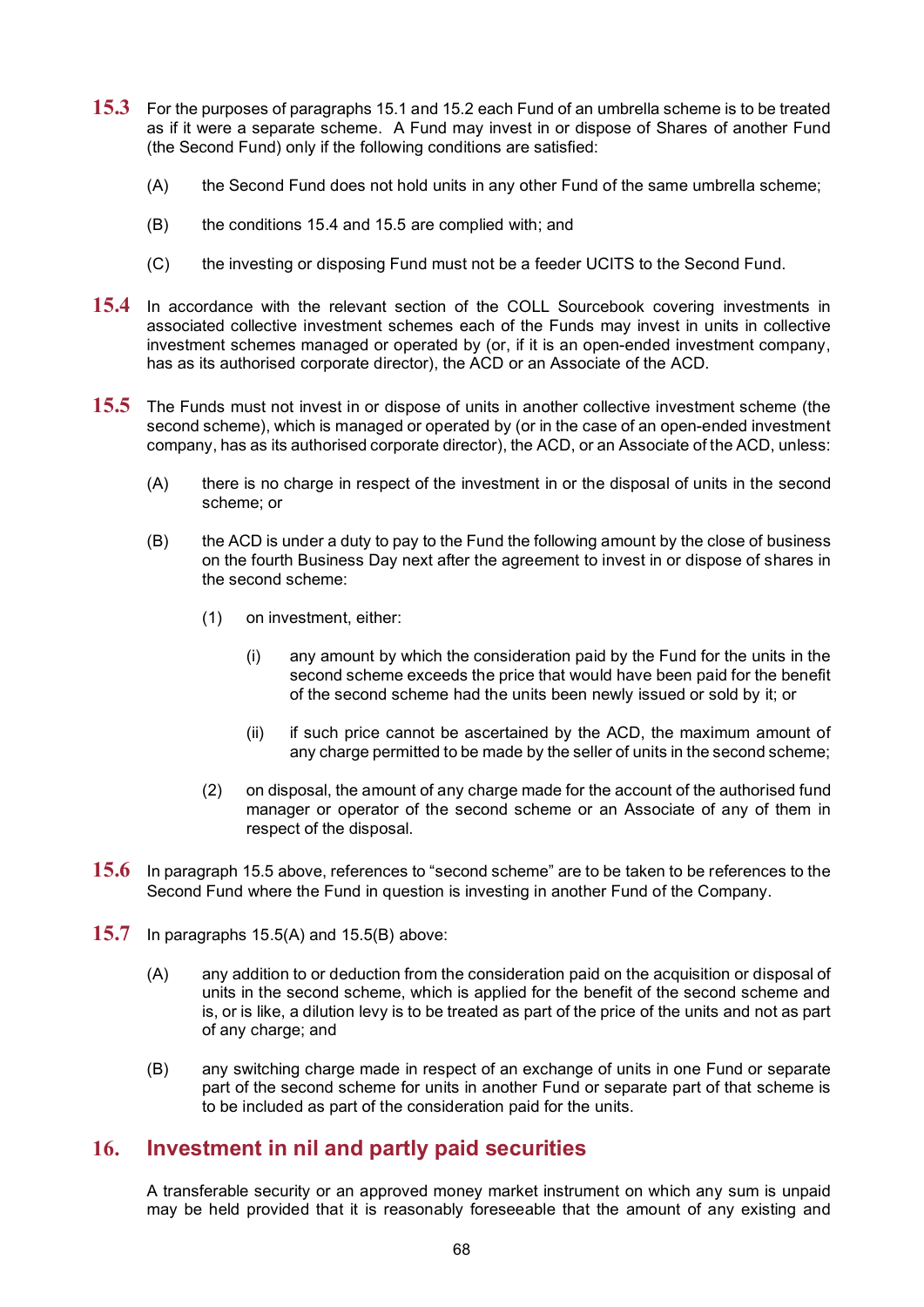**15.3** For the purposes of paragraphs 15.1 and 15.2 each Fund of an umbrella scheme is to be treated as if it were a separate scheme. A Fund may invest in or dispose of Shares of another Fund (the Second Fund) only if the following conditions are satisfied:

(A) the Second Fund does not hold units in any other Fund of the same umbrella scheme;

(B) the conditions 15.4 and 15.5 are complied with; and

(C) the investing or disposing Fund must not be a feeder UCITS to the Second Fund.

**15.4** In accordance with the relevant section of the COLL Sourcebook covering investments in associated collective investment schemes each of the Funds may invest in units in collective investment schemes managed or operated by (or, if it is an open-ended investment company, has as its authorised corporate director), the ACD or an Associate of the ACD.

**15.5** The Funds must not invest in or dispose of units in another collective investment scheme (the second scheme), which is managed or operated by (or in the case of an open-ended investment company, has as its authorised corporate director), the ACD, or an Associate of the ACD, unless:

(A) there is no charge in respect of the investment in or the disposal of units in the second scheme; or

(B) the ACD is under a duty to pay to the Fund the following amount by the close of business on the fourth Business Day next after the agreement to invest in or dispose of shares in the second scheme:

(1) on investment, either:

(i) any amount by which the consideration paid by the Fund for the units in the second scheme exceeds the price that would have been paid for the benefit of the second scheme had the units been newly issued or sold by it; or

(ii) if such price cannot be ascertained by the ACD, the maximum amount of any charge permitted to be made by the seller of units in the second scheme;

(2) on disposal, the amount of any charge made for the account of the authorised fund manager or operator of the second scheme or an Associate of any of them in respect of the disposal.

**15.6** In paragraph 15.5 above, references to "second scheme" are to be taken to be references to the Second Fund where the Fund in question is investing in another Fund of the Company.

**15.7** In paragraphs 15.5(A) and 15.5(B) above:

(A) any addition to or deduction from the consideration paid on the acquisition or disposal of units in the second scheme, which is applied for the benefit of the second scheme and is, or is like, a dilution levy is to be treated as part of the price of the units and not as part of any charge; and

(B) any switching charge made in respect of an exchange of units in one Fund or separate part of the second scheme for units in another Fund or separate part of that scheme is to be included as part of the consideration paid for the units.

## 16. Investment in nil and partly paid securities

A transferable security or an approved money market instrument on which any sum is unpaid may be held provided that it is reasonably foreseeable that the amount of any existing and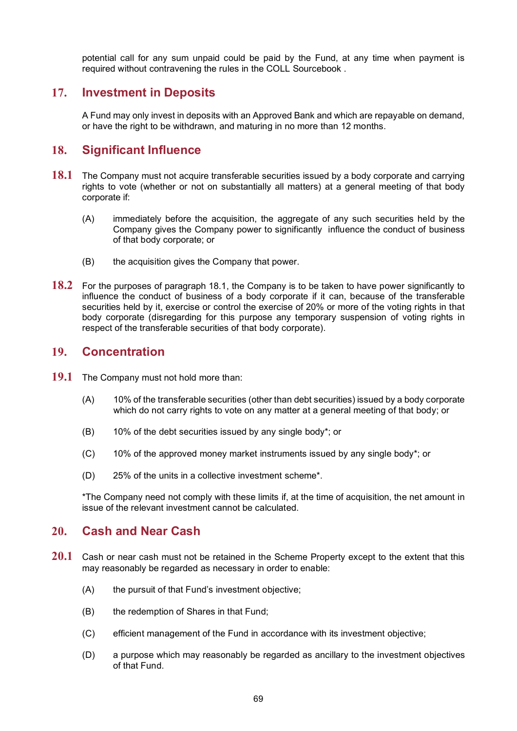potential call for any sum unpaid could be paid by the Fund, at any time when payment is required without contravening the rules in the COLL Sourcebook .

## 17. Investment in Deposits

A Fund may only invest in deposits with an Approved Bank and which are repayable on demand, or have the right to be withdrawn, and maturing in no more than 12 months.

## 18. Significant Influence

**18.1** The Company must not acquire transferable securities issued by a body corporate and carrying rights to vote (whether or not on substantially all matters) at a general meeting of that body corporate if:

(A) immediately before the acquisition, the aggregate of any such securities held by the Company gives the Company power to significantly influence the conduct of business of that body corporate; or

(B) the acquisition gives the Company that power.

**18.2** For the purposes of paragraph 18.1, the Company is to be taken to have power significantly to influence the conduct of business of a body corporate if it can, because of the transferable securities held by it, exercise or control the exercise of 20% or more of the voting rights in that body corporate (disregarding for this purpose any temporary suspension of voting rights in respect of the transferable securities of that body corporate).

## 19. Concentration

**19.1** The Company must not hold more than:

(A) 10% of the transferable securities (other than debt securities) issued by a body corporate which do not carry rights to vote on any matter at a general meeting of that body; or

(B) 10% of the debt securities issued by any single body*; or

(C) 10% of the approved money market instruments issued by any single body*; or

(D) 25% of the units in a collective investment scheme*.

*The Company need not comply with these limits if, at the time of acquisition, the net amount in issue of the relevant investment cannot be calculated.

## 20. Cash and Near Cash

**20.1** Cash or near cash must not be retained in the Scheme Property except to the extent that this may reasonably be regarded as necessary in order to enable:

(A) the pursuit of that Fund's investment objective;

(B) the redemption of Shares in that Fund;

(C) efficient management of the Fund in accordance with its investment objective;

(D) a purpose which may reasonably be regarded as ancillary to the investment objectives of that Fund.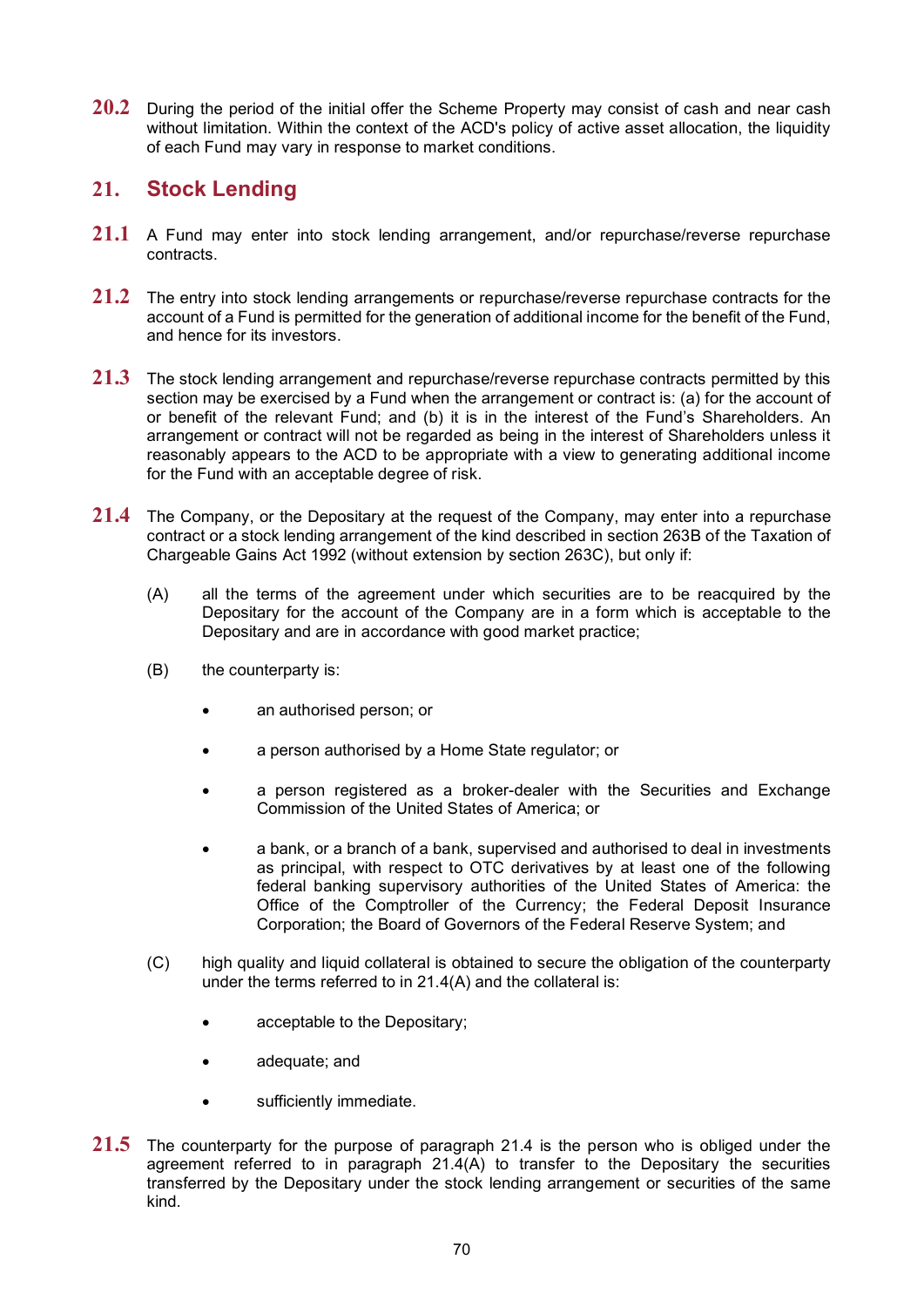**20.2** During the period of the initial offer the Scheme Property may consist of cash and near cash without limitation. Within the context of the ACD's policy of active asset allocation, the liquidity of each Fund may vary in response to market conditions.

## 21. Stock Lending

**21.1** A Fund may enter into stock lending arrangement, and/or repurchase/reverse repurchase contracts.

**21.2** The entry into stock lending arrangements or repurchase/reverse repurchase contracts for the account of a Fund is permitted for the generation of additional income for the benefit of the Fund, and hence for its investors.

**21.3** The stock lending arrangement and repurchase/reverse repurchase contracts permitted by this section may be exercised by a Fund when the arrangement or contract is: (a) for the account of or benefit of the relevant Fund; and (b) it is in the interest of the Fund's Shareholders. An arrangement or contract will not be regarded as being in the interest of Shareholders unless it reasonably appears to the ACD to be appropriate with a view to generating additional income for the Fund with an acceptable degree of risk.

**21.4** The Company, or the Depositary at the request of the Company, may enter into a repurchase contract or a stock lending arrangement of the kind described in section 263B of the Taxation of Chargeable Gains Act 1992 (without extension by section 263C), but only if:

(A) all the terms of the agreement under which securities are to be reacquired by the Depositary for the account of the Company are in a form which is acceptable to the Depositary and are in accordance with good market practice;

(B) the counterparty is:

- an authorised person; or
- a person authorised by a Home State regulator; or
- a person registered as a broker-dealer with the Securities and Exchange Commission of the United States of America; or
- a bank, or a branch of a bank, supervised and authorised to deal in investments as principal, with respect to OTC derivatives by at least one of the following federal banking supervisory authorities of the United States of America: the Office of the Comptroller of the Currency; the Federal Deposit Insurance Corporation; the Board of Governors of the Federal Reserve System; and

(C) high quality and liquid collateral is obtained to secure the obligation of the counterparty under the terms referred to in 21.4(A) and the collateral is:

- acceptable to the Depositary;
- adequate; and
- sufficiently immediate.

**21.5** The counterparty for the purpose of paragraph 21.4 is the person who is obliged under the agreement referred to in paragraph 21.4(A) to transfer to the Depositary the securities transferred by the Depositary under the stock lending arrangement or securities of the same kind.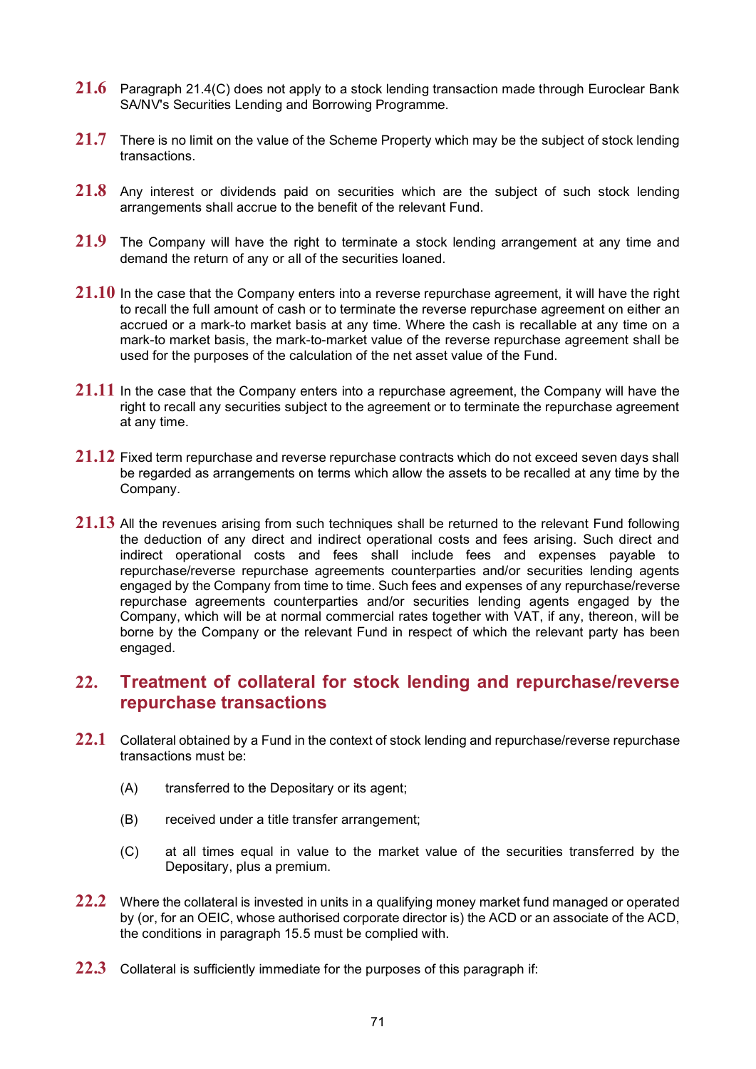**21.6** Paragraph 21.4(C) does not apply to a stock lending transaction made through Euroclear Bank SA/NV's Securities Lending and Borrowing Programme.

**21.7** There is no limit on the value of the Scheme Property which may be the subject of stock lending transactions.

**21.8** Any interest or dividends paid on securities which are the subject of such stock lending arrangements shall accrue to the benefit of the relevant Fund.

**21.9** The Company will have the right to terminate a stock lending arrangement at any time and demand the return of any or all of the securities loaned.

**21.10** In the case that the Company enters into a reverse repurchase agreement, it will have the right to recall the full amount of cash or to terminate the reverse repurchase agreement on either an accrued or a mark-to market basis at any time. Where the cash is recallable at any time on a mark-to market basis, the mark-to-market value of the reverse repurchase agreement shall be used for the purposes of the calculation of the net asset value of the Fund.

**21.11** In the case that the Company enters into a repurchase agreement, the Company will have the right to recall any securities subject to the agreement or to terminate the repurchase agreement at any time.

**21.12** Fixed term repurchase and reverse repurchase contracts which do not exceed seven days shall be regarded as arrangements on terms which allow the assets to be recalled at any time by the Company.

**21.13** All the revenues arising from such techniques shall be returned to the relevant Fund following the deduction of any direct and indirect operational costs and fees arising. Such direct and indirect operational costs and fees shall include fees and expenses payable to repurchase/reverse repurchase agreements counterparties and/or securities lending agents engaged by the Company from time to time. Such fees and expenses of any repurchase/reverse repurchase agreements counterparties and/or securities lending agents engaged by the Company, which will be at normal commercial rates together with VAT, if any, thereon, will be borne by the Company or the relevant Fund in respect of which the relevant party has been engaged.

## 22. Treatment of collateral for stock lending and repurchase/reverse repurchase transactions

**22.1** Collateral obtained by a Fund in the context of stock lending and repurchase/reverse repurchase transactions must be:

(A) transferred to the Depositary or its agent;

(B) received under a title transfer arrangement;

(C) at all times equal in value to the market value of the securities transferred by the Depositary, plus a premium.

**22.2** Where the collateral is invested in units in a qualifying money market fund managed or operated by (or, for an OEIC, whose authorised corporate director is) the ACD or an associate of the ACD, the conditions in paragraph 15.5 must be complied with.

**22.3** Collateral is sufficiently immediate for the purposes of this paragraph if: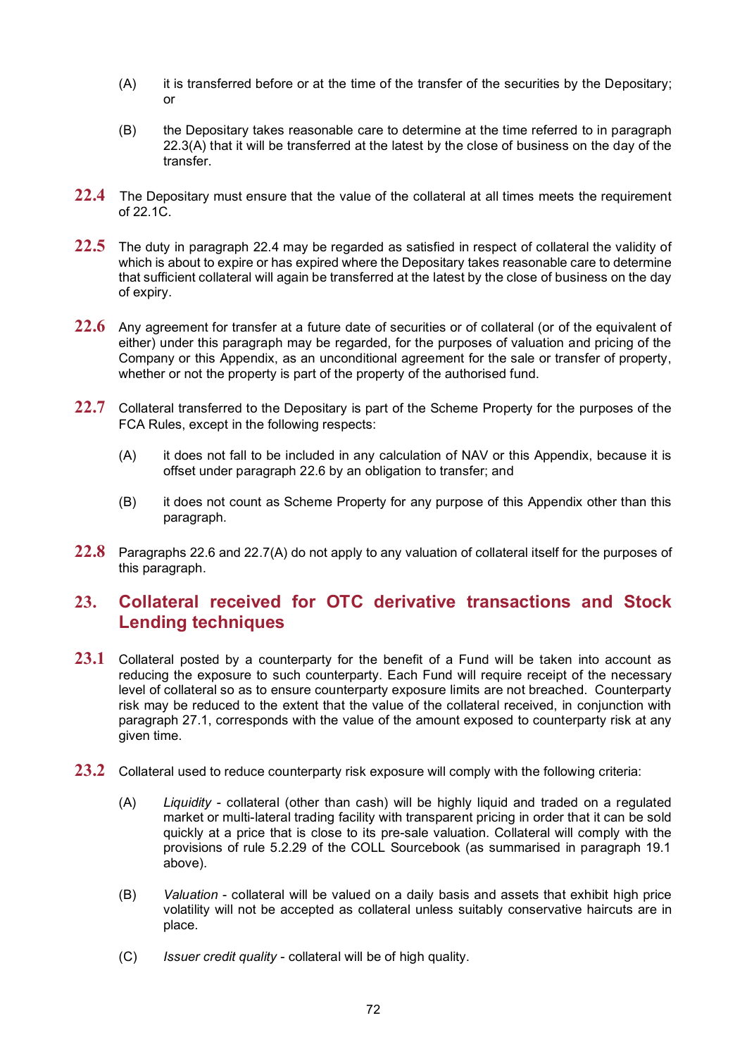(A) it is transferred before or at the time of the transfer of the securities by the Depositary; or

(B) the Depositary takes reasonable care to determine at the time referred to in paragraph 22.3(A) that it will be transferred at the latest by the close of business on the day of the transfer.

**22.4** The Depositary must ensure that the value of the collateral at all times meets the requirement of 22.1C.

**22.5** The duty in paragraph 22.4 may be regarded as satisfied in respect of collateral the validity of which is about to expire or has expired where the Depositary takes reasonable care to determine that sufficient collateral will again be transferred at the latest by the close of business on the day of expiry.

**22.6** Any agreement for transfer at a future date of securities or of collateral (or of the equivalent of either) under this paragraph may be regarded, for the purposes of valuation and pricing of the Company or this Appendix, as an unconditional agreement for the sale or transfer of property, whether or not the property is part of the property of the authorised fund.

**22.7** Collateral transferred to the Depositary is part of the Scheme Property for the purposes of the FCA Rules, except in the following respects:

(A) it does not fall to be included in any calculation of NAV or this Appendix, because it is offset under paragraph 22.6 by an obligation to transfer; and

(B) it does not count as Scheme Property for any purpose of this Appendix other than this paragraph.

**22.8** Paragraphs 22.6 and 22.7(A) do not apply to any valuation of collateral itself for the purposes of this paragraph.

## 23. Collateral received for OTC derivative transactions and Stock Lending techniques

**23.1** Collateral posted by a counterparty for the benefit of a Fund will be taken into account as reducing the exposure to such counterparty. Each Fund will require receipt of the necessary level of collateral so as to ensure counterparty exposure limits are not breached. Counterparty risk may be reduced to the extent that the value of the collateral received, in conjunction with paragraph 27.1, corresponds with the value of the amount exposed to counterparty risk at any given time.

**23.2** Collateral used to reduce counterparty risk exposure will comply with the following criteria:

(A) *Liquidity* - collateral (other than cash) will be highly liquid and traded on a regulated market or multi-lateral trading facility with transparent pricing in order that it can be sold quickly at a price that is close to its pre-sale valuation. Collateral will comply with the provisions of rule 5.2.29 of the COLL Sourcebook (as summarised in paragraph 19.1 above).

(B) *Valuation* - collateral will be valued on a daily basis and assets that exhibit high price volatility will not be accepted as collateral unless suitably conservative haircuts are in place.

(C) *Issuer credit quality* - collateral will be of high quality.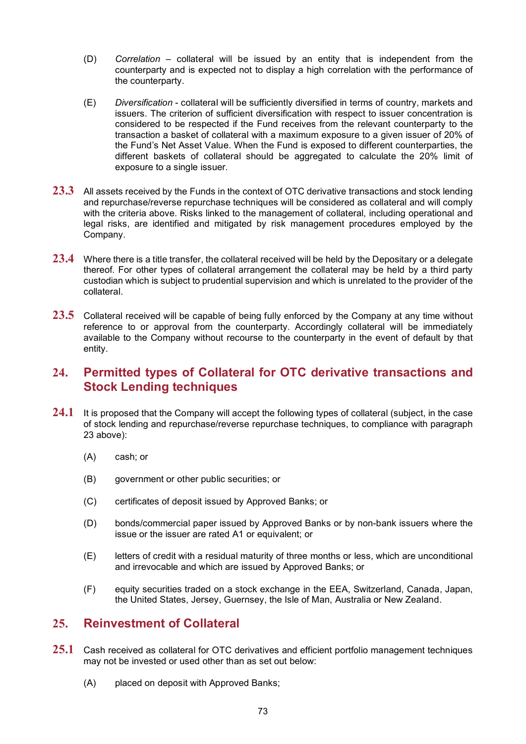(D) *Correlation* – collateral will be issued by an entity that is independent from the counterparty and is expected not to display a high correlation with the performance of the counterparty.

(E) *Diversification* - collateral will be sufficiently diversified in terms of country, markets and issuers. The criterion of sufficient diversification with respect to issuer concentration is considered to be respected if the Fund receives from the relevant counterparty to the transaction a basket of collateral with a maximum exposure to a given issuer of 20% of the Fund's Net Asset Value. When the Fund is exposed to different counterparties, the different baskets of collateral should be aggregated to calculate the 20% limit of exposure to a single issuer.

**23.3** All assets received by the Funds in the context of OTC derivative transactions and stock lending and repurchase/reverse repurchase techniques will be considered as collateral and will comply with the criteria above. Risks linked to the management of collateral, including operational and legal risks, are identified and mitigated by risk management procedures employed by the Company.

**23.4** Where there is a title transfer, the collateral received will be held by the Depositary or a delegate thereof. For other types of collateral arrangement the collateral may be held by a third party custodian which is subject to prudential supervision and which is unrelated to the provider of the collateral.

**23.5** Collateral received will be capable of being fully enforced by the Company at any time without reference to or approval from the counterparty. Accordingly collateral will be immediately available to the Company without recourse to the counterparty in the event of default by that entity.

## 24. Permitted types of Collateral for OTC derivative transactions and Stock Lending techniques

**24.1** It is proposed that the Company will accept the following types of collateral (subject, in the case of stock lending and repurchase/reverse repurchase techniques, to compliance with paragraph 23 above):

(A) cash; or

(B) government or other public securities; or

(C) certificates of deposit issued by Approved Banks; or

(D) bonds/commercial paper issued by Approved Banks or by non-bank issuers where the issue or the issuer are rated A1 or equivalent; or

(E) letters of credit with a residual maturity of three months or less, which are unconditional and irrevocable and which are issued by Approved Banks; or

(F) equity securities traded on a stock exchange in the EEA, Switzerland, Canada, Japan, the United States, Jersey, Guernsey, the Isle of Man, Australia or New Zealand.

## 25. Reinvestment of Collateral

**25.1** Cash received as collateral for OTC derivatives and efficient portfolio management techniques may not be invested or used other than as set out below:

(A) placed on deposit with Approved Banks;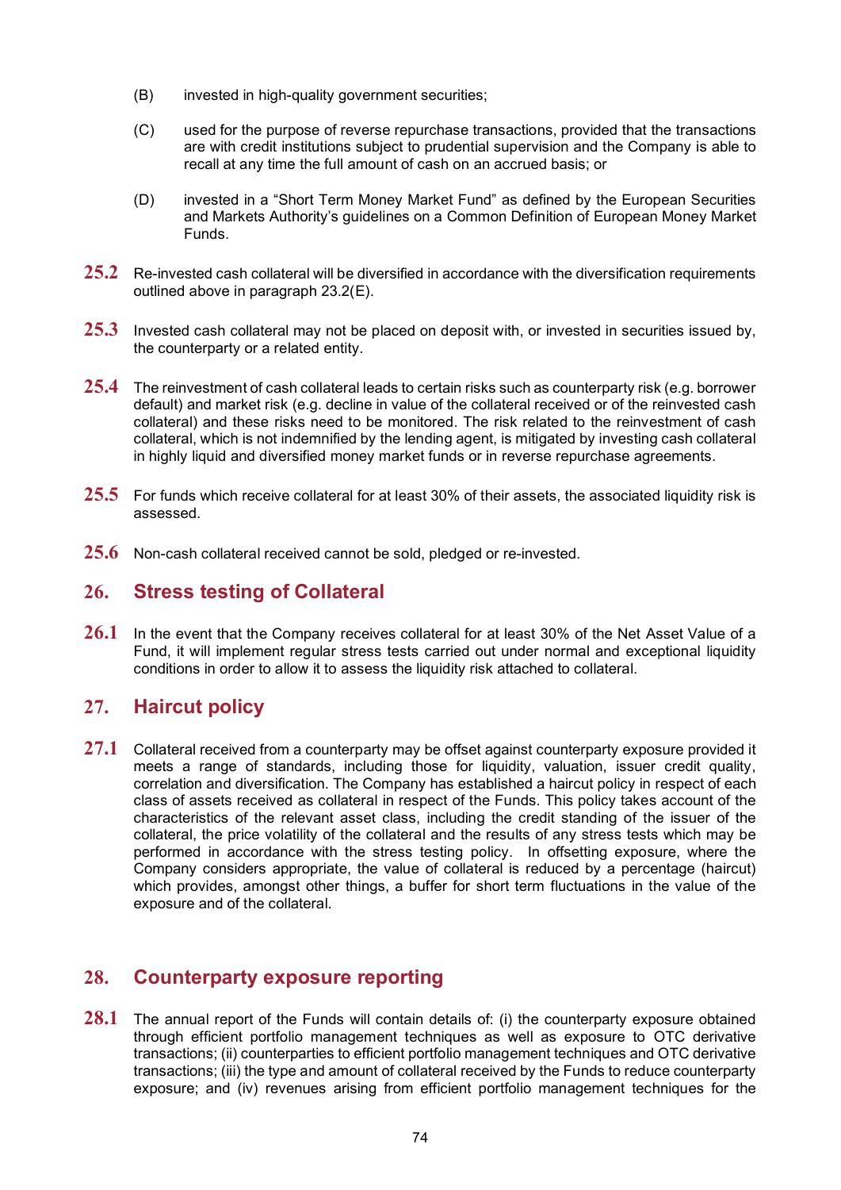(B) invested in high-quality government securities;

(C) used for the purpose of reverse repurchase transactions, provided that the transactions are with credit institutions subject to prudential supervision and the Company is able to recall at any time the full amount of cash on an accrued basis; or

(D) invested in a "Short Term Money Market Fund" as defined by the European Securities and Markets Authority's guidelines on a Common Definition of European Money Market Funds.

**25.2** Re-invested cash collateral will be diversified in accordance with the diversification requirements outlined above in paragraph 23.2(E).

**25.3** Invested cash collateral may not be placed on deposit with, or invested in securities issued by, the counterparty or a related entity.

**25.4** The reinvestment of cash collateral leads to certain risks such as counterparty risk (e.g. borrower default) and market risk (e.g. decline in value of the collateral received or of the reinvested cash collateral) and these risks need to be monitored. The risk related to the reinvestment of cash collateral, which is not indemnified by the lending agent, is mitigated by investing cash collateral in highly liquid and diversified money market funds or in reverse repurchase agreements.

**25.5** For funds which receive collateral for at least 30% of their assets, the associated liquidity risk is assessed.

**25.6** Non-cash collateral received cannot be sold, pledged or re-invested.

## 26. Stress testing of Collateral

**26.1** In the event that the Company receives collateral for at least 30% of the Net Asset Value of a Fund, it will implement regular stress tests carried out under normal and exceptional liquidity conditions in order to allow it to assess the liquidity risk attached to collateral.

## 27. Haircut policy

**27.1** Collateral received from a counterparty may be offset against counterparty exposure provided it meets a range of standards, including those for liquidity, valuation, issuer credit quality, correlation and diversification. The Company has established a haircut policy in respect of each class of assets received as collateral in respect of the Funds. This policy takes account of the characteristics of the relevant asset class, including the credit standing of the issuer of the collateral, the price volatility of the collateral and the results of any stress tests which may be performed in accordance with the stress testing policy. In offsetting exposure, where the Company considers appropriate, the value of collateral is reduced by a percentage (haircut) which provides, amongst other things, a buffer for short term fluctuations in the value of the exposure and of the collateral.

## 28. Counterparty exposure reporting

**28.1** The annual report of the Funds will contain details of: (i) the counterparty exposure obtained through efficient portfolio management techniques as well as exposure to OTC derivative transactions; (ii) counterparties to efficient portfolio management techniques and OTC derivative transactions; (iii) the type and amount of collateral received by the Funds to reduce counterparty exposure; and (iv) revenues arising from efficient portfolio management techniques for the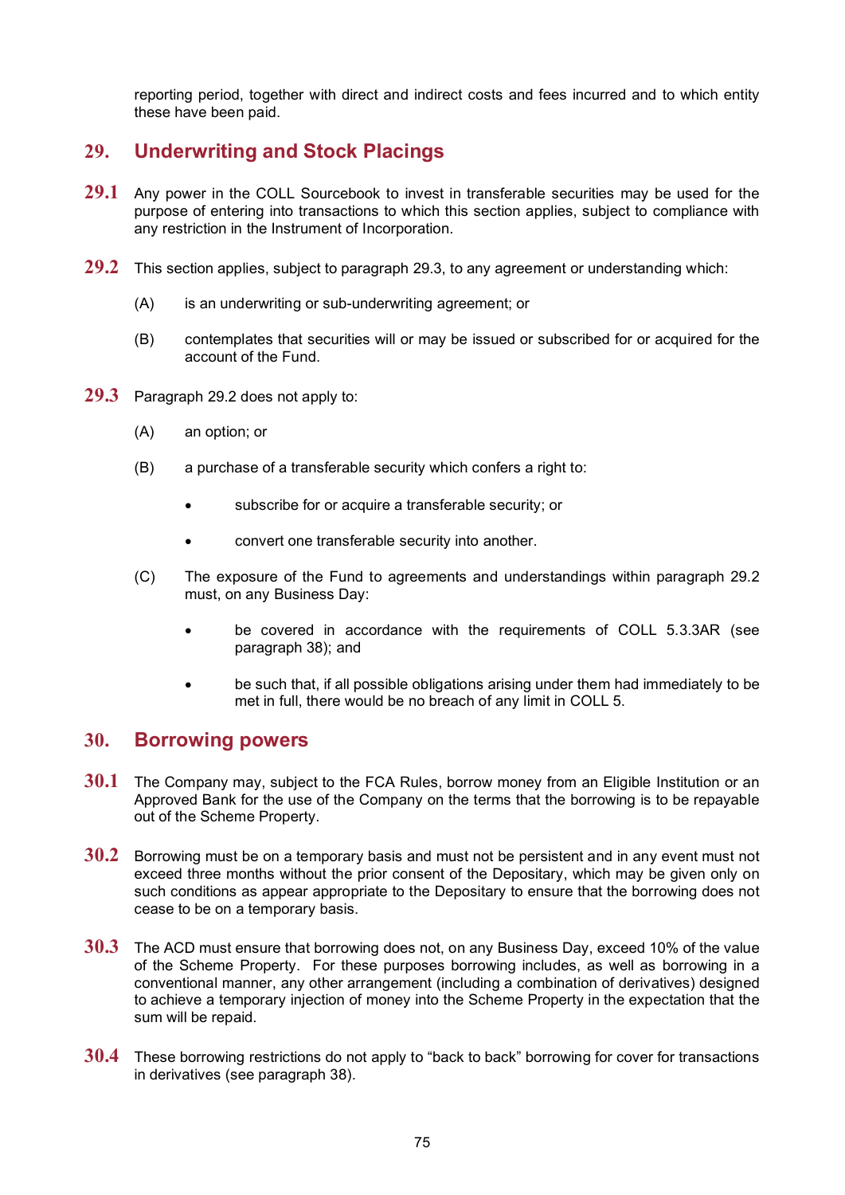reporting period, together with direct and indirect costs and fees incurred and to which entity these have been paid.

## 29. Underwriting and Stock Placings

**29.1** Any power in the COLL Sourcebook to invest in transferable securities may be used for the purpose of entering into transactions to which this section applies, subject to compliance with any restriction in the Instrument of Incorporation.

**29.2** This section applies, subject to paragraph 29.3, to any agreement or understanding which:

(A) is an underwriting or sub-underwriting agreement; or

(B) contemplates that securities will or may be issued or subscribed for or acquired for the account of the Fund.

**29.3** Paragraph 29.2 does not apply to:

(A) an option; or

(B) a purchase of a transferable security which confers a right to:

- subscribe for or acquire a transferable security; or
- convert one transferable security into another.

(C) The exposure of the Fund to agreements and understandings within paragraph 29.2 must, on any Business Day:

- be covered in accordance with the requirements of COLL 5.3.3AR (see paragraph 38); and
- be such that, if all possible obligations arising under them had immediately to be met in full, there would be no breach of any limit in COLL 5.

## 30. Borrowing powers

**30.1** The Company may, subject to the FCA Rules, borrow money from an Eligible Institution or an Approved Bank for the use of the Company on the terms that the borrowing is to be repayable out of the Scheme Property.

**30.2** Borrowing must be on a temporary basis and must not be persistent and in any event must not exceed three months without the prior consent of the Depositary, which may be given only on such conditions as appear appropriate to the Depositary to ensure that the borrowing does not cease to be on a temporary basis.

**30.3** The ACD must ensure that borrowing does not, on any Business Day, exceed 10% of the value of the Scheme Property. For these purposes borrowing includes, as well as borrowing in a conventional manner, any other arrangement (including a combination of derivatives) designed to achieve a temporary injection of money into the Scheme Property in the expectation that the sum will be repaid.

**30.4** These borrowing restrictions do not apply to "back to back" borrowing for cover for transactions in derivatives (see paragraph 38).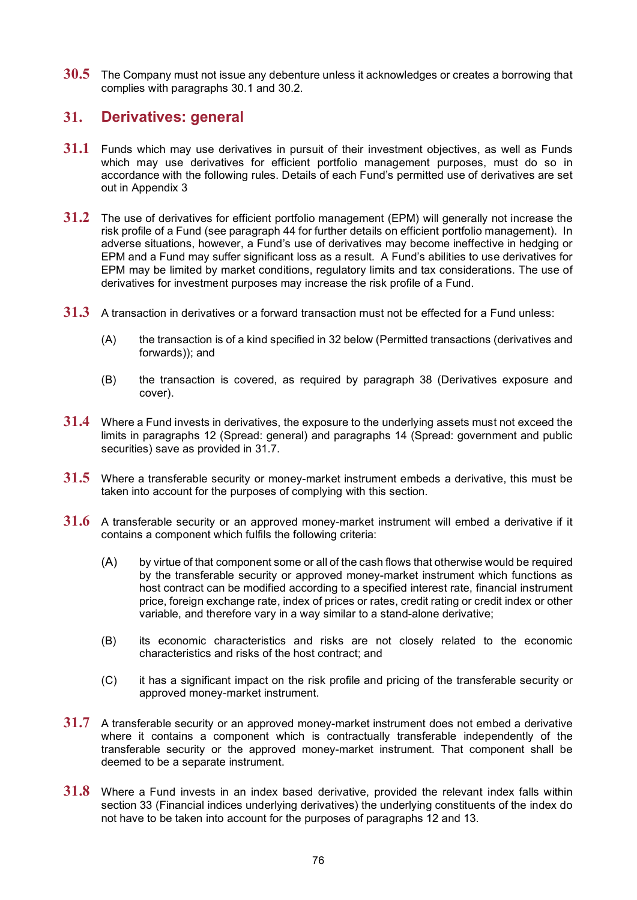**30.5** The Company must not issue any debenture unless it acknowledges or creates a borrowing that complies with paragraphs 30.1 and 30.2.

## 31. Derivatives: general

**31.1** Funds which may use derivatives in pursuit of their investment objectives, as well as Funds which may use derivatives for efficient portfolio management purposes, must do so in accordance with the following rules. Details of each Fund's permitted use of derivatives are set out in Appendix 3

**31.2** The use of derivatives for efficient portfolio management (EPM) will generally not increase the risk profile of a Fund (see paragraph 44 for further details on efficient portfolio management). In adverse situations, however, a Fund's use of derivatives may become ineffective in hedging or EPM and a Fund may suffer significant loss as a result. A Fund's abilities to use derivatives for EPM may be limited by market conditions, regulatory limits and tax considerations. The use of derivatives for investment purposes may increase the risk profile of a Fund.

**31.3** A transaction in derivatives or a forward transaction must not be effected for a Fund unless:

(A) the transaction is of a kind specified in 32 below (Permitted transactions (derivatives and forwards)); and

(B) the transaction is covered, as required by paragraph 38 (Derivatives exposure and cover).

**31.4** Where a Fund invests in derivatives, the exposure to the underlying assets must not exceed the limits in paragraphs 12 (Spread: general) and paragraphs 14 (Spread: government and public securities) save as provided in 31.7.

**31.5** Where a transferable security or money-market instrument embeds a derivative, this must be taken into account for the purposes of complying with this section.

**31.6** A transferable security or an approved money-market instrument will embed a derivative if it contains a component which fulfils the following criteria:

(A) by virtue of that component some or all of the cash flows that otherwise would be required by the transferable security or approved money-market instrument which functions as host contract can be modified according to a specified interest rate, financial instrument price, foreign exchange rate, index of prices or rates, credit rating or credit index or other variable, and therefore vary in a way similar to a stand-alone derivative;

(B) its economic characteristics and risks are not closely related to the economic characteristics and risks of the host contract; and

(C) it has a significant impact on the risk profile and pricing of the transferable security or approved money-market instrument.

**31.7** A transferable security or an approved money-market instrument does not embed a derivative where it contains a component which is contractually transferable independently of the transferable security or the approved money-market instrument. That component shall be deemed to be a separate instrument.

**31.8** Where a Fund invests in an index based derivative, provided the relevant index falls within section 33 (Financial indices underlying derivatives) the underlying constituents of the index do not have to be taken into account for the purposes of paragraphs 12 and 13.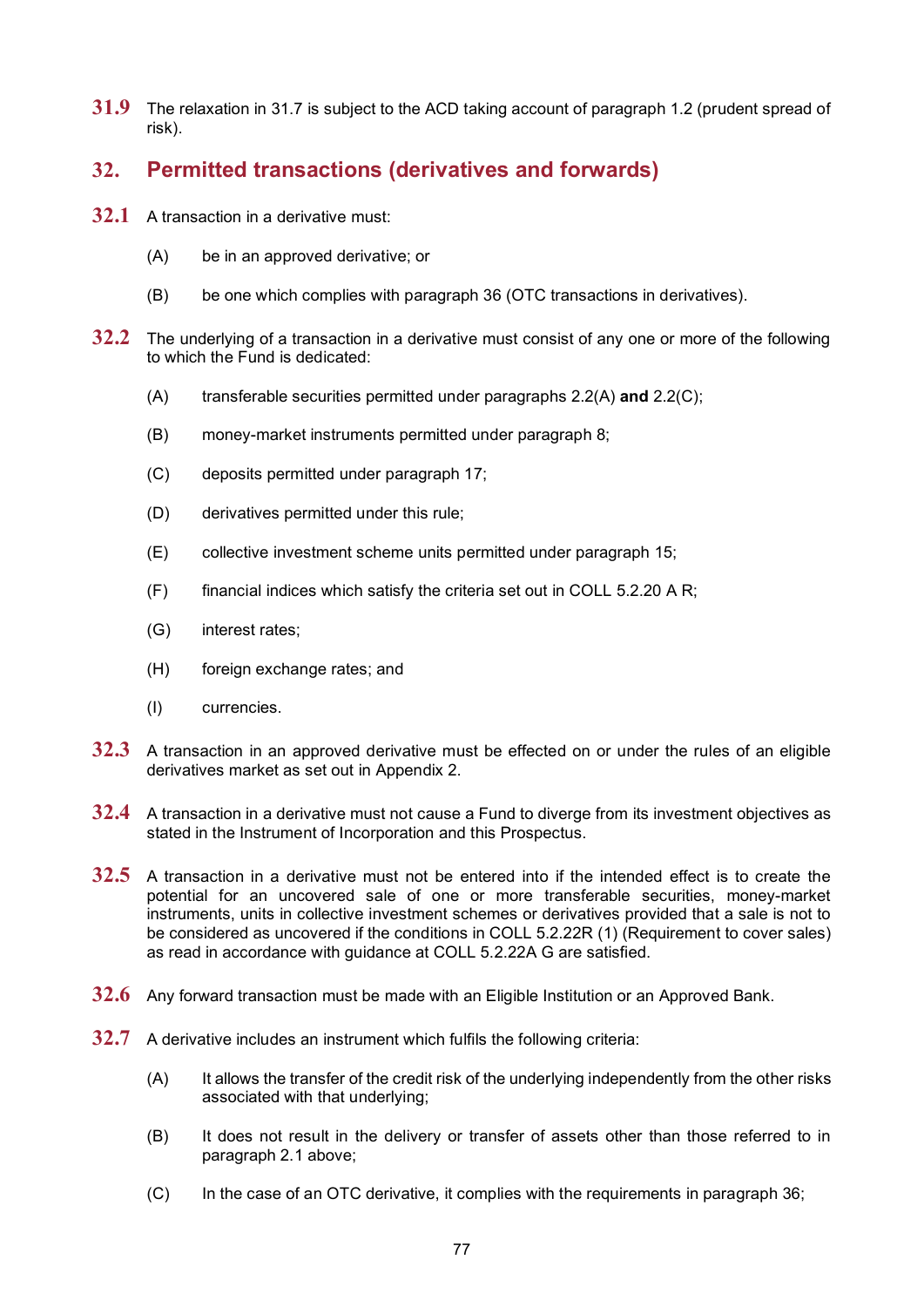**31.9** The relaxation in 31.7 is subject to the ACD taking account of paragraph 1.2 (prudent spread of risk).

## 32. Permitted transactions (derivatives and forwards)

**32.1** A transaction in a derivative must:

(A) be in an approved derivative; or

(B) be one which complies with paragraph 36 (OTC transactions in derivatives).

**32.2** The underlying of a transaction in a derivative must consist of any one or more of the following to which the Fund is dedicated:

(A) transferable securities permitted under paragraphs 2.2(A) **and** 2.2(C);

(B) money-market instruments permitted under paragraph 8;

(C) deposits permitted under paragraph 17;

(D) derivatives permitted under this rule;

(E) collective investment scheme units permitted under paragraph 15;

(F) financial indices which satisfy the criteria set out in COLL 5.2.20 A R;

(G) interest rates;

(H) foreign exchange rates; and

(I) currencies.

**32.3** A transaction in an approved derivative must be effected on or under the rules of an eligible derivatives market as set out in Appendix 2.

**32.4** A transaction in a derivative must not cause a Fund to diverge from its investment objectives as stated in the Instrument of Incorporation and this Prospectus.

**32.5** A transaction in a derivative must not be entered into if the intended effect is to create the potential for an uncovered sale of one or more transferable securities, money-market instruments, units in collective investment schemes or derivatives provided that a sale is not to be considered as uncovered if the conditions in COLL 5.2.22R (1) (Requirement to cover sales) as read in accordance with guidance at COLL 5.2.22A G are satisfied.

**32.6** Any forward transaction must be made with an Eligible Institution or an Approved Bank.

**32.7** A derivative includes an instrument which fulfils the following criteria:

(A) It allows the transfer of the credit risk of the underlying independently from the other risks associated with that underlying;

(B) It does not result in the delivery or transfer of assets other than those referred to in paragraph 2.1 above;

(C) In the case of an OTC derivative, it complies with the requirements in paragraph 36;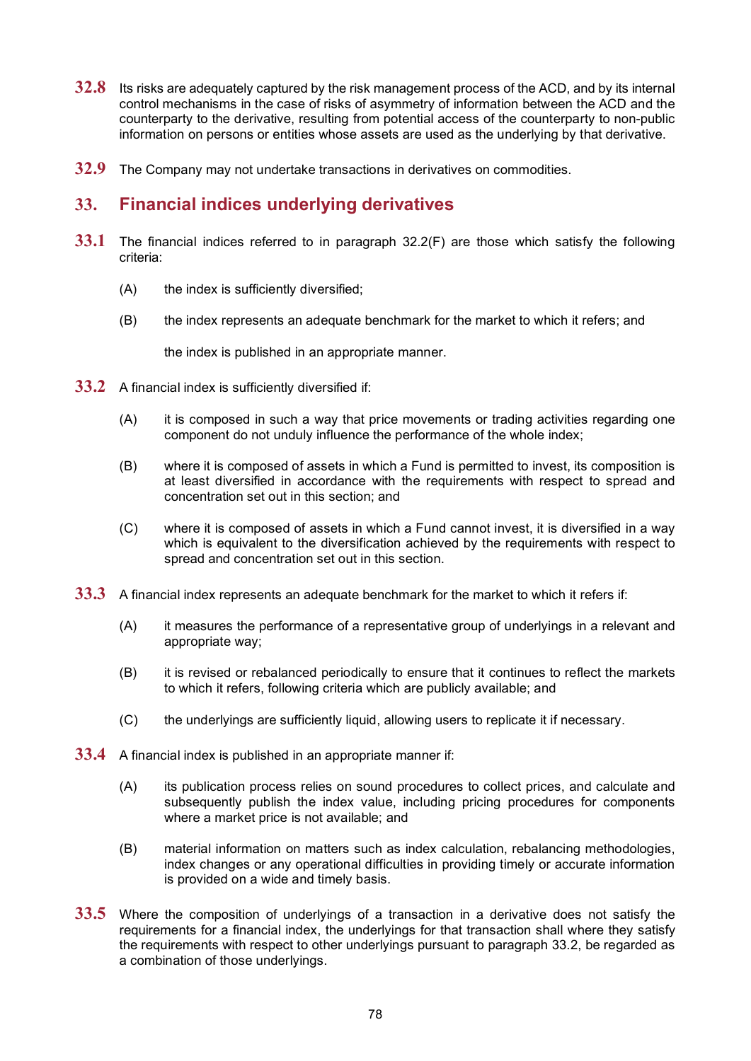**32.8** Its risks are adequately captured by the risk management process of the ACD, and by its internal control mechanisms in the case of risks of asymmetry of information between the ACD and the counterparty to the derivative, resulting from potential access of the counterparty to non-public information on persons or entities whose assets are used as the underlying by that derivative.

**32.9** The Company may not undertake transactions in derivatives on commodities.

## 33. Financial indices underlying derivatives

**33.1** The financial indices referred to in paragraph 32.2(F) are those which satisfy the following criteria:

(A) the index is sufficiently diversified;

(B) the index represents an adequate benchmark for the market to which it refers; and

the index is published in an appropriate manner.

**33.2** A financial index is sufficiently diversified if:

(A) it is composed in such a way that price movements or trading activities regarding one component do not unduly influence the performance of the whole index;

(B) where it is composed of assets in which a Fund is permitted to invest, its composition is at least diversified in accordance with the requirements with respect to spread and concentration set out in this section; and

(C) where it is composed of assets in which a Fund cannot invest, it is diversified in a way which is equivalent to the diversification achieved by the requirements with respect to spread and concentration set out in this section.

**33.3** A financial index represents an adequate benchmark for the market to which it refers if:

(A) it measures the performance of a representative group of underlyings in a relevant and appropriate way;

(B) it is revised or rebalanced periodically to ensure that it continues to reflect the markets to which it refers, following criteria which are publicly available; and

(C) the underlyings are sufficiently liquid, allowing users to replicate it if necessary.

**33.4** A financial index is published in an appropriate manner if:

(A) its publication process relies on sound procedures to collect prices, and calculate and subsequently publish the index value, including pricing procedures for components where a market price is not available; and

(B) material information on matters such as index calculation, rebalancing methodologies, index changes or any operational difficulties in providing timely or accurate information is provided on a wide and timely basis.

**33.5** Where the composition of underlyings of a transaction in a derivative does not satisfy the requirements for a financial index, the underlyings for that transaction shall where they satisfy the requirements with respect to other underlyings pursuant to paragraph 33.2, be regarded as a combination of those underlyings.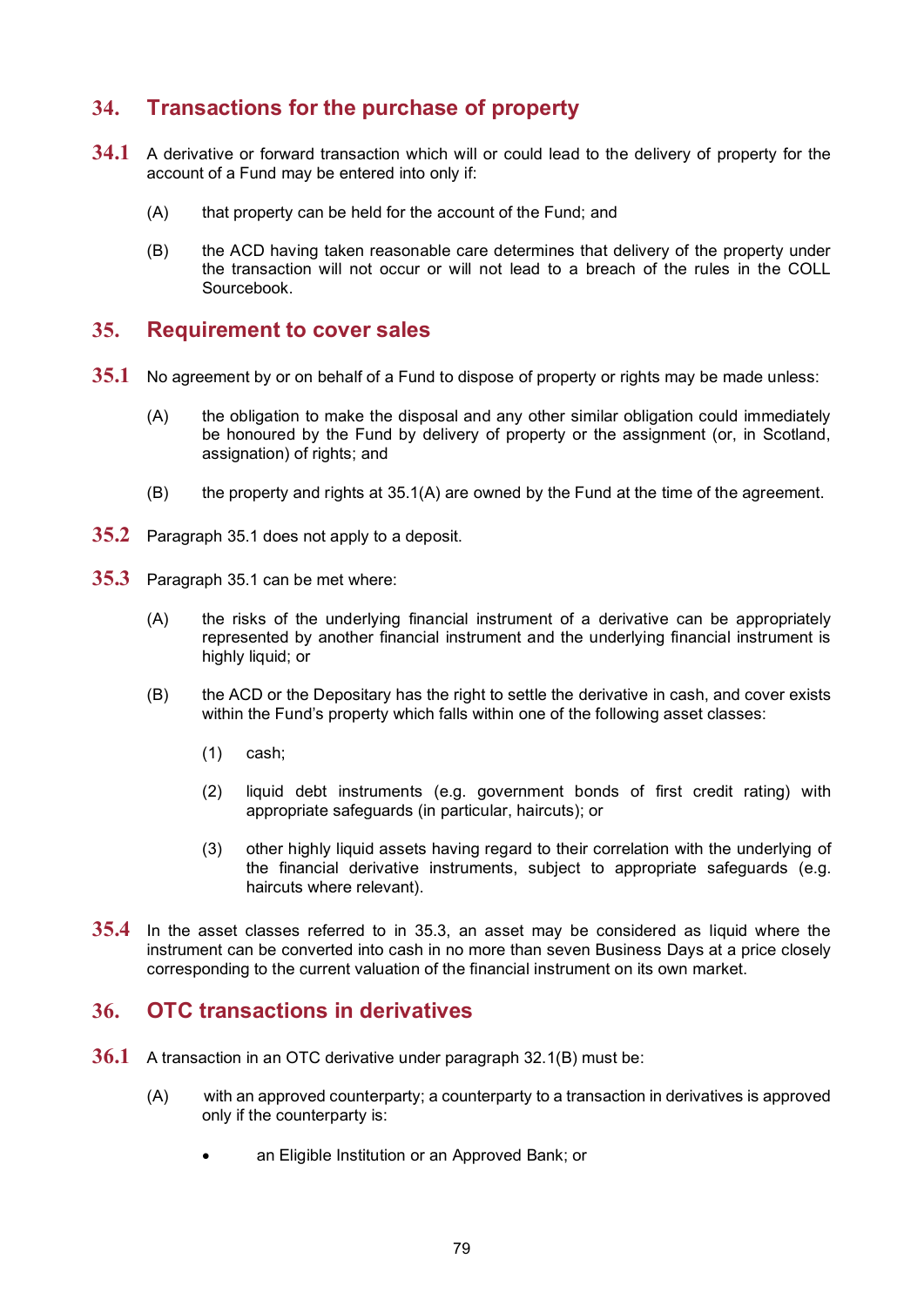## 34. Transactions for the purchase of property

**34.1** A derivative or forward transaction which will or could lead to the delivery of property for the account of a Fund may be entered into only if:

(A) that property can be held for the account of the Fund; and

(B) the ACD having taken reasonable care determines that delivery of the property under the transaction will not occur or will not lead to a breach of the rules in the COLL Sourcebook.

## 35. Requirement to cover sales

**35.1** No agreement by or on behalf of a Fund to dispose of property or rights may be made unless:

(A) the obligation to make the disposal and any other similar obligation could immediately be honoured by the Fund by delivery of property or the assignment (or, in Scotland, assignation) of rights; and

(B) the property and rights at 35.1(A) are owned by the Fund at the time of the agreement.

**35.2** Paragraph 35.1 does not apply to a deposit.

**35.3** Paragraph 35.1 can be met where:

(A) the risks of the underlying financial instrument of a derivative can be appropriately represented by another financial instrument and the underlying financial instrument is highly liquid; or

(B) the ACD or the Depositary has the right to settle the derivative in cash, and cover exists within the Fund's property which falls within one of the following asset classes:

(1) cash;

(2) liquid debt instruments (e.g. government bonds of first credit rating) with appropriate safeguards (in particular, haircuts); or

(3) other highly liquid assets having regard to their correlation with the underlying of the financial derivative instruments, subject to appropriate safeguards (e.g. haircuts where relevant).

**35.4** In the asset classes referred to in 35.3, an asset may be considered as liquid where the instrument can be converted into cash in no more than seven Business Days at a price closely corresponding to the current valuation of the financial instrument on its own market.

## 36. OTC transactions in derivatives

**36.1** A transaction in an OTC derivative under paragraph 32.1(B) must be:

(A) with an approved counterparty; a counterparty to a transaction in derivatives is approved only if the counterparty is:

- an Eligible Institution or an Approved Bank; or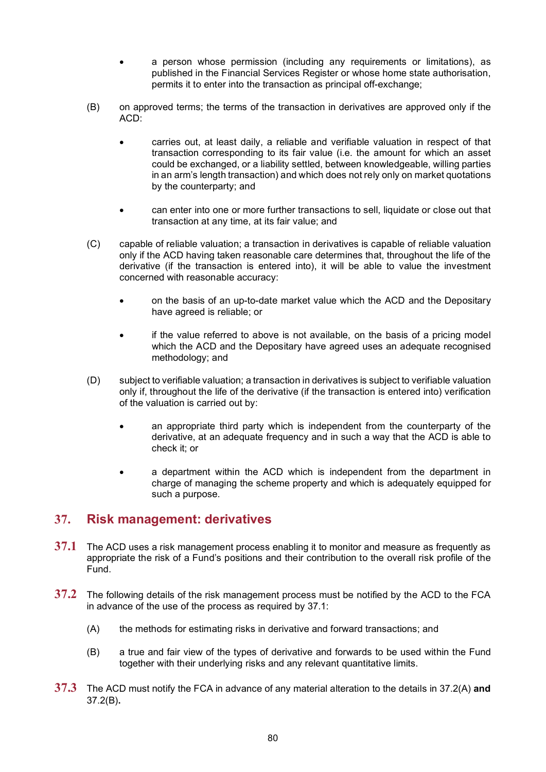- a person whose permission (including any requirements or limitations), as published in the Financial Services Register or whose home state authorisation, permits it to enter into the transaction as principal off-exchange;

(B) on approved terms; the terms of the transaction in derivatives are approved only if the ACD:

- carries out, at least daily, a reliable and verifiable valuation in respect of that transaction corresponding to its fair value (i.e. the amount for which an asset could be exchanged, or a liability settled, between knowledgeable, willing parties in an arm's length transaction) and which does not rely only on market quotations by the counterparty; and
- can enter into one or more further transactions to sell, liquidate or close out that transaction at any time, at its fair value; and

(C) capable of reliable valuation; a transaction in derivatives is capable of reliable valuation only if the ACD having taken reasonable care determines that, throughout the life of the derivative (if the transaction is entered into), it will be able to value the investment concerned with reasonable accuracy:

- on the basis of an up-to-date market value which the ACD and the Depositary have agreed is reliable; or
- if the value referred to above is not available, on the basis of a pricing model which the ACD and the Depositary have agreed uses an adequate recognised methodology; and

(D) subject to verifiable valuation; a transaction in derivatives is subject to verifiable valuation only if, throughout the life of the derivative (if the transaction is entered into) verification of the valuation is carried out by:

- an appropriate third party which is independent from the counterparty of the derivative, at an adequate frequency and in such a way that the ACD is able to check it; or
- a department within the ACD which is independent from the department in charge of managing the scheme property and which is adequately equipped for such a purpose.

## 37. Risk management: derivatives

**37.1** The ACD uses a risk management process enabling it to monitor and measure as frequently as appropriate the risk of a Fund's positions and their contribution to the overall risk profile of the Fund.

**37.2** The following details of the risk management process must be notified by the ACD to the FCA in advance of the use of the process as required by 37.1:

(A) the methods for estimating risks in derivative and forward transactions; and

(B) a true and fair view of the types of derivative and forwards to be used within the Fund together with their underlying risks and any relevant quantitative limits.

**37.3** The ACD must notify the FCA in advance of any material alteration to the details in 37.2(A) **and** 37.2(B)**.**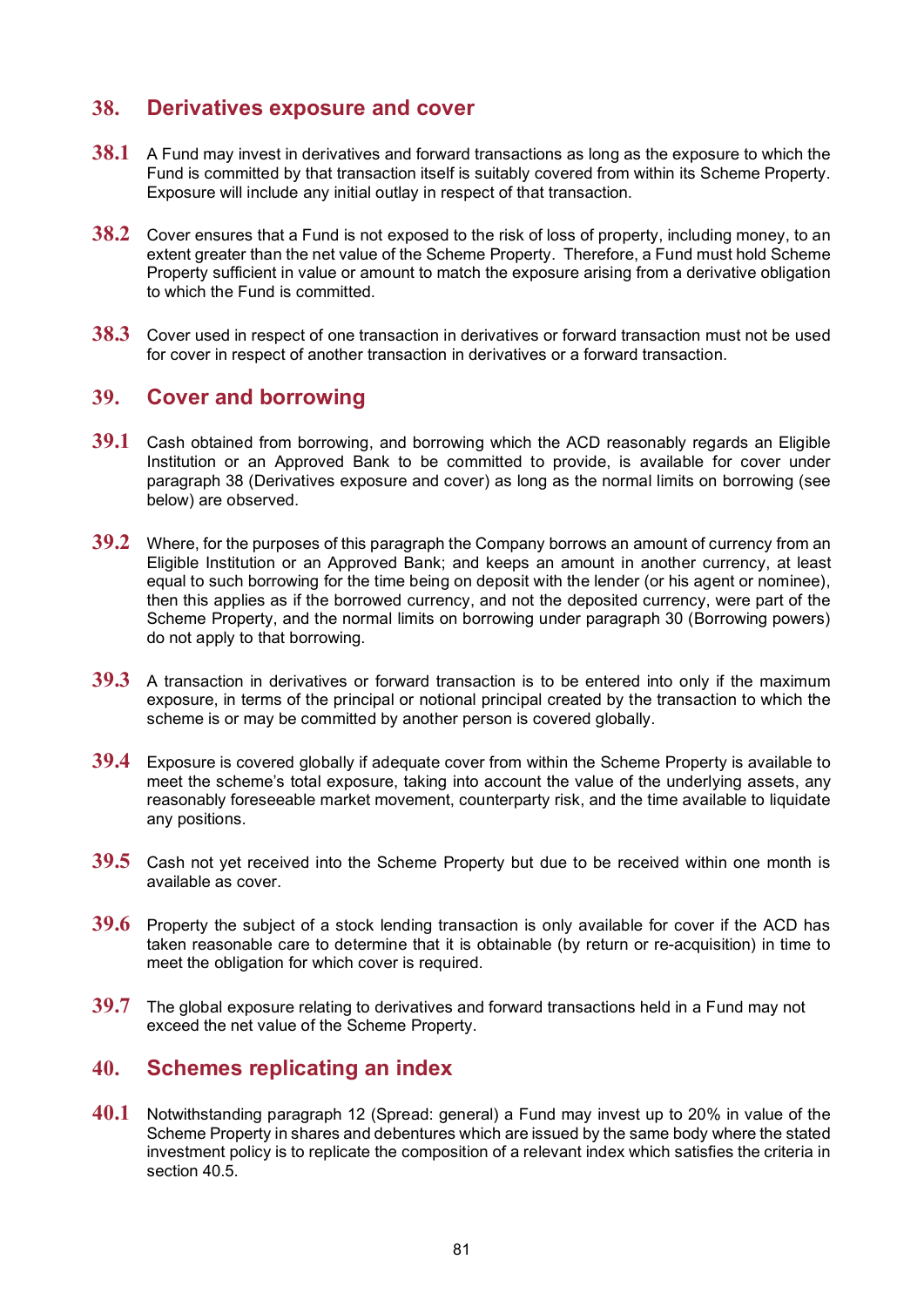## 38. Derivatives exposure and cover

**38.1** A Fund may invest in derivatives and forward transactions as long as the exposure to which the Fund is committed by that transaction itself is suitably covered from within its Scheme Property. Exposure will include any initial outlay in respect of that transaction.

**38.2** Cover ensures that a Fund is not exposed to the risk of loss of property, including money, to an extent greater than the net value of the Scheme Property. Therefore, a Fund must hold Scheme Property sufficient in value or amount to match the exposure arising from a derivative obligation to which the Fund is committed.

**38.3** Cover used in respect of one transaction in derivatives or forward transaction must not be used for cover in respect of another transaction in derivatives or a forward transaction.

## 39. Cover and borrowing

**39.1** Cash obtained from borrowing, and borrowing which the ACD reasonably regards an Eligible Institution or an Approved Bank to be committed to provide, is available for cover under paragraph 38 (Derivatives exposure and cover) as long as the normal limits on borrowing (see below) are observed.

**39.2** Where, for the purposes of this paragraph the Company borrows an amount of currency from an Eligible Institution or an Approved Bank; and keeps an amount in another currency, at least equal to such borrowing for the time being on deposit with the lender (or his agent or nominee), then this applies as if the borrowed currency, and not the deposited currency, were part of the Scheme Property, and the normal limits on borrowing under paragraph 30 (Borrowing powers) do not apply to that borrowing.

**39.3** A transaction in derivatives or forward transaction is to be entered into only if the maximum exposure, in terms of the principal or notional principal created by the transaction to which the scheme is or may be committed by another person is covered globally.

**39.4** Exposure is covered globally if adequate cover from within the Scheme Property is available to meet the scheme's total exposure, taking into account the value of the underlying assets, any reasonably foreseeable market movement, counterparty risk, and the time available to liquidate any positions.

**39.5** Cash not yet received into the Scheme Property but due to be received within one month is available as cover.

**39.6** Property the subject of a stock lending transaction is only available for cover if the ACD has taken reasonable care to determine that it is obtainable (by return or re-acquisition) in time to meet the obligation for which cover is required.

**39.7** The global exposure relating to derivatives and forward transactions held in a Fund may not exceed the net value of the Scheme Property.

## 40. Schemes replicating an index

**40.1** Notwithstanding paragraph 12 (Spread: general) a Fund may invest up to 20% in value of the Scheme Property in shares and debentures which are issued by the same body where the stated investment policy is to replicate the composition of a relevant index which satisfies the criteria in section 40.5.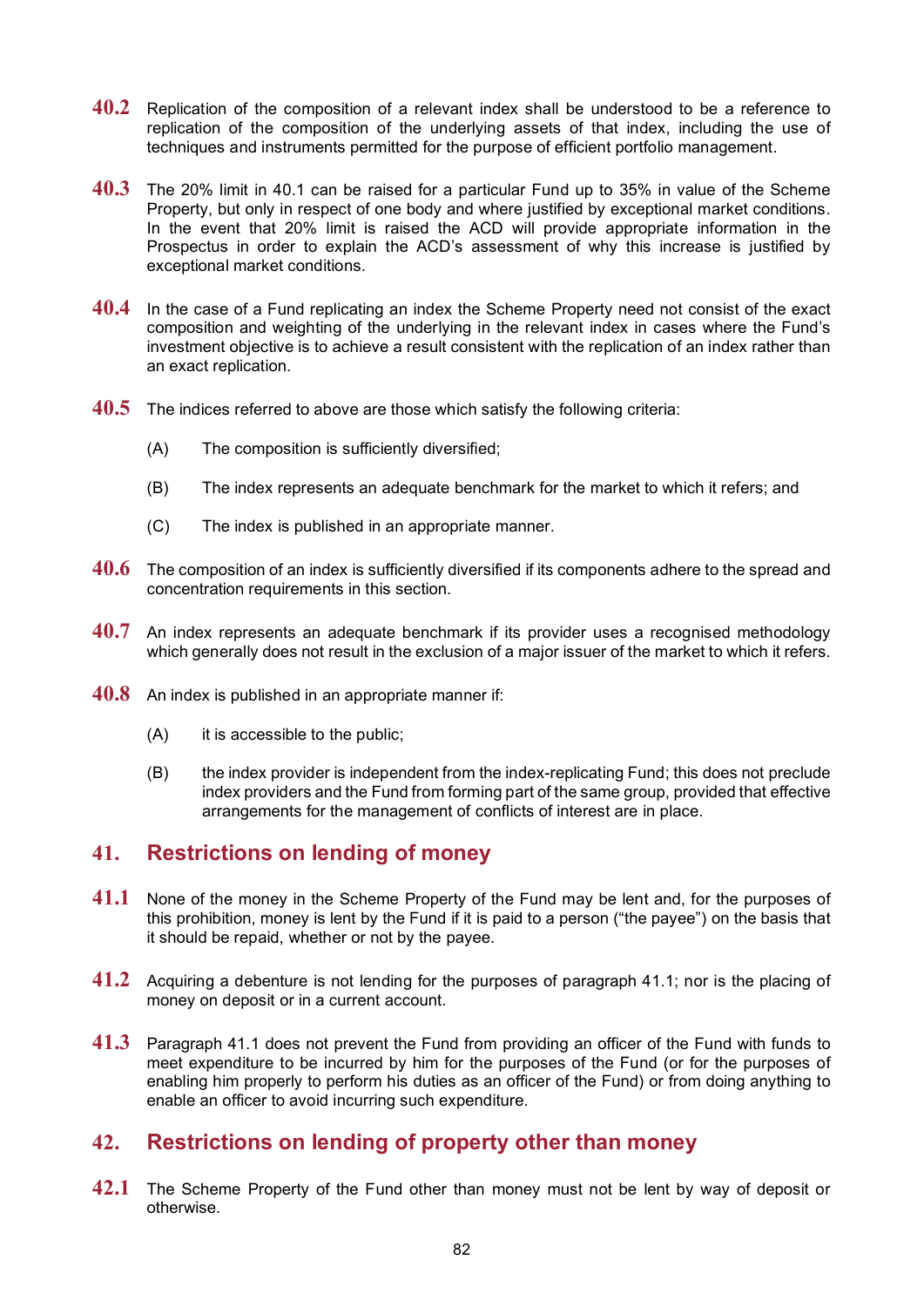**40.2** Replication of the composition of a relevant index shall be understood to be a reference to replication of the composition of the underlying assets of that index, including the use of techniques and instruments permitted for the purpose of efficient portfolio management.

**40.3** The 20% limit in 40.1 can be raised for a particular Fund up to 35% in value of the Scheme Property, but only in respect of one body and where justified by exceptional market conditions. In the event that 20% limit is raised the ACD will provide appropriate information in the Prospectus in order to explain the ACD's assessment of why this increase is justified by exceptional market conditions.

**40.4** In the case of a Fund replicating an index the Scheme Property need not consist of the exact composition and weighting of the underlying in the relevant index in cases where the Fund's investment objective is to achieve a result consistent with the replication of an index rather than an exact replication.

**40.5** The indices referred to above are those which satisfy the following criteria:

(A) The composition is sufficiently diversified;

(B) The index represents an adequate benchmark for the market to which it refers; and

(C) The index is published in an appropriate manner.

**40.6** The composition of an index is sufficiently diversified if its components adhere to the spread and concentration requirements in this section.

**40.7** An index represents an adequate benchmark if its provider uses a recognised methodology which generally does not result in the exclusion of a major issuer of the market to which it refers.

**40.8** An index is published in an appropriate manner if:

(A) it is accessible to the public;

(B) the index provider is independent from the index-replicating Fund; this does not preclude index providers and the Fund from forming part of the same group, provided that effective arrangements for the management of conflicts of interest are in place.

## 41. Restrictions on lending of money

**41.1** None of the money in the Scheme Property of the Fund may be lent and, for the purposes of this prohibition, money is lent by the Fund if it is paid to a person ("the payee") on the basis that it should be repaid, whether or not by the payee.

**41.2** Acquiring a debenture is not lending for the purposes of paragraph 41.1; nor is the placing of money on deposit or in a current account.

**41.3** Paragraph 41.1 does not prevent the Fund from providing an officer of the Fund with funds to meet expenditure to be incurred by him for the purposes of the Fund (or for the purposes of enabling him properly to perform his duties as an officer of the Fund) or from doing anything to enable an officer to avoid incurring such expenditure.

## 42. Restrictions on lending of property other than money

**42.1** The Scheme Property of the Fund other than money must not be lent by way of deposit or otherwise.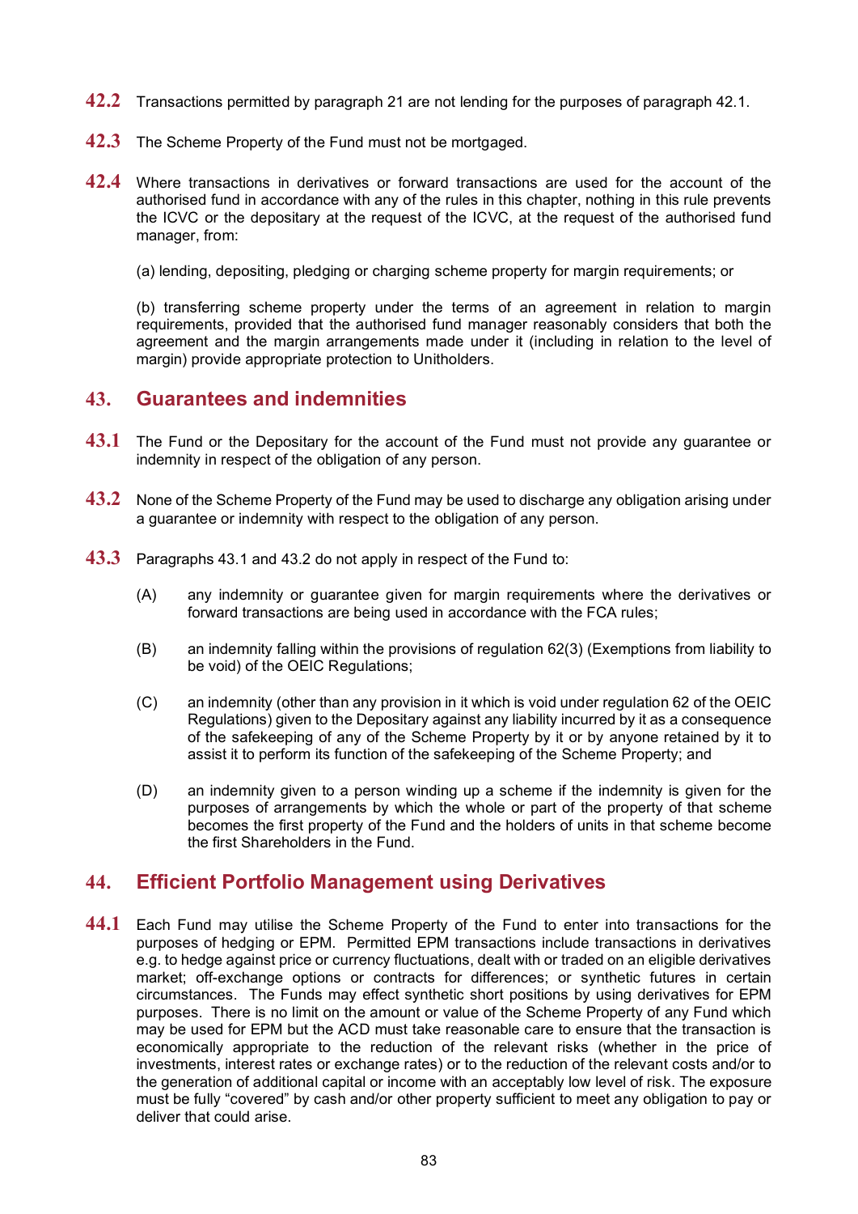**42.2** Transactions permitted by paragraph 21 are not lending for the purposes of paragraph 42.1.

**42.3** The Scheme Property of the Fund must not be mortgaged.

**42.4** Where transactions in derivatives or forward transactions are used for the account of the authorised fund in accordance with any of the rules in this chapter, nothing in this rule prevents the ICVC or the depositary at the request of the ICVC, at the request of the authorised fund manager, from:

(a) lending, depositing, pledging or charging scheme property for margin requirements; or

(b) transferring scheme property under the terms of an agreement in relation to margin requirements, provided that the authorised fund manager reasonably considers that both the agreement and the margin arrangements made under it (including in relation to the level of margin) provide appropriate protection to Unitholders.

## 43. Guarantees and indemnities

**43.1** The Fund or the Depositary for the account of the Fund must not provide any guarantee or indemnity in respect of the obligation of any person.

**43.2** None of the Scheme Property of the Fund may be used to discharge any obligation arising under a guarantee or indemnity with respect to the obligation of any person.

**43.3** Paragraphs 43.1 and 43.2 do not apply in respect of the Fund to:

(A) any indemnity or guarantee given for margin requirements where the derivatives or forward transactions are being used in accordance with the FCA rules;

(B) an indemnity falling within the provisions of regulation 62(3) (Exemptions from liability to be void) of the OEIC Regulations;

(C) an indemnity (other than any provision in it which is void under regulation 62 of the OEIC Regulations) given to the Depositary against any liability incurred by it as a consequence of the safekeeping of any of the Scheme Property by it or by anyone retained by it to assist it to perform its function of the safekeeping of the Scheme Property; and

(D) an indemnity given to a person winding up a scheme if the indemnity is given for the purposes of arrangements by which the whole or part of the property of that scheme becomes the first property of the Fund and the holders of units in that scheme become the first Shareholders in the Fund.

## 44. Efficient Portfolio Management using Derivatives

**44.1** Each Fund may utilise the Scheme Property of the Fund to enter into transactions for the purposes of hedging or EPM. Permitted EPM transactions include transactions in derivatives e.g. to hedge against price or currency fluctuations, dealt with or traded on an eligible derivatives market; off-exchange options or contracts for differences; or synthetic futures in certain circumstances. The Funds may effect synthetic short positions by using derivatives for EPM purposes. There is no limit on the amount or value of the Scheme Property of any Fund which may be used for EPM but the ACD must take reasonable care to ensure that the transaction is economically appropriate to the reduction of the relevant risks (whether in the price of investments, interest rates or exchange rates) or to the reduction of the relevant costs and/or to the generation of additional capital or income with an acceptably low level of risk. The exposure must be fully "covered" by cash and/or other property sufficient to meet any obligation to pay or deliver that could arise.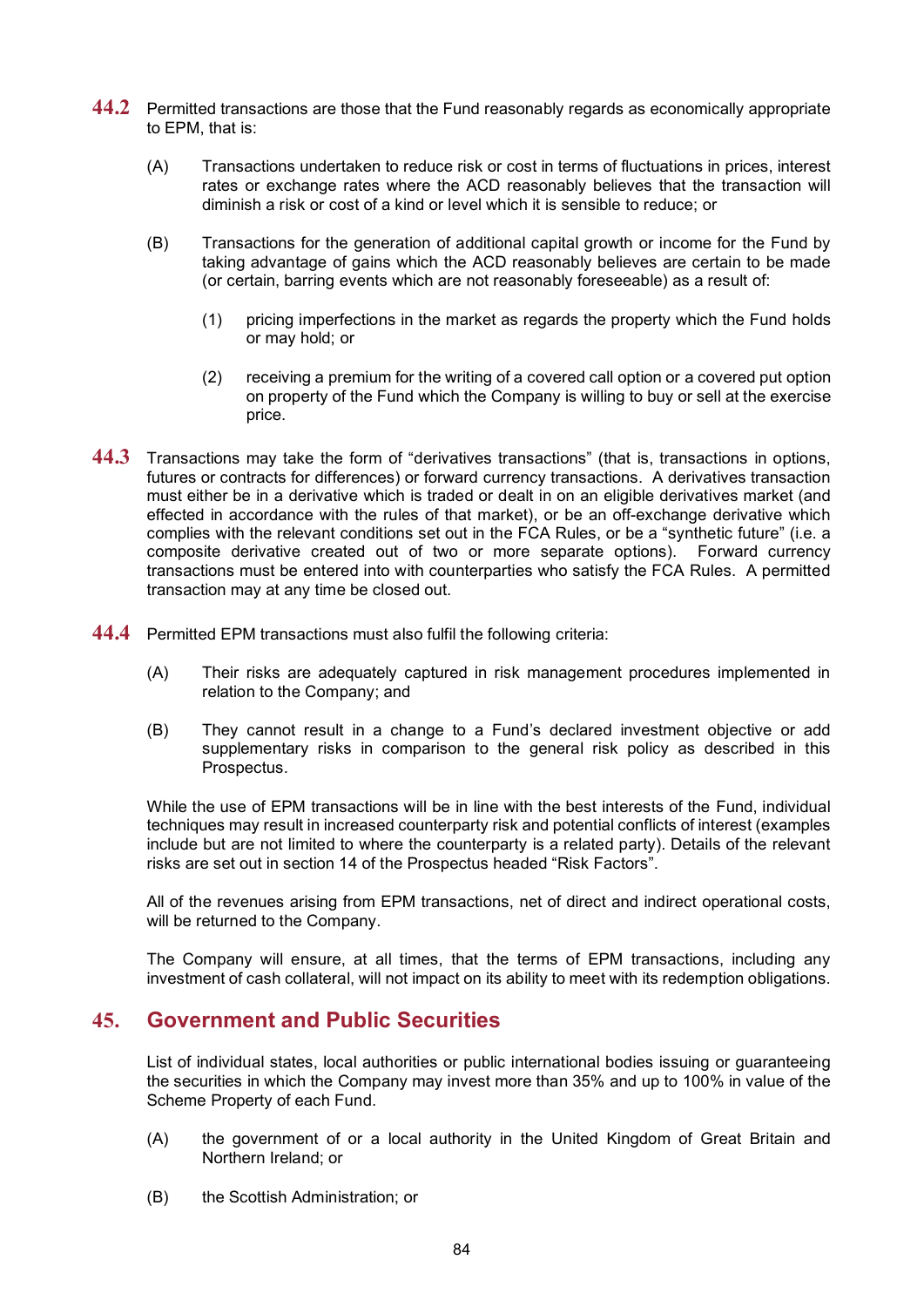**44.2** Permitted transactions are those that the Fund reasonably regards as economically appropriate to EPM, that is:

(A) Transactions undertaken to reduce risk or cost in terms of fluctuations in prices, interest rates or exchange rates where the ACD reasonably believes that the transaction will diminish a risk or cost of a kind or level which it is sensible to reduce; or

(B) Transactions for the generation of additional capital growth or income for the Fund by taking advantage of gains which the ACD reasonably believes are certain to be made (or certain, barring events which are not reasonably foreseeable) as a result of:

(1) pricing imperfections in the market as regards the property which the Fund holds or may hold; or

(2) receiving a premium for the writing of a covered call option or a covered put option on property of the Fund which the Company is willing to buy or sell at the exercise price.

**44.3** Transactions may take the form of "derivatives transactions" (that is, transactions in options, futures or contracts for differences) or forward currency transactions. A derivatives transaction must either be in a derivative which is traded or dealt in on an eligible derivatives market (and effected in accordance with the rules of that market), or be an off-exchange derivative which complies with the relevant conditions set out in the FCA Rules, or be a "synthetic future" (i.e. a composite derivative created out of two or more separate options). Forward currency transactions must be entered into with counterparties who satisfy the FCA Rules. A permitted transaction may at any time be closed out.

**44.4** Permitted EPM transactions must also fulfil the following criteria:

(A) Their risks are adequately captured in risk management procedures implemented in relation to the Company; and

(B) They cannot result in a change to a Fund's declared investment objective or add supplementary risks in comparison to the general risk policy as described in this Prospectus.

While the use of EPM transactions will be in line with the best interests of the Fund, individual techniques may result in increased counterparty risk and potential conflicts of interest (examples include but are not limited to where the counterparty is a related party). Details of the relevant risks are set out in section 14 of the Prospectus headed "Risk Factors".

All of the revenues arising from EPM transactions, net of direct and indirect operational costs, will be returned to the Company.

The Company will ensure, at all times, that the terms of EPM transactions, including any investment of cash collateral, will not impact on its ability to meet with its redemption obligations.

## 45. Government and Public Securities

List of individual states, local authorities or public international bodies issuing or guaranteeing the securities in which the Company may invest more than 35% and up to 100% in value of the Scheme Property of each Fund.

(A) the government of or a local authority in the United Kingdom of Great Britain and Northern Ireland; or

(B) the Scottish Administration; or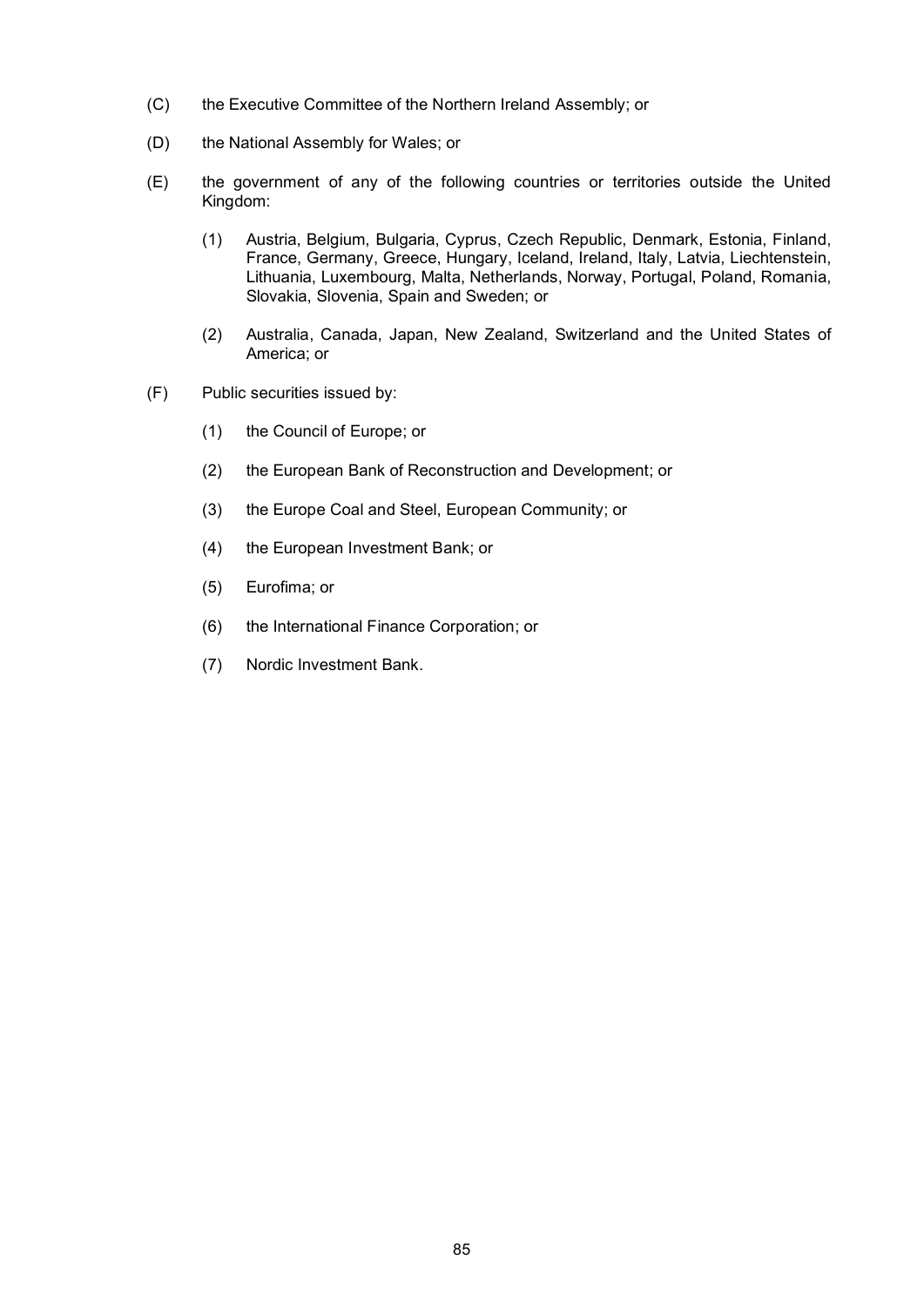(C) the Executive Committee of the Northern Ireland Assembly; or

(D) the National Assembly for Wales; or

(E) the government of any of the following countries or territories outside the United Kingdom:

   (1) Austria, Belgium, Bulgaria, Cyprus, Czech Republic, Denmark, Estonia, Finland, France, Germany, Greece, Hungary, Iceland, Ireland, Italy, Latvia, Liechtenstein, Lithuania, Luxembourg, Malta, Netherlands, Norway, Portugal, Poland, Romania, Slovakia, Slovenia, Spain and Sweden; or

   (2) Australia, Canada, Japan, New Zealand, Switzerland and the United States of America; or

(F) Public securities issued by:

   (1) the Council of Europe; or

   (2) the European Bank of Reconstruction and Development; or

   (3) the Europe Coal and Steel, European Community; or

   (4) the European Investment Bank; or

   (5) Eurofima; or

   (6) the International Finance Corporation; or

   (7) Nordic Investment Bank.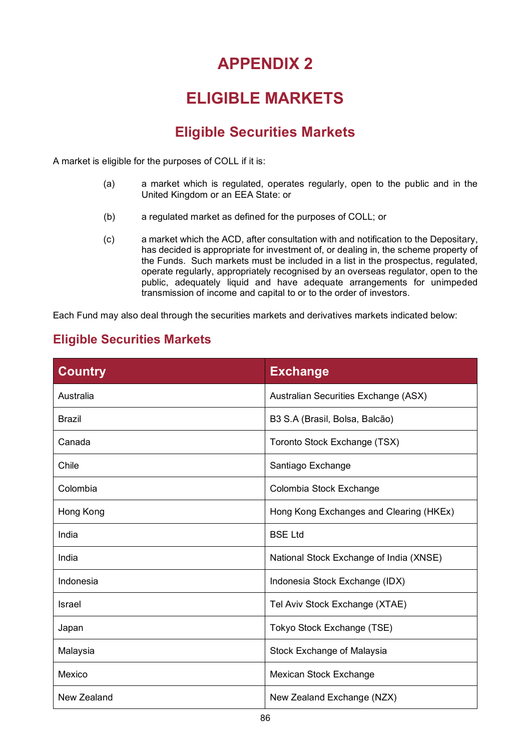# APPENDIX 2

# ELIGIBLE MARKETS

## Eligible Securities Markets

A market is eligible for the purposes of COLL if it is:

(a) a market which is regulated, operates regularly, open to the public and in the United Kingdom or an EEA State: or

(b) a regulated market as defined for the purposes of COLL; or

(c) a market which the ACD, after consultation with and notification to the Depositary, has decided is appropriate for investment of, or dealing in, the scheme property of the Funds. Such markets must be included in a list in the prospectus, regulated, operate regularly, appropriately recognised by an overseas regulator, open to the public, adequately liquid and have adequate arrangements for unimpeded transmission of income and capital to or to the order of investors.

Each Fund may also deal through the securities markets and derivatives markets indicated below:

### Eligible Securities Markets

| Country | Exchange |
|---|---|
| Australia | Australian Securities Exchange (ASX) |
| Brazil | B3 S.A (Brasil, Bolsa, Balcão) |
| Canada | Toronto Stock Exchange (TSX) |
| Chile | Santiago Exchange |
| Colombia | Colombia Stock Exchange |
| Hong Kong | Hong Kong Exchanges and Clearing (HKEx) |
| India | BSE Ltd |
| India | National Stock Exchange of India (XNSE) |
| Indonesia | Indonesia Stock Exchange (IDX) |
| Israel | Tel Aviv Stock Exchange (XTAE) |
| Japan | Tokyo Stock Exchange (TSE) |
| Malaysia | Stock Exchange of Malaysia |
| Mexico | Mexican Stock Exchange |
| New Zealand | New Zealand Exchange (NZX) |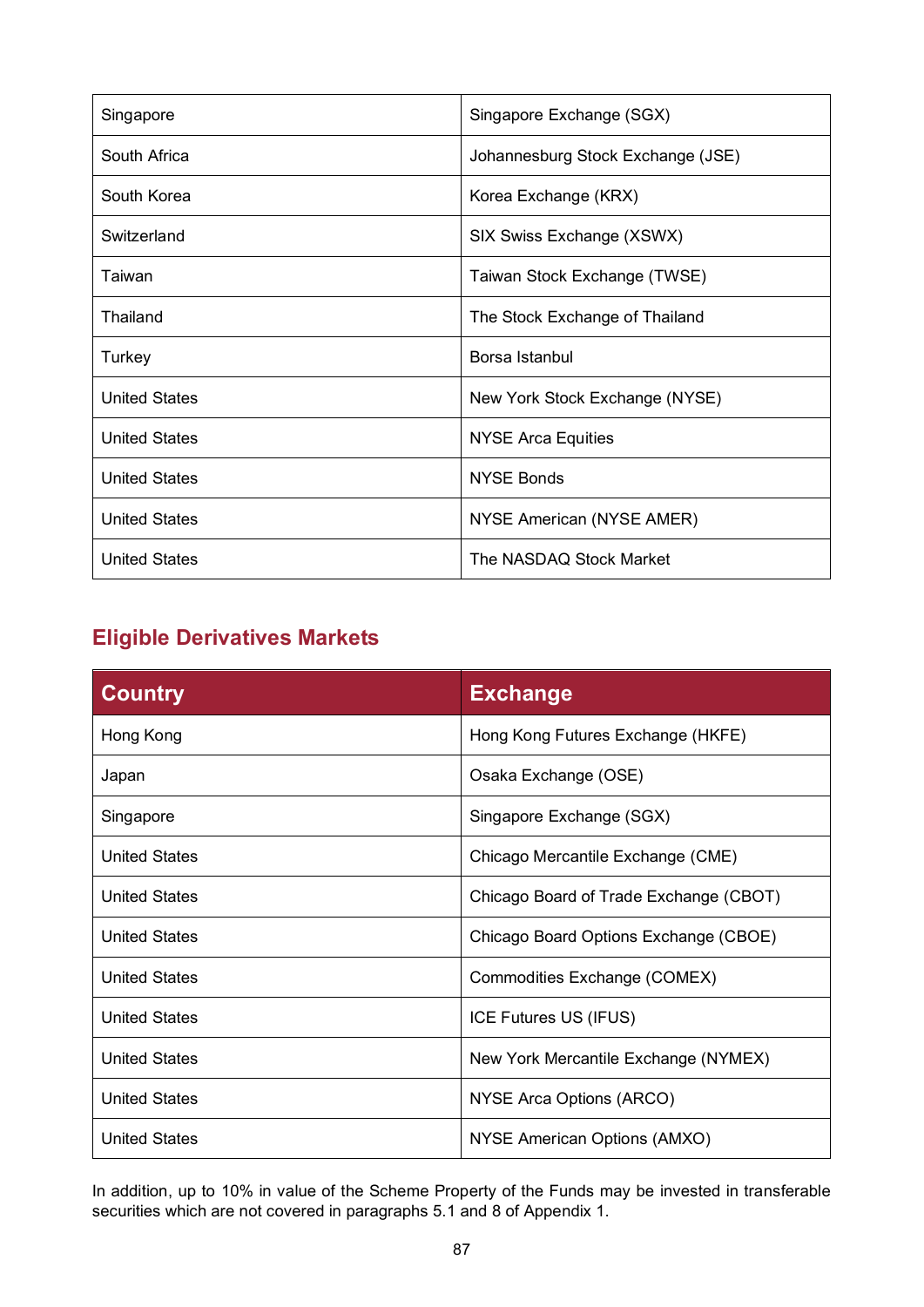| Singapore | Singapore Exchange (SGX) |
|---|---|
| South Africa | Johannesburg Stock Exchange (JSE) |
| South Korea | Korea Exchange (KRX) |
| Switzerland | SIX Swiss Exchange (XSWX) |
| Taiwan | Taiwan Stock Exchange (TWSE) |
| Thailand | The Stock Exchange of Thailand |
| Turkey | Borsa Istanbul |
| United States | New York Stock Exchange (NYSE) |
| United States | NYSE Arca Equities |
| United States | NYSE Bonds |
| United States | NYSE American (NYSE AMER) |
| United States | The NASDAQ Stock Market |

## Eligible Derivatives Markets

| Country | Exchange |
|---|---|
| Hong Kong | Hong Kong Futures Exchange (HKFE) |
| Japan | Osaka Exchange (OSE) |
| Singapore | Singapore Exchange (SGX) |
| United States | Chicago Mercantile Exchange (CME) |
| United States | Chicago Board of Trade Exchange (CBOT) |
| United States | Chicago Board Options Exchange (CBOE) |
| United States | Commodities Exchange (COMEX) |
| United States | ICE Futures US (IFUS) |
| United States | New York Mercantile Exchange (NYMEX) |
| United States | NYSE Arca Options (ARCO) |
| United States | NYSE American Options (AMXO) |

In addition, up to 10% in value of the Scheme Property of the Funds may be invested in transferable securities which are not covered in paragraphs 5.1 and 8 of Appendix 1.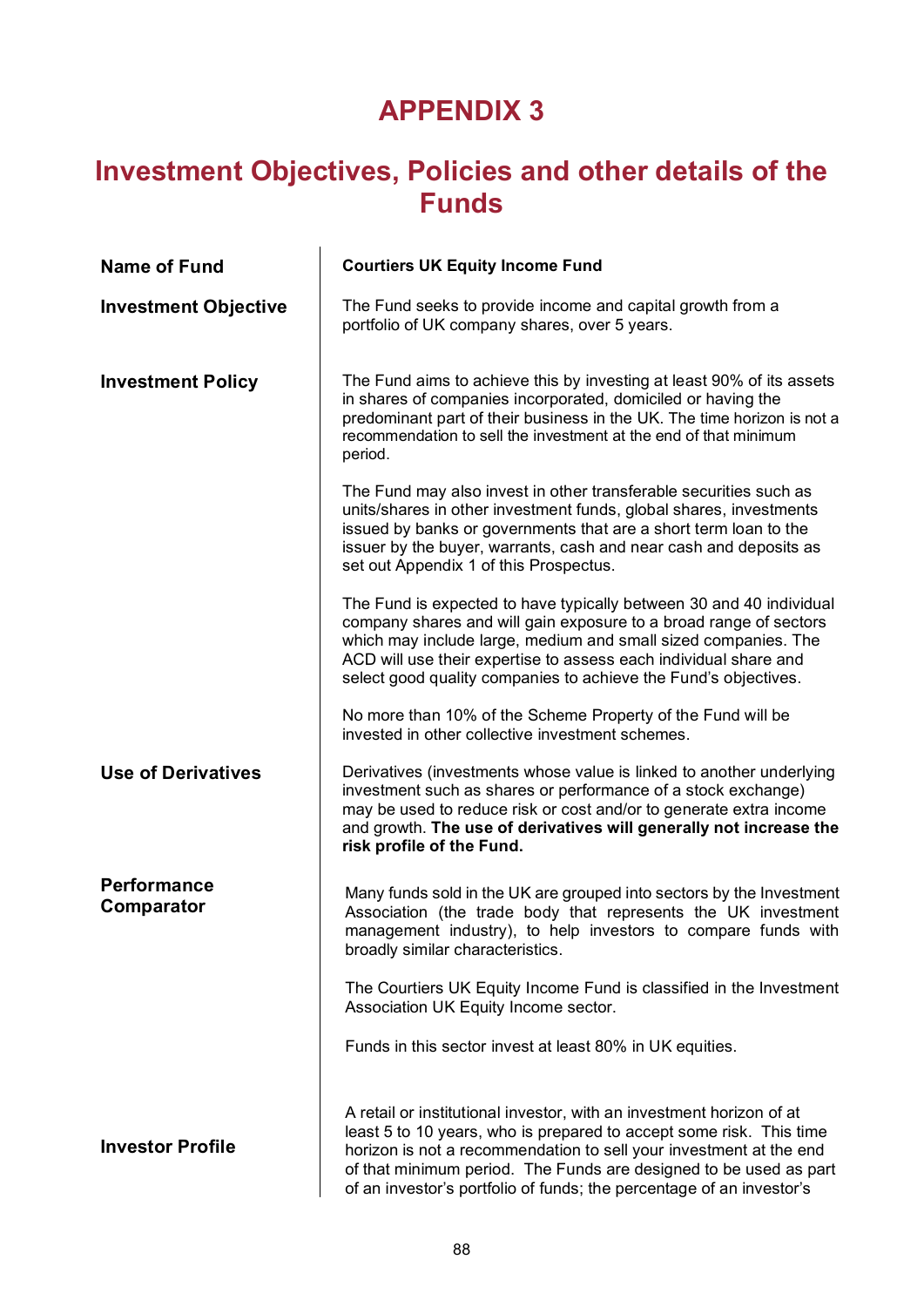# APPENDIX 3

## Investment Objectives, Policies and other details of the Funds

| | |
|---|---|
| **Name of Fund** | **Courtiers UK Equity Income Fund** |
| **Investment Objective** | The Fund seeks to provide income and capital growth from a portfolio of UK company shares, over 5 years. |
| **Investment Policy** | The Fund aims to achieve this by investing at least 90% of its assets in shares of companies incorporated, domiciled or having the predominant part of their business in the UK. The time horizon is not a recommendation to sell the investment at the end of that minimum period.<br><br>The Fund may also invest in other transferable securities such as units/shares in other investment funds, global shares, investments issued by banks or governments that are a short term loan to the issuer by the buyer, warrants, cash and near cash and deposits as set out Appendix 1 of this Prospectus.<br><br>The Fund is expected to have typically between 30 and 40 individual company shares and will gain exposure to a broad range of sectors which may include large, medium and small sized companies. The ACD will use their expertise to assess each individual share and select good quality companies to achieve the Fund's objectives.<br><br>No more than 10% of the Scheme Property of the Fund will be invested in other collective investment schemes. |
| **Use of Derivatives** | Derivatives (investments whose value is linked to another underlying investment such as shares or performance of a stock exchange) may be used to reduce risk or cost and/or to generate extra income and growth. **The use of derivatives will generally not increase the risk profile of the Fund.** |
| **Performance Comparator** | Many funds sold in the UK are grouped into sectors by the Investment Association (the trade body that represents the UK investment management industry), to help investors to compare funds with broadly similar characteristics.<br><br>The Courtiers UK Equity Income Fund is classified in the Investment Association UK Equity Income sector.<br><br>Funds in this sector invest at least 80% in UK equities. |
| **Investor Profile** | A retail or institutional investor, with an investment horizon of at least 5 to 10 years, who is prepared to accept some risk. This time horizon is not a recommendation to sell your investment at the end of that minimum period. The Funds are designed to be used as part of an investor's portfolio of funds; the percentage of an investor's |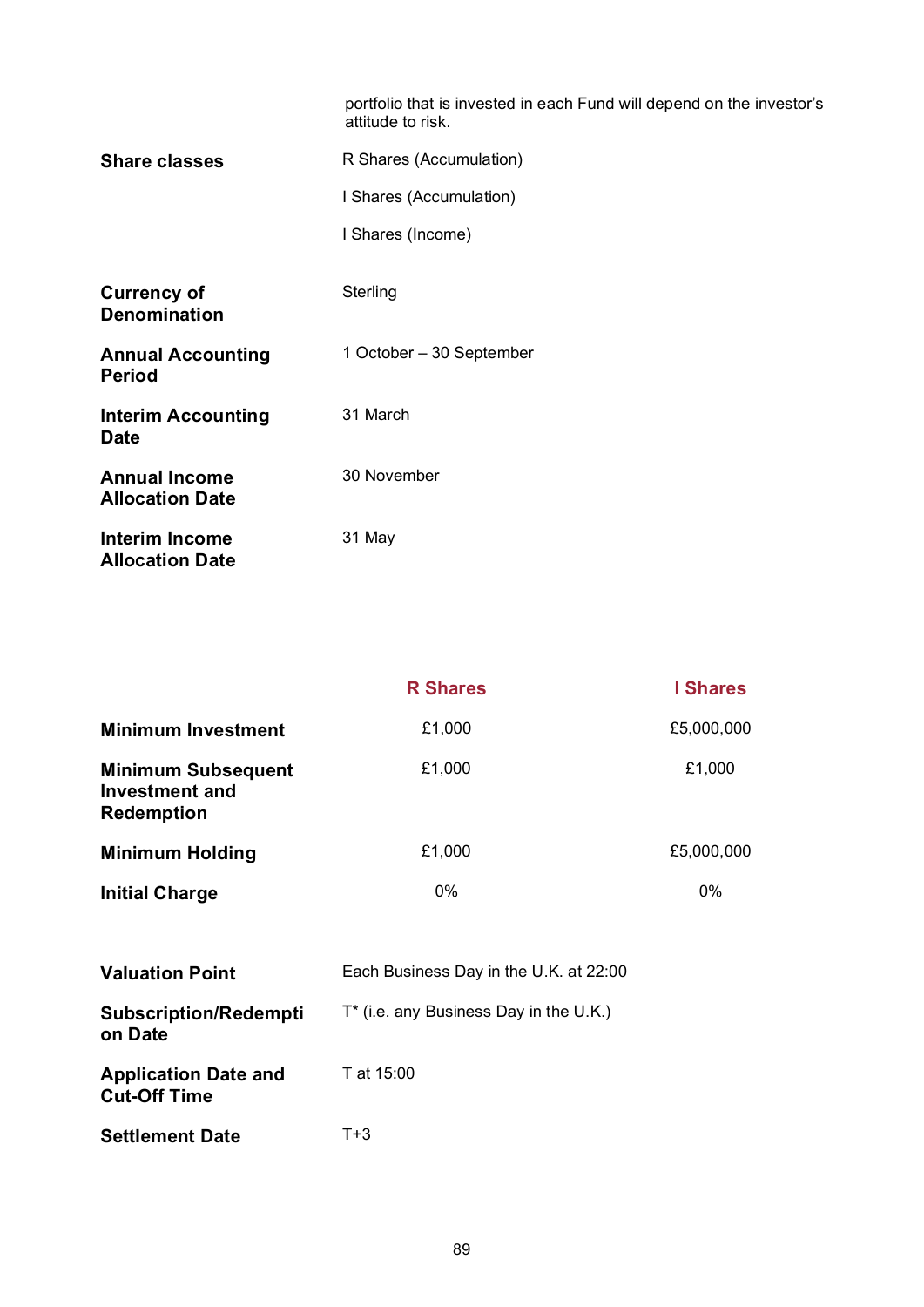| | |
|---|---|
| | portfolio that is invested in each Fund will depend on the investor's attitude to risk. |
| **Share classes** | R Shares (Accumulation)<br><br>I Shares (Accumulation)<br><br>I Shares (Income) |
| **Currency of Denomination** | Sterling |
| **Annual Accounting Period** | 1 October – 30 September |
| **Interim Accounting Date** | 31 March |
| **Annual Income Allocation Date** | 30 November |
| **Interim Income Allocation Date** | 31 May |

| | R Shares | I Shares |
|---|---|---|
| **Minimum Investment** | £1,000 | £5,000,000 |
| **Minimum Subsequent Investment and Redemption** | £1,000 | £1,000 |
| **Minimum Holding** | £1,000 | £5,000,000 |
| **Initial Charge** | 0% | 0% |

| | |
|---|---|
| **Valuation Point** | Each Business Day in the U.K. at 22:00 |
| **Subscription/Redemption Date** | T* (i.e. any Business Day in the U.K.) |
| **Application Date and Cut-Off Time** | T at 15:00 |
| **Settlement Date** | T+3 |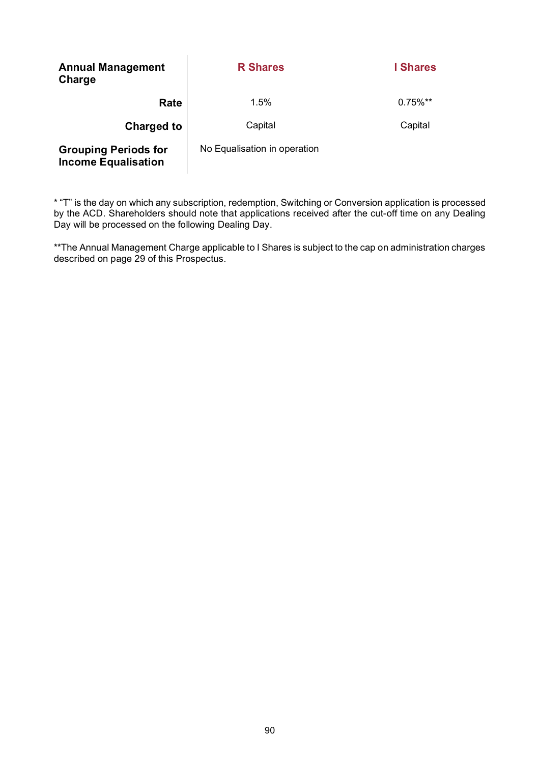| **Annual Management Charge** | **R Shares** | **I Shares** |
|---|---|---|
| **Rate** | 1.5% | 0.75%** |
| **Charged to** | Capital | Capital |
| **Grouping Periods for Income Equalisation** | No Equalisation in operation | |

* "T" is the day on which any subscription, redemption, Switching or Conversion application is processed by the ACD. Shareholders should note that applications received after the cut-off time on any Dealing Day will be processed on the following Dealing Day.

**The Annual Management Charge applicable to I Shares is subject to the cap on administration charges described on page 29 of this Prospectus.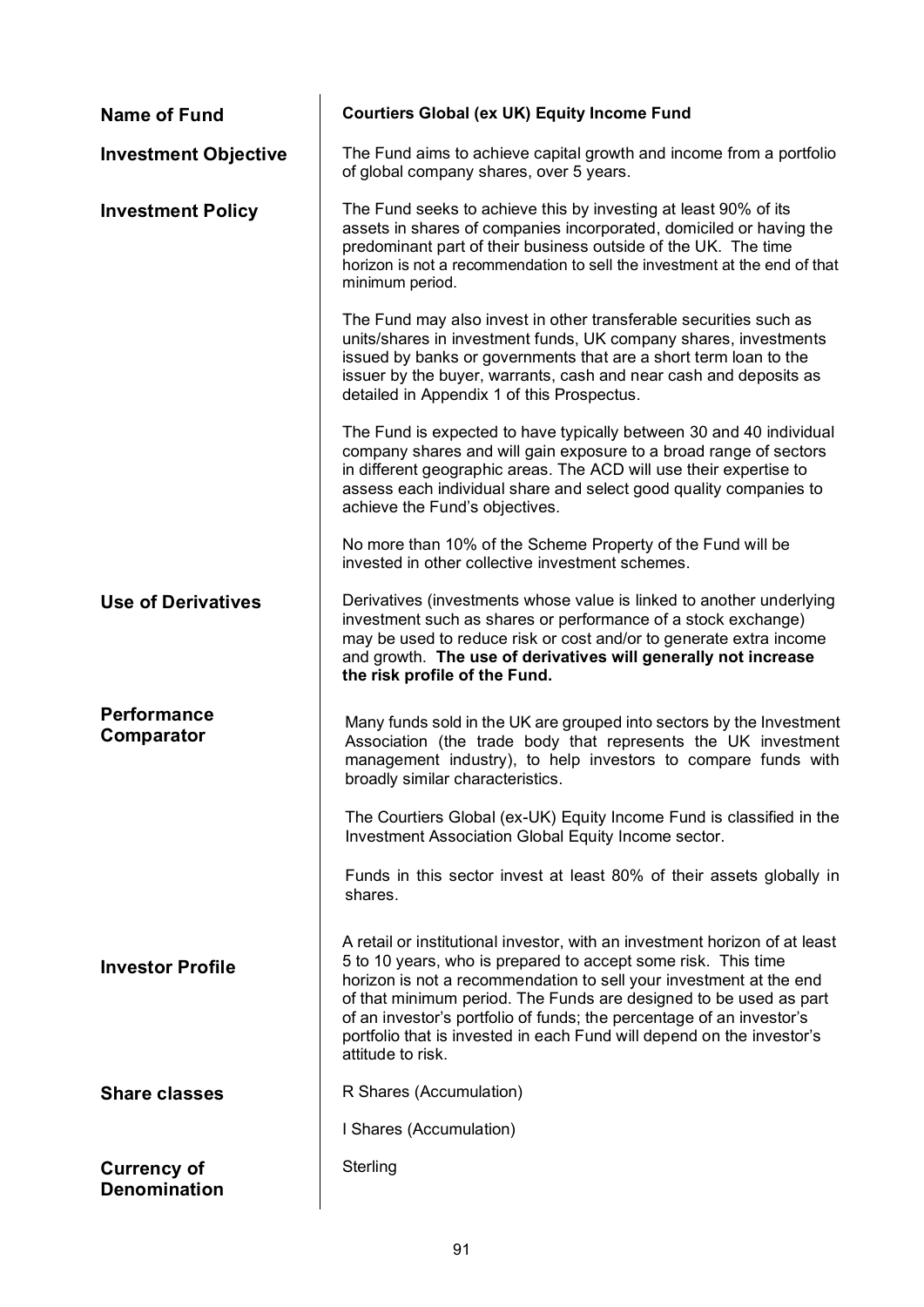| | |
|---|---|
| **Name of Fund** | **Courtiers Global (ex UK) Equity Income Fund** |
| **Investment Objective** | The Fund aims to achieve capital growth and income from a portfolio of global company shares, over 5 years. |
| **Investment Policy** | The Fund seeks to achieve this by investing at least 90% of its assets in shares of companies incorporated, domiciled or having the predominant part of their business outside of the UK. The time horizon is not a recommendation to sell the investment at the end of that minimum period.<br><br>The Fund may also invest in other transferable securities such as units/shares in investment funds, UK company shares, investments issued by banks or governments that are a short term loan to the issuer by the buyer, warrants, cash and near cash and deposits as detailed in Appendix 1 of this Prospectus.<br><br>The Fund is expected to have typically between 30 and 40 individual company shares and will gain exposure to a broad range of sectors in different geographic areas. The ACD will use their expertise to assess each individual share and select good quality companies to achieve the Fund's objectives.<br><br>No more than 10% of the Scheme Property of the Fund will be invested in other collective investment schemes. |
| **Use of Derivatives** | Derivatives (investments whose value is linked to another underlying investment such as shares or performance of a stock exchange) may be used to reduce risk or cost and/or to generate extra income and growth. **The use of derivatives will generally not increase the risk profile of the Fund.** |
| **Performance Comparator** | Many funds sold in the UK are grouped into sectors by the Investment Association (the trade body that represents the UK investment management industry), to help investors to compare funds with broadly similar characteristics.<br><br>The Courtiers Global (ex-UK) Equity Income Fund is classified in the Investment Association Global Equity Income sector.<br><br>Funds in this sector invest at least 80% of their assets globally in shares. |
| **Investor Profile** | A retail or institutional investor, with an investment horizon of at least 5 to 10 years, who is prepared to accept some risk. This time horizon is not a recommendation to sell your investment at the end of that minimum period. The Funds are designed to be used as part of an investor's portfolio of funds; the percentage of an investor's portfolio that is invested in each Fund will depend on the investor's attitude to risk. |
| **Share classes** | R Shares (Accumulation)<br><br>I Shares (Accumulation) |
| **Currency of Denomination** | Sterling |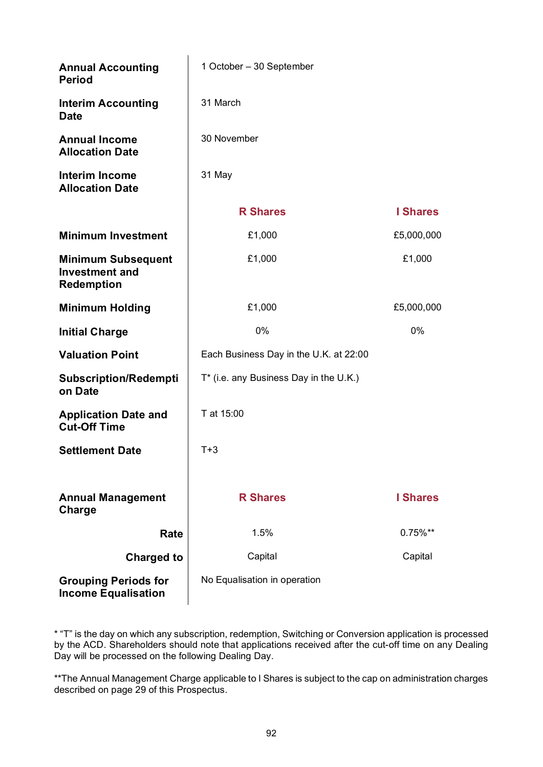| | | |
|---|---|---|
| **Annual Accounting Period** | 1 October – 30 September | |
| **Interim Accounting Date** | 31 March | |
| **Annual Income Allocation Date** | 30 November | |
| **Interim Income Allocation Date** | 31 May | |
| | **R Shares** | **I Shares** |
| **Minimum Investment** | £1,000 | £5,000,000 |
| **Minimum Subsequent Investment and Redemption** | £1,000 | £1,000 |
| **Minimum Holding** | £1,000 | £5,000,000 |
| **Initial Charge** | 0% | 0% |
| **Valuation Point** | Each Business Day in the U.K. at 22:00 | |
| **Subscription/Redemption Date** | T* (i.e. any Business Day in the U.K.) | |
| **Application Date and Cut-Off Time** | T at 15:00 | |
| **Settlement Date** | T+3 | |
| **Annual Management Charge** | **R Shares** | **I Shares** |
| **Rate** | 1.5% | 0.75%** |
| **Charged to** | Capital | Capital |
| **Grouping Periods for Income Equalisation** | No Equalisation in operation | |

* "T" is the day on which any subscription, redemption, Switching or Conversion application is processed by the ACD. Shareholders should note that applications received after the cut-off time on any Dealing Day will be processed on the following Dealing Day.

**The Annual Management Charge applicable to I Shares is subject to the cap on administration charges described on page 29 of this Prospectus.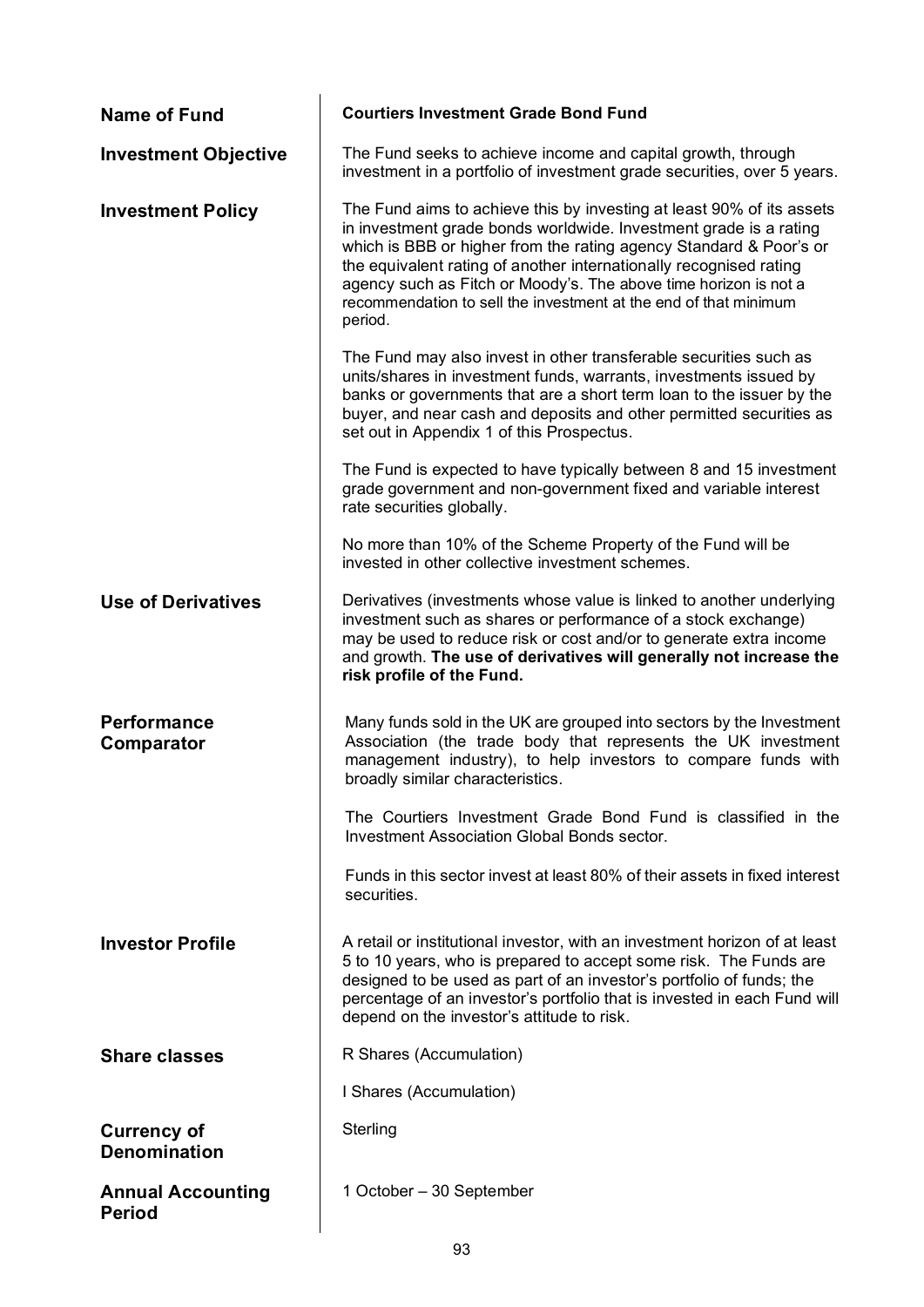| | |
|---|---|
| **Name of Fund** | **Courtiers Investment Grade Bond Fund** |
| **Investment Objective** | The Fund seeks to achieve income and capital growth, through investment in a portfolio of investment grade securities, over 5 years. |
| **Investment Policy** | The Fund aims to achieve this by investing at least 90% of its assets in investment grade bonds worldwide. Investment grade is a rating which is BBB or higher from the rating agency Standard & Poor's or the equivalent rating of another internationally recognised rating agency such as Fitch or Moody's. The above time horizon is not a recommendation to sell the investment at the end of that minimum period.<br><br>The Fund may also invest in other transferable securities such as units/shares in investment funds, warrants, investments issued by banks or governments that are a short term loan to the issuer by the buyer, and near cash and deposits and other permitted securities as set out in Appendix 1 of this Prospectus.<br><br>The Fund is expected to have typically between 8 and 15 investment grade government and non-government fixed and variable interest rate securities globally.<br><br>No more than 10% of the Scheme Property of the Fund will be invested in other collective investment schemes. |
| **Use of Derivatives** | Derivatives (investments whose value is linked to another underlying investment such as shares or performance of a stock exchange) may be used to reduce risk or cost and/or to generate extra income and growth. **The use of derivatives will generally not increase the risk profile of the Fund.** |
| **Performance Comparator** | Many funds sold in the UK are grouped into sectors by the Investment Association (the trade body that represents the UK investment management industry), to help investors to compare funds with broadly similar characteristics.<br><br>The Courtiers Investment Grade Bond Fund is classified in the Investment Association Global Bonds sector.<br><br>Funds in this sector invest at least 80% of their assets in fixed interest securities. |
| **Investor Profile** | A retail or institutional investor, with an investment horizon of at least 5 to 10 years, who is prepared to accept some risk. The Funds are designed to be used as part of an investor's portfolio of funds; the percentage of an investor's portfolio that is invested in each Fund will depend on the investor's attitude to risk. |
| **Share classes** | R Shares (Accumulation)<br><br>I Shares (Accumulation) |
| **Currency of Denomination** | Sterling |
| **Annual Accounting Period** | 1 October – 30 September |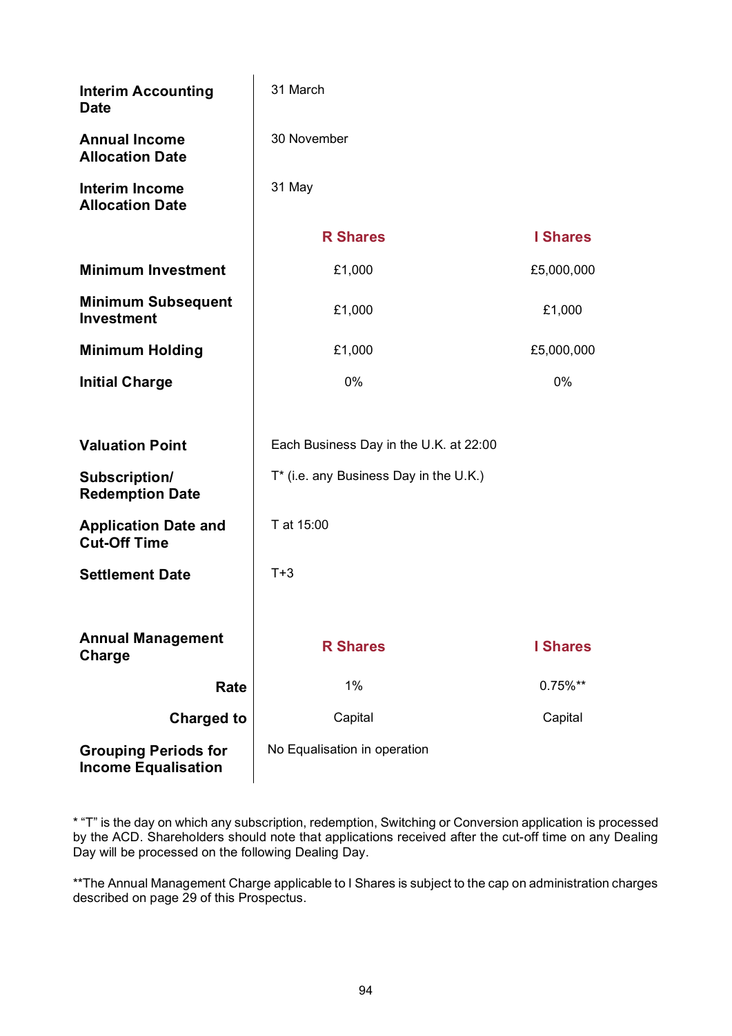| | | |
|---|---|---|
| **Interim Accounting Date** | 31 March | |
| **Annual Income Allocation Date** | 30 November | |
| **Interim Income Allocation Date** | 31 May | |
| | **R Shares** | **I Shares** |
| **Minimum Investment** | £1,000 | £5,000,000 |
| **Minimum Subsequent Investment** | £1,000 | £1,000 |
| **Minimum Holding** | £1,000 | £5,000,000 |
| **Initial Charge** | 0% | 0% |
| **Valuation Point** | Each Business Day in the U.K. at 22:00 | |
| **Subscription/ Redemption Date** | T* (i.e. any Business Day in the U.K.) | |
| **Application Date and Cut-Off Time** | T at 15:00 | |
| **Settlement Date** | T+3 | |
| **Annual Management Charge** | **R Shares** | **I Shares** |
| **Rate** | 1% | 0.75%** |
| **Charged to** | Capital | Capital |
| **Grouping Periods for Income Equalisation** | No Equalisation in operation | |

* "T" is the day on which any subscription, redemption, Switching or Conversion application is processed by the ACD. Shareholders should note that applications received after the cut-off time on any Dealing Day will be processed on the following Dealing Day.

**The Annual Management Charge applicable to I Shares is subject to the cap on administration charges described on page 29 of this Prospectus.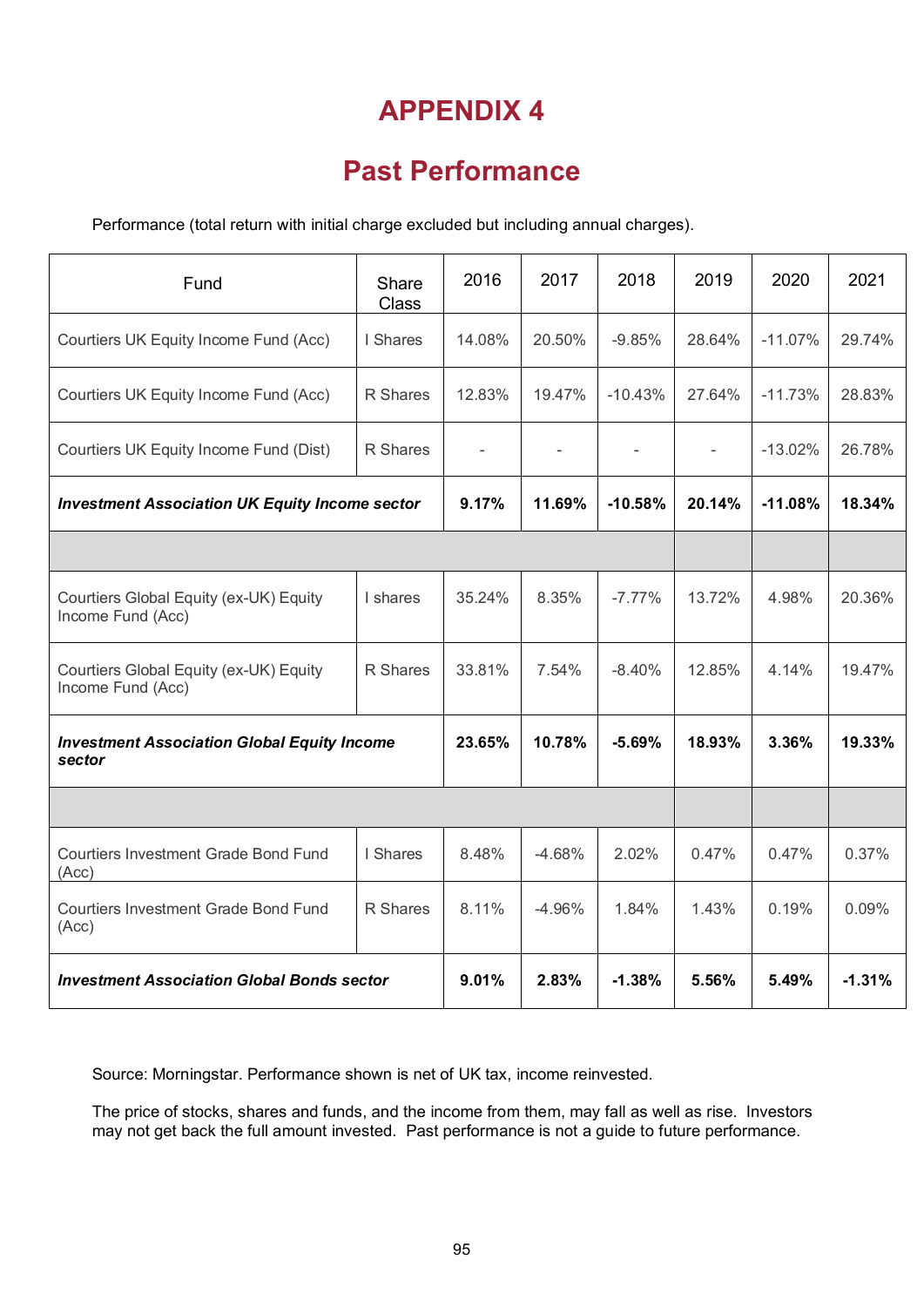# APPENDIX 4

## Past Performance

Performance (total return with initial charge excluded but including annual charges).

| Fund | Share Class | 2016 | 2017 | 2018 | 2019 | 2020 | 2021 |
|---|---|---|---|---|---|---|---|
| Courtiers UK Equity Income Fund (Acc) | I Shares | 14.08% | 20.50% | -9.85% | 28.64% | -11.07% | 29.74% |
| Courtiers UK Equity Income Fund (Acc) | R Shares | 12.83% | 19.47% | -10.43% | 27.64% | -11.73% | 28.83% |
| Courtiers UK Equity Income Fund (Dist) | R Shares | - | - | - | - | -13.02% | 26.78% |
| ***Investment Association UK Equity Income sector*** | | **9.17%** | **11.69%** | **-10.58%** | **20.14%** | **-11.08%** | **18.34%** |
| | | | | | | | |
| Courtiers Global Equity (ex-UK) Equity Income Fund (Acc) | I shares | 35.24% | 8.35% | -7.77% | 13.72% | 4.98% | 20.36% |
| Courtiers Global Equity (ex-UK) Equity Income Fund (Acc) | R Shares | 33.81% | 7.54% | -8.40% | 12.85% | 4.14% | 19.47% |
| ***Investment Association Global Equity Income sector*** | | **23.65%** | **10.78%** | **-5.69%** | **18.93%** | **3.36%** | **19.33%** |
| | | | | | | | |
| Courtiers Investment Grade Bond Fund (Acc) | I Shares | 8.48% | -4.68% | 2.02% | 0.47% | 0.47% | 0.37% |
| Courtiers Investment Grade Bond Fund (Acc) | R Shares | 8.11% | -4.96% | 1.84% | 1.43% | 0.19% | 0.09% |
| ***Investment Association Global Bonds sector*** | | **9.01%** | **2.83%** | **-1.38%** | **5.56%** | **5.49%** | **-1.31%** |

Source: Morningstar. Performance shown is net of UK tax, income reinvested.

The price of stocks, shares and funds, and the income from them, may fall as well as rise. Investors may not get back the full amount invested. Past performance is not a guide to future performance.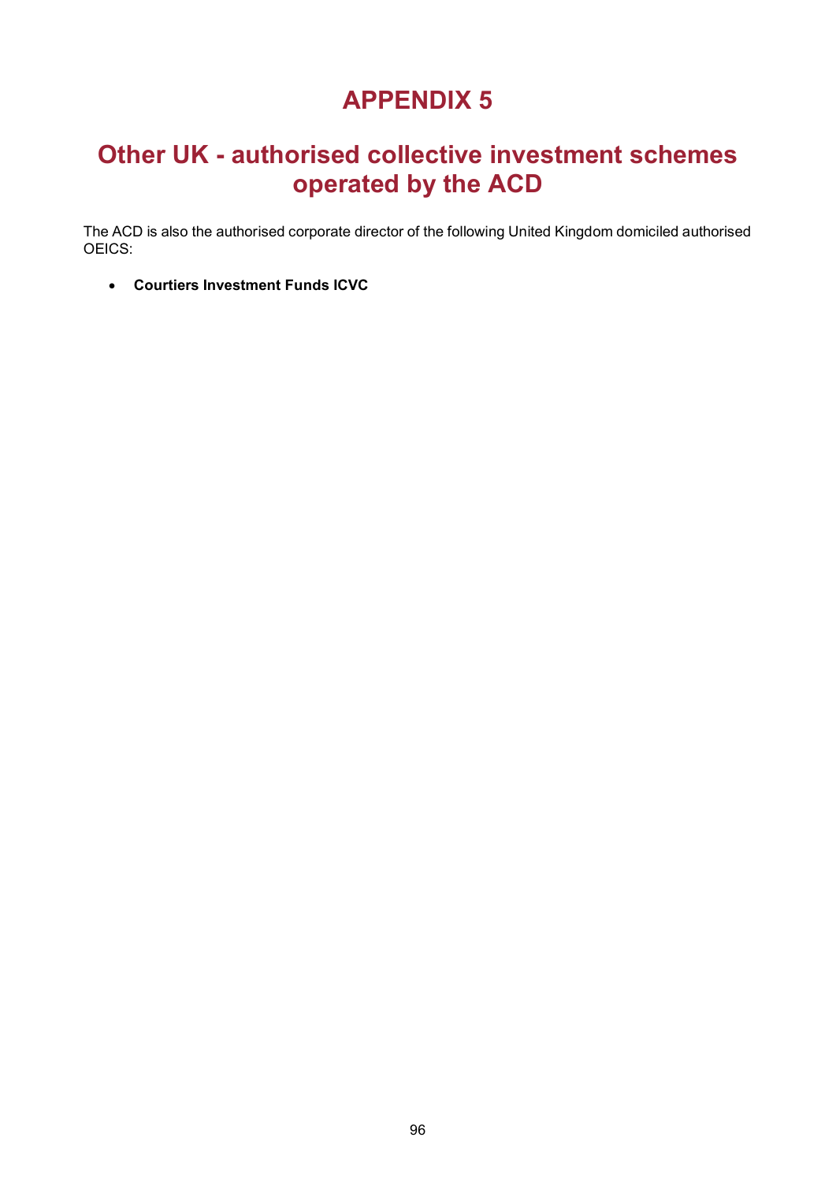# APPENDIX 5

## Other UK - authorised collective investment schemes operated by the ACD

The ACD is also the authorised corporate director of the following United Kingdom domiciled authorised OEICS:

- **Courtiers Investment Funds ICVC**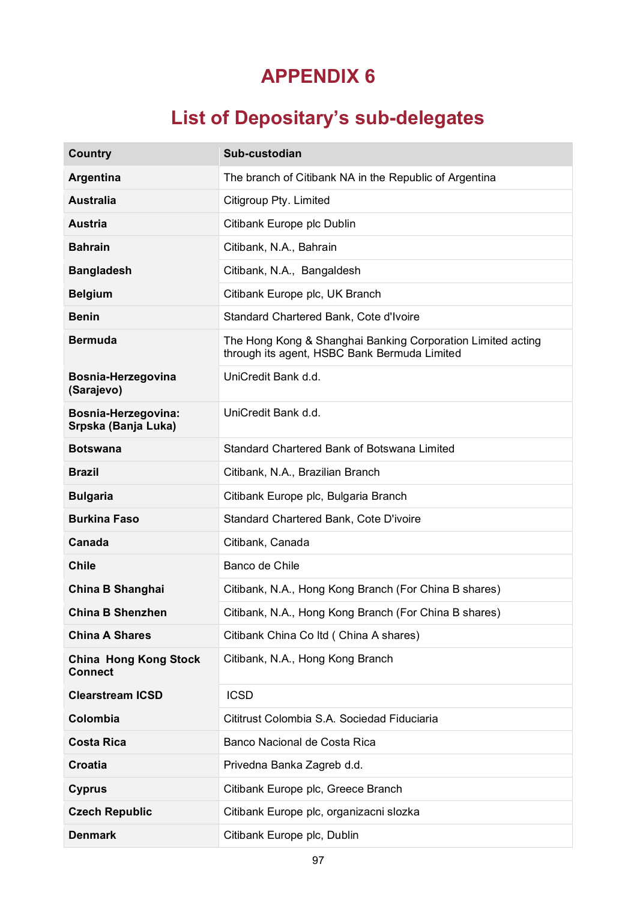# APPENDIX 6

## List of Depositary's sub-delegates

| Country | Sub-custodian |
|---|---|
| **Argentina** | The branch of Citibank NA in the Republic of Argentina |
| **Australia** | Citigroup Pty. Limited |
| **Austria** | Citibank Europe plc Dublin |
| **Bahrain** | Citibank, N.A., Bahrain |
| **Bangladesh** | Citibank, N.A., Bangaldesh |
| **Belgium** | Citibank Europe plc, UK Branch |
| **Benin** | Standard Chartered Bank, Cote d'Ivoire |
| **Bermuda** | The Hong Kong & Shanghai Banking Corporation Limited acting through its agent, HSBC Bank Bermuda Limited |
| **Bosnia-Herzegovina (Sarajevo)** | UniCredit Bank d.d. |
| **Bosnia-Herzegovina: Srpska (Banja Luka)** | UniCredit Bank d.d. |
| **Botswana** | Standard Chartered Bank of Botswana Limited |
| **Brazil** | Citibank, N.A., Brazilian Branch |
| **Bulgaria** | Citibank Europe plc, Bulgaria Branch |
| **Burkina Faso** | Standard Chartered Bank, Cote D'ivoire |
| **Canada** | Citibank, Canada |
| **Chile** | Banco de Chile |
| **China B Shanghai** | Citibank, N.A., Hong Kong Branch (For China B shares) |
| **China B Shenzhen** | Citibank, N.A., Hong Kong Branch (For China B shares) |
| **China A Shares** | Citibank China Co ltd ( China A shares) |
| **China Hong Kong Stock Connect** | Citibank, N.A., Hong Kong Branch |
| **Clearstream ICSD** | ICSD |
| **Colombia** | Cititrust Colombia S.A. Sociedad Fiduciaria |
| **Costa Rica** | Banco Nacional de Costa Rica |
| **Croatia** | Privedna Banka Zagreb d.d. |
| **Cyprus** | Citibank Europe plc, Greece Branch |
| **Czech Republic** | Citibank Europe plc, organizacni slozka |
| **Denmark** | Citibank Europe plc, Dublin |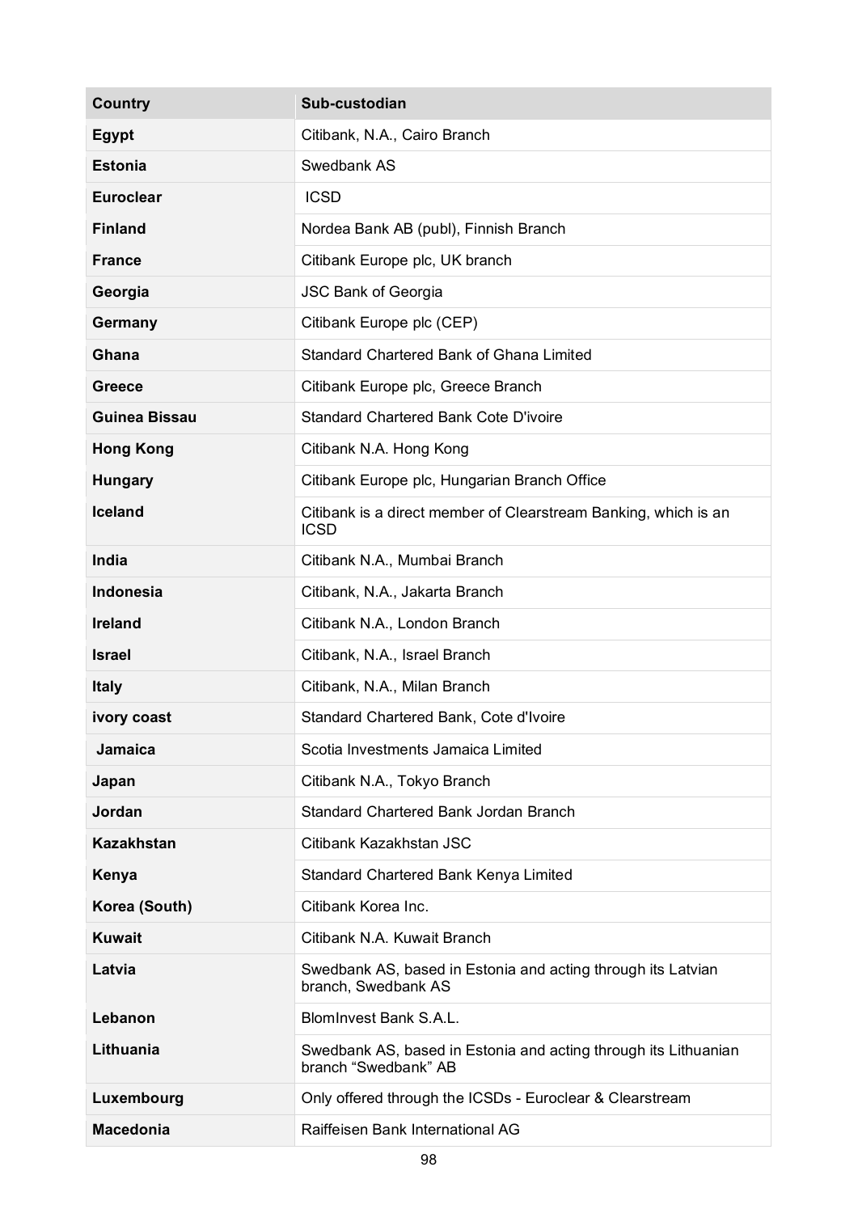| Country | Sub-custodian |
|---|---|
| **Egypt** | Citibank, N.A., Cairo Branch |
| **Estonia** | Swedbank AS |
| **Euroclear** | ICSD |
| **Finland** | Nordea Bank AB (publ), Finnish Branch |
| **France** | Citibank Europe plc, UK branch |
| **Georgia** | JSC Bank of Georgia |
| **Germany** | Citibank Europe plc (CEP) |
| **Ghana** | Standard Chartered Bank of Ghana Limited |
| **Greece** | Citibank Europe plc, Greece Branch |
| **Guinea Bissau** | Standard Chartered Bank Cote D'ivoire |
| **Hong Kong** | Citibank N.A. Hong Kong |
| **Hungary** | Citibank Europe plc, Hungarian Branch Office |
| **Iceland** | Citibank is a direct member of Clearstream Banking, which is an ICSD |
| **India** | Citibank N.A., Mumbai Branch |
| **Indonesia** | Citibank, N.A., Jakarta Branch |
| **Ireland** | Citibank N.A., London Branch |
| **Israel** | Citibank, N.A., Israel Branch |
| **Italy** | Citibank, N.A., Milan Branch |
| **ivory coast** | Standard Chartered Bank, Cote d'Ivoire |
| **Jamaica** | Scotia Investments Jamaica Limited |
| **Japan** | Citibank N.A., Tokyo Branch |
| **Jordan** | Standard Chartered Bank Jordan Branch |
| **Kazakhstan** | Citibank Kazakhstan JSC |
| **Kenya** | Standard Chartered Bank Kenya Limited |
| **Korea (South)** | Citibank Korea Inc. |
| **Kuwait** | Citibank N.A. Kuwait Branch |
| **Latvia** | Swedbank AS, based in Estonia and acting through its Latvian branch, Swedbank AS |
| **Lebanon** | BlomInvest Bank S.A.L. |
| **Lithuania** | Swedbank AS, based in Estonia and acting through its Lithuanian branch "Swedbank" AB |
| **Luxembourg** | Only offered through the ICSDs - Euroclear & Clearstream |
| **Macedonia** | Raiffeisen Bank International AG |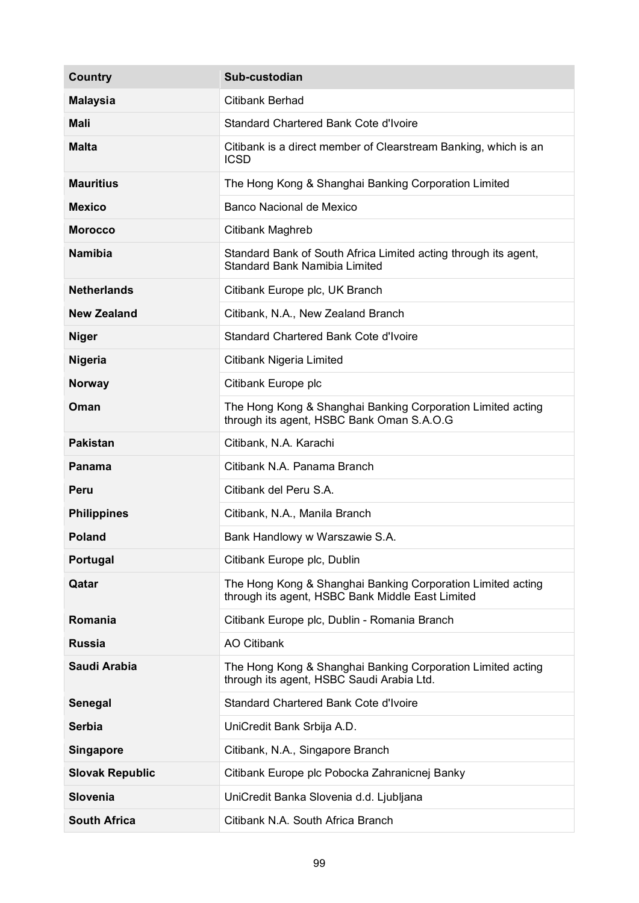| Country | Sub-custodian |
|---|---|
| **Malaysia** | Citibank Berhad |
| **Mali** | Standard Chartered Bank Cote d'Ivoire |
| **Malta** | Citibank is a direct member of Clearstream Banking, which is an ICSD |
| **Mauritius** | The Hong Kong & Shanghai Banking Corporation Limited |
| **Mexico** | Banco Nacional de Mexico |
| **Morocco** | Citibank Maghreb |
| **Namibia** | Standard Bank of South Africa Limited acting through its agent, Standard Bank Namibia Limited |
| **Netherlands** | Citibank Europe plc, UK Branch |
| **New Zealand** | Citibank, N.A., New Zealand Branch |
| **Niger** | Standard Chartered Bank Cote d'Ivoire |
| **Nigeria** | Citibank Nigeria Limited |
| **Norway** | Citibank Europe plc |
| **Oman** | The Hong Kong & Shanghai Banking Corporation Limited acting through its agent, HSBC Bank Oman S.A.O.G |
| **Pakistan** | Citibank, N.A. Karachi |
| **Panama** | Citibank N.A. Panama Branch |
| **Peru** | Citibank del Peru S.A. |
| **Philippines** | Citibank, N.A., Manila Branch |
| **Poland** | Bank Handlowy w Warszawie S.A. |
| **Portugal** | Citibank Europe plc, Dublin |
| **Qatar** | The Hong Kong & Shanghai Banking Corporation Limited acting through its agent, HSBC Bank Middle East Limited |
| **Romania** | Citibank Europe plc, Dublin - Romania Branch |
| **Russia** | AO Citibank |
| **Saudi Arabia** | The Hong Kong & Shanghai Banking Corporation Limited acting through its agent, HSBC Saudi Arabia Ltd. |
| **Senegal** | Standard Chartered Bank Cote d'Ivoire |
| **Serbia** | UniCredit Bank Srbija A.D. |
| **Singapore** | Citibank, N.A., Singapore Branch |
| **Slovak Republic** | Citibank Europe plc Pobocka Zahranicnej Banky |
| **Slovenia** | UniCredit Banka Slovenia d.d. Ljubljana |
| **South Africa** | Citibank N.A. South Africa Branch |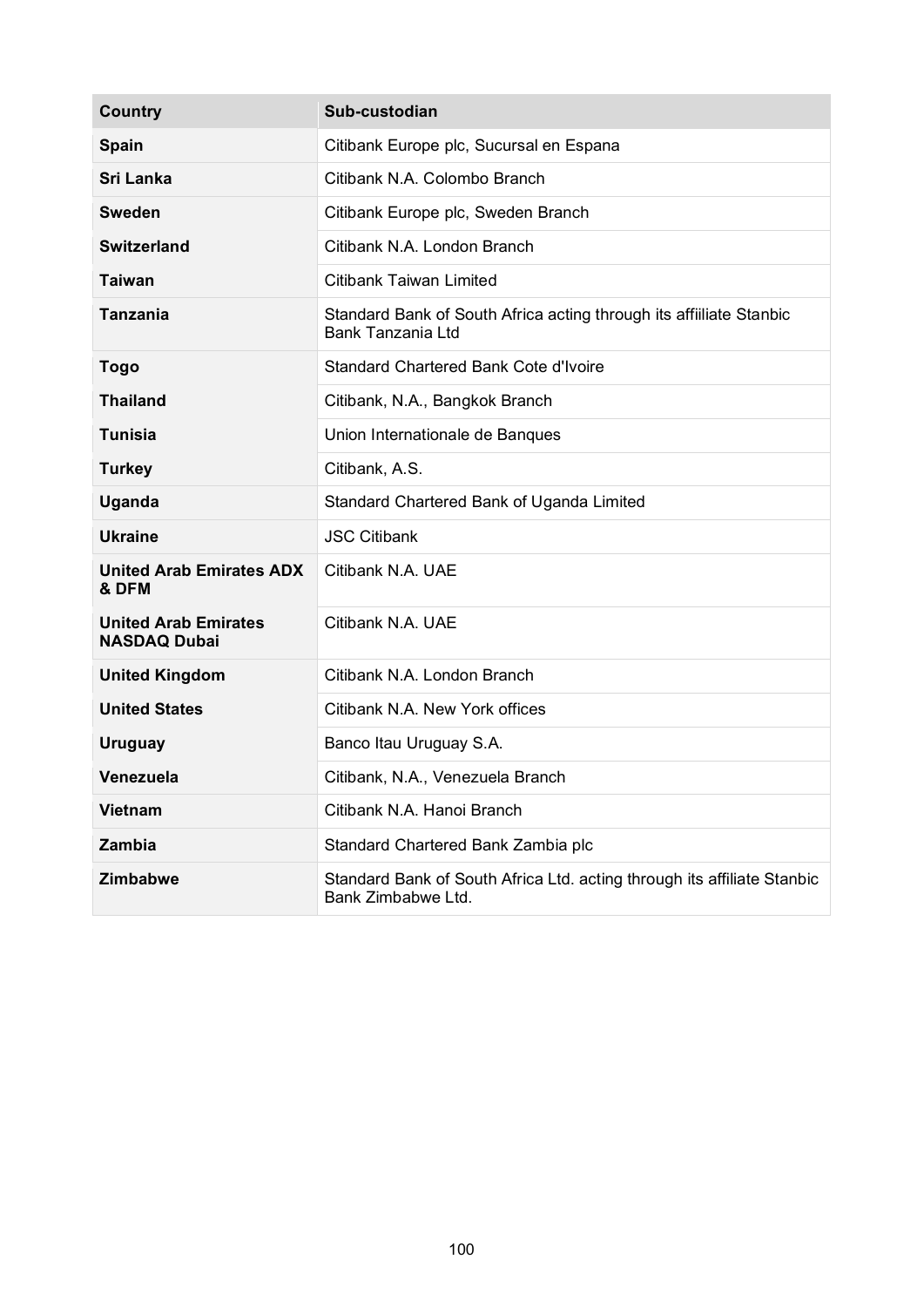| Country | Sub-custodian |
|---|---|
| **Spain** | Citibank Europe plc, Sucursal en Espana |
| **Sri Lanka** | Citibank N.A. Colombo Branch |
| **Sweden** | Citibank Europe plc, Sweden Branch |
| **Switzerland** | Citibank N.A. London Branch |
| **Taiwan** | Citibank Taiwan Limited |
| **Tanzania** | Standard Bank of South Africa acting through its affiiliate Stanbic Bank Tanzania Ltd |
| **Togo** | Standard Chartered Bank Cote d'Ivoire |
| **Thailand** | Citibank, N.A., Bangkok Branch |
| **Tunisia** | Union Internationale de Banques |
| **Turkey** | Citibank, A.S. |
| **Uganda** | Standard Chartered Bank of Uganda Limited |
| **Ukraine** | JSC Citibank |
| **United Arab Emirates ADX & DFM** | Citibank N.A. UAE |
| **United Arab Emirates NASDAQ Dubai** | Citibank N.A. UAE |
| **United Kingdom** | Citibank N.A. London Branch |
| **United States** | Citibank N.A. New York offices |
| **Uruguay** | Banco Itau Uruguay S.A. |
| **Venezuela** | Citibank, N.A., Venezuela Branch |
| **Vietnam** | Citibank N.A. Hanoi Branch |
| **Zambia** | Standard Chartered Bank Zambia plc |
| **Zimbabwe** | Standard Bank of South Africa Ltd. acting through its affiliate Stanbic Bank Zimbabwe Ltd. |